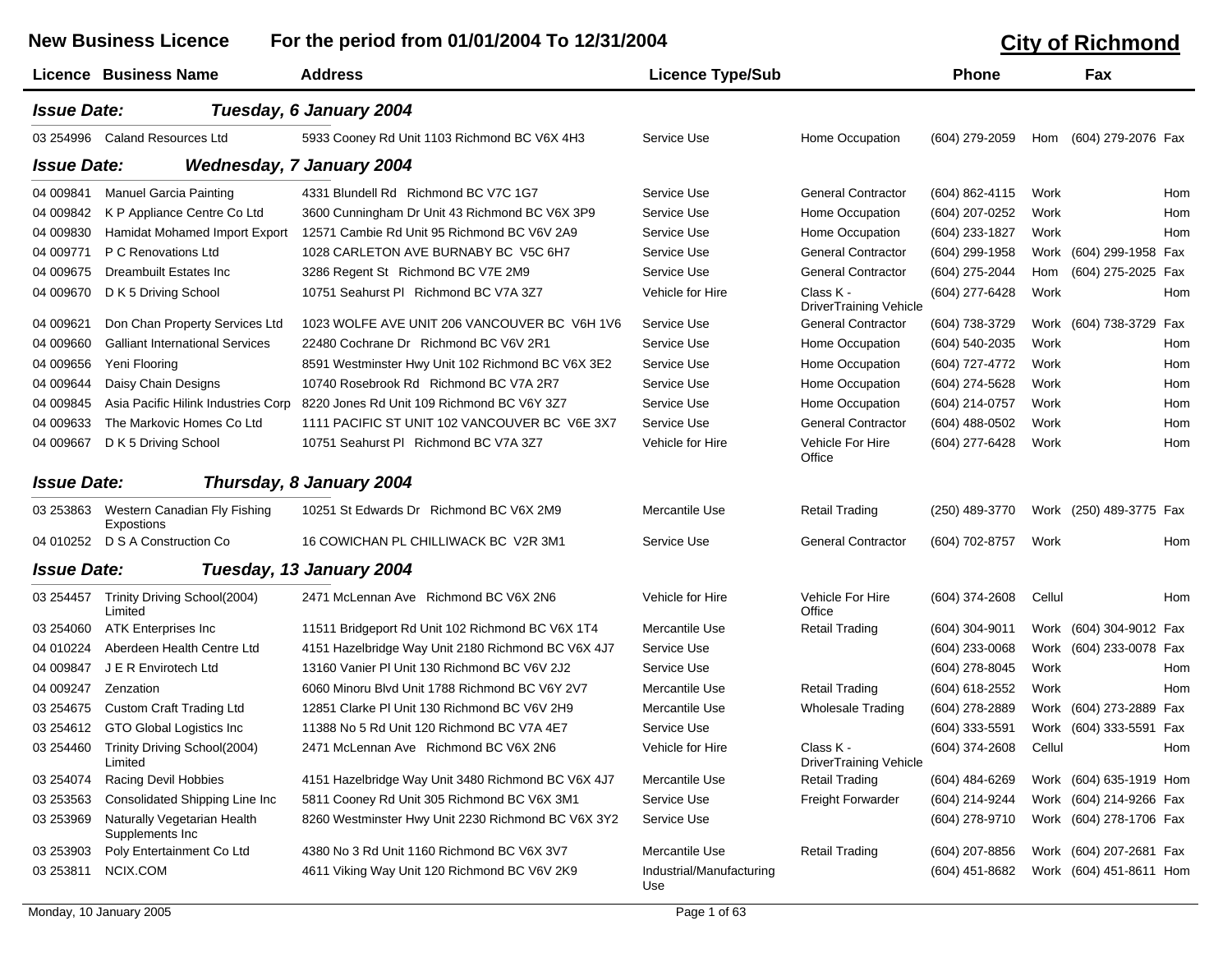# New Business Licence — For the period from 01/01/2004 To 12/31/2004

## City of Richmond

| Licence | Business Name | Address | Licence Type/Sub | | Phone | | Fax | |
|---|---|---|---|---|---|---|---|---|
| **Issue Date:** | ***Tuesday, 6 January 2004*** | | | | | | | |
| 03 254996 | Caland Resources Ltd | 5933 Cooney Rd Unit 1103 Richmond BC V6X 4H3 | Service Use | Home Occupation | (604) 279-2059 | Hom | (604) 279-2076 | Fax |
| **Issue Date:** | ***Wednesday, 7 January 2004*** | | | | | | | |
| 04 009841 | Manuel Garcia Painting | 4331 Blundell Rd Richmond BC V7C 1G7 | Service Use | General Contractor | (604) 862-4115 | Work | | Hom |
| 04 009842 | K P Appliance Centre Co Ltd | 3600 Cunningham Dr Unit 43 Richmond BC V6X 3P9 | Service Use | Home Occupation | (604) 207-0252 | Work | | Hom |
| 04 009830 | Hamidat Mohamed Import Export | 12571 Cambie Rd Unit 95 Richmond BC V6V 2A9 | Service Use | Home Occupation | (604) 233-1827 | Work | | Hom |
| 04 009771 | P C Renovations Ltd | 1028 CARLETON AVE BURNABY BC V5C 6H7 | Service Use | General Contractor | (604) 299-1958 | Work | (604) 299-1958 | Fax |
| 04 009675 | Dreambuilt Estates Inc | 3286 Regent St Richmond BC V7E 2M9 | Service Use | General Contractor | (604) 275-2044 | Hom | (604) 275-2025 | Fax |
| 04 009670 | D K 5 Driving School | 10751 Seahurst Pl Richmond BC V7A 3Z7 | Vehicle for Hire | Class K - DriverTraining Vehicle | (604) 277-6428 | Work | | Hom |
| 04 009621 | Don Chan Property Services Ltd | 1023 WOLFE AVE UNIT 206 VANCOUVER BC V6H 1V6 | Service Use | General Contractor | (604) 738-3729 | Work | (604) 738-3729 | Fax |
| 04 009660 | Galliant International Services | 22480 Cochrane Dr Richmond BC V6V 2R1 | Service Use | Home Occupation | (604) 540-2035 | Work | | Hom |
| 04 009656 | Yeni Flooring | 8591 Westminster Hwy Unit 102 Richmond BC V6X 3E2 | Service Use | Home Occupation | (604) 727-4772 | Work | | Hom |
| 04 009644 | Daisy Chain Designs | 10740 Rosebrook Rd Richmond BC V7A 2R7 | Service Use | Home Occupation | (604) 274-5628 | Work | | Hom |
| 04 009845 | Asia Pacific Hilink Industries Corp | 8220 Jones Rd Unit 109 Richmond BC V6Y 3Z7 | Service Use | Home Occupation | (604) 214-0757 | Work | | Hom |
| 04 009633 | The Markovic Homes Co Ltd | 1111 PACIFIC ST UNIT 102 VANCOUVER BC V6E 3X7 | Service Use | General Contractor | (604) 488-0502 | Work | | Hom |
| 04 009667 | D K 5 Driving School | 10751 Seahurst Pl Richmond BC V7A 3Z7 | Vehicle for Hire | Vehicle For Hire Office | (604) 277-6428 | Work | | Hom |
| **Issue Date:** | ***Thursday, 8 January 2004*** | | | | | | | |
| 03 253863 | Western Canadian Fly Fishing Expostions | 10251 St Edwards Dr Richmond BC V6X 2M9 | Mercantile Use | Retail Trading | (250) 489-3770 | Work | (250) 489-3775 | Fax |
| 04 010252 | D S A Construction Co | 16 COWICHAN PL CHILLIWACK BC V2R 3M1 | Service Use | General Contractor | (604) 702-8757 | Work | | Hom |
| **Issue Date:** | ***Tuesday, 13 January 2004*** | | | | | | | |
| 03 254457 | Trinity Driving School(2004) Limited | 2471 McLennan Ave Richmond BC V6X 2N6 | Vehicle for Hire | Vehicle For Hire Office | (604) 374-2608 | Cellul | | Hom |
| 03 254060 | ATK Enterprises Inc | 11511 Bridgeport Rd Unit 102 Richmond BC V6X 1T4 | Mercantile Use | Retail Trading | (604) 304-9011 | Work | (604) 304-9012 | Fax |
| 04 010224 | Aberdeen Health Centre Ltd | 4151 Hazelbridge Way Unit 2180 Richmond BC V6X 4J7 | Service Use | | (604) 233-0068 | Work | (604) 233-0078 | Fax |
| 04 009847 | J E R Envirotech Ltd | 13160 Vanier Pl Unit 130 Richmond BC V6V 2J2 | Service Use | | (604) 278-8045 | Work | | Hom |
| 04 009247 | Zenzation | 6060 Minoru Blvd Unit 1788 Richmond BC V6Y 2V7 | Mercantile Use | Retail Trading | (604) 618-2552 | Work | | Hom |
| 03 254675 | Custom Craft Trading Ltd | 12851 Clarke Pl Unit 130 Richmond BC V6V 2H9 | Mercantile Use | Wholesale Trading | (604) 278-2889 | Work | (604) 273-2889 | Fax |
| 03 254612 | GTO Global Logistics Inc | 11388 No 5 Rd Unit 120 Richmond BC V7A 4E7 | Service Use | | (604) 333-5591 | Work | (604) 333-5591 | Fax |
| 03 254460 | Trinity Driving School(2004) Limited | 2471 McLennan Ave Richmond BC V6X 2N6 | Vehicle for Hire | Class K - DriverTraining Vehicle | (604) 374-2608 | Cellul | | Hom |
| 03 254074 | Racing Devil Hobbies | 4151 Hazelbridge Way Unit 3480 Richmond BC V6X 4J7 | Mercantile Use | Retail Trading | (604) 484-6269 | Work | (604) 635-1919 | Hom |
| 03 253563 | Consolidated Shipping Line Inc | 5811 Cooney Rd Unit 305 Richmond BC V6X 3M1 | Service Use | Freight Forwarder | (604) 214-9244 | Work | (604) 214-9266 | Fax |
| 03 253969 | Naturally Vegetarian Health Supplements Inc | 8260 Westminster Hwy Unit 2230 Richmond BC V6X 3Y2 | Service Use | | (604) 278-9710 | Work | (604) 278-1706 | Fax |
| 03 253903 | Poly Entertainment Co Ltd | 4380 No 3 Rd Unit 1160 Richmond BC V6X 3V7 | Mercantile Use | Retail Trading | (604) 207-8856 | Work | (604) 207-2681 | Fax |
| 03 253811 | NCIX.COM | 4611 Viking Way Unit 120 Richmond BC V6V 2K9 | Industrial/Manufacturing Use | | (604) 451-8682 | Work | (604) 451-8611 | Hom |

Monday, 10 January 2005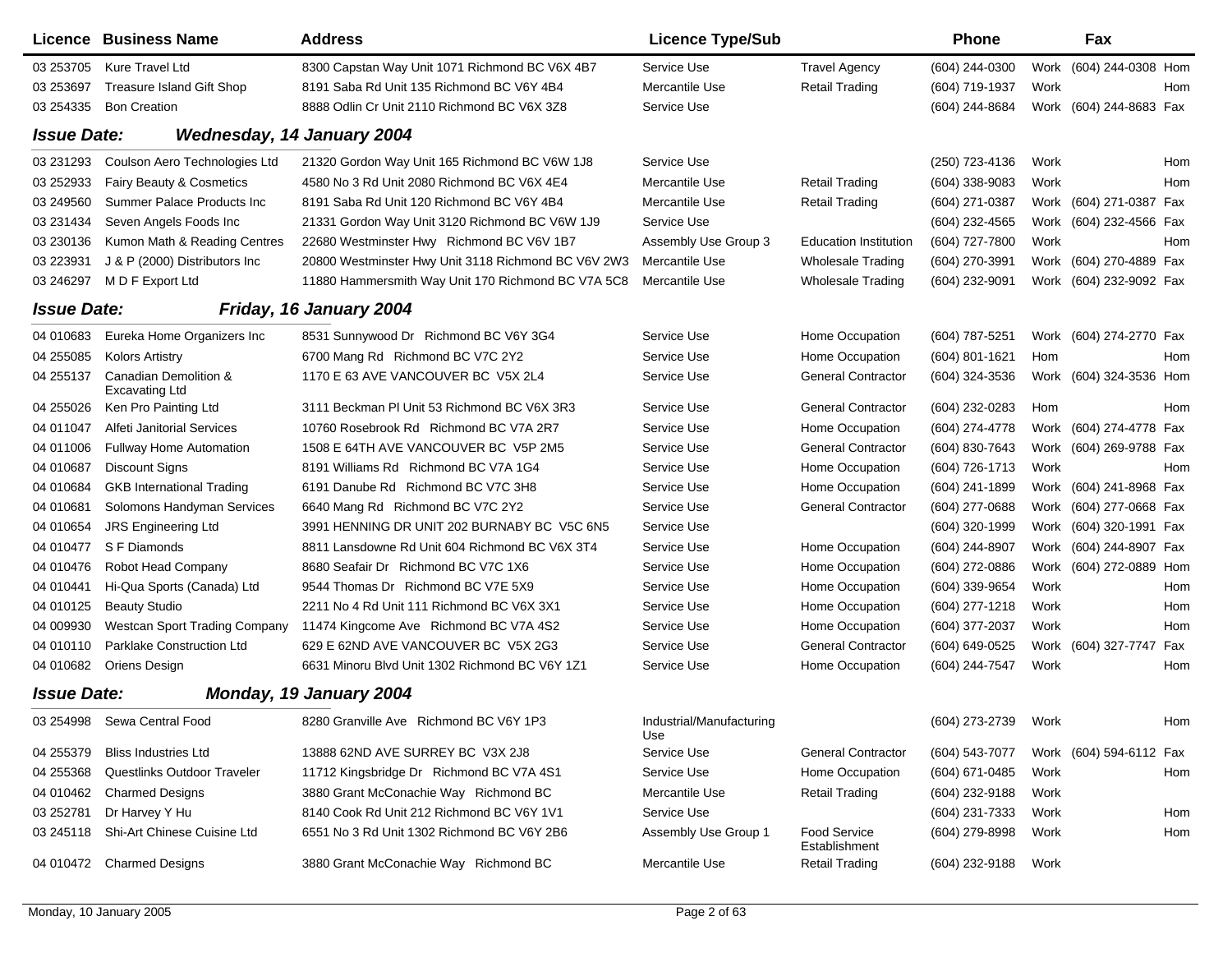| Licence | Business Name | Address | Licence Type/Sub | | Phone | | Fax | |
|---|---|---|---|---|---|---|---|---|
| 03 253705 | Kure Travel Ltd | 8300 Capstan Way Unit 1071 Richmond BC V6X 4B7 | Service Use | Travel Agency | (604) 244-0300 | Work | (604) 244-0308 | Hom |
| 03 253697 | Treasure Island Gift Shop | 8191 Saba Rd Unit 135 Richmond BC V6Y 4B4 | Mercantile Use | Retail Trading | (604) 719-1937 | Work | | Hom |
| 03 254335 | Bon Creation | 8888 Odlin Cr Unit 2110 Richmond BC V6X 3Z8 | Service Use | | (604) 244-8684 | Work | (604) 244-8683 | Fax |

**Issue Date:** ***Wednesday, 14 January 2004***

| Licence | Business Name | Address | Licence Type/Sub | | Phone | | Fax | |
|---|---|---|---|---|---|---|---|---|
| 03 231293 | Coulson Aero Technologies Ltd | 21320 Gordon Way Unit 165 Richmond BC V6W 1J8 | Service Use | | (250) 723-4136 | Work | | Hom |
| 03 252933 | Fairy Beauty & Cosmetics | 4580 No 3 Rd Unit 2080 Richmond BC V6X 4E4 | Mercantile Use | Retail Trading | (604) 338-9083 | Work | | Hom |
| 03 249560 | Summer Palace Products Inc | 8191 Saba Rd Unit 120 Richmond BC V6Y 4B4 | Mercantile Use | Retail Trading | (604) 271-0387 | Work | (604) 271-0387 | Fax |
| 03 231434 | Seven Angels Foods Inc | 21331 Gordon Way Unit 3120 Richmond BC V6W 1J9 | Service Use | | (604) 232-4565 | Work | (604) 232-4566 | Fax |
| 03 230136 | Kumon Math & Reading Centres | 22680 Westminster Hwy Richmond BC V6V 1B7 | Assembly Use Group 3 | Education Institution | (604) 727-7800 | Work | | Hom |
| 03 223931 | J & P (2000) Distributors Inc | 20800 Westminster Hwy Unit 3118 Richmond BC V6V 2W3 | Mercantile Use | Wholesale Trading | (604) 270-3991 | Work | (604) 270-4889 | Fax |
| 03 246297 | M D F Export Ltd | 11880 Hammersmith Way Unit 170 Richmond BC V7A 5C8 | Mercantile Use | Wholesale Trading | (604) 232-9091 | Work | (604) 232-9092 | Fax |

**Issue Date:** ***Friday, 16 January 2004***

| Licence | Business Name | Address | Licence Type/Sub | | Phone | | Fax | |
|---|---|---|---|---|---|---|---|---|
| 04 010683 | Eureka Home Organizers Inc | 8531 Sunnywood Dr Richmond BC V6Y 3G4 | Service Use | Home Occupation | (604) 787-5251 | Work | (604) 274-2770 | Fax |
| 04 255085 | Kolors Artistry | 6700 Mang Rd Richmond BC V7C 2Y2 | Service Use | Home Occupation | (604) 801-1621 | Hom | | Hom |
| 04 255137 | Canadian Demolition & Excavating Ltd | 1170 E 63 AVE VANCOUVER BC V5X 2L4 | Service Use | General Contractor | (604) 324-3536 | Work | (604) 324-3536 | Hom |
| 04 255026 | Ken Pro Painting Ltd | 3111 Beckman Pl Unit 53 Richmond BC V6X 3R3 | Service Use | General Contractor | (604) 232-0283 | Hom | | Hom |
| 04 011047 | Alfeti Janitorial Services | 10760 Rosebrook Rd Richmond BC V7A 2R7 | Service Use | Home Occupation | (604) 274-4778 | Work | (604) 274-4778 | Fax |
| 04 011006 | Fullway Home Automation | 1508 E 64TH AVE VANCOUVER BC V5P 2M5 | Service Use | General Contractor | (604) 830-7643 | Work | (604) 269-9788 | Fax |
| 04 010687 | Discount Signs | 8191 Williams Rd Richmond BC V7A 1G4 | Service Use | Home Occupation | (604) 726-1713 | Work | | Hom |
| 04 010684 | GKB International Trading | 6191 Danube Rd Richmond BC V7C 3H8 | Service Use | Home Occupation | (604) 241-1899 | Work | (604) 241-8968 | Fax |
| 04 010681 | Solomons Handyman Services | 6640 Mang Rd Richmond BC V7C 2Y2 | Service Use | General Contractor | (604) 277-0688 | Work | (604) 277-0668 | Fax |
| 04 010654 | JRS Engineering Ltd | 3991 HENNING DR UNIT 202 BURNABY BC V5C 6N5 | Service Use | | (604) 320-1999 | Work | (604) 320-1991 | Fax |
| 04 010477 | S F Diamonds | 8811 Lansdowne Rd Unit 604 Richmond BC V6X 3T4 | Service Use | Home Occupation | (604) 244-8907 | Work | (604) 244-8907 | Fax |
| 04 010476 | Robot Head Company | 8680 Seafair Dr Richmond BC V7C 1X6 | Service Use | Home Occupation | (604) 272-0886 | Work | (604) 272-0889 | Hom |
| 04 010441 | Hi-Qua Sports (Canada) Ltd | 9544 Thomas Dr Richmond BC V7E 5X9 | Service Use | Home Occupation | (604) 339-9654 | Work | | Hom |
| 04 010125 | Beauty Studio | 2211 No 4 Rd Unit 111 Richmond BC V6X 3X1 | Service Use | Home Occupation | (604) 277-1218 | Work | | Hom |
| 04 009930 | Westcan Sport Trading Company | 11474 Kingcome Ave Richmond BC V7A 4S2 | Service Use | Home Occupation | (604) 377-2037 | Work | | Hom |
| 04 010110 | Parklake Construction Ltd | 629 E 62ND AVE VANCOUVER BC V5X 2G3 | Service Use | General Contractor | (604) 649-0525 | Work | (604) 327-7747 | Fax |
| 04 010682 | Oriens Design | 6631 Minoru Blvd Unit 1302 Richmond BC V6Y 1Z1 | Service Use | Home Occupation | (604) 244-7547 | Work | | Hom |

**Issue Date:** ***Monday, 19 January 2004***

| Licence | Business Name | Address | Licence Type/Sub | | Phone | | Fax | |
|---|---|---|---|---|---|---|---|---|
| 03 254998 | Sewa Central Food | 8280 Granville Ave Richmond BC V6Y 1P3 | Industrial/Manufacturing Use | | (604) 273-2739 | Work | | Hom |
| 04 255379 | Bliss Industries Ltd | 13888 62ND AVE SURREY BC V3X 2J8 | Service Use | General Contractor | (604) 543-7077 | Work | (604) 594-6112 | Fax |
| 04 255368 | Questlinks Outdoor Traveler | 11712 Kingsbridge Dr Richmond BC V7A 4S1 | Service Use | Home Occupation | (604) 671-0485 | Work | | Hom |
| 04 010462 | Charmed Designs | 3880 Grant McConachie Way Richmond BC | Mercantile Use | Retail Trading | (604) 232-9188 | Work | | |
| 03 252781 | Dr Harvey Y Hu | 8140 Cook Rd Unit 212 Richmond BC V6Y 1V1 | Service Use | | (604) 231-7333 | Work | | Hom |
| 03 245118 | Shi-Art Chinese Cuisine Ltd | 6551 No 3 Rd Unit 1302 Richmond BC V6Y 2B6 | Assembly Use Group 1 | Food Service Establishment | (604) 279-8998 | Work | | Hom |
| 04 010472 | Charmed Designs | 3880 Grant McConachie Way Richmond BC | Mercantile Use | Retail Trading | (604) 232-9188 | Work | | |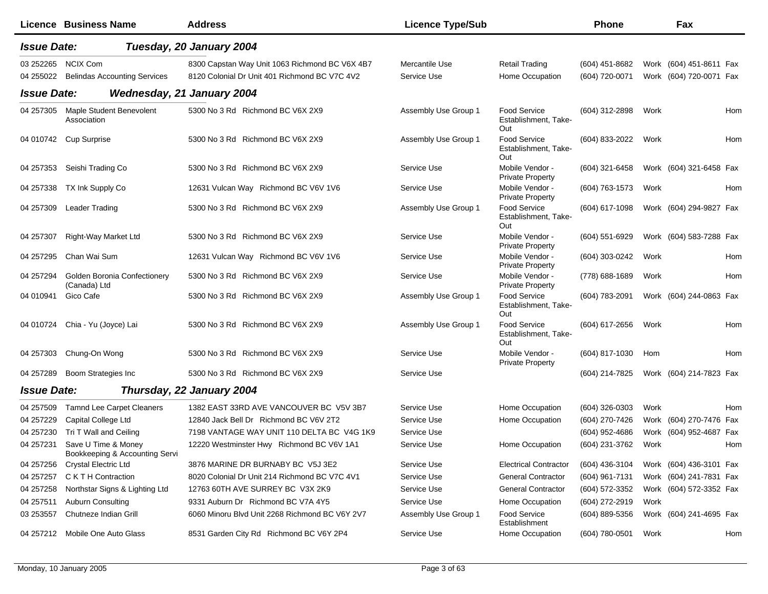| Licence | Business Name | Address | Licence Type/Sub | | Phone | | Fax | |
|---|---|---|---|---|---|---|---|---|
| ***Issue Date:*** | ***Tuesday, 20 January 2004*** | | | | | | | |
| 03 252265 | NCIX Com | 8300 Capstan Way Unit 1063 Richmond BC V6X 4B7 | Mercantile Use | Retail Trading | (604) 451-8682 | Work | (604) 451-8611 | Fax |
| 04 255022 | Belindas Accounting Services | 8120 Colonial Dr Unit 401 Richmond BC V7C 4V2 | Service Use | Home Occupation | (604) 720-0071 | Work | (604) 720-0071 | Fax |
| ***Issue Date:*** | ***Wednesday, 21 January 2004*** | | | | | | | |
| 04 257305 | Maple Student Benevolent Association | 5300 No 3 Rd Richmond BC V6X 2X9 | Assembly Use Group 1 | Food Service Establishment, Take-Out | (604) 312-2898 | Work | | Hom |
| 04 010742 | Cup Surprise | 5300 No 3 Rd Richmond BC V6X 2X9 | Assembly Use Group 1 | Food Service Establishment, Take-Out | (604) 833-2022 | Work | | Hom |
| 04 257353 | Seishi Trading Co | 5300 No 3 Rd Richmond BC V6X 2X9 | Service Use | Mobile Vendor - Private Property | (604) 321-6458 | Work | (604) 321-6458 | Fax |
| 04 257338 | TX Ink Supply Co | 12631 Vulcan Way Richmond BC V6V 1V6 | Service Use | Mobile Vendor - Private Property | (604) 763-1573 | Work | | Hom |
| 04 257309 | Leader Trading | 5300 No 3 Rd Richmond BC V6X 2X9 | Assembly Use Group 1 | Food Service Establishment, Take-Out | (604) 617-1098 | Work | (604) 294-9827 | Fax |
| 04 257307 | Right-Way Market Ltd | 5300 No 3 Rd Richmond BC V6X 2X9 | Service Use | Mobile Vendor - Private Property | (604) 551-6929 | Work | (604) 583-7288 | Fax |
| 04 257295 | Chan Wai Sum | 12631 Vulcan Way Richmond BC V6V 1V6 | Service Use | Mobile Vendor - Private Property | (604) 303-0242 | Work | | Hom |
| 04 257294 | Golden Boronia Confectionery (Canada) Ltd | 5300 No 3 Rd Richmond BC V6X 2X9 | Service Use | Mobile Vendor - Private Property | (778) 688-1689 | Work | | Hom |
| 04 010941 | Gico Cafe | 5300 No 3 Rd Richmond BC V6X 2X9 | Assembly Use Group 1 | Food Service Establishment, Take-Out | (604) 783-2091 | Work | (604) 244-0863 | Fax |
| 04 010724 | Chia - Yu (Joyce) Lai | 5300 No 3 Rd Richmond BC V6X 2X9 | Assembly Use Group 1 | Food Service Establishment, Take-Out | (604) 617-2656 | Work | | Hom |
| 04 257303 | Chung-On Wong | 5300 No 3 Rd Richmond BC V6X 2X9 | Service Use | Mobile Vendor - Private Property | (604) 817-1030 | Hom | | Hom |
| 04 257289 | Boom Strategies Inc | 5300 No 3 Rd Richmond BC V6X 2X9 | Service Use | | (604) 214-7825 | Work | (604) 214-7823 | Fax |
| ***Issue Date:*** | ***Thursday, 22 January 2004*** | | | | | | | |
| 04 257509 | Tamnd Lee Carpet Cleaners | 1382 EAST 33RD AVE VANCOUVER BC V5V 3B7 | Service Use | Home Occupation | (604) 326-0303 | Work | | Hom |
| 04 257229 | Capital College Ltd | 12840 Jack Bell Dr Richmond BC V6V 2T2 | Service Use | Home Occupation | (604) 270-7426 | Work | (604) 270-7476 | Fax |
| 04 257230 | Tri T Wall and Ceiling | 7198 VANTAGE WAY UNIT 110 DELTA BC V4G 1K9 | Service Use | | (604) 952-4686 | Work | (604) 952-4687 | Fax |
| 04 257231 | Save U Time & Money Bookkeeping & Accounting Servi | 12220 Westminster Hwy Richmond BC V6V 1A1 | Service Use | Home Occupation | (604) 231-3762 | Work | | Hom |
| 04 257256 | Crystal Electric Ltd | 3876 MARINE DR BURNABY BC V5J 3E2 | Service Use | Electrical Contractor | (604) 436-3104 | Work | (604) 436-3101 | Fax |
| 04 257257 | C K T H Contraction | 8020 Colonial Dr Unit 214 Richmond BC V7C 4V1 | Service Use | General Contractor | (604) 961-7131 | Work | (604) 241-7831 | Fax |
| 04 257258 | Northstar Signs & Lighting Ltd | 12763 60TH AVE SURREY BC V3X 2K9 | Service Use | General Contractor | (604) 572-3352 | Work | (604) 572-3352 | Fax |
| 04 257511 | Auburn Consulting | 9331 Auburn Dr Richmond BC V7A 4Y5 | Service Use | Home Occupation | (604) 272-2919 | Work | | |
| 03 253557 | Chutneze Indian Grill | 6060 Minoru Blvd Unit 2268 Richmond BC V6Y 2V7 | Assembly Use Group 1 | Food Service Establishment | (604) 889-5356 | Work | (604) 241-4695 | Fax |
| 04 257212 | Mobile One Auto Glass | 8531 Garden City Rd Richmond BC V6Y 2P4 | Service Use | Home Occupation | (604) 780-0501 | Work | | Hom |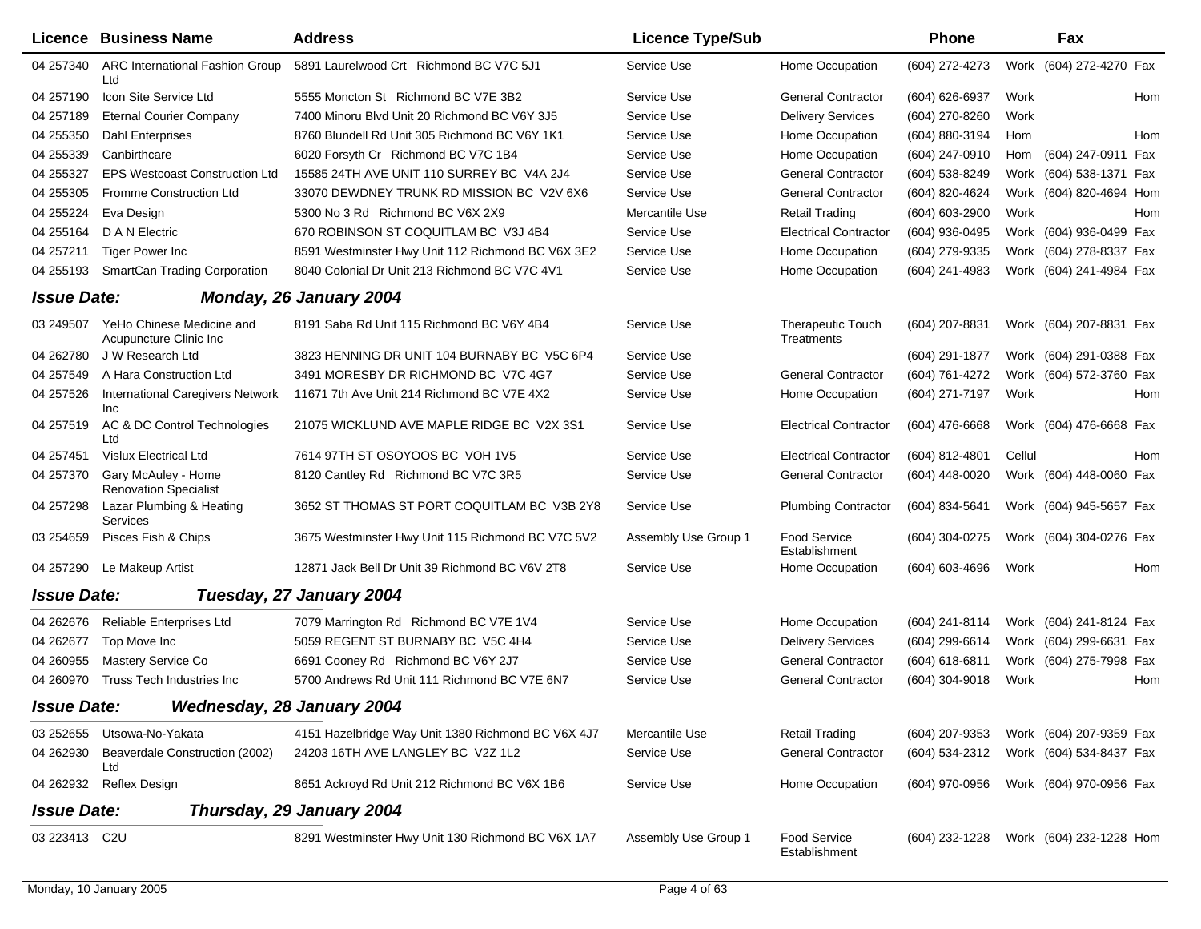| Licence | Business Name | Address | Licence Type/Sub | | Phone | | Fax | |
|---|---|---|---|---|---|---|---|---|
| 04 257340 | ARC International Fashion Group Ltd | 5891 Laurelwood Crt Richmond BC V7C 5J1 | Service Use | Home Occupation | (604) 272-4273 | Work | (604) 272-4270 | Fax |
| 04 257190 | Icon Site Service Ltd | 5555 Moncton St Richmond BC V7E 3B2 | Service Use | General Contractor | (604) 626-6937 | Work | | Hom |
| 04 257189 | Eternal Courier Company | 7400 Minoru Blvd Unit 20 Richmond BC V6Y 3J5 | Service Use | Delivery Services | (604) 270-8260 | Work | | |
| 04 255350 | Dahl Enterprises | 8760 Blundell Rd Unit 305 Richmond BC V6Y 1K1 | Service Use | Home Occupation | (604) 880-3194 | Hom | | Hom |
| 04 255339 | Canbirthcare | 6020 Forsyth Cr Richmond BC V7C 1B4 | Service Use | Home Occupation | (604) 247-0910 | Hom | (604) 247-0911 | Fax |
| 04 255327 | EPS Westcoast Construction Ltd | 15585 24TH AVE UNIT 110 SURREY BC V4A 2J4 | Service Use | General Contractor | (604) 538-8249 | Work | (604) 538-1371 | Fax |
| 04 255305 | Fromme Construction Ltd | 33070 DEWDNEY TRUNK RD MISSION BC V2V 6X6 | Service Use | General Contractor | (604) 820-4624 | Work | (604) 820-4694 | Hom |
| 04 255224 | Eva Design | 5300 No 3 Rd Richmond BC V6X 2X9 | Mercantile Use | Retail Trading | (604) 603-2900 | Work | | Hom |
| 04 255164 | D A N Electric | 670 ROBINSON ST COQUITLAM BC V3J 4B4 | Service Use | Electrical Contractor | (604) 936-0495 | Work | (604) 936-0499 | Fax |
| 04 257211 | Tiger Power Inc | 8591 Westminster Hwy Unit 112 Richmond BC V6X 3E2 | Service Use | Home Occupation | (604) 279-9335 | Work | (604) 278-8337 | Fax |
| 04 255193 | SmartCan Trading Corporation | 8040 Colonial Dr Unit 213 Richmond BC V7C 4V1 | Service Use | Home Occupation | (604) 241-4983 | Work | (604) 241-4984 | Fax |
| ***Issue Date:*** | ***Monday, 26 January 2004*** | | | | | | | |
| 03 249507 | YeHo Chinese Medicine and Acupuncture Clinic Inc | 8191 Saba Rd Unit 115 Richmond BC V6Y 4B4 | Service Use | Therapeutic Touch Treatments | (604) 207-8831 | Work | (604) 207-8831 | Fax |
| 04 262780 | J W Research Ltd | 3823 HENNING DR UNIT 104 BURNABY BC V5C 6P4 | Service Use | | (604) 291-1877 | Work | (604) 291-0388 | Fax |
| 04 257549 | A Hara Construction Ltd | 3491 MORESBY DR RICHMOND BC V7C 4G7 | Service Use | General Contractor | (604) 761-4272 | Work | (604) 572-3760 | Fax |
| 04 257526 | International Caregivers Network Inc | 11671 7th Ave Unit 214 Richmond BC V7E 4X2 | Service Use | Home Occupation | (604) 271-7197 | Work | | Hom |
| 04 257519 | AC & DC Control Technologies Ltd | 21075 WICKLUND AVE MAPLE RIDGE BC V2X 3S1 | Service Use | Electrical Contractor | (604) 476-6668 | Work | (604) 476-6668 | Fax |
| 04 257451 | Vislux Electrical Ltd | 7614 97TH ST OSOYOOS BC VOH 1V5 | Service Use | Electrical Contractor | (604) 812-4801 | Cellul | | Hom |
| 04 257370 | Gary McAuley - Home Renovation Specialist | 8120 Cantley Rd Richmond BC V7C 3R5 | Service Use | General Contractor | (604) 448-0020 | Work | (604) 448-0060 | Fax |
| 04 257298 | Lazar Plumbing & Heating Services | 3652 ST THOMAS ST PORT COQUITLAM BC V3B 2Y8 | Service Use | Plumbing Contractor | (604) 834-5641 | Work | (604) 945-5657 | Fax |
| 03 254659 | Pisces Fish & Chips | 3675 Westminster Hwy Unit 115 Richmond BC V7C 5V2 | Assembly Use Group 1 | Food Service Establishment | (604) 304-0275 | Work | (604) 304-0276 | Fax |
| 04 257290 | Le Makeup Artist | 12871 Jack Bell Dr Unit 39 Richmond BC V6V 2T8 | Service Use | Home Occupation | (604) 603-4696 | Work | | Hom |
| ***Issue Date:*** | ***Tuesday, 27 January 2004*** | | | | | | | |
| 04 262676 | Reliable Enterprises Ltd | 7079 Marrington Rd Richmond BC V7E 1V4 | Service Use | Home Occupation | (604) 241-8114 | Work | (604) 241-8124 | Fax |
| 04 262677 | Top Move Inc | 5059 REGENT ST BURNABY BC V5C 4H4 | Service Use | Delivery Services | (604) 299-6614 | Work | (604) 299-6631 | Fax |
| 04 260955 | Mastery Service Co | 6691 Cooney Rd Richmond BC V6Y 2J7 | Service Use | General Contractor | (604) 618-6811 | Work | (604) 275-7998 | Fax |
| 04 260970 | Truss Tech Industries Inc | 5700 Andrews Rd Unit 111 Richmond BC V7E 6N7 | Service Use | General Contractor | (604) 304-9018 | Work | | Hom |
| ***Issue Date:*** | ***Wednesday, 28 January 2004*** | | | | | | | |
| 03 252655 | Utsowa-No-Yakata | 4151 Hazelbridge Way Unit 1380 Richmond BC V6X 4J7 | Mercantile Use | Retail Trading | (604) 207-9353 | Work | (604) 207-9359 | Fax |
| 04 262930 | Beaverdale Construction (2002) Ltd | 24203 16TH AVE LANGLEY BC V2Z 1L2 | Service Use | General Contractor | (604) 534-2312 | Work | (604) 534-8437 | Fax |
| 04 262932 | Reflex Design | 8651 Ackroyd Rd Unit 212 Richmond BC V6X 1B6 | Service Use | Home Occupation | (604) 970-0956 | Work | (604) 970-0956 | Fax |
| ***Issue Date:*** | ***Thursday, 29 January 2004*** | | | | | | | |
| 03 223413 | C2U | 8291 Westminster Hwy Unit 130 Richmond BC V6X 1A7 | Assembly Use Group 1 | Food Service Establishment | (604) 232-1228 | Work | (604) 232-1228 | Hom |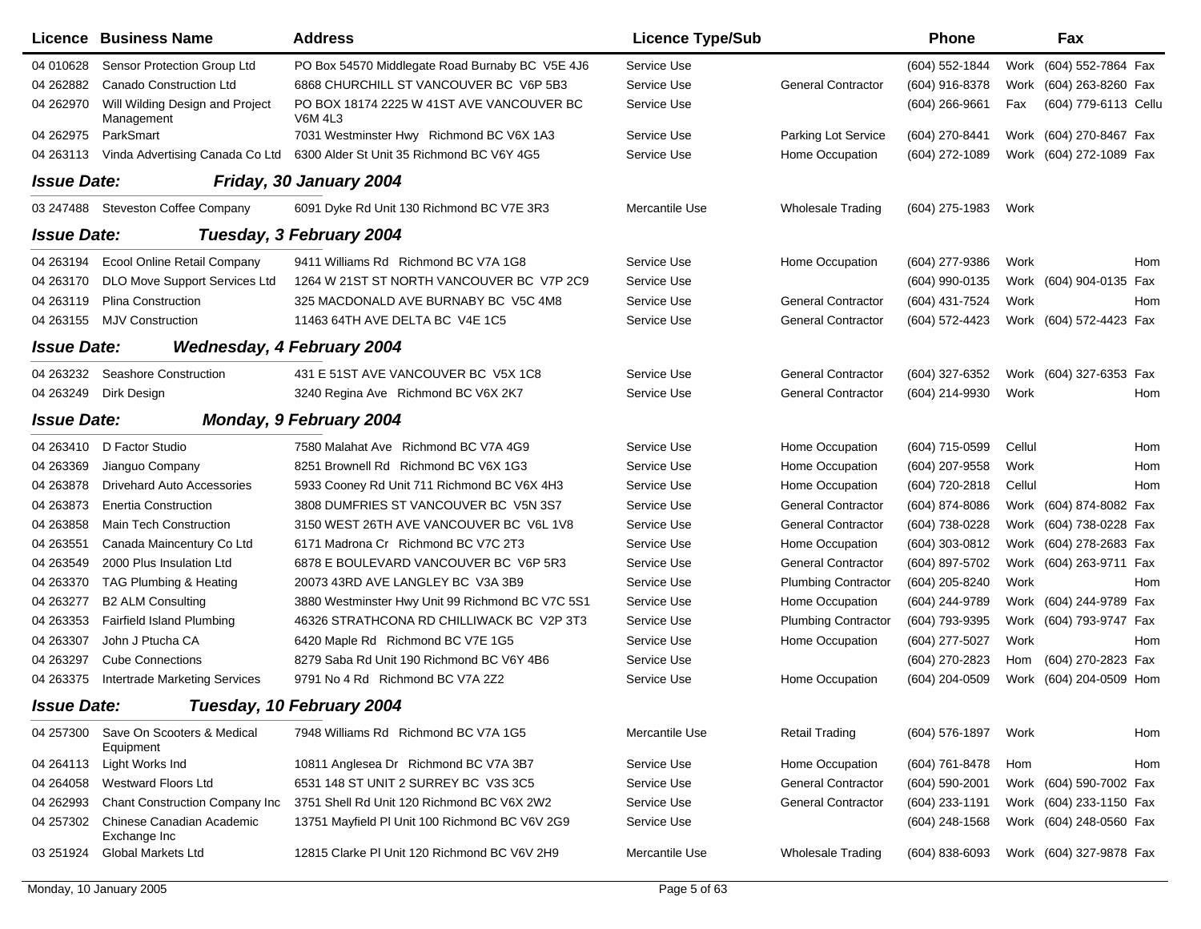| Licence | Business Name | Address | Licence Type/Sub | | Phone | | Fax | |
|---|---|---|---|---|---|---|---|---|
| 04 010628 | Sensor Protection Group Ltd | PO Box 54570 Middlegate Road Burnaby BC V5E 4J6 | Service Use | | (604) 552-1844 | Work | (604) 552-7864 | Fax |
| 04 262882 | Canado Construction Ltd | 6868 CHURCHILL ST VANCOUVER BC V6P 5B3 | Service Use | General Contractor | (604) 916-8378 | Work | (604) 263-8260 | Fax |
| 04 262970 | Will Wilding Design and Project Management | PO BOX 18174 2225 W 41ST AVE VANCOUVER BC V6M 4L3 | Service Use | | (604) 266-9661 | Fax | (604) 779-6113 | Cellu |
| 04 262975 | ParkSmart | 7031 Westminster Hwy Richmond BC V6X 1A3 | Service Use | Parking Lot Service | (604) 270-8441 | Work | (604) 270-8467 | Fax |
| 04 263113 | Vinda Advertising Canada Co Ltd | 6300 Alder St Unit 35 Richmond BC V6Y 4G5 | Service Use | Home Occupation | (604) 272-1089 | Work | (604) 272-1089 | Fax |
| ***Issue Date:*** | ***Friday, 30 January 2004*** | | | | | | | |
| 03 247488 | Steveston Coffee Company | 6091 Dyke Rd Unit 130 Richmond BC V7E 3R3 | Mercantile Use | Wholesale Trading | (604) 275-1983 | Work | | |
| ***Issue Date:*** | ***Tuesday, 3 February 2004*** | | | | | | | |
| 04 263194 | Ecool Online Retail Company | 9411 Williams Rd Richmond BC V7A 1G8 | Service Use | Home Occupation | (604) 277-9386 | Work | | Hom |
| 04 263170 | DLO Move Support Services Ltd | 1264 W 21ST ST NORTH VANCOUVER BC V7P 2C9 | Service Use | | (604) 990-0135 | Work | (604) 904-0135 | Fax |
| 04 263119 | Plina Construction | 325 MACDONALD AVE BURNABY BC V5C 4M8 | Service Use | General Contractor | (604) 431-7524 | Work | | Hom |
| 04 263155 | MJV Construction | 11463 64TH AVE DELTA BC V4E 1C5 | Service Use | General Contractor | (604) 572-4423 | Work | (604) 572-4423 | Fax |
| ***Issue Date:*** | ***Wednesday, 4 February 2004*** | | | | | | | |
| 04 263232 | Seashore Construction | 431 E 51ST AVE VANCOUVER BC V5X 1C8 | Service Use | General Contractor | (604) 327-6352 | Work | (604) 327-6353 | Fax |
| 04 263249 | Dirk Design | 3240 Regina Ave Richmond BC V6X 2K7 | Service Use | General Contractor | (604) 214-9930 | Work | | Hom |
| ***Issue Date:*** | ***Monday, 9 February 2004*** | | | | | | | |
| 04 263410 | D Factor Studio | 7580 Malahat Ave Richmond BC V7A 4G9 | Service Use | Home Occupation | (604) 715-0599 | Cellul | | Hom |
| 04 263369 | Jianguo Company | 8251 Brownell Rd Richmond BC V6X 1G3 | Service Use | Home Occupation | (604) 207-9558 | Work | | Hom |
| 04 263878 | Drivehard Auto Accessories | 5933 Cooney Rd Unit 711 Richmond BC V6X 4H3 | Service Use | Home Occupation | (604) 720-2818 | Cellul | | Hom |
| 04 263873 | Enertia Construction | 3808 DUMFRIES ST VANCOUVER BC V5N 3S7 | Service Use | General Contractor | (604) 874-8086 | Work | (604) 874-8082 | Fax |
| 04 263858 | Main Tech Construction | 3150 WEST 26TH AVE VANCOUVER BC V6L 1V8 | Service Use | General Contractor | (604) 738-0228 | Work | (604) 738-0228 | Fax |
| 04 263551 | Canada Maincentury Co Ltd | 6171 Madrona Cr Richmond BC V7C 2T3 | Service Use | Home Occupation | (604) 303-0812 | Work | (604) 278-2683 | Fax |
| 04 263549 | 2000 Plus Insulation Ltd | 6878 E BOULEVARD VANCOUVER BC V6P 5R3 | Service Use | General Contractor | (604) 897-5702 | Work | (604) 263-9711 | Fax |
| 04 263370 | TAG Plumbing & Heating | 20073 43RD AVE LANGLEY BC V3A 3B9 | Service Use | Plumbing Contractor | (604) 205-8240 | Work | | Hom |
| 04 263277 | B2 ALM Consulting | 3880 Westminster Hwy Unit 99 Richmond BC V7C 5S1 | Service Use | Home Occupation | (604) 244-9789 | Work | (604) 244-9789 | Fax |
| 04 263353 | Fairfield Island Plumbing | 46326 STRATHCONA RD CHILLIWACK BC V2P 3T3 | Service Use | Plumbing Contractor | (604) 793-9395 | Work | (604) 793-9747 | Fax |
| 04 263307 | John J Ptucha CA | 6420 Maple Rd Richmond BC V7E 1G5 | Service Use | Home Occupation | (604) 277-5027 | Work | | Hom |
| 04 263297 | Cube Connections | 8279 Saba Rd Unit 190 Richmond BC V6Y 4B6 | Service Use | | (604) 270-2823 | Hom | (604) 270-2823 | Fax |
| 04 263375 | Intertrade Marketing Services | 9791 No 4 Rd Richmond BC V7A 2Z2 | Service Use | Home Occupation | (604) 204-0509 | Work | (604) 204-0509 | Hom |
| ***Issue Date:*** | ***Tuesday, 10 February 2004*** | | | | | | | |
| 04 257300 | Save On Scooters & Medical Equipment | 7948 Williams Rd Richmond BC V7A 1G5 | Mercantile Use | Retail Trading | (604) 576-1897 | Work | | Hom |
| 04 264113 | Light Works Ind | 10811 Anglesea Dr Richmond BC V7A 3B7 | Service Use | Home Occupation | (604) 761-8478 | Hom | | Hom |
| 04 264058 | Westward Floors Ltd | 6531 148 ST UNIT 2 SURREY BC V3S 3C5 | Service Use | General Contractor | (604) 590-2001 | Work | (604) 590-7002 | Fax |
| 04 262993 | Chant Construction Company Inc | 3751 Shell Rd Unit 120 Richmond BC V6X 2W2 | Service Use | General Contractor | (604) 233-1191 | Work | (604) 233-1150 | Fax |
| 04 257302 | Chinese Canadian Academic Exchange Inc | 13751 Mayfield Pl Unit 100 Richmond BC V6V 2G9 | Service Use | | (604) 248-1568 | Work | (604) 248-0560 | Fax |
| 03 251924 | Global Markets Ltd | 12815 Clarke Pl Unit 120 Richmond BC V6V 2H9 | Mercantile Use | Wholesale Trading | (604) 838-6093 | Work | (604) 327-9878 | Fax |

Monday, 10 January 2005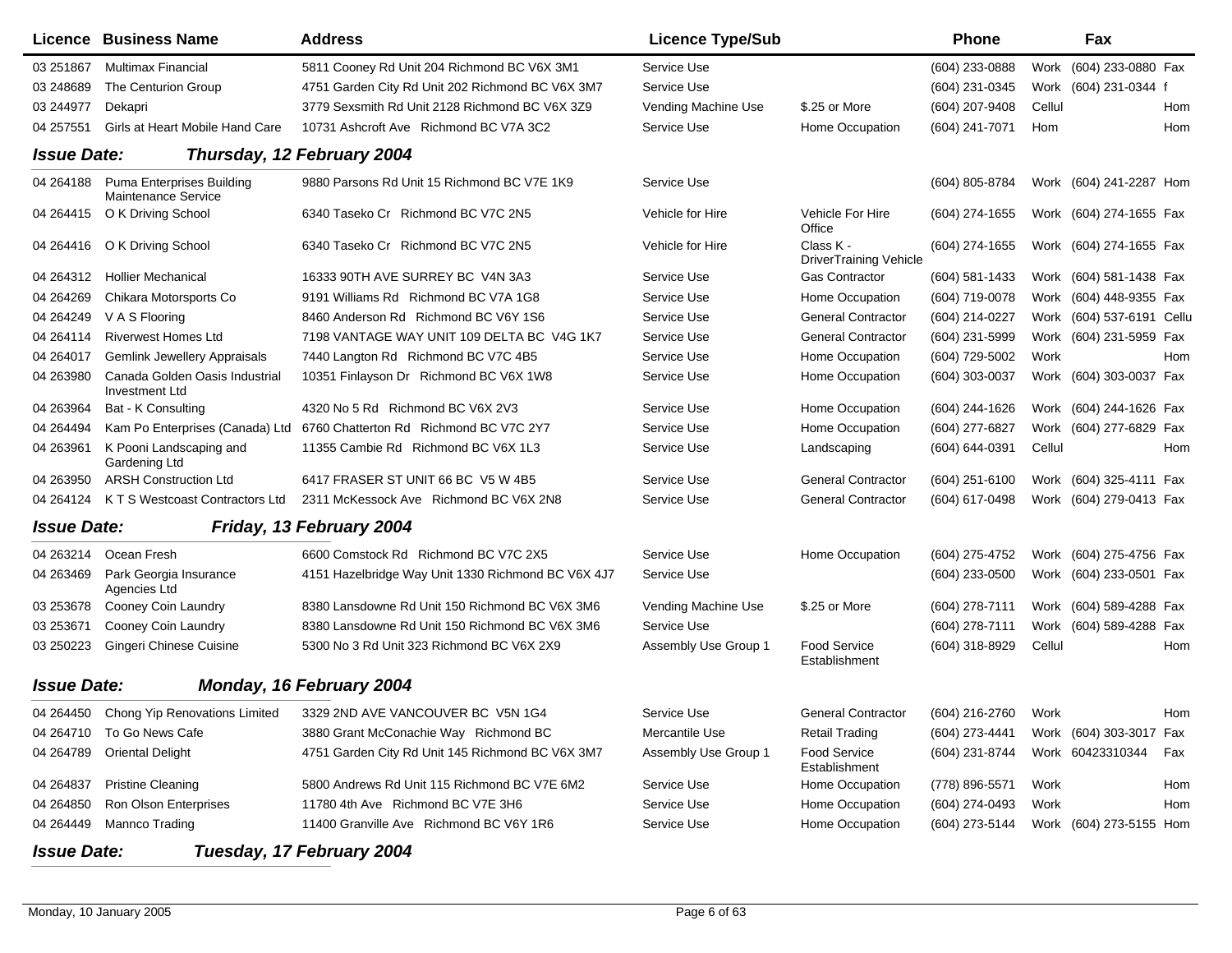| Licence | Business Name | Address | Licence Type/Sub | | Phone | | Fax | |
|---|---|---|---|---|---|---|---|---|
| 03 251867 | Multimax Financial | 5811 Cooney Rd Unit 204 Richmond BC V6X 3M1 | Service Use | | (604) 233-0888 | Work | (604) 233-0880 | Fax |
| 03 248689 | The Centurion Group | 4751 Garden City Rd Unit 202 Richmond BC V6X 3M7 | Service Use | | (604) 231-0345 | Work | (604) 231-0344 | f |
| 03 244977 | Dekapri | 3779 Sexsmith Rd Unit 2128 Richmond BC V6X 3Z9 | Vending Machine Use | $.25 or More | (604) 207-9408 | Cellul | | Hom |
| 04 257551 | Girls at Heart Mobile Hand Care | 10731 Ashcroft Ave Richmond BC V7A 3C2 | Service Use | Home Occupation | (604) 241-7071 | Hom | | Hom |

***Issue Date:*** ***Thursday, 12 February 2004***

| Licence | Business Name | Address | Licence Type/Sub | | Phone | | Fax | |
|---|---|---|---|---|---|---|---|---|
| 04 264188 | Puma Enterprises Building Maintenance Service | 9880 Parsons Rd Unit 15 Richmond BC V7E 1K9 | Service Use | | (604) 805-8784 | Work | (604) 241-2287 | Hom |
| 04 264415 | O K Driving School | 6340 Taseko Cr Richmond BC V7C 2N5 | Vehicle for Hire | Vehicle For Hire Office | (604) 274-1655 | Work | (604) 274-1655 | Fax |
| 04 264416 | O K Driving School | 6340 Taseko Cr Richmond BC V7C 2N5 | Vehicle for Hire | Class K - DriverTraining Vehicle | (604) 274-1655 | Work | (604) 274-1655 | Fax |
| 04 264312 | Hollier Mechanical | 16333 90TH AVE SURREY BC V4N 3A3 | Service Use | Gas Contractor | (604) 581-1433 | Work | (604) 581-1438 | Fax |
| 04 264269 | Chikara Motorsports Co | 9191 Williams Rd Richmond BC V7A 1G8 | Service Use | Home Occupation | (604) 719-0078 | Work | (604) 448-9355 | Fax |
| 04 264249 | V A S Flooring | 8460 Anderson Rd Richmond BC V6Y 1S6 | Service Use | General Contractor | (604) 214-0227 | Work | (604) 537-6191 | Cellu |
| 04 264114 | Riverwest Homes Ltd | 7198 VANTAGE WAY UNIT 109 DELTA BC V4G 1K7 | Service Use | General Contractor | (604) 231-5999 | Work | (604) 231-5959 | Fax |
| 04 264017 | Gemlink Jewellery Appraisals | 7440 Langton Rd Richmond BC V7C 4B5 | Service Use | Home Occupation | (604) 729-5002 | Work | | Hom |
| 04 263980 | Canada Golden Oasis Industrial Investment Ltd | 10351 Finlayson Dr Richmond BC V6X 1W8 | Service Use | Home Occupation | (604) 303-0037 | Work | (604) 303-0037 | Fax |
| 04 263964 | Bat - K Consulting | 4320 No 5 Rd Richmond BC V6X 2V3 | Service Use | Home Occupation | (604) 244-1626 | Work | (604) 244-1626 | Fax |
| 04 264494 | Kam Po Enterprises (Canada) Ltd | 6760 Chatterton Rd Richmond BC V7C 2Y7 | Service Use | Home Occupation | (604) 277-6827 | Work | (604) 277-6829 | Fax |
| 04 263961 | K Pooni Landscaping and Gardening Ltd | 11355 Cambie Rd Richmond BC V6X 1L3 | Service Use | Landscaping | (604) 644-0391 | Cellul | | Hom |
| 04 263950 | ARSH Construction Ltd | 6417 FRASER ST UNIT 66 BC V5 W 4B5 | Service Use | General Contractor | (604) 251-6100 | Work | (604) 325-4111 | Fax |
| 04 264124 | K T S Westcoast Contractors Ltd | 2311 McKessock Ave Richmond BC V6X 2N8 | Service Use | General Contractor | (604) 617-0498 | Work | (604) 279-0413 | Fax |

***Issue Date:*** ***Friday, 13 February 2004***

| Licence | Business Name | Address | Licence Type/Sub | | Phone | | Fax | |
|---|---|---|---|---|---|---|---|---|
| 04 263214 | Ocean Fresh | 6600 Comstock Rd Richmond BC V7C 2X5 | Service Use | Home Occupation | (604) 275-4752 | Work | (604) 275-4756 | Fax |
| 04 263469 | Park Georgia Insurance Agencies Ltd | 4151 Hazelbridge Way Unit 1330 Richmond BC V6X 4J7 | Service Use | | (604) 233-0500 | Work | (604) 233-0501 | Fax |
| 03 253678 | Cooney Coin Laundry | 8380 Lansdowne Rd Unit 150 Richmond BC V6X 3M6 | Vending Machine Use | $.25 or More | (604) 278-7111 | Work | (604) 589-4288 | Fax |
| 03 253671 | Cooney Coin Laundry | 8380 Lansdowne Rd Unit 150 Richmond BC V6X 3M6 | Service Use | | (604) 278-7111 | Work | (604) 589-4288 | Fax |
| 03 250223 | Gingeri Chinese Cuisine | 5300 No 3 Rd Unit 323 Richmond BC V6X 2X9 | Assembly Use Group 1 | Food Service Establishment | (604) 318-8929 | Cellul | | Hom |

***Issue Date:*** ***Monday, 16 February 2004***

| Licence | Business Name | Address | Licence Type/Sub | | Phone | | Fax | |
|---|---|---|---|---|---|---|---|---|
| 04 264450 | Chong Yip Renovations Limited | 3329 2ND AVE VANCOUVER BC V5N 1G4 | Service Use | General Contractor | (604) 216-2760 | Work | | Hom |
| 04 264710 | To Go News Cafe | 3880 Grant McConachie Way Richmond BC | Mercantile Use | Retail Trading | (604) 273-4441 | Work | (604) 303-3017 | Fax |
| 04 264789 | Oriental Delight | 4751 Garden City Rd Unit 145 Richmond BC V6X 3M7 | Assembly Use Group 1 | Food Service Establishment | (604) 231-8744 | Work | 60423310344 | Fax |
| 04 264837 | Pristine Cleaning | 5800 Andrews Rd Unit 115 Richmond BC V7E 6M2 | Service Use | Home Occupation | (778) 896-5571 | Work | | Hom |
| 04 264850 | Ron Olson Enterprises | 11780 4th Ave Richmond BC V7E 3H6 | Service Use | Home Occupation | (604) 274-0493 | Work | | Hom |
| 04 264449 | Mannco Trading | 11400 Granville Ave Richmond BC V6Y 1R6 | Service Use | Home Occupation | (604) 273-5144 | Work | (604) 273-5155 | Hom |

***Issue Date:*** ***Tuesday, 17 February 2004***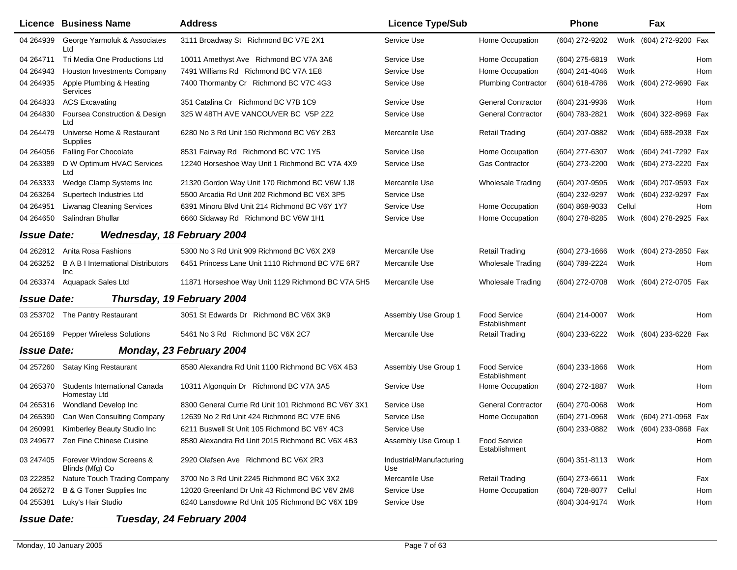| Licence | Business Name | Address | Licence Type/Sub | | Phone | | Fax | |
|---|---|---|---|---|---|---|---|---|
| 04 264939 | George Yarmoluk & Associates Ltd | 3111 Broadway St Richmond BC V7E 2X1 | Service Use | Home Occupation | (604) 272-9202 | Work | (604) 272-9200 | Fax |
| 04 264711 | Tri Media One Productions Ltd | 10011 Amethyst Ave Richmond BC V7A 3A6 | Service Use | Home Occupation | (604) 275-6819 | Work | | Hom |
| 04 264943 | Houston Investments Company | 7491 Williams Rd Richmond BC V7A 1E8 | Service Use | Home Occupation | (604) 241-4046 | Work | | Hom |
| 04 264935 | Apple Plumbing & Heating Services | 7400 Thormanby Cr Richmond BC V7C 4G3 | Service Use | Plumbing Contractor | (604) 618-4786 | Work | (604) 272-9690 | Fax |
| 04 264833 | ACS Excavating | 351 Catalina Cr Richmond BC V7B 1C9 | Service Use | General Contractor | (604) 231-9936 | Work | | Hom |
| 04 264830 | Foursea Construction & Design Ltd | 325 W 48TH AVE VANCOUVER BC V5P 2Z2 | Service Use | General Contractor | (604) 783-2821 | Work | (604) 322-8969 | Fax |
| 04 264479 | Universe Home & Restaurant Supplies | 6280 No 3 Rd Unit 150 Richmond BC V6Y 2B3 | Mercantile Use | Retail Trading | (604) 207-0882 | Work | (604) 688-2938 | Fax |
| 04 264056 | Falling For Chocolate | 8531 Fairway Rd Richmond BC V7C 1Y5 | Service Use | Home Occupation | (604) 277-6307 | Work | (604) 241-7292 | Fax |
| 04 263389 | D W Optimum HVAC Services Ltd | 12240 Horseshoe Way Unit 1 Richmond BC V7A 4X9 | Service Use | Gas Contractor | (604) 273-2200 | Work | (604) 273-2220 | Fax |
| 04 263333 | Wedge Clamp Systems Inc | 21320 Gordon Way Unit 170 Richmond BC V6W 1J8 | Mercantile Use | Wholesale Trading | (604) 207-9595 | Work | (604) 207-9593 | Fax |
| 04 263264 | Supertech Industries Ltd | 5500 Arcadia Rd Unit 202 Richmond BC V6X 3P5 | Service Use | | (604) 232-9297 | Work | (604) 232-9297 | Fax |
| 04 264951 | Liwanag Cleaning Services | 6391 Minoru Blvd Unit 214 Richmond BC V6Y 1Y7 | Service Use | Home Occupation | (604) 868-9033 | Cellul | | Hom |
| 04 264650 | Salindran Bhullar | 6660 Sidaway Rd Richmond BC V6W 1H1 | Service Use | Home Occupation | (604) 278-8285 | Work | (604) 278-2925 | Fax |

***Issue Date: Wednesday, 18 February 2004***

| Licence | Business Name | Address | Licence Type/Sub | | Phone | | Fax | |
|---|---|---|---|---|---|---|---|---|
| 04 262812 | Anita Rosa Fashions | 5300 No 3 Rd Unit 909 Richmond BC V6X 2X9 | Mercantile Use | Retail Trading | (604) 273-1666 | Work | (604) 273-2850 | Fax |
| 04 263252 | B A B I International Distributors Inc | 6451 Princess Lane Unit 1110 Richmond BC V7E 6R7 | Mercantile Use | Wholesale Trading | (604) 789-2224 | Work | | Hom |
| 04 263374 | Aquapack Sales Ltd | 11871 Horseshoe Way Unit 1129 Richmond BC V7A 5H5 | Mercantile Use | Wholesale Trading | (604) 272-0708 | Work | (604) 272-0705 | Fax |

***Issue Date: Thursday, 19 February 2004***

| Licence | Business Name | Address | Licence Type/Sub | | Phone | | Fax | |
|---|---|---|---|---|---|---|---|---|
| 03 253702 | The Pantry Restaurant | 3051 St Edwards Dr Richmond BC V6X 3K9 | Assembly Use Group 1 | Food Service Establishment | (604) 214-0007 | Work | | Hom |
| 04 265169 | Pepper Wireless Solutions | 5461 No 3 Rd Richmond BC V6X 2C7 | Mercantile Use | Retail Trading | (604) 233-6222 | Work | (604) 233-6228 | Fax |

***Issue Date: Monday, 23 February 2004***

| Licence | Business Name | Address | Licence Type/Sub | | Phone | | Fax | |
|---|---|---|---|---|---|---|---|---|
| 04 257260 | Satay King Restaurant | 8580 Alexandra Rd Unit 1100 Richmond BC V6X 4B3 | Assembly Use Group 1 | Food Service Establishment | (604) 233-1866 | Work | | Hom |
| 04 265370 | Students International Canada Homestay Ltd | 10311 Algonquin Dr Richmond BC V7A 3A5 | Service Use | Home Occupation | (604) 272-1887 | Work | | Hom |
| 04 265316 | Wondland Develop Inc | 8300 General Currie Rd Unit 101 Richmond BC V6Y 3X1 | Service Use | General Contractor | (604) 270-0068 | Work | | Hom |
| 04 265390 | Can Wen Consulting Company | 12639 No 2 Rd Unit 424 Richmond BC V7E 6N6 | Service Use | Home Occupation | (604) 271-0968 | Work | (604) 271-0968 | Fax |
| 04 260991 | Kimberley Beauty Studio Inc | 6211 Buswell St Unit 105 Richmond BC V6Y 4C3 | Service Use | | (604) 233-0882 | Work | (604) 233-0868 | Fax |
| 03 249677 | Zen Fine Chinese Cuisine | 8580 Alexandra Rd Unit 2015 Richmond BC V6X 4B3 | Assembly Use Group 1 | Food Service Establishment | | | | Hom |
| 03 247405 | Forever Window Screens & Blinds (Mfg) Co | 2920 Olafsen Ave Richmond BC V6X 2R3 | Industrial/Manufacturing Use | | (604) 351-8113 | Work | | Hom |
| 03 222852 | Nature Touch Trading Company | 3700 No 3 Rd Unit 2245 Richmond BC V6X 3X2 | Mercantile Use | Retail Trading | (604) 273-6611 | Work | | Fax |
| 04 265272 | B & G Toner Supplies Inc | 12020 Greenland Dr Unit 43 Richmond BC V6V 2M8 | Service Use | Home Occupation | (604) 728-8077 | Cellul | | Hom |
| 04 255381 | Luky's Hair Studio | 8240 Lansdowne Rd Unit 105 Richmond BC V6X 1B9 | Service Use | | (604) 304-9174 | Work | | Hom |

***Issue Date: Tuesday, 24 February 2004***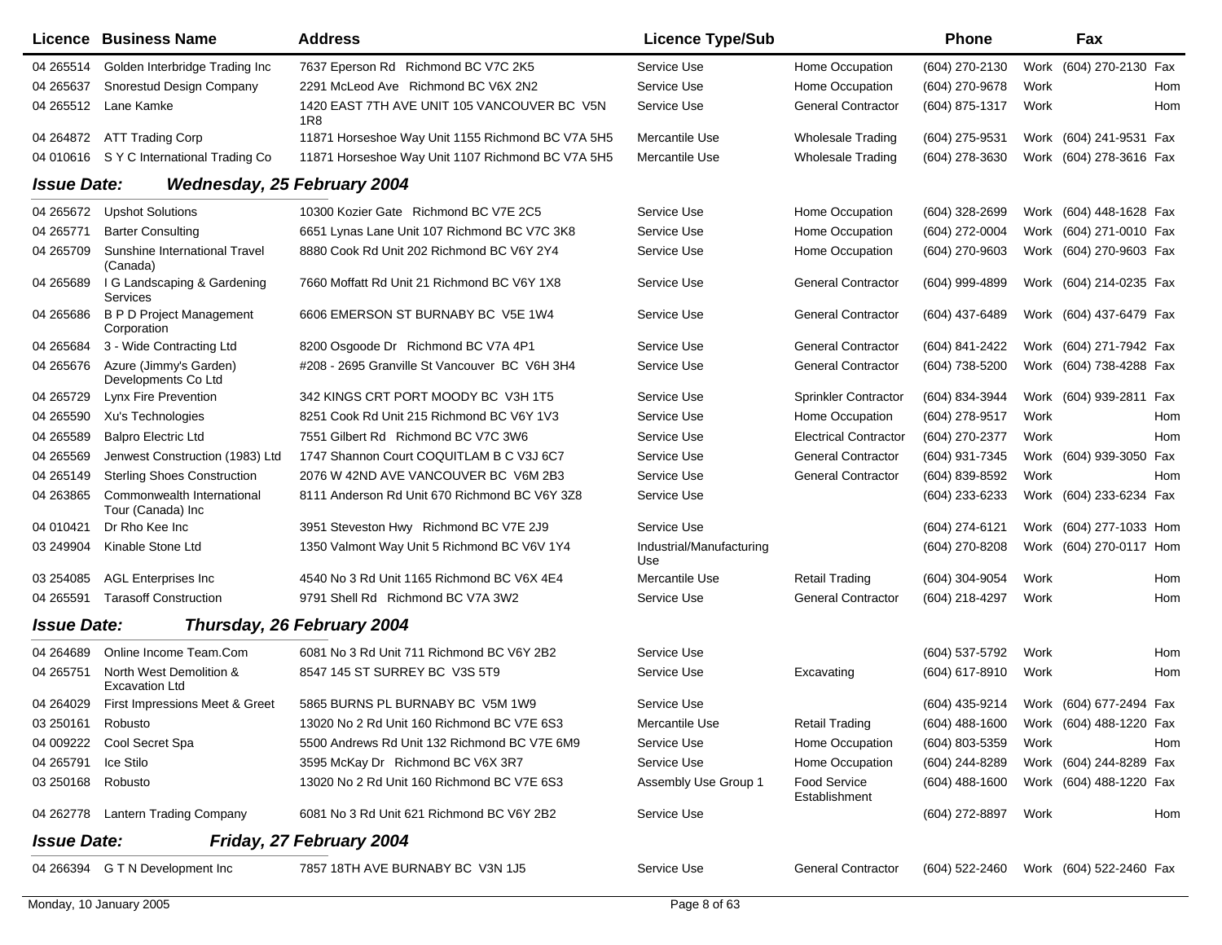| Licence | Business Name | Address | Licence Type/Sub | | Phone | | Fax | |
|---|---|---|---|---|---|---|---|---|
| 04 265514 | Golden Interbridge Trading Inc | 7637 Eperson Rd Richmond BC V7C 2K5 | Service Use | Home Occupation | (604) 270-2130 | Work | (604) 270-2130 | Fax |
| 04 265637 | Snorestud Design Company | 2291 McLeod Ave Richmond BC V6X 2N2 | Service Use | Home Occupation | (604) 270-9678 | Work | | Hom |
| 04 265512 | Lane Kamke | 1420 EAST 7TH AVE UNIT 105 VANCOUVER BC V5N 1R8 | Service Use | General Contractor | (604) 875-1317 | Work | | Hom |
| 04 264872 | ATT Trading Corp | 11871 Horseshoe Way Unit 1155 Richmond BC V7A 5H5 | Mercantile Use | Wholesale Trading | (604) 275-9531 | Work | (604) 241-9531 | Fax |
| 04 010616 | S Y C International Trading Co | 11871 Horseshoe Way Unit 1107 Richmond BC V7A 5H5 | Mercantile Use | Wholesale Trading | (604) 278-3630 | Work | (604) 278-3616 | Fax |

**Issue Date:** ***Wednesday, 25 February 2004***

| Licence | Business Name | Address | Licence Type/Sub | | Phone | | Fax | |
|---|---|---|---|---|---|---|---|---|
| 04 265672 | Upshot Solutions | 10300 Kozier Gate Richmond BC V7E 2C5 | Service Use | Home Occupation | (604) 328-2699 | Work | (604) 448-1628 | Fax |
| 04 265771 | Barter Consulting | 6651 Lynas Lane Unit 107 Richmond BC V7C 3K8 | Service Use | Home Occupation | (604) 272-0004 | Work | (604) 271-0010 | Fax |
| 04 265709 | Sunshine International Travel (Canada) | 8880 Cook Rd Unit 202 Richmond BC V6Y 2Y4 | Service Use | Home Occupation | (604) 270-9603 | Work | (604) 270-9603 | Fax |
| 04 265689 | I G Landscaping & Gardening Services | 7660 Moffatt Rd Unit 21 Richmond BC V6Y 1X8 | Service Use | General Contractor | (604) 999-4899 | Work | (604) 214-0235 | Fax |
| 04 265686 | B P D Project Management Corporation | 6606 EMERSON ST BURNABY BC V5E 1W4 | Service Use | General Contractor | (604) 437-6489 | Work | (604) 437-6479 | Fax |
| 04 265684 | 3 - Wide Contracting Ltd | 8200 Osgoode Dr Richmond BC V7A 4P1 | Service Use | General Contractor | (604) 841-2422 | Work | (604) 271-7942 | Fax |
| 04 265676 | Azure (Jimmy's Garden) Developments Co Ltd | #208 - 2695 Granville St Vancouver BC V6H 3H4 | Service Use | General Contractor | (604) 738-5200 | Work | (604) 738-4288 | Fax |
| 04 265729 | Lynx Fire Prevention | 342 KINGS CRT PORT MOODY BC V3H 1T5 | Service Use | Sprinkler Contractor | (604) 834-3944 | Work | (604) 939-2811 | Fax |
| 04 265590 | Xu's Technologies | 8251 Cook Rd Unit 215 Richmond BC V6Y 1V3 | Service Use | Home Occupation | (604) 278-9517 | Work | | Hom |
| 04 265589 | Balpro Electric Ltd | 7551 Gilbert Rd Richmond BC V7C 3W6 | Service Use | Electrical Contractor | (604) 270-2377 | Work | | Hom |
| 04 265569 | Jenwest Construction (1983) Ltd | 1747 Shannon Court COQUITLAM B C V3J 6C7 | Service Use | General Contractor | (604) 931-7345 | Work | (604) 939-3050 | Fax |
| 04 265149 | Sterling Shoes Construction | 2076 W 42ND AVE VANCOUVER BC V6M 2B3 | Service Use | General Contractor | (604) 839-8592 | Work | | Hom |
| 04 263865 | Commonwealth International Tour (Canada) Inc | 8111 Anderson Rd Unit 670 Richmond BC V6Y 3Z8 | Service Use | | (604) 233-6233 | Work | (604) 233-6234 | Fax |
| 04 010421 | Dr Rho Kee Inc | 3951 Steveston Hwy Richmond BC V7E 2J9 | Service Use | | (604) 274-6121 | Work | (604) 277-1033 | Hom |
| 03 249904 | Kinable Stone Ltd | 1350 Valmont Way Unit 5 Richmond BC V6V 1Y4 | Industrial/Manufacturing Use | | (604) 270-8208 | Work | (604) 270-0117 | Hom |
| 03 254085 | AGL Enterprises Inc | 4540 No 3 Rd Unit 1165 Richmond BC V6X 4E4 | Mercantile Use | Retail Trading | (604) 304-9054 | Work | | Hom |
| 04 265591 | Tarasoff Construction | 9791 Shell Rd Richmond BC V7A 3W2 | Service Use | General Contractor | (604) 218-4297 | Work | | Hom |

**Issue Date:** ***Thursday, 26 February 2004***

| Licence | Business Name | Address | Licence Type/Sub | | Phone | | Fax | |
|---|---|---|---|---|---|---|---|---|
| 04 264689 | Online Income Team.Com | 6081 No 3 Rd Unit 711 Richmond BC V6Y 2B2 | Service Use | | (604) 537-5792 | Work | | Hom |
| 04 265751 | North West Demolition & Excavation Ltd | 8547 145 ST SURREY BC V3S 5T9 | Service Use | Excavating | (604) 617-8910 | Work | | Hom |
| 04 264029 | First Impressions Meet & Greet | 5865 BURNS PL BURNABY BC V5M 1W9 | Service Use | | (604) 435-9214 | Work | (604) 677-2494 | Fax |
| 03 250161 | Robusto | 13020 No 2 Rd Unit 160 Richmond BC V7E 6S3 | Mercantile Use | Retail Trading | (604) 488-1600 | Work | (604) 488-1220 | Fax |
| 04 009222 | Cool Secret Spa | 5500 Andrews Rd Unit 132 Richmond BC V7E 6M9 | Service Use | Home Occupation | (604) 803-5359 | Work | | Hom |
| 04 265791 | Ice Stilo | 3595 McKay Dr Richmond BC V6X 3R7 | Service Use | Home Occupation | (604) 244-8289 | Work | (604) 244-8289 | Fax |
| 03 250168 | Robusto | 13020 No 2 Rd Unit 160 Richmond BC V7E 6S3 | Assembly Use Group 1 | Food Service Establishment | (604) 488-1600 | Work | (604) 488-1220 | Fax |
| 04 262778 | Lantern Trading Company | 6081 No 3 Rd Unit 621 Richmond BC V6Y 2B2 | Service Use | | (604) 272-8897 | Work | | Hom |

**Issue Date:** ***Friday, 27 February 2004***

| Licence | Business Name | Address | Licence Type/Sub | | Phone | | Fax | |
|---|---|---|---|---|---|---|---|---|
| 04 266394 | G T N Development Inc | 7857 18TH AVE BURNABY BC V3N 1J5 | Service Use | General Contractor | (604) 522-2460 | Work | (604) 522-2460 | Fax |

Monday, 10 January 2005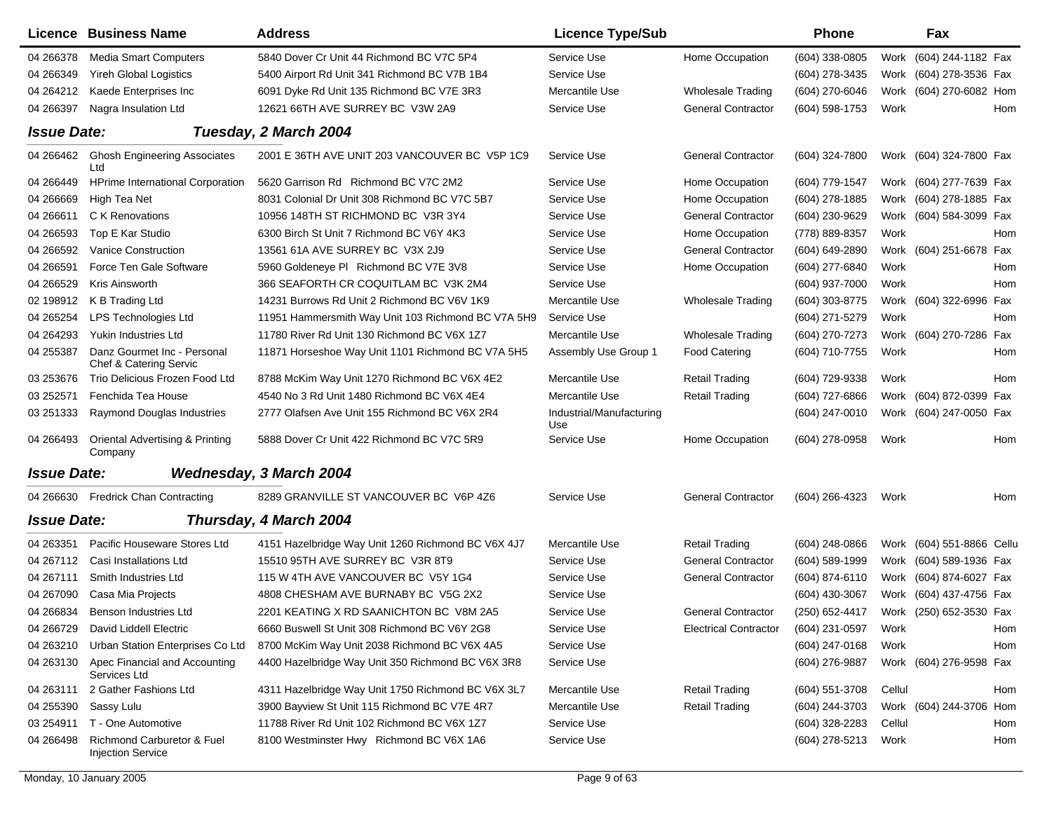| Licence | Business Name | Address | Licence Type/Sub | | Phone | | Fax | |
|---|---|---|---|---|---|---|---|---|
| 04 266378 | Media Smart Computers | 5840 Dover Cr Unit 44 Richmond BC V7C 5P4 | Service Use | Home Occupation | (604) 338-0805 | Work | (604) 244-1182 | Fax |
| 04 266349 | Yireh Global Logistics | 5400 Airport Rd Unit 341 Richmond BC V7B 1B4 | Service Use | | (604) 278-3435 | Work | (604) 278-3536 | Fax |
| 04 264212 | Kaede Enterprises Inc | 6091 Dyke Rd Unit 135 Richmond BC V7E 3R3 | Mercantile Use | Wholesale Trading | (604) 270-6046 | Work | (604) 270-6082 | Hom |
| 04 266397 | Nagra Insulation Ltd | 12621 66TH AVE SURREY BC V3W 2A9 | Service Use | General Contractor | (604) 598-1753 | Work | | Hom |

**Issue Date:** ***Tuesday, 2 March 2004***

| Licence | Business Name | Address | Licence Type/Sub | | Phone | | Fax | |
|---|---|---|---|---|---|---|---|---|
| 04 266462 | Ghosh Engineering Associates Ltd | 2001 E 36TH AVE UNIT 203 VANCOUVER BC V5P 1C9 | Service Use | General Contractor | (604) 324-7800 | Work | (604) 324-7800 | Fax |
| 04 266449 | HPrime International Corporation | 5620 Garrison Rd Richmond BC V7C 2M2 | Service Use | Home Occupation | (604) 779-1547 | Work | (604) 277-7639 | Fax |
| 04 266669 | High Tea Net | 8031 Colonial Dr Unit 308 Richmond BC V7C 5B7 | Service Use | Home Occupation | (604) 278-1885 | Work | (604) 278-1885 | Fax |
| 04 266611 | C K Renovations | 10956 148TH ST RICHMOND BC V3R 3Y4 | Service Use | General Contractor | (604) 230-9629 | Work | (604) 584-3099 | Fax |
| 04 266593 | Top E Kar Studio | 6300 Birch St Unit 7 Richmond BC V6Y 4K3 | Service Use | Home Occupation | (778) 889-8357 | Work | | Hom |
| 04 266592 | Vanice Construction | 13561 61A AVE SURREY BC V3X 2J9 | Service Use | General Contractor | (604) 649-2890 | Work | (604) 251-6678 | Fax |
| 04 266591 | Force Ten Gale Software | 5960 Goldeneye Pl Richmond BC V7E 3V8 | Service Use | Home Occupation | (604) 277-6840 | Work | | Hom |
| 04 266529 | Kris Ainsworth | 366 SEAFORTH CR COQUITLAM BC V3K 2M4 | Service Use | | (604) 937-7000 | Work | | Hom |
| 02 198912 | K B Trading Ltd | 14231 Burrows Rd Unit 2 Richmond BC V6V 1K9 | Mercantile Use | Wholesale Trading | (604) 303-8775 | Work | (604) 322-6996 | Fax |
| 04 265254 | LPS Technologies Ltd | 11951 Hammersmith Way Unit 103 Richmond BC V7A 5H9 | Service Use | | (604) 271-5279 | Work | | Hom |
| 04 264293 | Yukin Industries Ltd | 11780 River Rd Unit 130 Richmond BC V6X 1Z7 | Mercantile Use | Wholesale Trading | (604) 270-7273 | Work | (604) 270-7286 | Fax |
| 04 255387 | Danz Gourmet Inc - Personal Chef & Catering Servic | 11871 Horseshoe Way Unit 1101 Richmond BC V7A 5H5 | Assembly Use Group 1 | Food Catering | (604) 710-7755 | Work | | Hom |
| 03 253676 | Trio Delicious Frozen Food Ltd | 8788 McKim Way Unit 1270 Richmond BC V6X 4E2 | Mercantile Use | Retail Trading | (604) 729-9338 | Work | | Hom |
| 03 252571 | Fenchida Tea House | 4540 No 3 Rd Unit 1480 Richmond BC V6X 4E4 | Mercantile Use | Retail Trading | (604) 727-6866 | Work | (604) 872-0399 | Fax |
| 03 251333 | Raymond Douglas Industries | 2777 Olafsen Ave Unit 155 Richmond BC V6X 2R4 | Industrial/Manufacturing Use | | (604) 247-0010 | Work | (604) 247-0050 | Fax |
| 04 266493 | Oriental Advertising & Printing Company | 5888 Dover Cr Unit 422 Richmond BC V7C 5R9 | Service Use | Home Occupation | (604) 278-0958 | Work | | Hom |

**Issue Date:** ***Wednesday, 3 March 2004***

| Licence | Business Name | Address | Licence Type/Sub | | Phone | | Fax | |
|---|---|---|---|---|---|---|---|---|
| 04 266630 | Fredrick Chan Contracting | 8289 GRANVILLE ST VANCOUVER BC V6P 4Z6 | Service Use | General Contractor | (604) 266-4323 | Work | | Hom |

**Issue Date:** ***Thursday, 4 March 2004***

| Licence | Business Name | Address | Licence Type/Sub | | Phone | | Fax | |
|---|---|---|---|---|---|---|---|---|
| 04 263351 | Pacific Houseware Stores Ltd | 4151 Hazelbridge Way Unit 1260 Richmond BC V6X 4J7 | Mercantile Use | Retail Trading | (604) 248-0866 | Work | (604) 551-8866 | Cellu |
| 04 267112 | Casi Installations Ltd | 15510 95TH AVE SURREY BC V3R 8T9 | Service Use | General Contractor | (604) 589-1999 | Work | (604) 589-1936 | Fax |
| 04 267111 | Smith Industries Ltd | 115 W 4TH AVE VANCOUVER BC V5Y 1G4 | Service Use | General Contractor | (604) 874-6110 | Work | (604) 874-6027 | Fax |
| 04 267090 | Casa Mia Projects | 4808 CHESHAM AVE BURNABY BC V5G 2X2 | Service Use | | (604) 430-3067 | Work | (604) 437-4756 | Fax |
| 04 266834 | Benson Industries Ltd | 2201 KEATING X RD SAANICHTON BC V8M 2A5 | Service Use | General Contractor | (250) 652-4417 | Work | (250) 652-3530 | Fax |
| 04 266729 | David Liddell Electric | 6660 Buswell St Unit 308 Richmond BC V6Y 2G8 | Service Use | Electrical Contractor | (604) 231-0597 | Work | | Hom |
| 04 263210 | Urban Station Enterprises Co Ltd | 8700 McKim Way Unit 2038 Richmond BC V6X 4A5 | Service Use | | (604) 247-0168 | Work | | Hom |
| 04 263130 | Apec Financial and Accounting Services Ltd | 4400 Hazelbridge Way Unit 350 Richmond BC V6X 3R8 | Service Use | | (604) 276-9887 | Work | (604) 276-9598 | Fax |
| 04 263111 | 2 Gather Fashions Ltd | 4311 Hazelbridge Way Unit 1750 Richmond BC V6X 3L7 | Mercantile Use | Retail Trading | (604) 551-3708 | Cellul | | Hom |
| 04 255390 | Sassy Lulu | 3900 Bayview St Unit 115 Richmond BC V7E 4R7 | Mercantile Use | Retail Trading | (604) 244-3703 | Work | (604) 244-3706 | Hom |
| 03 254911 | T - One Automotive | 11788 River Rd Unit 102 Richmond BC V6X 1Z7 | Service Use | | (604) 328-2283 | Cellul | | Hom |
| 04 266498 | Richmond Carburetor & Fuel Injection Service | 8100 Westminster Hwy Richmond BC V6X 1A6 | Service Use | | (604) 278-5213 | Work | | Hom |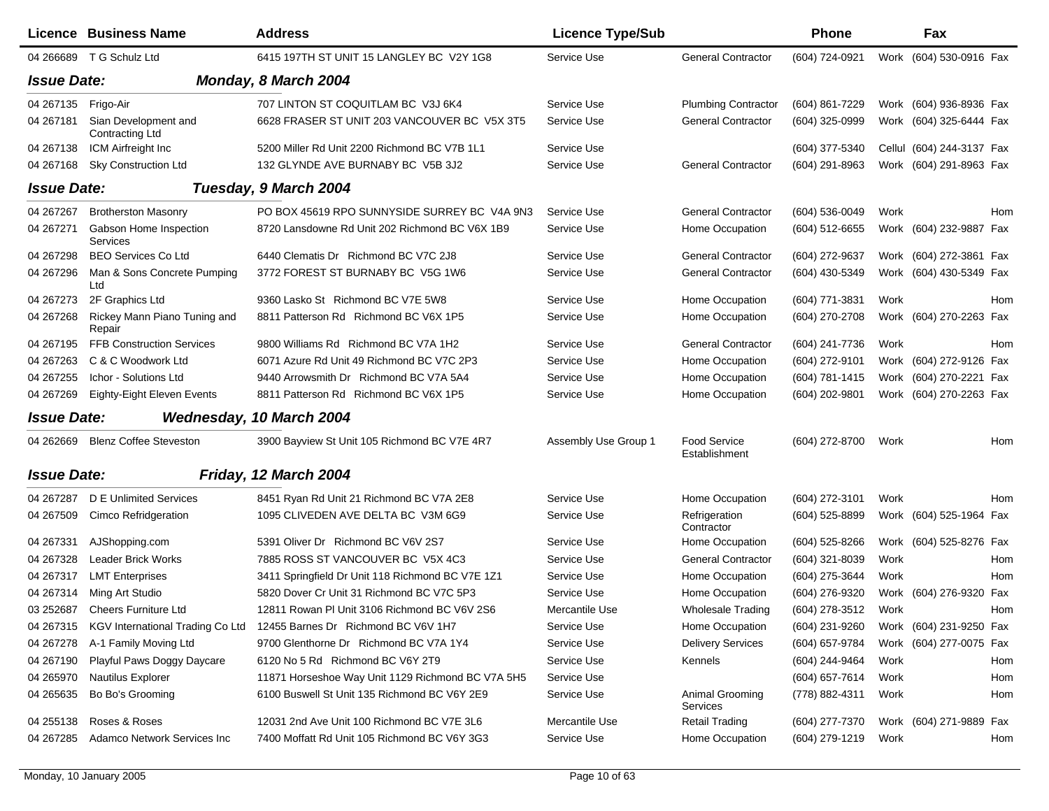| Licence | Business Name | Address | Licence Type/Sub | | Phone | | Fax | |
|---|---|---|---|---|---|---|---|---|
| 04 266689 | T G Schulz Ltd | 6415 197TH ST UNIT 15 LANGLEY BC V2Y 1G8 | Service Use | General Contractor | (604) 724-0921 | Work | (604) 530-0916 | Fax |

**Issue Date:** ***Monday, 8 March 2004***

| Licence | Business Name | Address | Licence Type/Sub | | Phone | | Fax | |
|---|---|---|---|---|---|---|---|---|
| 04 267135 | Frigo-Air | 707 LINTON ST COQUITLAM BC V3J 6K4 | Service Use | Plumbing Contractor | (604) 861-7229 | Work | (604) 936-8936 | Fax |
| 04 267181 | Sian Development and Contracting Ltd | 6628 FRASER ST UNIT 203 VANCOUVER BC V5X 3T5 | Service Use | General Contractor | (604) 325-0999 | Work | (604) 325-6444 | Fax |
| 04 267138 | ICM Airfreight Inc | 5200 Miller Rd Unit 2200 Richmond BC V7B 1L1 | Service Use | | (604) 377-5340 | Cellul | (604) 244-3137 | Fax |
| 04 267168 | Sky Construction Ltd | 132 GLYNDE AVE BURNABY BC V5B 3J2 | Service Use | General Contractor | (604) 291-8963 | Work | (604) 291-8963 | Fax |

**Issue Date:** ***Tuesday, 9 March 2004***

| Licence | Business Name | Address | Licence Type/Sub | | Phone | | Fax | |
|---|---|---|---|---|---|---|---|---|
| 04 267267 | Brotherston Masonry | PO BOX 45619 RPO SUNNYSIDE SURREY BC V4A 9N3 | Service Use | General Contractor | (604) 536-0049 | Work | | Hom |
| 04 267271 | Gabson Home Inspection Services | 8720 Lansdowne Rd Unit 202 Richmond BC V6X 1B9 | Service Use | Home Occupation | (604) 512-6655 | Work | (604) 232-9887 | Fax |
| 04 267298 | BEO Services Co Ltd | 6440 Clematis Dr Richmond BC V7C 2J8 | Service Use | General Contractor | (604) 272-9637 | Work | (604) 272-3861 | Fax |
| 04 267296 | Man & Sons Concrete Pumping Ltd | 3772 FOREST ST BURNABY BC V5G 1W6 | Service Use | General Contractor | (604) 430-5349 | Work | (604) 430-5349 | Fax |
| 04 267273 | 2F Graphics Ltd | 9360 Lasko St Richmond BC V7E 5W8 | Service Use | Home Occupation | (604) 771-3831 | Work | | Hom |
| 04 267268 | Rickey Mann Piano Tuning and Repair | 8811 Patterson Rd Richmond BC V6X 1P5 | Service Use | Home Occupation | (604) 270-2708 | Work | (604) 270-2263 | Fax |
| 04 267195 | FFB Construction Services | 9800 Williams Rd Richmond BC V7A 1H2 | Service Use | General Contractor | (604) 241-7736 | Work | | Hom |
| 04 267263 | C & C Woodwork Ltd | 6071 Azure Rd Unit 49 Richmond BC V7C 2P3 | Service Use | Home Occupation | (604) 272-9101 | Work | (604) 272-9126 | Fax |
| 04 267255 | Ichor - Solutions Ltd | 9440 Arrowsmith Dr Richmond BC V7A 5A4 | Service Use | Home Occupation | (604) 781-1415 | Work | (604) 270-2221 | Fax |
| 04 267269 | Eighty-Eight Eleven Events | 8811 Patterson Rd Richmond BC V6X 1P5 | Service Use | Home Occupation | (604) 202-9801 | Work | (604) 270-2263 | Fax |

**Issue Date:** ***Wednesday, 10 March 2004***

| Licence | Business Name | Address | Licence Type/Sub | | Phone | | Fax | |
|---|---|---|---|---|---|---|---|---|
| 04 262669 | Blenz Coffee Steveston | 3900 Bayview St Unit 105 Richmond BC V7E 4R7 | Assembly Use Group 1 | Food Service Establishment | (604) 272-8700 | Work | | Hom |

**Issue Date:** ***Friday, 12 March 2004***

| Licence | Business Name | Address | Licence Type/Sub | | Phone | | Fax | |
|---|---|---|---|---|---|---|---|---|
| 04 267287 | D E Unlimited Services | 8451 Ryan Rd Unit 21 Richmond BC V7A 2E8 | Service Use | Home Occupation | (604) 272-3101 | Work | | Hom |
| 04 267509 | Cimco Refridgeration | 1095 CLIVEDEN AVE DELTA BC V3M 6G9 | Service Use | Refrigeration Contractor | (604) 525-8899 | Work | (604) 525-1964 | Fax |
| 04 267331 | AJShopping.com | 5391 Oliver Dr Richmond BC V6V 2S7 | Service Use | Home Occupation | (604) 525-8266 | Work | (604) 525-8276 | Fax |
| 04 267328 | Leader Brick Works | 7885 ROSS ST VANCOUVER BC V5X 4C3 | Service Use | General Contractor | (604) 321-8039 | Work | | Hom |
| 04 267317 | LMT Enterprises | 3411 Springfield Dr Unit 118 Richmond BC V7E 1Z1 | Service Use | Home Occupation | (604) 275-3644 | Work | | Hom |
| 04 267314 | Ming Art Studio | 5820 Dover Cr Unit 31 Richmond BC V7C 5P3 | Service Use | Home Occupation | (604) 276-9320 | Work | (604) 276-9320 | Fax |
| 03 252687 | Cheers Furniture Ltd | 12811 Rowan Pl Unit 3106 Richmond BC V6V 2S6 | Mercantile Use | Wholesale Trading | (604) 278-3512 | Work | | Hom |
| 04 267315 | KGV International Trading Co Ltd | 12455 Barnes Dr Richmond BC V6V 1H7 | Service Use | Home Occupation | (604) 231-9260 | Work | (604) 231-9250 | Fax |
| 04 267278 | A-1 Family Moving Ltd | 9700 Glenthorne Dr Richmond BC V7A 1Y4 | Service Use | Delivery Services | (604) 657-9784 | Work | (604) 277-0075 | Fax |
| 04 267190 | Playful Paws Doggy Daycare | 6120 No 5 Rd Richmond BC V6Y 2T9 | Service Use | Kennels | (604) 244-9464 | Work | | Hom |
| 04 265970 | Nautilus Explorer | 11871 Horseshoe Way Unit 1129 Richmond BC V7A 5H5 | Service Use | | (604) 657-7614 | Work | | Hom |
| 04 265635 | Bo Bo's Grooming | 6100 Buswell St Unit 135 Richmond BC V6Y 2E9 | Service Use | Animal Grooming Services | (778) 882-4311 | Work | | Hom |
| 04 255138 | Roses & Roses | 12031 2nd Ave Unit 100 Richmond BC V7E 3L6 | Mercantile Use | Retail Trading | (604) 277-7370 | Work | (604) 271-9889 | Fax |
| 04 267285 | Adamco Network Services Inc | 7400 Moffatt Rd Unit 105 Richmond BC V6Y 3G3 | Service Use | Home Occupation | (604) 279-1219 | Work | | Hom |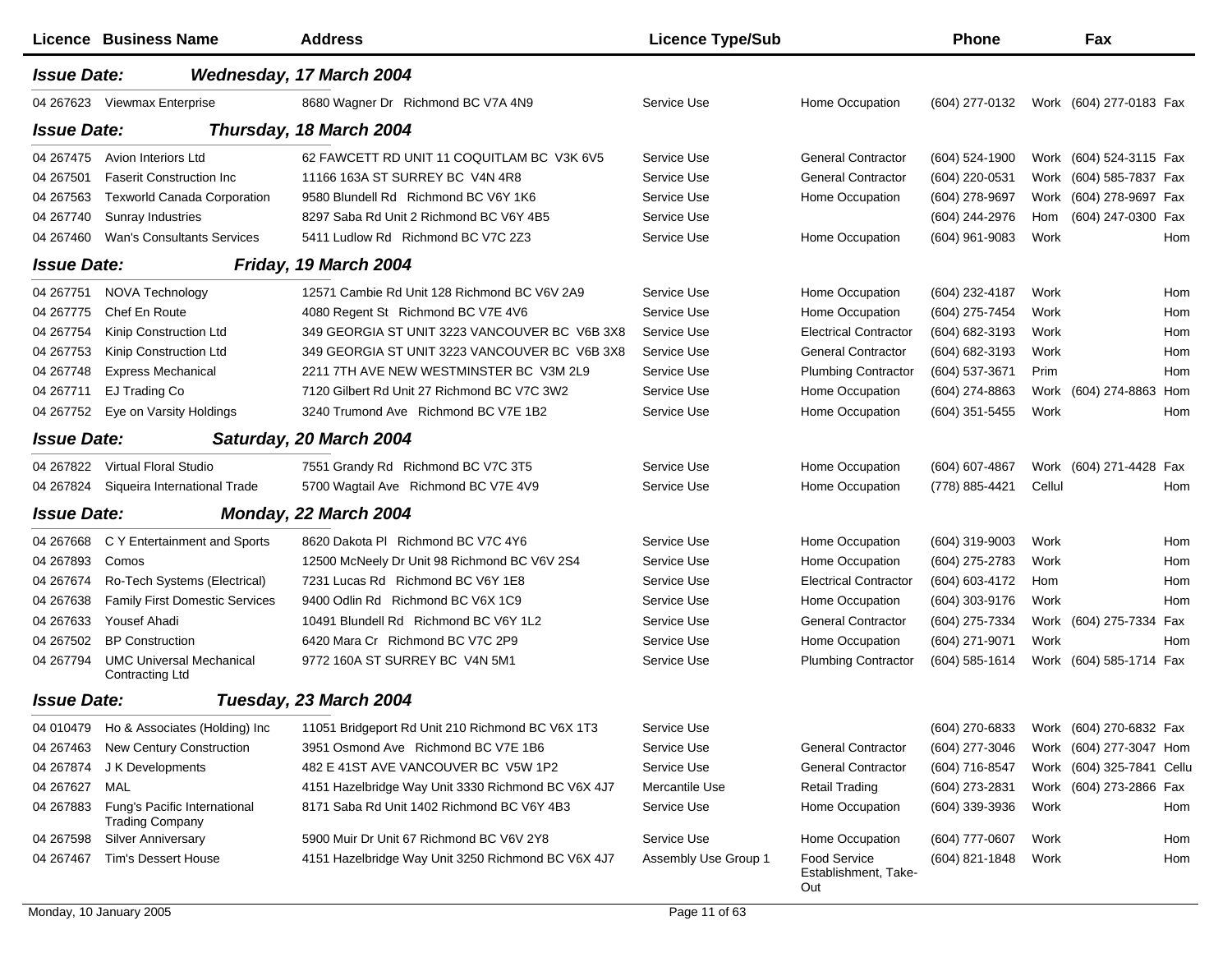| Licence | Business Name | Address | Licence Type/Sub | | Phone | | Fax | |
|---|---|---|---|---|---|---|---|---|
| ***Issue Date:*** | ***Wednesday, 17 March 2004*** | | | | | | | |
| 04 267623 | Viewmax Enterprise | 8680 Wagner Dr Richmond BC V7A 4N9 | Service Use | Home Occupation | (604) 277-0132 | Work | (604) 277-0183 | Fax |
| ***Issue Date:*** | ***Thursday, 18 March 2004*** | | | | | | | |
| 04 267475 | Avion Interiors Ltd | 62 FAWCETT RD UNIT 11 COQUITLAM BC V3K 6V5 | Service Use | General Contractor | (604) 524-1900 | Work | (604) 524-3115 | Fax |
| 04 267501 | Faserit Construction Inc | 11166 163A ST SURREY BC V4N 4R8 | Service Use | General Contractor | (604) 220-0531 | Work | (604) 585-7837 | Fax |
| 04 267563 | Texworld Canada Corporation | 9580 Blundell Rd Richmond BC V6Y 1K6 | Service Use | Home Occupation | (604) 278-9697 | Work | (604) 278-9697 | Fax |
| 04 267740 | Sunray Industries | 8297 Saba Rd Unit 2 Richmond BC V6Y 4B5 | Service Use | | (604) 244-2976 | Hom | (604) 247-0300 | Fax |
| 04 267460 | Wan's Consultants Services | 5411 Ludlow Rd Richmond BC V7C 2Z3 | Service Use | Home Occupation | (604) 961-9083 | Work | | Hom |
| ***Issue Date:*** | ***Friday, 19 March 2004*** | | | | | | | |
| 04 267751 | NOVA Technology | 12571 Cambie Rd Unit 128 Richmond BC V6V 2A9 | Service Use | Home Occupation | (604) 232-4187 | Work | | Hom |
| 04 267775 | Chef En Route | 4080 Regent St Richmond BC V7E 4V6 | Service Use | Home Occupation | (604) 275-7454 | Work | | Hom |
| 04 267754 | Kinip Construction Ltd | 349 GEORGIA ST UNIT 3223 VANCOUVER BC V6B 3X8 | Service Use | Electrical Contractor | (604) 682-3193 | Work | | Hom |
| 04 267753 | Kinip Construction Ltd | 349 GEORGIA ST UNIT 3223 VANCOUVER BC V6B 3X8 | Service Use | General Contractor | (604) 682-3193 | Work | | Hom |
| 04 267748 | Express Mechanical | 2211 7TH AVE NEW WESTMINSTER BC V3M 2L9 | Service Use | Plumbing Contractor | (604) 537-3671 | Prim | | Hom |
| 04 267711 | EJ Trading Co | 7120 Gilbert Rd Unit 27 Richmond BC V7C 3W2 | Service Use | Home Occupation | (604) 274-8863 | Work | (604) 274-8863 | Hom |
| 04 267752 | Eye on Varsity Holdings | 3240 Trumond Ave Richmond BC V7E 1B2 | Service Use | Home Occupation | (604) 351-5455 | Work | | Hom |
| ***Issue Date:*** | ***Saturday, 20 March 2004*** | | | | | | | |
| 04 267822 | Virtual Floral Studio | 7551 Grandy Rd Richmond BC V7C 3T5 | Service Use | Home Occupation | (604) 607-4867 | Work | (604) 271-4428 | Fax |
| 04 267824 | Siqueira International Trade | 5700 Wagtail Ave Richmond BC V7E 4V9 | Service Use | Home Occupation | (778) 885-4421 | Cellul | | Hom |
| ***Issue Date:*** | ***Monday, 22 March 2004*** | | | | | | | |
| 04 267668 | C Y Entertainment and Sports | 8620 Dakota Pl Richmond BC V7C 4Y6 | Service Use | Home Occupation | (604) 319-9003 | Work | | Hom |
| 04 267893 | Comos | 12500 McNeely Dr Unit 98 Richmond BC V6V 2S4 | Service Use | Home Occupation | (604) 275-2783 | Work | | Hom |
| 04 267674 | Ro-Tech Systems (Electrical) | 7231 Lucas Rd Richmond BC V6Y 1E8 | Service Use | Electrical Contractor | (604) 603-4172 | Hom | | Hom |
| 04 267638 | Family First Domestic Services | 9400 Odlin Rd Richmond BC V6X 1C9 | Service Use | Home Occupation | (604) 303-9176 | Work | | Hom |
| 04 267633 | Yousef Ahadi | 10491 Blundell Rd Richmond BC V6Y 1L2 | Service Use | General Contractor | (604) 275-7334 | Work | (604) 275-7334 | Fax |
| 04 267502 | BP Construction | 6420 Mara Cr Richmond BC V7C 2P9 | Service Use | Home Occupation | (604) 271-9071 | Work | | Hom |
| 04 267794 | UMC Universal Mechanical Contracting Ltd | 9772 160A ST SURREY BC V4N 5M1 | Service Use | Plumbing Contractor | (604) 585-1614 | Work | (604) 585-1714 | Fax |
| ***Issue Date:*** | ***Tuesday, 23 March 2004*** | | | | | | | |
| 04 010479 | Ho & Associates (Holding) Inc | 11051 Bridgeport Rd Unit 210 Richmond BC V6X 1T3 | Service Use | | (604) 270-6833 | Work | (604) 270-6832 | Fax |
| 04 267463 | New Century Construction | 3951 Osmond Ave Richmond BC V7E 1B6 | Service Use | General Contractor | (604) 277-3046 | Work | (604) 277-3047 | Hom |
| 04 267874 | J K Developments | 482 E 41ST AVE VANCOUVER BC V5W 1P2 | Service Use | General Contractor | (604) 716-8547 | Work | (604) 325-7841 | Cellu |
| 04 267627 | MAL | 4151 Hazelbridge Way Unit 3330 Richmond BC V6X 4J7 | Mercantile Use | Retail Trading | (604) 273-2831 | Work | (604) 273-2866 | Fax |
| 04 267883 | Fung's Pacific International Trading Company | 8171 Saba Rd Unit 1402 Richmond BC V6Y 4B3 | Service Use | Home Occupation | (604) 339-3936 | Work | | Hom |
| 04 267598 | Silver Anniversary | 5900 Muir Dr Unit 67 Richmond BC V6V 2Y8 | Service Use | Home Occupation | (604) 777-0607 | Work | | Hom |
| 04 267467 | Tim's Dessert House | 4151 Hazelbridge Way Unit 3250 Richmond BC V6X 4J7 | Assembly Use Group 1 | Food Service Establishment, Take-Out | (604) 821-1848 | Work | | Hom |

Monday, 10 January 2005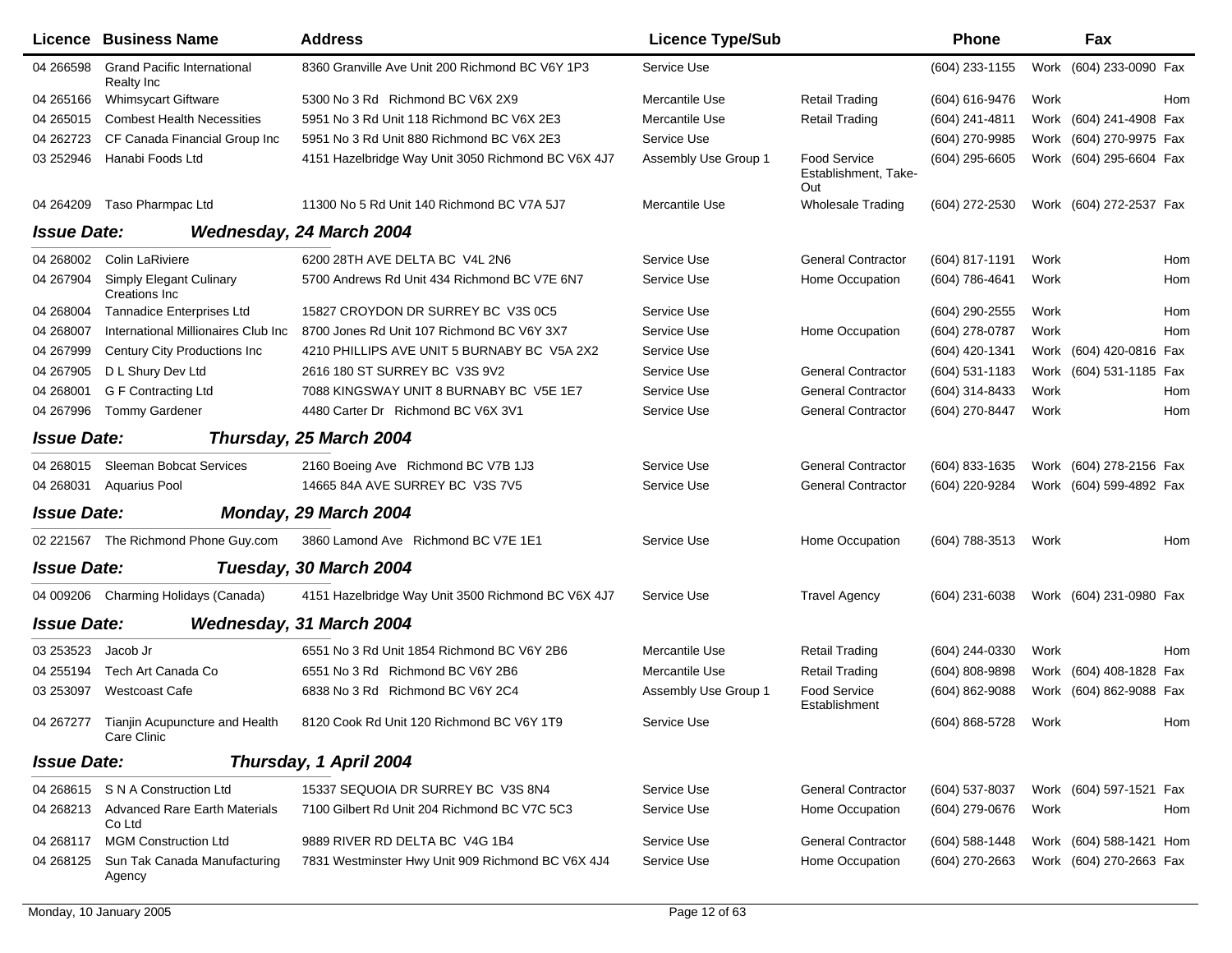| Licence | Business Name | Address | Licence Type/Sub | | Phone | | Fax | |
|---|---|---|---|---|---|---|---|---|
| 04 266598 | Grand Pacific International Realty Inc | 8360 Granville Ave Unit 200 Richmond BC V6Y 1P3 | Service Use | | (604) 233-1155 | Work | (604) 233-0090 | Fax |
| 04 265166 | Whimsycart Giftware | 5300 No 3 Rd Richmond BC V6X 2X9 | Mercantile Use | Retail Trading | (604) 616-9476 | Work | | Hom |
| 04 265015 | Combest Health Necessities | 5951 No 3 Rd Unit 118 Richmond BC V6X 2E3 | Mercantile Use | Retail Trading | (604) 241-4811 | Work | (604) 241-4908 | Fax |
| 04 262723 | CF Canada Financial Group Inc | 5951 No 3 Rd Unit 880 Richmond BC V6X 2E3 | Service Use | | (604) 270-9985 | Work | (604) 270-9975 | Fax |
| 03 252946 | Hanabi Foods Ltd | 4151 Hazelbridge Way Unit 3050 Richmond BC V6X 4J7 | Assembly Use Group 1 | Food Service Establishment, Take-Out | (604) 295-6605 | Work | (604) 295-6604 | Fax |
| 04 264209 | Taso Pharmpac Ltd | 11300 No 5 Rd Unit 140 Richmond BC V7A 5J7 | Mercantile Use | Wholesale Trading | (604) 272-2530 | Work | (604) 272-2537 | Fax |
| ***Issue Date:*** | ***Wednesday, 24 March 2004*** | | | | | | | |
| 04 268002 | Colin LaRiviere | 6200 28TH AVE DELTA BC V4L 2N6 | Service Use | General Contractor | (604) 817-1191 | Work | | Hom |
| 04 267904 | Simply Elegant Culinary Creations Inc | 5700 Andrews Rd Unit 434 Richmond BC V7E 6N7 | Service Use | Home Occupation | (604) 786-4641 | Work | | Hom |
| 04 268004 | Tannadice Enterprises Ltd | 15827 CROYDON DR SURREY BC V3S 0C5 | Service Use | | (604) 290-2555 | Work | | Hom |
| 04 268007 | International Millionaires Club Inc | 8700 Jones Rd Unit 107 Richmond BC V6Y 3X7 | Service Use | Home Occupation | (604) 278-0787 | Work | | Hom |
| 04 267999 | Century City Productions Inc | 4210 PHILLIPS AVE UNIT 5 BURNABY BC V5A 2X2 | Service Use | | (604) 420-1341 | Work | (604) 420-0816 | Fax |
| 04 267905 | D L Shury Dev Ltd | 2616 180 ST SURREY BC V3S 9V2 | Service Use | General Contractor | (604) 531-1183 | Work | (604) 531-1185 | Fax |
| 04 268001 | G F Contracting Ltd | 7088 KINGSWAY UNIT 8 BURNABY BC V5E 1E7 | Service Use | General Contractor | (604) 314-8433 | Work | | Hom |
| 04 267996 | Tommy Gardener | 4480 Carter Dr Richmond BC V6X 3V1 | Service Use | General Contractor | (604) 270-8447 | Work | | Hom |
| ***Issue Date:*** | ***Thursday, 25 March 2004*** | | | | | | | |
| 04 268015 | Sleeman Bobcat Services | 2160 Boeing Ave Richmond BC V7B 1J3 | Service Use | General Contractor | (604) 833-1635 | Work | (604) 278-2156 | Fax |
| 04 268031 | Aquarius Pool | 14665 84A AVE SURREY BC V3S 7V5 | Service Use | General Contractor | (604) 220-9284 | Work | (604) 599-4892 | Fax |
| ***Issue Date:*** | ***Monday, 29 March 2004*** | | | | | | | |
| 02 221567 | The Richmond Phone Guy.com | 3860 Lamond Ave Richmond BC V7E 1E1 | Service Use | Home Occupation | (604) 788-3513 | Work | | Hom |
| ***Issue Date:*** | ***Tuesday, 30 March 2004*** | | | | | | | |
| 04 009206 | Charming Holidays (Canada) | 4151 Hazelbridge Way Unit 3500 Richmond BC V6X 4J7 | Service Use | Travel Agency | (604) 231-6038 | Work | (604) 231-0980 | Fax |
| ***Issue Date:*** | ***Wednesday, 31 March 2004*** | | | | | | | |
| 03 253523 | Jacob Jr | 6551 No 3 Rd Unit 1854 Richmond BC V6Y 2B6 | Mercantile Use | Retail Trading | (604) 244-0330 | Work | | Hom |
| 04 255194 | Tech Art Canada Co | 6551 No 3 Rd Richmond BC V6Y 2B6 | Mercantile Use | Retail Trading | (604) 808-9898 | Work | (604) 408-1828 | Fax |
| 03 253097 | Westcoast Cafe | 6838 No 3 Rd Richmond BC V6Y 2C4 | Assembly Use Group 1 | Food Service Establishment | (604) 862-9088 | Work | (604) 862-9088 | Fax |
| 04 267277 | Tianjin Acupuncture and Health Care Clinic | 8120 Cook Rd Unit 120 Richmond BC V6Y 1T9 | Service Use | | (604) 868-5728 | Work | | Hom |
| ***Issue Date:*** | ***Thursday, 1 April 2004*** | | | | | | | |
| 04 268615 | S N A Construction Ltd | 15337 SEQUOIA DR SURREY BC V3S 8N4 | Service Use | General Contractor | (604) 537-8037 | Work | (604) 597-1521 | Fax |
| 04 268213 | Advanced Rare Earth Materials Co Ltd | 7100 Gilbert Rd Unit 204 Richmond BC V7C 5C3 | Service Use | Home Occupation | (604) 279-0676 | Work | | Hom |
| 04 268117 | MGM Construction Ltd | 9889 RIVER RD DELTA BC V4G 1B4 | Service Use | General Contractor | (604) 588-1448 | Work | (604) 588-1421 | Hom |
| 04 268125 | Sun Tak Canada Manufacturing Agency | 7831 Westminster Hwy Unit 909 Richmond BC V6X 4J4 | Service Use | Home Occupation | (604) 270-2663 | Work | (604) 270-2663 | Fax |

Monday, 10 January 2005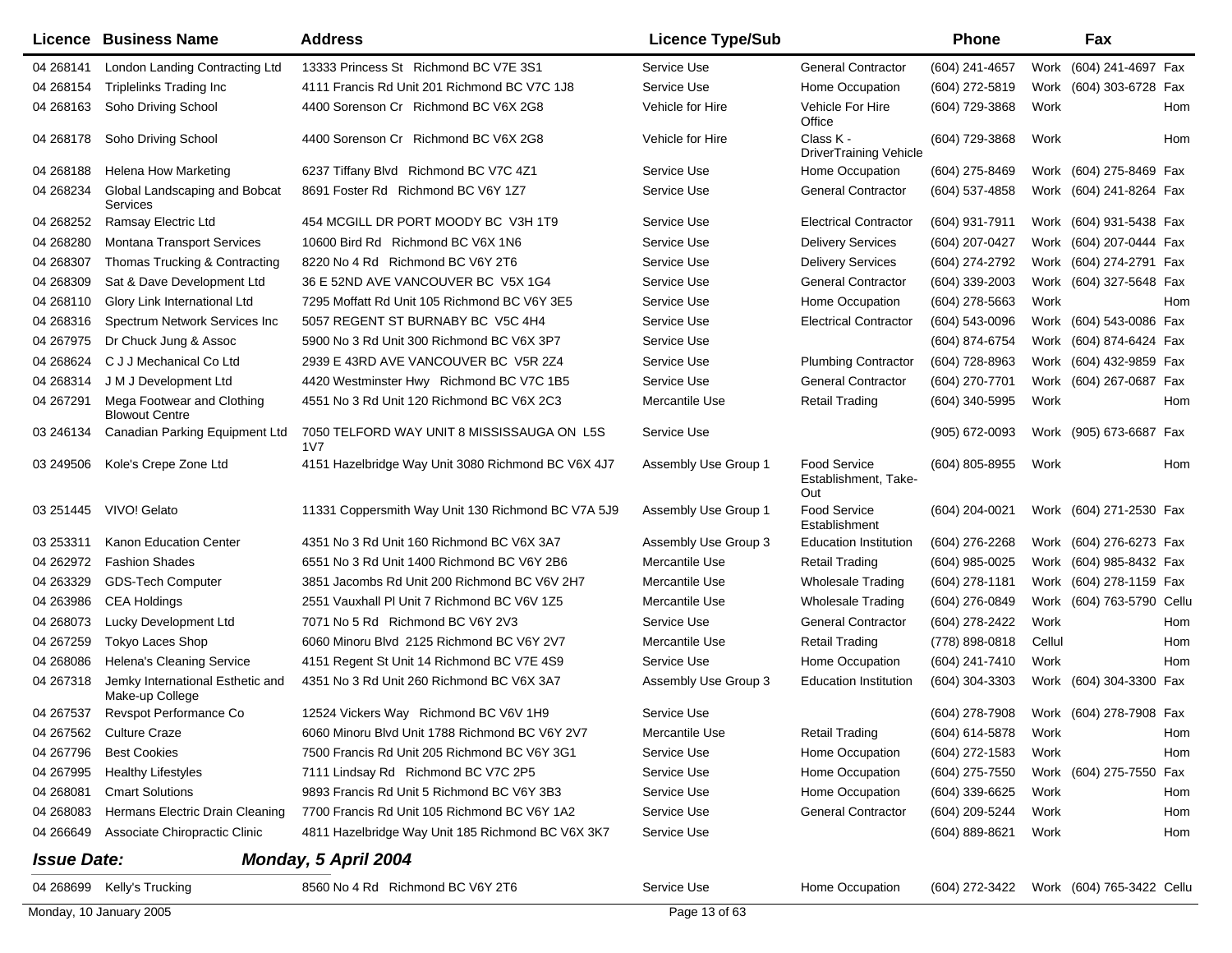| Licence | Business Name | Address | Licence Type/Sub | | Phone | | Fax | |
|---|---|---|---|---|---|---|---|---|
| 04 268141 | London Landing Contracting Ltd | 13333 Princess St Richmond BC V7E 3S1 | Service Use | General Contractor | (604) 241-4657 | Work | (604) 241-4697 | Fax |
| 04 268154 | Triplelinks Trading Inc | 4111 Francis Rd Unit 201 Richmond BC V7C 1J8 | Service Use | Home Occupation | (604) 272-5819 | Work | (604) 303-6728 | Fax |
| 04 268163 | Soho Driving School | 4400 Sorenson Cr Richmond BC V6X 2G8 | Vehicle for Hire | Vehicle For Hire Office | (604) 729-3868 | Work | | Hom |
| 04 268178 | Soho Driving School | 4400 Sorenson Cr Richmond BC V6X 2G8 | Vehicle for Hire | Class K - DriverTraining Vehicle | (604) 729-3868 | Work | | Hom |
| 04 268188 | Helena How Marketing | 6237 Tiffany Blvd Richmond BC V7C 4Z1 | Service Use | Home Occupation | (604) 275-8469 | Work | (604) 275-8469 | Fax |
| 04 268234 | Global Landscaping and Bobcat Services | 8691 Foster Rd Richmond BC V6Y 1Z7 | Service Use | General Contractor | (604) 537-4858 | Work | (604) 241-8264 | Fax |
| 04 268252 | Ramsay Electric Ltd | 454 MCGILL DR PORT MOODY BC V3H 1T9 | Service Use | Electrical Contractor | (604) 931-7911 | Work | (604) 931-5438 | Fax |
| 04 268280 | Montana Transport Services | 10600 Bird Rd Richmond BC V6X 1N6 | Service Use | Delivery Services | (604) 207-0427 | Work | (604) 207-0444 | Fax |
| 04 268307 | Thomas Trucking & Contracting | 8220 No 4 Rd Richmond BC V6Y 2T6 | Service Use | Delivery Services | (604) 274-2792 | Work | (604) 274-2791 | Fax |
| 04 268309 | Sat & Dave Development Ltd | 36 E 52ND AVE VANCOUVER BC V5X 1G4 | Service Use | General Contractor | (604) 339-2003 | Work | (604) 327-5648 | Fax |
| 04 268110 | Glory Link International Ltd | 7295 Moffatt Rd Unit 105 Richmond BC V6Y 3E5 | Service Use | Home Occupation | (604) 278-5663 | Work | | Hom |
| 04 268316 | Spectrum Network Services Inc | 5057 REGENT ST BURNABY BC V5C 4H4 | Service Use | Electrical Contractor | (604) 543-0096 | Work | (604) 543-0086 | Fax |
| 04 267975 | Dr Chuck Jung & Assoc | 5900 No 3 Rd Unit 300 Richmond BC V6X 3P7 | Service Use | | (604) 874-6754 | Work | (604) 874-6424 | Fax |
| 04 268624 | C J J Mechanical Co Ltd | 2939 E 43RD AVE VANCOUVER BC V5R 2Z4 | Service Use | Plumbing Contractor | (604) 728-8963 | Work | (604) 432-9859 | Fax |
| 04 268314 | J M J Development Ltd | 4420 Westminster Hwy Richmond BC V7C 1B5 | Service Use | General Contractor | (604) 270-7701 | Work | (604) 267-0687 | Fax |
| 04 267291 | Mega Footwear and Clothing Blowout Centre | 4551 No 3 Rd Unit 120 Richmond BC V6X 2C3 | Mercantile Use | Retail Trading | (604) 340-5995 | Work | | Hom |
| 03 246134 | Canadian Parking Equipment Ltd | 7050 TELFORD WAY UNIT 8 MISSISSAUGA ON L5S 1V7 | Service Use | | (905) 672-0093 | Work | (905) 673-6687 | Fax |
| 03 249506 | Kole's Crepe Zone Ltd | 4151 Hazelbridge Way Unit 3080 Richmond BC V6X 4J7 | Assembly Use Group 1 | Food Service Establishment, Take-Out | (604) 805-8955 | Work | | Hom |
| 03 251445 | VIVO! Gelato | 11331 Coppersmith Way Unit 130 Richmond BC V7A 5J9 | Assembly Use Group 1 | Food Service Establishment | (604) 204-0021 | Work | (604) 271-2530 | Fax |
| 03 253311 | Kanon Education Center | 4351 No 3 Rd Unit 160 Richmond BC V6X 3A7 | Assembly Use Group 3 | Education Institution | (604) 276-2268 | Work | (604) 276-6273 | Fax |
| 04 262972 | Fashion Shades | 6551 No 3 Rd Unit 1400 Richmond BC V6Y 2B6 | Mercantile Use | Retail Trading | (604) 985-0025 | Work | (604) 985-8432 | Fax |
| 04 263329 | GDS-Tech Computer | 3851 Jacombs Rd Unit 200 Richmond BC V6V 2H7 | Mercantile Use | Wholesale Trading | (604) 278-1181 | Work | (604) 278-1159 | Fax |
| 04 263986 | CEA Holdings | 2551 Vauxhall Pl Unit 7 Richmond BC V6V 1Z5 | Mercantile Use | Wholesale Trading | (604) 276-0849 | Work | (604) 763-5790 | Cellu |
| 04 268073 | Lucky Development Ltd | 7071 No 5 Rd Richmond BC V6Y 2V3 | Service Use | General Contractor | (604) 278-2422 | Work | | Hom |
| 04 267259 | Tokyo Laces Shop | 6060 Minoru Blvd 2125 Richmond BC V6Y 2V7 | Mercantile Use | Retail Trading | (778) 898-0818 | Cellul | | Hom |
| 04 268086 | Helena's Cleaning Service | 4151 Regent St Unit 14 Richmond BC V7E 4S9 | Service Use | Home Occupation | (604) 241-7410 | Work | | Hom |
| 04 267318 | Jemky International Esthetic and Make-up College | 4351 No 3 Rd Unit 260 Richmond BC V6X 3A7 | Assembly Use Group 3 | Education Institution | (604) 304-3303 | Work | (604) 304-3300 | Fax |
| 04 267537 | Revspot Performance Co | 12524 Vickers Way Richmond BC V6V 1H9 | Service Use | | (604) 278-7908 | Work | (604) 278-7908 | Fax |
| 04 267562 | Culture Craze | 6060 Minoru Blvd Unit 1788 Richmond BC V6Y 2V7 | Mercantile Use | Retail Trading | (604) 614-5878 | Work | | Hom |
| 04 267796 | Best Cookies | 7500 Francis Rd Unit 205 Richmond BC V6Y 3G1 | Service Use | Home Occupation | (604) 272-1583 | Work | | Hom |
| 04 267995 | Healthy Lifestyles | 7111 Lindsay Rd Richmond BC V7C 2P5 | Service Use | Home Occupation | (604) 275-7550 | Work | (604) 275-7550 | Fax |
| 04 268081 | Cmart Solutions | 9893 Francis Rd Unit 5 Richmond BC V6Y 3B3 | Service Use | Home Occupation | (604) 339-6625 | Work | | Hom |
| 04 268083 | Hermans Electric Drain Cleaning | 7700 Francis Rd Unit 105 Richmond BC V6Y 1A2 | Service Use | General Contractor | (604) 209-5244 | Work | | Hom |
| 04 266649 | Associate Chiropractic Clinic | 4811 Hazelbridge Way Unit 185 Richmond BC V6X 3K7 | Service Use | | (604) 889-8621 | Work | | Hom |

***Issue Date: Monday, 5 April 2004***

| Licence | Business Name | Address | Licence Type/Sub | | Phone | | Fax | |
|---|---|---|---|---|---|---|---|---|
| 04 268699 | Kelly's Trucking | 8560 No 4 Rd Richmond BC V6Y 2T6 | Service Use | Home Occupation | (604) 272-3422 | Work | (604) 765-3422 | Cellu |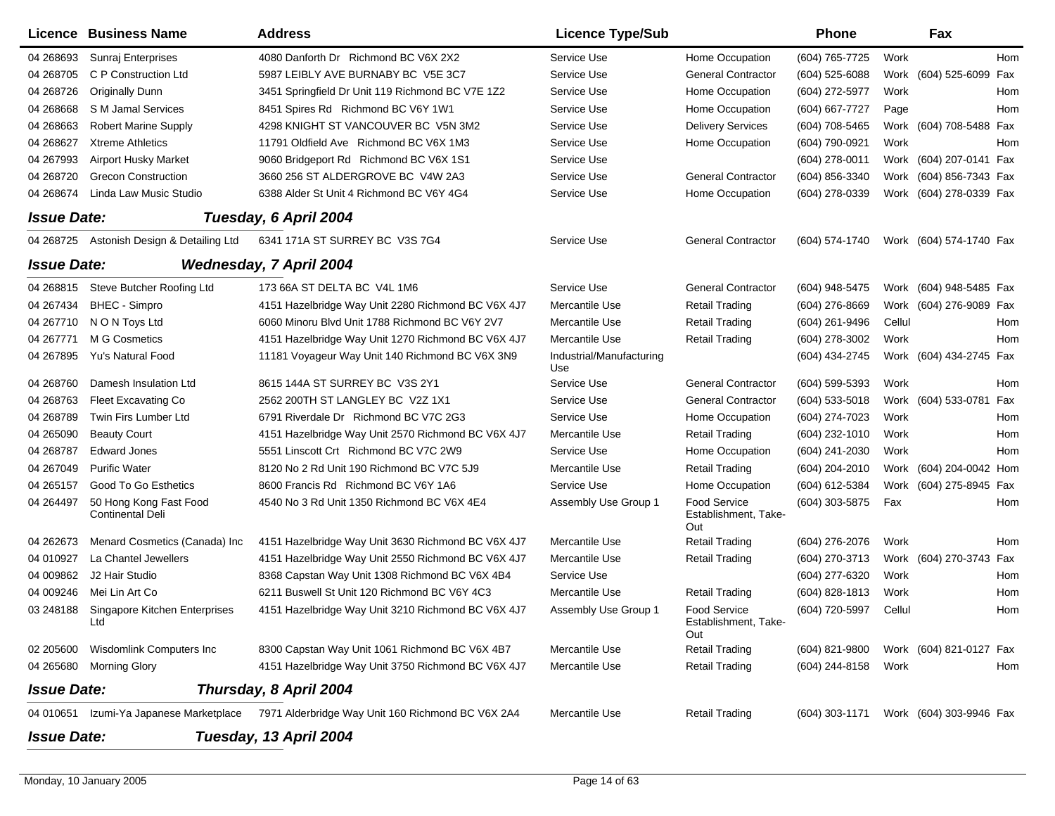| Licence | Business Name | Address | Licence Type/Sub | | Phone | | Fax | |
|---|---|---|---|---|---|---|---|---|
| 04 268693 | Sunraj Enterprises | 4080 Danforth Dr Richmond BC V6X 2X2 | Service Use | Home Occupation | (604) 765-7725 | Work | | Hom |
| 04 268705 | C P Construction Ltd | 5987 LEIBLY AVE BURNABY BC V5E 3C7 | Service Use | General Contractor | (604) 525-6088 | Work | (604) 525-6099 | Fax |
| 04 268726 | Originally Dunn | 3451 Springfield Dr Unit 119 Richmond BC V7E 1Z2 | Service Use | Home Occupation | (604) 272-5977 | Work | | Hom |
| 04 268668 | S M Jamal Services | 8451 Spires Rd Richmond BC V6Y 1W1 | Service Use | Home Occupation | (604) 667-7727 | Page | | Hom |
| 04 268663 | Robert Marine Supply | 4298 KNIGHT ST VANCOUVER BC V5N 3M2 | Service Use | Delivery Services | (604) 708-5465 | Work | (604) 708-5488 | Fax |
| 04 268627 | Xtreme Athletics | 11791 Oldfield Ave Richmond BC V6X 1M3 | Service Use | Home Occupation | (604) 790-0921 | Work | | Hom |
| 04 267993 | Airport Husky Market | 9060 Bridgeport Rd Richmond BC V6X 1S1 | Service Use | | (604) 278-0011 | Work | (604) 207-0141 | Fax |
| 04 268720 | Grecon Construction | 3660 256 ST ALDERGROVE BC V4W 2A3 | Service Use | General Contractor | (604) 856-3340 | Work | (604) 856-7343 | Fax |
| 04 268674 | Linda Law Music Studio | 6388 Alder St Unit 4 Richmond BC V6Y 4G4 | Service Use | Home Occupation | (604) 278-0339 | Work | (604) 278-0339 | Fax |
| ***Issue Date:*** | ***Tuesday, 6 April 2004*** | | | | | | | |
| 04 268725 | Astonish Design & Detailing Ltd | 6341 171A ST SURREY BC V3S 7G4 | Service Use | General Contractor | (604) 574-1740 | Work | (604) 574-1740 | Fax |
| ***Issue Date:*** | ***Wednesday, 7 April 2004*** | | | | | | | |
| 04 268815 | Steve Butcher Roofing Ltd | 173 66A ST DELTA BC V4L 1M6 | Service Use | General Contractor | (604) 948-5475 | Work | (604) 948-5485 | Fax |
| 04 267434 | BHEC - Simpro | 4151 Hazelbridge Way Unit 2280 Richmond BC V6X 4J7 | Mercantile Use | Retail Trading | (604) 276-8669 | Work | (604) 276-9089 | Fax |
| 04 267710 | N O N Toys Ltd | 6060 Minoru Blvd Unit 1788 Richmond BC V6Y 2V7 | Mercantile Use | Retail Trading | (604) 261-9496 | Cellul | | Hom |
| 04 267771 | M G Cosmetics | 4151 Hazelbridge Way Unit 1270 Richmond BC V6X 4J7 | Mercantile Use | Retail Trading | (604) 278-3002 | Work | | Hom |
| 04 267895 | Yu's Natural Food | 11181 Voyageur Way Unit 140 Richmond BC V6X 3N9 | Industrial/Manufacturing Use | | (604) 434-2745 | Work | (604) 434-2745 | Fax |
| 04 268760 | Damesh Insulation Ltd | 8615 144A ST SURREY BC V3S 2Y1 | Service Use | General Contractor | (604) 599-5393 | Work | | Hom |
| 04 268763 | Fleet Excavating Co | 2562 200TH ST LANGLEY BC V2Z 1X1 | Service Use | General Contractor | (604) 533-5018 | Work | (604) 533-0781 | Fax |
| 04 268789 | Twin Firs Lumber Ltd | 6791 Riverdale Dr Richmond BC V7C 2G3 | Service Use | Home Occupation | (604) 274-7023 | Work | | Hom |
| 04 265090 | Beauty Court | 4151 Hazelbridge Way Unit 2570 Richmond BC V6X 4J7 | Mercantile Use | Retail Trading | (604) 232-1010 | Work | | Hom |
| 04 268787 | Edward Jones | 5551 Linscott Crt Richmond BC V7C 2W9 | Service Use | Home Occupation | (604) 241-2030 | Work | | Hom |
| 04 267049 | Purific Water | 8120 No 2 Rd Unit 190 Richmond BC V7C 5J9 | Mercantile Use | Retail Trading | (604) 204-2010 | Work | (604) 204-0042 | Hom |
| 04 265157 | Good To Go Esthetics | 8600 Francis Rd Richmond BC V6Y 1A6 | Service Use | Home Occupation | (604) 612-5384 | Work | (604) 275-8945 | Fax |
| 04 264497 | 50 Hong Kong Fast Food Continental Deli | 4540 No 3 Rd Unit 1350 Richmond BC V6X 4E4 | Assembly Use Group 1 | Food Service Establishment, Take-Out | (604) 303-5875 | Fax | | Hom |
| 04 262673 | Menard Cosmetics (Canada) Inc | 4151 Hazelbridge Way Unit 3630 Richmond BC V6X 4J7 | Mercantile Use | Retail Trading | (604) 276-2076 | Work | | Hom |
| 04 010927 | La Chantel Jewellers | 4151 Hazelbridge Way Unit 2550 Richmond BC V6X 4J7 | Mercantile Use | Retail Trading | (604) 270-3713 | Work | (604) 270-3743 | Fax |
| 04 009862 | J2 Hair Studio | 8368 Capstan Way Unit 1308 Richmond BC V6X 4B4 | Service Use | | (604) 277-6320 | Work | | Hom |
| 04 009246 | Mei Lin Art Co | 6211 Buswell St Unit 120 Richmond BC V6Y 4C3 | Mercantile Use | Retail Trading | (604) 828-1813 | Work | | Hom |
| 03 248188 | Singapore Kitchen Enterprises Ltd | 4151 Hazelbridge Way Unit 3210 Richmond BC V6X 4J7 | Assembly Use Group 1 | Food Service Establishment, Take-Out | (604) 720-5997 | Cellul | | Hom |
| 02 205600 | Wisdomlink Computers Inc | 8300 Capstan Way Unit 1061 Richmond BC V6X 4B7 | Mercantile Use | Retail Trading | (604) 821-9800 | Work | (604) 821-0127 | Fax |
| 04 265680 | Morning Glory | 4151 Hazelbridge Way Unit 3750 Richmond BC V6X 4J7 | Mercantile Use | Retail Trading | (604) 244-8158 | Work | | Hom |
| ***Issue Date:*** | ***Thursday, 8 April 2004*** | | | | | | | |
| 04 010651 | Izumi-Ya Japanese Marketplace | 7971 Alderbridge Way Unit 160 Richmond BC V6X 2A4 | Mercantile Use | Retail Trading | (604) 303-1171 | Work | (604) 303-9946 | Fax |
| ***Issue Date:*** | ***Tuesday, 13 April 2004*** | | | | | | | |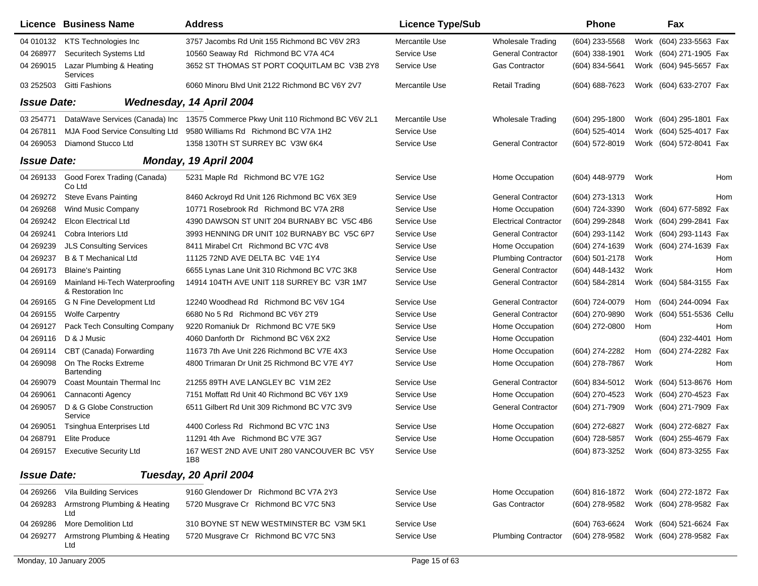| Licence | Business Name | Address | Licence Type/Sub | | Phone | | Fax | |
|---|---|---|---|---|---|---|---|---|
| 04 010132 | KTS Technologies Inc | 3757 Jacombs Rd Unit 155 Richmond BC V6V 2R3 | Mercantile Use | Wholesale Trading | (604) 233-5568 | Work | (604) 233-5563 | Fax |
| 04 268977 | Securitech Systems Ltd | 10560 Seaway Rd Richmond BC V7A 4C4 | Service Use | General Contractor | (604) 338-1901 | Work | (604) 271-1905 | Fax |
| 04 269015 | Lazar Plumbing & Heating Services | 3652 ST THOMAS ST PORT COQUITLAM BC V3B 2Y8 | Service Use | Gas Contractor | (604) 834-5641 | Work | (604) 945-5657 | Fax |
| 03 252503 | Gitti Fashions | 6060 Minoru Blvd Unit 2122 Richmond BC V6Y 2V7 | Mercantile Use | Retail Trading | (604) 688-7623 | Work | (604) 633-2707 | Fax |

***Issue Date:*** ***Wednesday, 14 April 2004***

| Licence | Business Name | Address | Licence Type/Sub | | Phone | | Fax | |
|---|---|---|---|---|---|---|---|---|
| 03 254771 | DataWave Services (Canada) Inc | 13575 Commerce Pkwy Unit 110 Richmond BC V6V 2L1 | Mercantile Use | Wholesale Trading | (604) 295-1800 | Work | (604) 295-1801 | Fax |
| 04 267811 | MJA Food Service Consulting Ltd | 9580 Williams Rd Richmond BC V7A 1H2 | Service Use | | (604) 525-4014 | Work | (604) 525-4017 | Fax |
| 04 269053 | Diamond Stucco Ltd | 1358 130TH ST SURREY BC V3W 6K4 | Service Use | General Contractor | (604) 572-8019 | Work | (604) 572-8041 | Fax |

***Issue Date:*** ***Monday, 19 April 2004***

| Licence | Business Name | Address | Licence Type/Sub | | Phone | | Fax | |
|---|---|---|---|---|---|---|---|---|
| 04 269133 | Good Forex Trading (Canada) Co Ltd | 5231 Maple Rd Richmond BC V7E 1G2 | Service Use | Home Occupation | (604) 448-9779 | Work | | Hom |
| 04 269272 | Steve Evans Painting | 8460 Ackroyd Rd Unit 126 Richmond BC V6X 3E9 | Service Use | General Contractor | (604) 273-1313 | Work | | Hom |
| 04 269268 | Wind Music Company | 10771 Rosebrook Rd Richmond BC V7A 2R8 | Service Use | Home Occupation | (604) 724-3390 | Work | (604) 677-5892 | Fax |
| 04 269242 | Elcon Electrical Ltd | 4390 DAWSON ST UNIT 204 BURNABY BC V5C 4B6 | Service Use | Electrical Contractor | (604) 299-2848 | Work | (604) 299-2841 | Fax |
| 04 269241 | Cobra Interiors Ltd | 3993 HENNING DR UNIT 102 BURNABY BC V5C 6P7 | Service Use | General Contractor | (604) 293-1142 | Work | (604) 293-1143 | Fax |
| 04 269239 | JLS Consulting Services | 8411 Mirabel Crt Richmond BC V7C 4V8 | Service Use | Home Occupation | (604) 274-1639 | Work | (604) 274-1639 | Fax |
| 04 269237 | B & T Mechanical Ltd | 11125 72ND AVE DELTA BC V4E 1Y4 | Service Use | Plumbing Contractor | (604) 501-2178 | Work | | Hom |
| 04 269173 | Blaine's Painting | 6655 Lynas Lane Unit 310 Richmond BC V7C 3K8 | Service Use | General Contractor | (604) 448-1432 | Work | | Hom |
| 04 269169 | Mainland Hi-Tech Waterproofing & Restoration Inc | 14914 104TH AVE UNIT 118 SURREY BC V3R 1M7 | Service Use | General Contractor | (604) 584-2814 | Work | (604) 584-3155 | Fax |
| 04 269165 | G N Fine Development Ltd | 12240 Woodhead Rd Richmond BC V6V 1G4 | Service Use | General Contractor | (604) 724-0079 | Hom | (604) 244-0094 | Fax |
| 04 269155 | Wolfe Carpentry | 6680 No 5 Rd Richmond BC V6Y 2T9 | Service Use | General Contractor | (604) 270-9890 | Work | (604) 551-5536 | Cellu |
| 04 269127 | Pack Tech Consulting Company | 9220 Romaniuk Dr Richmond BC V7E 5K9 | Service Use | Home Occupation | (604) 272-0800 | Hom | | Hom |
| 04 269116 | D & J Music | 4060 Danforth Dr Richmond BC V6X 2X2 | Service Use | Home Occupation | | | (604) 232-4401 | Hom |
| 04 269114 | CBT (Canada) Forwarding | 11673 7th Ave Unit 226 Richmond BC V7E 4X3 | Service Use | Home Occupation | (604) 274-2282 | Hom | (604) 274-2282 | Fax |
| 04 269098 | On The Rocks Extreme Bartending | 4800 Trimaran Dr Unit 25 Richmond BC V7E 4Y7 | Service Use | Home Occupation | (604) 278-7867 | Work | | Hom |
| 04 269079 | Coast Mountain Thermal Inc | 21255 89TH AVE LANGLEY BC V1M 2E2 | Service Use | General Contractor | (604) 834-5012 | Work | (604) 513-8676 | Hom |
| 04 269061 | Cannaconti Agency | 7151 Moffatt Rd Unit 40 Richmond BC V6Y 1X9 | Service Use | Home Occupation | (604) 270-4523 | Work | (604) 270-4523 | Fax |
| 04 269057 | D & G Globe Construction Service | 6511 Gilbert Rd Unit 309 Richmond BC V7C 3V9 | Service Use | General Contractor | (604) 271-7909 | Work | (604) 271-7909 | Fax |
| 04 269051 | Tsinghua Enterprises Ltd | 4400 Corless Rd Richmond BC V7C 1N3 | Service Use | Home Occupation | (604) 272-6827 | Work | (604) 272-6827 | Fax |
| 04 268791 | Elite Produce | 11291 4th Ave Richmond BC V7E 3G7 | Service Use | Home Occupation | (604) 728-5857 | Work | (604) 255-4679 | Fax |
| 04 269157 | Executive Security Ltd | 167 WEST 2ND AVE UNIT 280 VANCOUVER BC V5Y 1B8 | Service Use | | (604) 873-3252 | Work | (604) 873-3255 | Fax |

***Issue Date:*** ***Tuesday, 20 April 2004***

| Licence | Business Name | Address | Licence Type/Sub | | Phone | | Fax | |
|---|---|---|---|---|---|---|---|---|
| 04 269266 | Vila Building Services | 9160 Glendower Dr Richmond BC V7A 2Y3 | Service Use | Home Occupation | (604) 816-1872 | Work | (604) 272-1872 | Fax |
| 04 269283 | Armstrong Plumbing & Heating Ltd | 5720 Musgrave Cr Richmond BC V7C 5N3 | Service Use | Gas Contractor | (604) 278-9582 | Work | (604) 278-9582 | Fax |
| 04 269286 | More Demolition Ltd | 310 BOYNE ST NEW WESTMINSTER BC V3M 5K1 | Service Use | | (604) 763-6624 | Work | (604) 521-6624 | Fax |
| 04 269277 | Armstrong Plumbing & Heating Ltd | 5720 Musgrave Cr Richmond BC V7C 5N3 | Service Use | Plumbing Contractor | (604) 278-9582 | Work | (604) 278-9582 | Fax |

Monday, 10 January 2005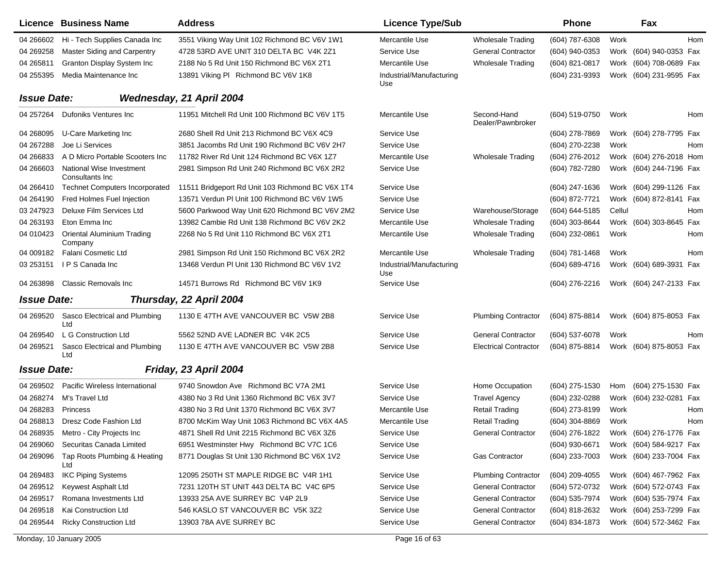| Licence | Business Name | Address | Licence Type/Sub | | Phone | | Fax | |
|---|---|---|---|---|---|---|---|---|
| 04 266602 | Hi - Tech Supplies Canada Inc | 3551 Viking Way Unit 102 Richmond BC V6V 1W1 | Mercantile Use | Wholesale Trading | (604) 787-6308 | Work | | Hom |
| 04 269258 | Master Siding and Carpentry | 4728 53RD AVE UNIT 310 DELTA BC V4K 2Z1 | Service Use | General Contractor | (604) 940-0353 | Work | (604) 940-0353 | Fax |
| 04 265811 | Granton Display System Inc | 2188 No 5 Rd Unit 150 Richmond BC V6X 2T1 | Mercantile Use | Wholesale Trading | (604) 821-0817 | Work | (604) 708-0689 | Fax |
| 04 255395 | Media Maintenance Inc | 13891 Viking Pl Richmond BC V6V 1K8 | Industrial/Manufacturing Use | | (604) 231-9393 | Work | (604) 231-9595 | Fax |

**Issue Date:** ***Wednesday, 21 April 2004***

| Licence | Business Name | Address | Licence Type/Sub | | Phone | | Fax | |
|---|---|---|---|---|---|---|---|---|
| 04 257264 | Dufoniks Ventures Inc | 11951 Mitchell Rd Unit 100 Richmond BC V6V 1T5 | Mercantile Use | Second-Hand Dealer/Pawnbroker | (604) 519-0750 | Work | | Hom |
| 04 268095 | U-Care Marketing Inc | 2680 Shell Rd Unit 213 Richmond BC V6X 4C9 | Service Use | | (604) 278-7869 | Work | (604) 278-7795 | Fax |
| 04 267288 | Joe Li Services | 3851 Jacombs Rd Unit 190 Richmond BC V6V 2H7 | Service Use | | (604) 270-2238 | Work | | Hom |
| 04 266833 | A D Micro Portable Scooters Inc | 11782 River Rd Unit 124 Richmond BC V6X 1Z7 | Mercantile Use | Wholesale Trading | (604) 276-2012 | Work | (604) 276-2018 | Hom |
| 04 266603 | National Wise Investment Consultants Inc | 2981 Simpson Rd Unit 240 Richmond BC V6X 2R2 | Service Use | | (604) 782-7280 | Work | (604) 244-7196 | Fax |
| 04 266410 | Technet Computers Incorporated | 11511 Bridgeport Rd Unit 103 Richmond BC V6X 1T4 | Service Use | | (604) 247-1636 | Work | (604) 299-1126 | Fax |
| 04 264190 | Fred Holmes Fuel Injection | 13571 Verdun Pl Unit 100 Richmond BC V6V 1W5 | Service Use | | (604) 872-7721 | Work | (604) 872-8141 | Fax |
| 03 247923 | Deluxe Film Services Ltd | 5600 Parkwood Way Unit 620 Richmond BC V6V 2M2 | Service Use | Warehouse/Storage | (604) 644-5185 | Cellul | | Hom |
| 04 263193 | Eton Emma Inc | 13982 Cambie Rd Unit 138 Richmond BC V6V 2K2 | Mercantile Use | Wholesale Trading | (604) 303-8644 | Work | (604) 303-8645 | Fax |
| 04 010423 | Oriental Aluminium Trading Company | 2268 No 5 Rd Unit 110 Richmond BC V6X 2T1 | Mercantile Use | Wholesale Trading | (604) 232-0861 | Work | | Hom |
| 04 009182 | Falani Cosmetic Ltd | 2981 Simpson Rd Unit 150 Richmond BC V6X 2R2 | Mercantile Use | Wholesale Trading | (604) 781-1468 | Work | | Hom |
| 03 253151 | I P S Canada Inc | 13468 Verdun Pl Unit 130 Richmond BC V6V 1V2 | Industrial/Manufacturing Use | | (604) 689-4716 | Work | (604) 689-3931 | Fax |
| 04 263898 | Classic Removals Inc | 14571 Burrows Rd Richmond BC V6V 1K9 | Service Use | | (604) 276-2216 | Work | (604) 247-2133 | Fax |

**Issue Date:** ***Thursday, 22 April 2004***

| Licence | Business Name | Address | Licence Type/Sub | | Phone | | Fax | |
|---|---|---|---|---|---|---|---|---|
| 04 269520 | Sasco Electrical and Plumbing Ltd | 1130 E 47TH AVE VANCOUVER BC V5W 2B8 | Service Use | Plumbing Contractor | (604) 875-8814 | Work | (604) 875-8053 | Fax |
| 04 269540 | L G Construction Ltd | 5562 52ND AVE LADNER BC V4K 2C5 | Service Use | General Contractor | (604) 537-6078 | Work | | Hom |
| 04 269521 | Sasco Electrical and Plumbing Ltd | 1130 E 47TH AVE VANCOUVER BC V5W 2B8 | Service Use | Electrical Contractor | (604) 875-8814 | Work | (604) 875-8053 | Fax |

**Issue Date:** ***Friday, 23 April 2004***

| Licence | Business Name | Address | Licence Type/Sub | | Phone | | Fax | |
|---|---|---|---|---|---|---|---|---|
| 04 269502 | Pacific Wireless International | 9740 Snowdon Ave Richmond BC V7A 2M1 | Service Use | Home Occupation | (604) 275-1530 | Hom | (604) 275-1530 | Fax |
| 04 268274 | M's Travel Ltd | 4380 No 3 Rd Unit 1360 Richmond BC V6X 3V7 | Service Use | Travel Agency | (604) 232-0288 | Work | (604) 232-0281 | Fax |
| 04 268283 | Princess | 4380 No 3 Rd Unit 1370 Richmond BC V6X 3V7 | Mercantile Use | Retail Trading | (604) 273-8199 | Work | | Hom |
| 04 268813 | Dresz Code Fashion Ltd | 8700 McKim Way Unit 1063 Richmond BC V6X 4A5 | Mercantile Use | Retail Trading | (604) 304-8869 | Work | | Hom |
| 04 268935 | Metro - City Projects Inc | 4871 Shell Rd Unit 2215 Richmond BC V6X 3Z6 | Service Use | General Contractor | (604) 276-1822 | Work | (604) 276-1776 | Fax |
| 04 269060 | Securitas Canada Limited | 6951 Westminster Hwy Richmond BC V7C 1C6 | Service Use | | (604) 930-6671 | Work | (604) 584-9217 | Fax |
| 04 269096 | Tap Roots Plumbing & Heating Ltd | 8771 Douglas St Unit 130 Richmond BC V6X 1V2 | Service Use | Gas Contractor | (604) 233-7003 | Work | (604) 233-7004 | Fax |
| 04 269483 | IKC Piping Systems | 12095 250TH ST MAPLE RIDGE BC V4R 1H1 | Service Use | Plumbing Contractor | (604) 209-4055 | Work | (604) 467-7962 | Fax |
| 04 269512 | Keywest Asphalt Ltd | 7231 120TH ST UNIT 443 DELTA BC V4C 6P5 | Service Use | General Contractor | (604) 572-0732 | Work | (604) 572-0743 | Fax |
| 04 269517 | Romana Investments Ltd | 13933 25A AVE SURREY BC V4P 2L9 | Service Use | General Contractor | (604) 535-7974 | Work | (604) 535-7974 | Fax |
| 04 269518 | Kai Construction Ltd | 546 KASLO ST VANCOUVER BC V5K 3Z2 | Service Use | General Contractor | (604) 818-2632 | Work | (604) 253-7299 | Fax |
| 04 269544 | Ricky Construction Ltd | 13903 78A AVE SURREY BC | Service Use | General Contractor | (604) 834-1873 | Work | (604) 572-3462 | Fax |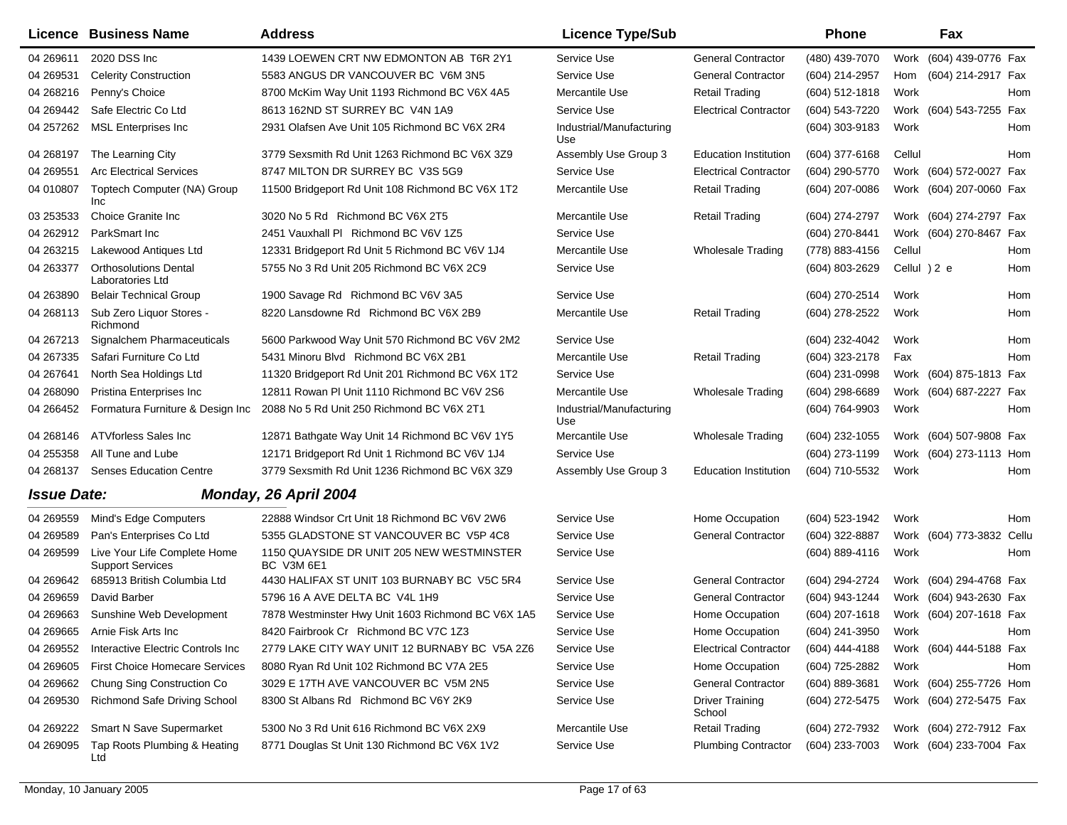| Licence | Business Name | Address | Licence Type/Sub | | Phone | | Fax | |
|---|---|---|---|---|---|---|---|---|
| 04 269611 | 2020 DSS Inc | 1439 LOEWEN CRT NW EDMONTON AB T6R 2Y1 | Service Use | General Contractor | (480) 439-7070 | Work | (604) 439-0776 | Fax |
| 04 269531 | Celerity Construction | 5583 ANGUS DR VANCOUVER BC V6M 3N5 | Service Use | General Contractor | (604) 214-2957 | Hom | (604) 214-2917 | Fax |
| 04 268216 | Penny's Choice | 8700 McKim Way Unit 1193 Richmond BC V6X 4A5 | Mercantile Use | Retail Trading | (604) 512-1818 | Work | | Hom |
| 04 269442 | Safe Electric Co Ltd | 8613 162ND ST SURREY BC V4N 1A9 | Service Use | Electrical Contractor | (604) 543-7220 | Work | (604) 543-7255 | Fax |
| 04 257262 | MSL Enterprises Inc | 2931 Olafsen Ave Unit 105 Richmond BC V6X 2R4 | Industrial/Manufacturing Use | | (604) 303-9183 | Work | | Hom |
| 04 268197 | The Learning City | 3779 Sexsmith Rd Unit 1263 Richmond BC V6X 3Z9 | Assembly Use Group 3 | Education Institution | (604) 377-6168 | Cellul | | Hom |
| 04 269551 | Arc Electrical Services | 8747 MILTON DR SURREY BC V3S 5G9 | Service Use | Electrical Contractor | (604) 290-5770 | Work | (604) 572-0027 | Fax |
| 04 010807 | Toptech Computer (NA) Group Inc | 11500 Bridgeport Rd Unit 108 Richmond BC V6X 1T2 | Mercantile Use | Retail Trading | (604) 207-0086 | Work | (604) 207-0060 | Fax |
| 03 253533 | Choice Granite Inc | 3020 No 5 Rd Richmond BC V6X 2T5 | Mercantile Use | Retail Trading | (604) 274-2797 | Work | (604) 274-2797 | Fax |
| 04 262912 | ParkSmart Inc | 2451 Vauxhall Pl Richmond BC V6V 1Z5 | Service Use | | (604) 270-8441 | Work | (604) 270-8467 | Fax |
| 04 263215 | Lakewood Antiques Ltd | 12331 Bridgeport Rd Unit 5 Richmond BC V6V 1J4 | Mercantile Use | Wholesale Trading | (778) 883-4156 | Cellul | | Hom |
| 04 263377 | Orthosolutions Dental Laboratories Ltd | 5755 No 3 Rd Unit 205 Richmond BC V6X 2C9 | Service Use | | (604) 803-2629 | Cellul | ) 2 e | Hom |
| 04 263890 | Belair Technical Group | 1900 Savage Rd Richmond BC V6V 3A5 | Service Use | | (604) 270-2514 | Work | | Hom |
| 04 268113 | Sub Zero Liquor Stores - Richmond | 8220 Lansdowne Rd Richmond BC V6X 2B9 | Mercantile Use | Retail Trading | (604) 278-2522 | Work | | Hom |
| 04 267213 | Signalchem Pharmaceuticals | 5600 Parkwood Way Unit 570 Richmond BC V6V 2M2 | Service Use | | (604) 232-4042 | Work | | Hom |
| 04 267335 | Safari Furniture Co Ltd | 5431 Minoru Blvd Richmond BC V6X 2B1 | Mercantile Use | Retail Trading | (604) 323-2178 | Fax | | Hom |
| 04 267641 | North Sea Holdings Ltd | 11320 Bridgeport Rd Unit 201 Richmond BC V6X 1T2 | Service Use | | (604) 231-0998 | Work | (604) 875-1813 | Fax |
| 04 268090 | Pristina Enterprises Inc | 12811 Rowan Pl Unit 1110 Richmond BC V6V 2S6 | Mercantile Use | Wholesale Trading | (604) 298-6689 | Work | (604) 687-2227 | Fax |
| 04 266452 | Formatura Furniture & Design Inc | 2088 No 5 Rd Unit 250 Richmond BC V6X 2T1 | Industrial/Manufacturing Use | | (604) 764-9903 | Work | | Hom |
| 04 268146 | ATVforless Sales Inc | 12871 Bathgate Way Unit 14 Richmond BC V6V 1Y5 | Mercantile Use | Wholesale Trading | (604) 232-1055 | Work | (604) 507-9808 | Fax |
| 04 255358 | All Tune and Lube | 12171 Bridgeport Rd Unit 1 Richmond BC V6V 1J4 | Service Use | | (604) 273-1199 | Work | (604) 273-1113 | Hom |
| 04 268137 | Senses Education Centre | 3779 Sexsmith Rd Unit 1236 Richmond BC V6X 3Z9 | Assembly Use Group 3 | Education Institution | (604) 710-5532 | Work | | Hom |

***Issue Date:*** ***Monday, 26 April 2004***

| Licence | Business Name | Address | Licence Type/Sub | | Phone | | Fax | |
|---|---|---|---|---|---|---|---|---|
| 04 269559 | Mind's Edge Computers | 22888 Windsor Crt Unit 18 Richmond BC V6V 2W6 | Service Use | Home Occupation | (604) 523-1942 | Work | | Hom |
| 04 269589 | Pan's Enterprises Co Ltd | 5355 GLADSTONE ST VANCOUVER BC V5P 4C8 | Service Use | General Contractor | (604) 322-8887 | Work | (604) 773-3832 | Cellu |
| 04 269599 | Live Your Life Complete Home Support Services | 1150 QUAYSIDE DR UNIT 205 NEW WESTMINSTER BC V3M 6E1 | Service Use | | (604) 889-4116 | Work | | Hom |
| 04 269642 | 685913 British Columbia Ltd | 4430 HALIFAX ST UNIT 103 BURNABY BC V5C 5R4 | Service Use | General Contractor | (604) 294-2724 | Work | (604) 294-4768 | Fax |
| 04 269659 | David Barber | 5796 16 A AVE DELTA BC V4L 1H9 | Service Use | General Contractor | (604) 943-1244 | Work | (604) 943-2630 | Fax |
| 04 269663 | Sunshine Web Development | 7878 Westminster Hwy Unit 1603 Richmond BC V6X 1A5 | Service Use | Home Occupation | (604) 207-1618 | Work | (604) 207-1618 | Fax |
| 04 269665 | Arnie Fisk Arts Inc | 8420 Fairbrook Cr Richmond BC V7C 1Z3 | Service Use | Home Occupation | (604) 241-3950 | Work | | Hom |
| 04 269552 | Interactive Electric Controls Inc | 2779 LAKE CITY WAY UNIT 12 BURNABY BC V5A 2Z6 | Service Use | Electrical Contractor | (604) 444-4188 | Work | (604) 444-5188 | Fax |
| 04 269605 | First Choice Homecare Services | 8080 Ryan Rd Unit 102 Richmond BC V7A 2E5 | Service Use | Home Occupation | (604) 725-2882 | Work | | Hom |
| 04 269662 | Chung Sing Construction Co | 3029 E 17TH AVE VANCOUVER BC V5M 2N5 | Service Use | General Contractor | (604) 889-3681 | Work | (604) 255-7726 | Hom |
| 04 269530 | Richmond Safe Driving School | 8300 St Albans Rd Richmond BC V6Y 2K9 | Service Use | Driver Training School | (604) 272-5475 | Work | (604) 272-5475 | Fax |
| 04 269222 | Smart N Save Supermarket | 5300 No 3 Rd Unit 616 Richmond BC V6X 2X9 | Mercantile Use | Retail Trading | (604) 272-7932 | Work | (604) 272-7912 | Fax |
| 04 269095 | Tap Roots Plumbing & Heating Ltd | 8771 Douglas St Unit 130 Richmond BC V6X 1V2 | Service Use | Plumbing Contractor | (604) 233-7003 | Work | (604) 233-7004 | Fax |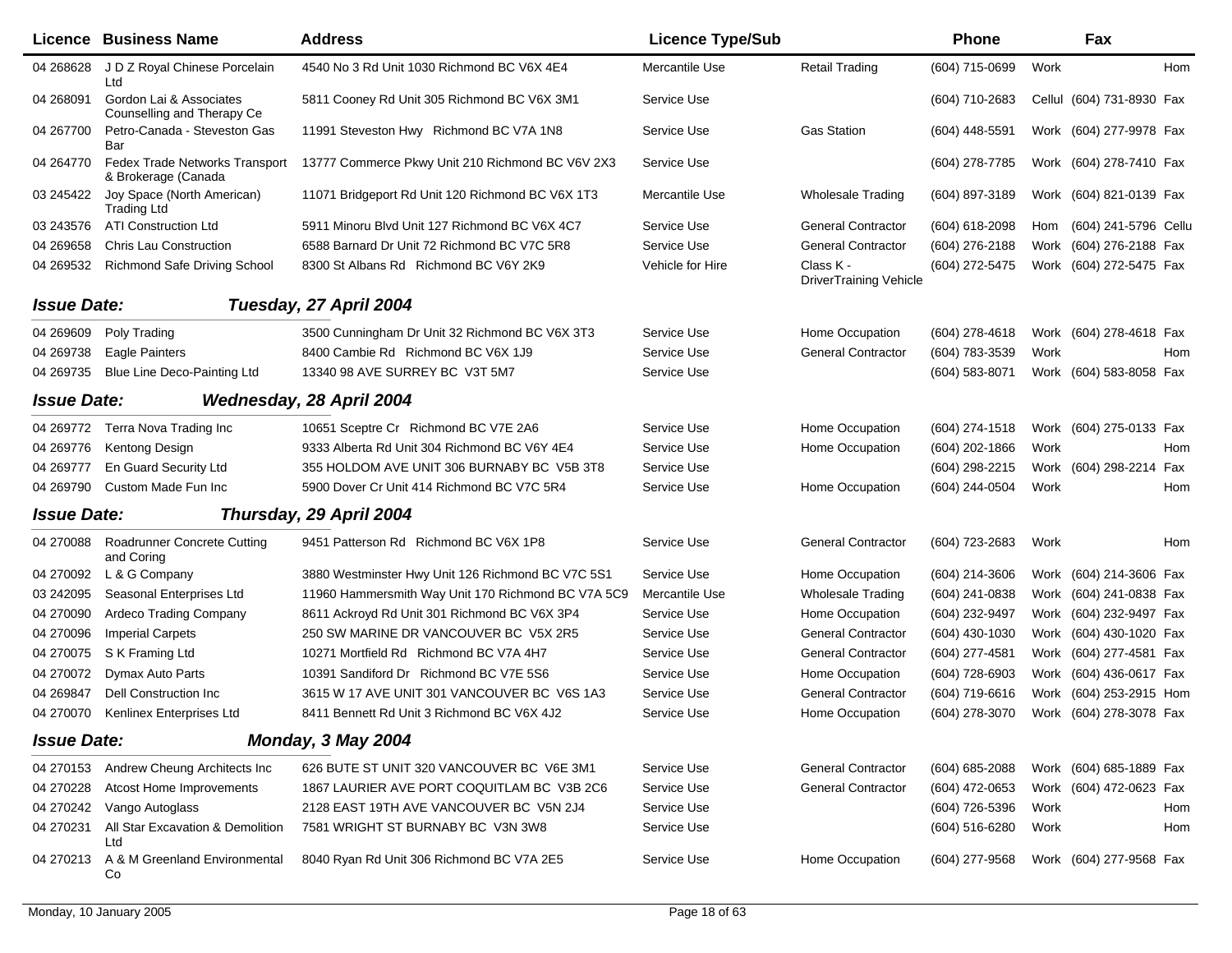| Licence | Business Name | Address | Licence Type/Sub | | Phone | | Fax | |
|---|---|---|---|---|---|---|---|---|
| 04 268628 | J D Z Royal Chinese Porcelain Ltd | 4540 No 3 Rd Unit 1030 Richmond BC V6X 4E4 | Mercantile Use | Retail Trading | (604) 715-0699 | Work | | Hom |
| 04 268091 | Gordon Lai & Associates Counselling and Therapy Ce | 5811 Cooney Rd Unit 305 Richmond BC V6X 3M1 | Service Use | | (604) 710-2683 | Cellul | (604) 731-8930 | Fax |
| 04 267700 | Petro-Canada - Steveston Gas Bar | 11991 Steveston Hwy Richmond BC V7A 1N8 | Service Use | Gas Station | (604) 448-5591 | Work | (604) 277-9978 | Fax |
| 04 264770 | Fedex Trade Networks Transport & Brokerage (Canada | 13777 Commerce Pkwy Unit 210 Richmond BC V6V 2X3 | Service Use | | (604) 278-7785 | Work | (604) 278-7410 | Fax |
| 03 245422 | Joy Space (North American) Trading Ltd | 11071 Bridgeport Rd Unit 120 Richmond BC V6X 1T3 | Mercantile Use | Wholesale Trading | (604) 897-3189 | Work | (604) 821-0139 | Fax |
| 03 243576 | ATI Construction Ltd | 5911 Minoru Blvd Unit 127 Richmond BC V6X 4C7 | Service Use | General Contractor | (604) 618-2098 | Hom | (604) 241-5796 | Cellu |
| 04 269658 | Chris Lau Construction | 6588 Barnard Dr Unit 72 Richmond BC V7C 5R8 | Service Use | General Contractor | (604) 276-2188 | Work | (604) 276-2188 | Fax |
| 04 269532 | Richmond Safe Driving School | 8300 St Albans Rd Richmond BC V6Y 2K9 | Vehicle for Hire | Class K - DriverTraining Vehicle | (604) 272-5475 | Work | (604) 272-5475 | Fax |

***Issue Date: Tuesday, 27 April 2004***

| Licence | Business Name | Address | Licence Type/Sub | | Phone | | Fax | |
|---|---|---|---|---|---|---|---|---|
| 04 269609 | Poly Trading | 3500 Cunningham Dr Unit 32 Richmond BC V6X 3T3 | Service Use | Home Occupation | (604) 278-4618 | Work | (604) 278-4618 | Fax |
| 04 269738 | Eagle Painters | 8400 Cambie Rd Richmond BC V6X 1J9 | Service Use | General Contractor | (604) 783-3539 | Work | | Hom |
| 04 269735 | Blue Line Deco-Painting Ltd | 13340 98 AVE SURREY BC V3T 5M7 | Service Use | | (604) 583-8071 | Work | (604) 583-8058 | Fax |

***Issue Date: Wednesday, 28 April 2004***

| Licence | Business Name | Address | Licence Type/Sub | | Phone | | Fax | |
|---|---|---|---|---|---|---|---|---|
| 04 269772 | Terra Nova Trading Inc | 10651 Sceptre Cr Richmond BC V7E 2A6 | Service Use | Home Occupation | (604) 274-1518 | Work | (604) 275-0133 | Fax |
| 04 269776 | Kentong Design | 9333 Alberta Rd Unit 304 Richmond BC V6Y 4E4 | Service Use | Home Occupation | (604) 202-1866 | Work | | Hom |
| 04 269777 | En Guard Security Ltd | 355 HOLDOM AVE UNIT 306 BURNABY BC V5B 3T8 | Service Use | | (604) 298-2215 | Work | (604) 298-2214 | Fax |
| 04 269790 | Custom Made Fun Inc | 5900 Dover Cr Unit 414 Richmond BC V7C 5R4 | Service Use | Home Occupation | (604) 244-0504 | Work | | Hom |

***Issue Date: Thursday, 29 April 2004***

| Licence | Business Name | Address | Licence Type/Sub | | Phone | | Fax | |
|---|---|---|---|---|---|---|---|---|
| 04 270088 | Roadrunner Concrete Cutting and Coring | 9451 Patterson Rd Richmond BC V6X 1P8 | Service Use | General Contractor | (604) 723-2683 | Work | | Hom |
| 04 270092 | L & G Company | 3880 Westminster Hwy Unit 126 Richmond BC V7C 5S1 | Service Use | Home Occupation | (604) 214-3606 | Work | (604) 214-3606 | Fax |
| 03 242095 | Seasonal Enterprises Ltd | 11960 Hammersmith Way Unit 170 Richmond BC V7A 5C9 | Mercantile Use | Wholesale Trading | (604) 241-0838 | Work | (604) 241-0838 | Fax |
| 04 270090 | Ardeco Trading Company | 8611 Ackroyd Rd Unit 301 Richmond BC V6X 3P4 | Service Use | Home Occupation | (604) 232-9497 | Work | (604) 232-9497 | Fax |
| 04 270096 | Imperial Carpets | 250 SW MARINE DR VANCOUVER BC V5X 2R5 | Service Use | General Contractor | (604) 430-1030 | Work | (604) 430-1020 | Fax |
| 04 270075 | S K Framing Ltd | 10271 Mortfield Rd Richmond BC V7A 4H7 | Service Use | General Contractor | (604) 277-4581 | Work | (604) 277-4581 | Fax |
| 04 270072 | Dymax Auto Parts | 10391 Sandiford Dr Richmond BC V7E 5S6 | Service Use | Home Occupation | (604) 728-6903 | Work | (604) 436-0617 | Fax |
| 04 269847 | Dell Construction Inc | 3615 W 17 AVE UNIT 301 VANCOUVER BC V6S 1A3 | Service Use | General Contractor | (604) 719-6616 | Work | (604) 253-2915 | Hom |
| 04 270070 | Kenlinex Enterprises Ltd | 8411 Bennett Rd Unit 3 Richmond BC V6X 4J2 | Service Use | Home Occupation | (604) 278-3070 | Work | (604) 278-3078 | Fax |

***Issue Date: Monday, 3 May 2004***

| Licence | Business Name | Address | Licence Type/Sub | | Phone | | Fax | |
|---|---|---|---|---|---|---|---|---|
| 04 270153 | Andrew Cheung Architects Inc | 626 BUTE ST UNIT 320 VANCOUVER BC V6E 3M1 | Service Use | General Contractor | (604) 685-2088 | Work | (604) 685-1889 | Fax |
| 04 270228 | Atcost Home Improvements | 1867 LAURIER AVE PORT COQUITLAM BC V3B 2C6 | Service Use | General Contractor | (604) 472-0653 | Work | (604) 472-0623 | Fax |
| 04 270242 | Vango Autoglass | 2128 EAST 19TH AVE VANCOUVER BC V5N 2J4 | Service Use | | (604) 726-5396 | Work | | Hom |
| 04 270231 | All Star Excavation & Demolition Ltd | 7581 WRIGHT ST BURNABY BC V3N 3W8 | Service Use | | (604) 516-6280 | Work | | Hom |
| 04 270213 | A & M Greenland Environmental Co | 8040 Ryan Rd Unit 306 Richmond BC V7A 2E5 | Service Use | Home Occupation | (604) 277-9568 | Work | (604) 277-9568 | Fax |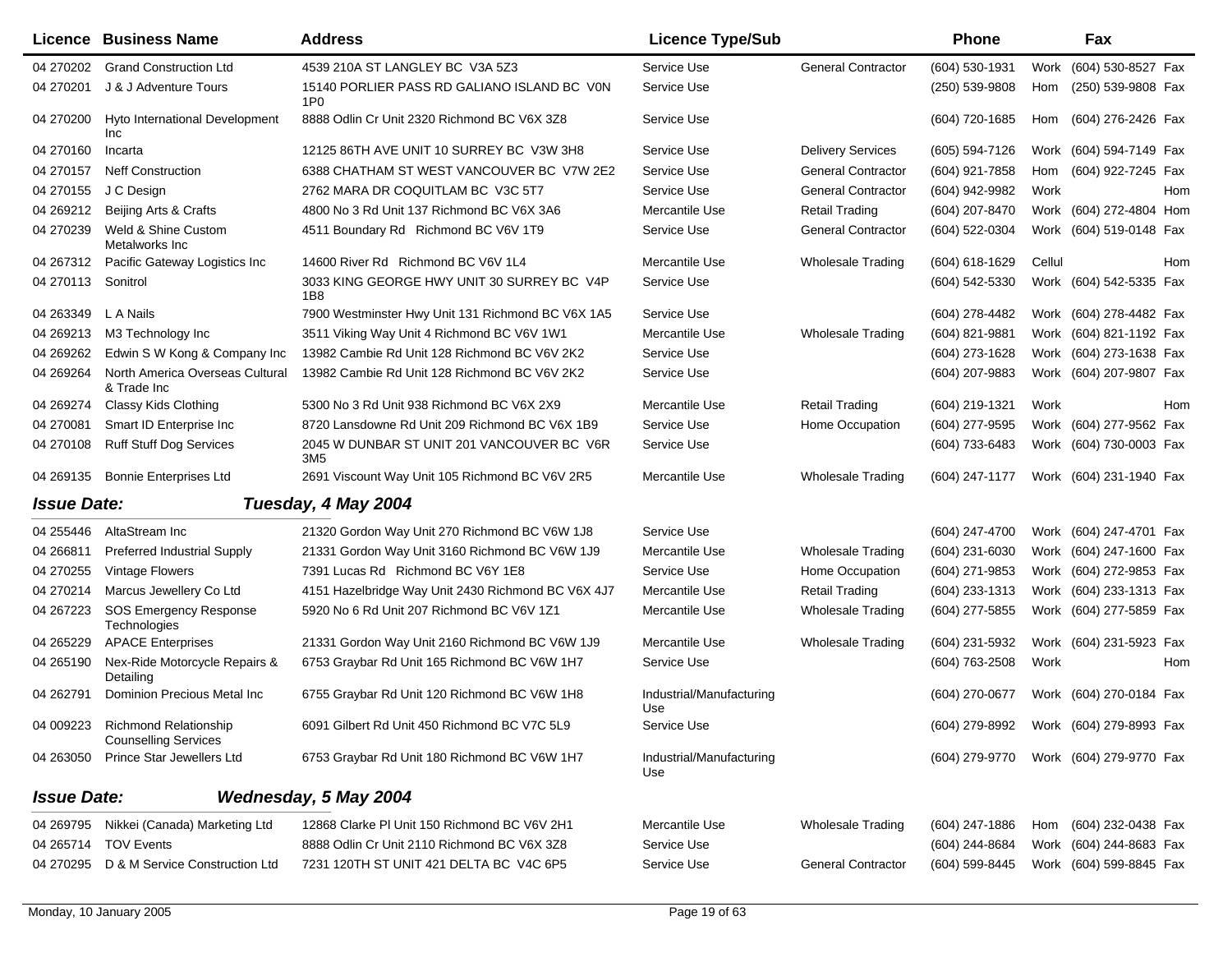| Licence | Business Name | Address | Licence Type/Sub | | Phone | | Fax | |
|---|---|---|---|---|---|---|---|---|
| 04 270202 | Grand Construction Ltd | 4539 210A ST LANGLEY BC V3A 5Z3 | Service Use | General Contractor | (604) 530-1931 | Work | (604) 530-8527 | Fax |
| 04 270201 | J & J Adventure Tours | 15140 PORLIER PASS RD GALIANO ISLAND BC V0N 1P0 | Service Use | | (250) 539-9808 | Hom | (250) 539-9808 | Fax |
| 04 270200 | Hyto International Development Inc | 8888 Odlin Cr Unit 2320 Richmond BC V6X 3Z8 | Service Use | | (604) 720-1685 | Hom | (604) 276-2426 | Fax |
| 04 270160 | Incarta | 12125 86TH AVE UNIT 10 SURREY BC V3W 3H8 | Service Use | Delivery Services | (605) 594-7126 | Work | (604) 594-7149 | Fax |
| 04 270157 | Neff Construction | 6388 CHATHAM ST WEST VANCOUVER BC V7W 2E2 | Service Use | General Contractor | (604) 921-7858 | Hom | (604) 922-7245 | Fax |
| 04 270155 | J C Design | 2762 MARA DR COQUITLAM BC V3C 5T7 | Service Use | General Contractor | (604) 942-9982 | Work | | Hom |
| 04 269212 | Beijing Arts & Crafts | 4800 No 3 Rd Unit 137 Richmond BC V6X 3A6 | Mercantile Use | Retail Trading | (604) 207-8470 | Work | (604) 272-4804 | Hom |
| 04 270239 | Weld & Shine Custom Metalworks Inc | 4511 Boundary Rd Richmond BC V6V 1T9 | Service Use | General Contractor | (604) 522-0304 | Work | (604) 519-0148 | Fax |
| 04 267312 | Pacific Gateway Logistics Inc | 14600 River Rd Richmond BC V6V 1L4 | Mercantile Use | Wholesale Trading | (604) 618-1629 | Cellul | | Hom |
| 04 270113 | Sonitrol | 3033 KING GEORGE HWY UNIT 30 SURREY BC V4P 1B8 | Service Use | | (604) 542-5330 | Work | (604) 542-5335 | Fax |
| 04 263349 | L A Nails | 7900 Westminster Hwy Unit 131 Richmond BC V6X 1A5 | Service Use | | (604) 278-4482 | Work | (604) 278-4482 | Fax |
| 04 269213 | M3 Technology Inc | 3511 Viking Way Unit 4 Richmond BC V6V 1W1 | Mercantile Use | Wholesale Trading | (604) 821-9881 | Work | (604) 821-1192 | Fax |
| 04 269262 | Edwin S W Kong & Company Inc | 13982 Cambie Rd Unit 128 Richmond BC V6V 2K2 | Service Use | | (604) 273-1628 | Work | (604) 273-1638 | Fax |
| 04 269264 | North America Overseas Cultural & Trade Inc | 13982 Cambie Rd Unit 128 Richmond BC V6V 2K2 | Service Use | | (604) 207-9883 | Work | (604) 207-9807 | Fax |
| 04 269274 | Classy Kids Clothing | 5300 No 3 Rd Unit 938 Richmond BC V6X 2X9 | Mercantile Use | Retail Trading | (604) 219-1321 | Work | | Hom |
| 04 270081 | Smart ID Enterprise Inc | 8720 Lansdowne Rd Unit 209 Richmond BC V6X 1B9 | Service Use | Home Occupation | (604) 277-9595 | Work | (604) 277-9562 | Fax |
| 04 270108 | Ruff Stuff Dog Services | 2045 W DUNBAR ST UNIT 201 VANCOUVER BC V6R 3M5 | Service Use | | (604) 733-6483 | Work | (604) 730-0003 | Fax |
| 04 269135 | Bonnie Enterprises Ltd | 2691 Viscount Way Unit 105 Richmond BC V6V 2R5 | Mercantile Use | Wholesale Trading | (604) 247-1177 | Work | (604) 231-1940 | Fax |

### *Issue Date: Tuesday, 4 May 2004*

| Licence | Business Name | Address | Licence Type/Sub | | Phone | | Fax | |
|---|---|---|---|---|---|---|---|---|
| 04 255446 | AltaStream Inc | 21320 Gordon Way Unit 270 Richmond BC V6W 1J8 | Service Use | | (604) 247-4700 | Work | (604) 247-4701 | Fax |
| 04 266811 | Preferred Industrial Supply | 21331 Gordon Way Unit 3160 Richmond BC V6W 1J9 | Mercantile Use | Wholesale Trading | (604) 231-6030 | Work | (604) 247-1600 | Fax |
| 04 270255 | Vintage Flowers | 7391 Lucas Rd Richmond BC V6Y 1E8 | Service Use | Home Occupation | (604) 271-9853 | Work | (604) 272-9853 | Fax |
| 04 270214 | Marcus Jewellery Co Ltd | 4151 Hazelbridge Way Unit 2430 Richmond BC V6X 4J7 | Mercantile Use | Retail Trading | (604) 233-1313 | Work | (604) 233-1313 | Fax |
| 04 267223 | SOS Emergency Response Technologies | 5920 No 6 Rd Unit 207 Richmond BC V6V 1Z1 | Mercantile Use | Wholesale Trading | (604) 277-5855 | Work | (604) 277-5859 | Fax |
| 04 265229 | APACE Enterprises | 21331 Gordon Way Unit 2160 Richmond BC V6W 1J9 | Mercantile Use | Wholesale Trading | (604) 231-5932 | Work | (604) 231-5923 | Fax |
| 04 265190 | Nex-Ride Motorcycle Repairs & Detailing | 6753 Graybar Rd Unit 165 Richmond BC V6W 1H7 | Service Use | | (604) 763-2508 | Work | | Hom |
| 04 262791 | Dominion Precious Metal Inc | 6755 Graybar Rd Unit 120 Richmond BC V6W 1H8 | Industrial/Manufacturing Use | | (604) 270-0677 | Work | (604) 270-0184 | Fax |
| 04 009223 | Richmond Relationship Counselling Services | 6091 Gilbert Rd Unit 450 Richmond BC V7C 5L9 | Service Use | | (604) 279-8992 | Work | (604) 279-8993 | Fax |
| 04 263050 | Prince Star Jewellers Ltd | 6753 Graybar Rd Unit 180 Richmond BC V6W 1H7 | Industrial/Manufacturing Use | | (604) 279-9770 | Work | (604) 279-9770 | Fax |

### *Issue Date: Wednesday, 5 May 2004*

| Licence | Business Name | Address | Licence Type/Sub | | Phone | | Fax | |
|---|---|---|---|---|---|---|---|---|
| 04 269795 | Nikkei (Canada) Marketing Ltd | 12868 Clarke Pl Unit 150 Richmond BC V6V 2H1 | Mercantile Use | Wholesale Trading | (604) 247-1886 | Hom | (604) 232-0438 | Fax |
| 04 265714 | TOV Events | 8888 Odlin Cr Unit 2110 Richmond BC V6X 3Z8 | Service Use | | (604) 244-8684 | Work | (604) 244-8683 | Fax |
| 04 270295 | D & M Service Construction Ltd | 7231 120TH ST UNIT 421 DELTA BC V4C 6P5 | Service Use | General Contractor | (604) 599-8445 | Work | (604) 599-8845 | Fax |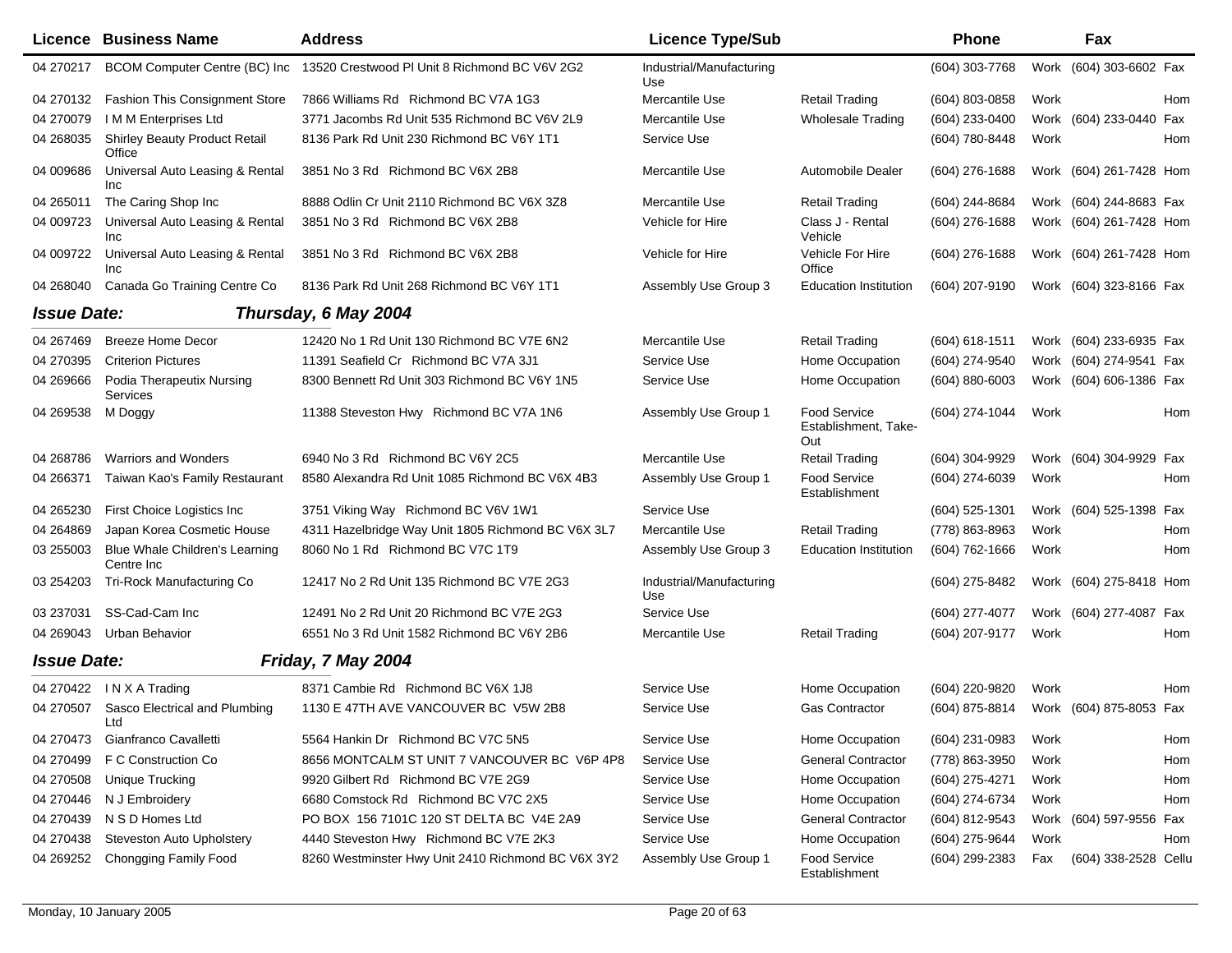| Licence | Business Name | Address | Licence Type/Sub | | Phone | | Fax | |
|---|---|---|---|---|---|---|---|---|
| 04 270217 | BCOM Computer Centre (BC) Inc | 13520 Crestwood Pl Unit 8 Richmond BC V6V 2G2 | Industrial/Manufacturing Use | | (604) 303-7768 | Work | (604) 303-6602 | Fax |
| 04 270132 | Fashion This Consignment Store | 7866 Williams Rd Richmond BC V7A 1G3 | Mercantile Use | Retail Trading | (604) 803-0858 | Work | | Hom |
| 04 270079 | I M M Enterprises Ltd | 3771 Jacombs Rd Unit 535 Richmond BC V6V 2L9 | Mercantile Use | Wholesale Trading | (604) 233-0400 | Work | (604) 233-0440 | Fax |
| 04 268035 | Shirley Beauty Product Retail Office | 8136 Park Rd Unit 230 Richmond BC V6Y 1T1 | Service Use | | (604) 780-8448 | Work | | Hom |
| 04 009686 | Universal Auto Leasing & Rental Inc | 3851 No 3 Rd Richmond BC V6X 2B8 | Mercantile Use | Automobile Dealer | (604) 276-1688 | Work | (604) 261-7428 | Hom |
| 04 265011 | The Caring Shop Inc | 8888 Odlin Cr Unit 2110 Richmond BC V6X 3Z8 | Mercantile Use | Retail Trading | (604) 244-8684 | Work | (604) 244-8683 | Fax |
| 04 009723 | Universal Auto Leasing & Rental Inc | 3851 No 3 Rd Richmond BC V6X 2B8 | Vehicle for Hire | Class J - Rental Vehicle | (604) 276-1688 | Work | (604) 261-7428 | Hom |
| 04 009722 | Universal Auto Leasing & Rental Inc | 3851 No 3 Rd Richmond BC V6X 2B8 | Vehicle for Hire | Vehicle For Hire Office | (604) 276-1688 | Work | (604) 261-7428 | Hom |
| 04 268040 | Canada Go Training Centre Co | 8136 Park Rd Unit 268 Richmond BC V6Y 1T1 | Assembly Use Group 3 | Education Institution | (604) 207-9190 | Work | (604) 323-8166 | Fax |

***Issue Date: Thursday, 6 May 2004***

| Licence | Business Name | Address | Licence Type/Sub | | Phone | | Fax | |
|---|---|---|---|---|---|---|---|---|
| 04 267469 | Breeze Home Decor | 12420 No 1 Rd Unit 130 Richmond BC V7E 6N2 | Mercantile Use | Retail Trading | (604) 618-1511 | Work | (604) 233-6935 | Fax |
| 04 270395 | Criterion Pictures | 11391 Seafield Cr Richmond BC V7A 3J1 | Service Use | Home Occupation | (604) 274-9540 | Work | (604) 274-9541 | Fax |
| 04 269666 | Podia Therapeutix Nursing Services | 8300 Bennett Rd Unit 303 Richmond BC V6Y 1N5 | Service Use | Home Occupation | (604) 880-6003 | Work | (604) 606-1386 | Fax |
| 04 269538 | M Doggy | 11388 Steveston Hwy Richmond BC V7A 1N6 | Assembly Use Group 1 | Food Service Establishment, Take-Out | (604) 274-1044 | Work | | Hom |
| 04 268786 | Warriors and Wonders | 6940 No 3 Rd Richmond BC V6Y 2C5 | Mercantile Use | Retail Trading | (604) 304-9929 | Work | (604) 304-9929 | Fax |
| 04 266371 | Taiwan Kao's Family Restaurant | 8580 Alexandra Rd Unit 1085 Richmond BC V6X 4B3 | Assembly Use Group 1 | Food Service Establishment | (604) 274-6039 | Work | | Hom |
| 04 265230 | First Choice Logistics Inc | 3751 Viking Way Richmond BC V6V 1W1 | Service Use | | (604) 525-1301 | Work | (604) 525-1398 | Fax |
| 04 264869 | Japan Korea Cosmetic House | 4311 Hazelbridge Way Unit 1805 Richmond BC V6X 3L7 | Mercantile Use | Retail Trading | (778) 863-8963 | Work | | Hom |
| 03 255003 | Blue Whale Children's Learning Centre Inc | 8060 No 1 Rd Richmond BC V7C 1T9 | Assembly Use Group 3 | Education Institution | (604) 762-1666 | Work | | Hom |
| 03 254203 | Tri-Rock Manufacturing Co | 12417 No 2 Rd Unit 135 Richmond BC V7E 2G3 | Industrial/Manufacturing Use | | (604) 275-8482 | Work | (604) 275-8418 | Hom |
| 03 237031 | SS-Cad-Cam Inc | 12491 No 2 Rd Unit 20 Richmond BC V7E 2G3 | Service Use | | (604) 277-4077 | Work | (604) 277-4087 | Fax |
| 04 269043 | Urban Behavior | 6551 No 3 Rd Unit 1582 Richmond BC V6Y 2B6 | Mercantile Use | Retail Trading | (604) 207-9177 | Work | | Hom |

***Issue Date: Friday, 7 May 2004***

| Licence | Business Name | Address | Licence Type/Sub | | Phone | | Fax | |
|---|---|---|---|---|---|---|---|---|
| 04 270422 | I N X A Trading | 8371 Cambie Rd Richmond BC V6X 1J8 | Service Use | Home Occupation | (604) 220-9820 | Work | | Hom |
| 04 270507 | Sasco Electrical and Plumbing Ltd | 1130 E 47TH AVE VANCOUVER BC V5W 2B8 | Service Use | Gas Contractor | (604) 875-8814 | Work | (604) 875-8053 | Fax |
| 04 270473 | Gianfranco Cavalletti | 5564 Hankin Dr Richmond BC V7C 5N5 | Service Use | Home Occupation | (604) 231-0983 | Work | | Hom |
| 04 270499 | F C Construction Co | 8656 MONTCALM ST UNIT 7 VANCOUVER BC V6P 4P8 | Service Use | General Contractor | (778) 863-3950 | Work | | Hom |
| 04 270508 | Unique Trucking | 9920 Gilbert Rd Richmond BC V7E 2G9 | Service Use | Home Occupation | (604) 275-4271 | Work | | Hom |
| 04 270446 | N J Embroidery | 6680 Comstock Rd Richmond BC V7C 2X5 | Service Use | Home Occupation | (604) 274-6734 | Work | | Hom |
| 04 270439 | N S D Homes Ltd | PO BOX 156 7101C 120 ST DELTA BC V4E 2A9 | Service Use | General Contractor | (604) 812-9543 | Work | (604) 597-9556 | Fax |
| 04 270438 | Steveston Auto Upholstery | 4440 Steveston Hwy Richmond BC V7E 2K3 | Service Use | Home Occupation | (604) 275-9644 | Work | | Hom |
| 04 269252 | Chongging Family Food | 8260 Westminster Hwy Unit 2410 Richmond BC V6X 3Y2 | Assembly Use Group 1 | Food Service Establishment | (604) 299-2383 | Fax | (604) 338-2528 | Cellu |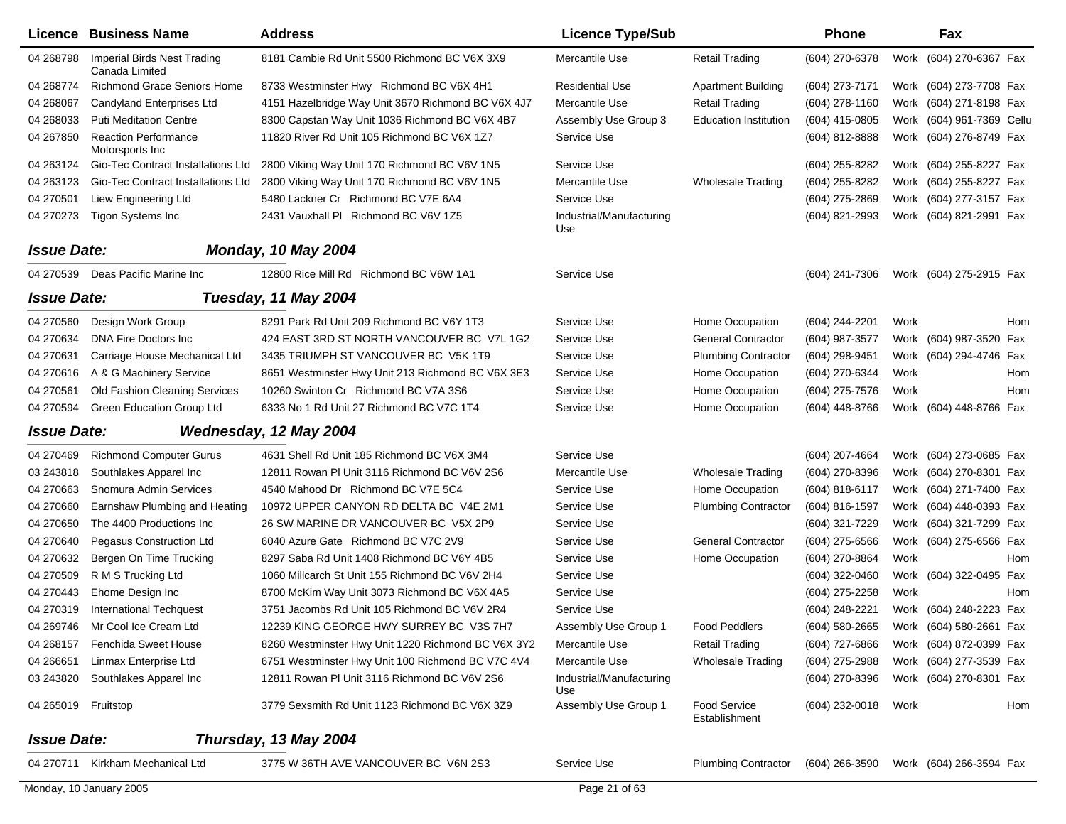| Licence | Business Name | Address | Licence Type/Sub | | Phone | | Fax | |
|---|---|---|---|---|---|---|---|---|
| 04 268798 | Imperial Birds Nest Trading Canada Limited | 8181 Cambie Rd Unit 5500 Richmond BC V6X 3X9 | Mercantile Use | Retail Trading | (604) 270-6378 | Work | (604) 270-6367 | Fax |
| 04 268774 | Richmond Grace Seniors Home | 8733 Westminster Hwy Richmond BC V6X 4H1 | Residential Use | Apartment Building | (604) 273-7171 | Work | (604) 273-7708 | Fax |
| 04 268067 | Candyland Enterprises Ltd | 4151 Hazelbridge Way Unit 3670 Richmond BC V6X 4J7 | Mercantile Use | Retail Trading | (604) 278-1160 | Work | (604) 271-8198 | Fax |
| 04 268033 | Puti Meditation Centre | 8300 Capstan Way Unit 1036 Richmond BC V6X 4B7 | Assembly Use Group 3 | Education Institution | (604) 415-0805 | Work | (604) 961-7369 | Cellu |
| 04 267850 | Reaction Performance Motorsports Inc | 11820 River Rd Unit 105 Richmond BC V6X 1Z7 | Service Use | | (604) 812-8888 | Work | (604) 276-8749 | Fax |
| 04 263124 | Gio-Tec Contract Installations Ltd | 2800 Viking Way Unit 170 Richmond BC V6V 1N5 | Service Use | | (604) 255-8282 | Work | (604) 255-8227 | Fax |
| 04 263123 | Gio-Tec Contract Installations Ltd | 2800 Viking Way Unit 170 Richmond BC V6V 1N5 | Mercantile Use | Wholesale Trading | (604) 255-8282 | Work | (604) 255-8227 | Fax |
| 04 270501 | Liew Engineering Ltd | 5480 Lackner Cr Richmond BC V7E 6A4 | Service Use | | (604) 275-2869 | Work | (604) 277-3157 | Fax |
| 04 270273 | Tigon Systems Inc | 2431 Vauxhall Pl Richmond BC V6V 1Z5 | Industrial/Manufacturing Use | | (604) 821-2993 | Work | (604) 821-2991 | Fax |

**Issue Date:** ***Monday, 10 May 2004***

| Licence | Business Name | Address | Licence Type/Sub | | Phone | | Fax | |
|---|---|---|---|---|---|---|---|---|
| 04 270539 | Deas Pacific Marine Inc | 12800 Rice Mill Rd Richmond BC V6W 1A1 | Service Use | | (604) 241-7306 | Work | (604) 275-2915 | Fax |

**Issue Date:** ***Tuesday, 11 May 2004***

| Licence | Business Name | Address | Licence Type/Sub | | Phone | | Fax | |
|---|---|---|---|---|---|---|---|---|
| 04 270560 | Design Work Group | 8291 Park Rd Unit 209 Richmond BC V6Y 1T3 | Service Use | Home Occupation | (604) 244-2201 | Work | | Hom |
| 04 270634 | DNA Fire Doctors Inc | 424 EAST 3RD ST NORTH VANCOUVER BC V7L 1G2 | Service Use | General Contractor | (604) 987-3577 | Work | (604) 987-3520 | Fax |
| 04 270631 | Carriage House Mechanical Ltd | 3435 TRIUMPH ST VANCOUVER BC V5K 1T9 | Service Use | Plumbing Contractor | (604) 298-9451 | Work | (604) 294-4746 | Fax |
| 04 270616 | A & G Machinery Service | 8651 Westminster Hwy Unit 213 Richmond BC V6X 3E3 | Service Use | Home Occupation | (604) 270-6344 | Work | | Hom |
| 04 270561 | Old Fashion Cleaning Services | 10260 Swinton Cr Richmond BC V7A 3S6 | Service Use | Home Occupation | (604) 275-7576 | Work | | Hom |
| 04 270594 | Green Education Group Ltd | 6333 No 1 Rd Unit 27 Richmond BC V7C 1T4 | Service Use | Home Occupation | (604) 448-8766 | Work | (604) 448-8766 | Fax |

**Issue Date:** ***Wednesday, 12 May 2004***

| Licence | Business Name | Address | Licence Type/Sub | | Phone | | Fax | |
|---|---|---|---|---|---|---|---|---|
| 04 270469 | Richmond Computer Gurus | 4631 Shell Rd Unit 185 Richmond BC V6X 3M4 | Service Use | | (604) 207-4664 | Work | (604) 273-0685 | Fax |
| 03 243818 | Southlakes Apparel Inc | 12811 Rowan Pl Unit 3116 Richmond BC V6V 2S6 | Mercantile Use | Wholesale Trading | (604) 270-8396 | Work | (604) 270-8301 | Fax |
| 04 270663 | Snomura Admin Services | 4540 Mahood Dr Richmond BC V7E 5C4 | Service Use | Home Occupation | (604) 818-6117 | Work | (604) 271-7400 | Fax |
| 04 270660 | Earnshaw Plumbing and Heating | 10972 UPPER CANYON RD DELTA BC V4E 2M1 | Service Use | Plumbing Contractor | (604) 816-1597 | Work | (604) 448-0393 | Fax |
| 04 270650 | The 4400 Productions Inc | 26 SW MARINE DR VANCOUVER BC V5X 2P9 | Service Use | | (604) 321-7229 | Work | (604) 321-7299 | Fax |
| 04 270640 | Pegasus Construction Ltd | 6040 Azure Gate Richmond BC V7C 2V9 | Service Use | General Contractor | (604) 275-6566 | Work | (604) 275-6566 | Fax |
| 04 270632 | Bergen On Time Trucking | 8297 Saba Rd Unit 1408 Richmond BC V6Y 4B5 | Service Use | Home Occupation | (604) 270-8864 | Work | | Hom |
| 04 270509 | R M S Trucking Ltd | 1060 Millcarch St Unit 155 Richmond BC V6V 2H4 | Service Use | | (604) 322-0460 | Work | (604) 322-0495 | Fax |
| 04 270443 | Ehome Design Inc | 8700 McKim Way Unit 3073 Richmond BC V6X 4A5 | Service Use | | (604) 275-2258 | Work | | Hom |
| 04 270319 | International Techquest | 3751 Jacombs Rd Unit 105 Richmond BC V6V 2R4 | Service Use | | (604) 248-2221 | Work | (604) 248-2223 | Fax |
| 04 269746 | Mr Cool Ice Cream Ltd | 12239 KING GEORGE HWY SURREY BC V3S 7H7 | Assembly Use Group 1 | Food Peddlers | (604) 580-2665 | Work | (604) 580-2661 | Fax |
| 04 268157 | Fenchida Sweet House | 8260 Westminster Hwy Unit 1220 Richmond BC V6X 3Y2 | Mercantile Use | Retail Trading | (604) 727-6866 | Work | (604) 872-0399 | Fax |
| 04 266651 | Linmax Enterprise Ltd | 6751 Westminster Hwy Unit 100 Richmond BC V7C 4V4 | Mercantile Use | Wholesale Trading | (604) 275-2988 | Work | (604) 277-3539 | Fax |
| 03 243820 | Southlakes Apparel Inc | 12811 Rowan Pl Unit 3116 Richmond BC V6V 2S6 | Industrial/Manufacturing Use | | (604) 270-8396 | Work | (604) 270-8301 | Fax |
| 04 265019 | Fruitstop | 3779 Sexsmith Rd Unit 1123 Richmond BC V6X 3Z9 | Assembly Use Group 1 | Food Service Establishment | (604) 232-0018 | Work | | Hom |

**Issue Date:** ***Thursday, 13 May 2004***

| Licence | Business Name | Address | Licence Type/Sub | | Phone | | Fax | |
|---|---|---|---|---|---|---|---|---|
| 04 270711 | Kirkham Mechanical Ltd | 3775 W 36TH AVE VANCOUVER BC V6N 2S3 | Service Use | Plumbing Contractor | (604) 266-3590 | Work | (604) 266-3594 | Fax |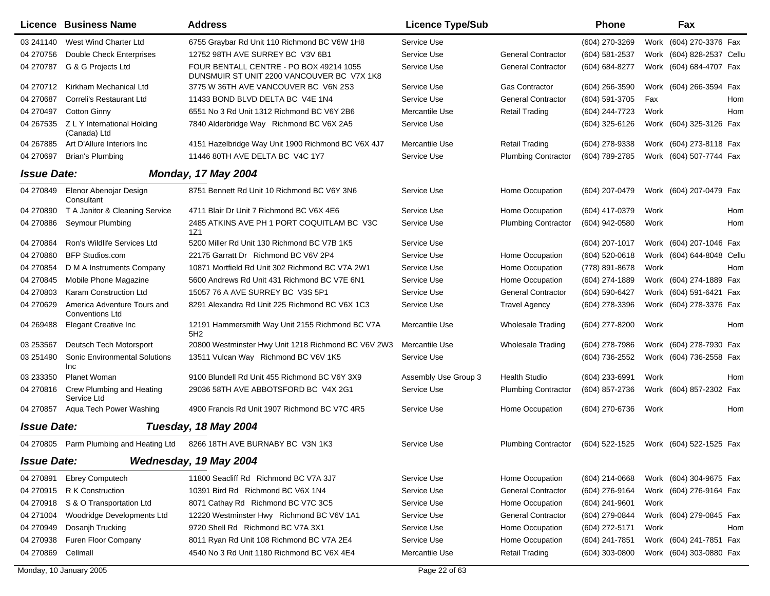| Licence | Business Name | Address | Licence Type/Sub | | Phone | | Fax | |
|---|---|---|---|---|---|---|---|---|
| 03 241140 | West Wind Charter Ltd | 6755 Graybar Rd Unit 110 Richmond BC V6W 1H8 | Service Use | | (604) 270-3269 | Work | (604) 270-3376 | Fax |
| 04 270756 | Double Check Enterprises | 12752 98TH AVE SURREY BC V3V 6B1 | Service Use | General Contractor | (604) 581-2537 | Work | (604) 828-2537 | Cellu |
| 04 270787 | G & G Projects Ltd | FOUR BENTALL CENTRE - PO BOX 49214 1055 DUNSMUIR ST UNIT 2200 VANCOUVER BC V7X 1K8 | Service Use | General Contractor | (604) 684-8277 | Work | (604) 684-4707 | Fax |
| 04 270712 | Kirkham Mechanical Ltd | 3775 W 36TH AVE VANCOUVER BC V6N 2S3 | Service Use | Gas Contractor | (604) 266-3590 | Work | (604) 266-3594 | Fax |
| 04 270687 | Correli's Restaurant Ltd | 11433 BOND BLVD DELTA BC V4E 1N4 | Service Use | General Contractor | (604) 591-3705 | Fax | | Hom |
| 04 270497 | Cotton Ginny | 6551 No 3 Rd Unit 1312 Richmond BC V6Y 2B6 | Mercantile Use | Retail Trading | (604) 244-7723 | Work | | Hom |
| 04 267535 | Z L Y International Holding (Canada) Ltd | 7840 Alderbridge Way Richmond BC V6X 2A5 | Service Use | | (604) 325-6126 | Work | (604) 325-3126 | Fax |
| 04 267885 | Art D'Allure Interiors Inc | 4151 Hazelbridge Way Unit 1900 Richmond BC V6X 4J7 | Mercantile Use | Retail Trading | (604) 278-9338 | Work | (604) 273-8118 | Fax |
| 04 270697 | Brian's Plumbing | 11446 80TH AVE DELTA BC V4C 1Y7 | Service Use | Plumbing Contractor | (604) 789-2785 | Work | (604) 507-7744 | Fax |
| ***Issue Date:*** | ***Monday, 17 May 2004*** | | | | | | | |
| 04 270849 | Elenor Abenojar Design Consultant | 8751 Bennett Rd Unit 10 Richmond BC V6Y 3N6 | Service Use | Home Occupation | (604) 207-0479 | Work | (604) 207-0479 | Fax |
| 04 270890 | T A Janitor & Cleaning Service | 4711 Blair Dr Unit 7 Richmond BC V6X 4E6 | Service Use | Home Occupation | (604) 417-0379 | Work | | Hom |
| 04 270886 | Seymour Plumbing | 2485 ATKINS AVE PH 1 PORT COQUITLAM BC V3C 1Z1 | Service Use | Plumbing Contractor | (604) 942-0580 | Work | | Hom |
| 04 270864 | Ron's Wildlife Services Ltd | 5200 Miller Rd Unit 130 Richmond BC V7B 1K5 | Service Use | | (604) 207-1017 | Work | (604) 207-1046 | Fax |
| 04 270860 | BFP Studios.com | 22175 Garratt Dr Richmond BC V6V 2P4 | Service Use | Home Occupation | (604) 520-0618 | Work | (604) 644-8048 | Cellu |
| 04 270854 | D M A Instruments Company | 10871 Mortfield Rd Unit 302 Richmond BC V7A 2W1 | Service Use | Home Occupation | (778) 891-8678 | Work | | Hom |
| 04 270845 | Mobile Phone Magazine | 5600 Andrews Rd Unit 431 Richmond BC V7E 6N1 | Service Use | Home Occupation | (604) 274-1889 | Work | (604) 274-1889 | Fax |
| 04 270803 | Karam Construction Ltd | 15057 76 A AVE SURREY BC V3S 5P1 | Service Use | General Contractor | (604) 590-6427 | Work | (604) 591-6421 | Fax |
| 04 270629 | America Adventure Tours and Conventions Ltd | 8291 Alexandra Rd Unit 225 Richmond BC V6X 1C3 | Service Use | Travel Agency | (604) 278-3396 | Work | (604) 278-3376 | Fax |
| 04 269488 | Elegant Creative Inc | 12191 Hammersmith Way Unit 2155 Richmond BC V7A 5H2 | Mercantile Use | Wholesale Trading | (604) 277-8200 | Work | | Hom |
| 03 253567 | Deutsch Tech Motorsport | 20800 Westminster Hwy Unit 1218 Richmond BC V6V 2W3 | Mercantile Use | Wholesale Trading | (604) 278-7986 | Work | (604) 278-7930 | Fax |
| 03 251490 | Sonic Environmental Solutions Inc | 13511 Vulcan Way Richmond BC V6V 1K5 | Service Use | | (604) 736-2552 | Work | (604) 736-2558 | Fax |
| 03 233350 | Planet Woman | 9100 Blundell Rd Unit 455 Richmond BC V6Y 3X9 | Assembly Use Group 3 | Health Studio | (604) 233-6991 | Work | | Hom |
| 04 270816 | Crew Plumbing and Heating Service Ltd | 29036 58TH AVE ABBOTSFORD BC V4X 2G1 | Service Use | Plumbing Contractor | (604) 857-2736 | Work | (604) 857-2302 | Fax |
| 04 270857 | Aqua Tech Power Washing | 4900 Francis Rd Unit 1907 Richmond BC V7C 4R5 | Service Use | Home Occupation | (604) 270-6736 | Work | | Hom |
| ***Issue Date:*** | ***Tuesday, 18 May 2004*** | | | | | | | |
| 04 270805 | Parm Plumbing and Heating Ltd | 8266 18TH AVE BURNABY BC V3N 1K3 | Service Use | Plumbing Contractor | (604) 522-1525 | Work | (604) 522-1525 | Fax |
| ***Issue Date:*** | ***Wednesday, 19 May 2004*** | | | | | | | |
| 04 270891 | Ebrey Computech | 11800 Seacliff Rd Richmond BC V7A 3J7 | Service Use | Home Occupation | (604) 214-0668 | Work | (604) 304-9675 | Fax |
| 04 270915 | R K Construction | 10391 Bird Rd Richmond BC V6X 1N4 | Service Use | General Contractor | (604) 276-9164 | Work | (604) 276-9164 | Fax |
| 04 270918 | S & O Transportation Ltd | 8071 Cathay Rd Richmond BC V7C 3C5 | Service Use | Home Occupation | (604) 241-9601 | Work | | |
| 04 271004 | Woodridge Developments Ltd | 12220 Westminster Hwy Richmond BC V6V 1A1 | Service Use | General Contractor | (604) 279-0844 | Work | (604) 279-0845 | Fax |
| 04 270949 | Dosanjh Trucking | 9720 Shell Rd Richmond BC V7A 3X1 | Service Use | Home Occupation | (604) 272-5171 | Work | | Hom |
| 04 270938 | Furen Floor Company | 8011 Ryan Rd Unit 108 Richmond BC V7A 2E4 | Service Use | Home Occupation | (604) 241-7851 | Work | (604) 241-7851 | Fax |
| 04 270869 | Cellmall | 4540 No 3 Rd Unit 1180 Richmond BC V6X 4E4 | Mercantile Use | Retail Trading | (604) 303-0800 | Work | (604) 303-0880 | Fax |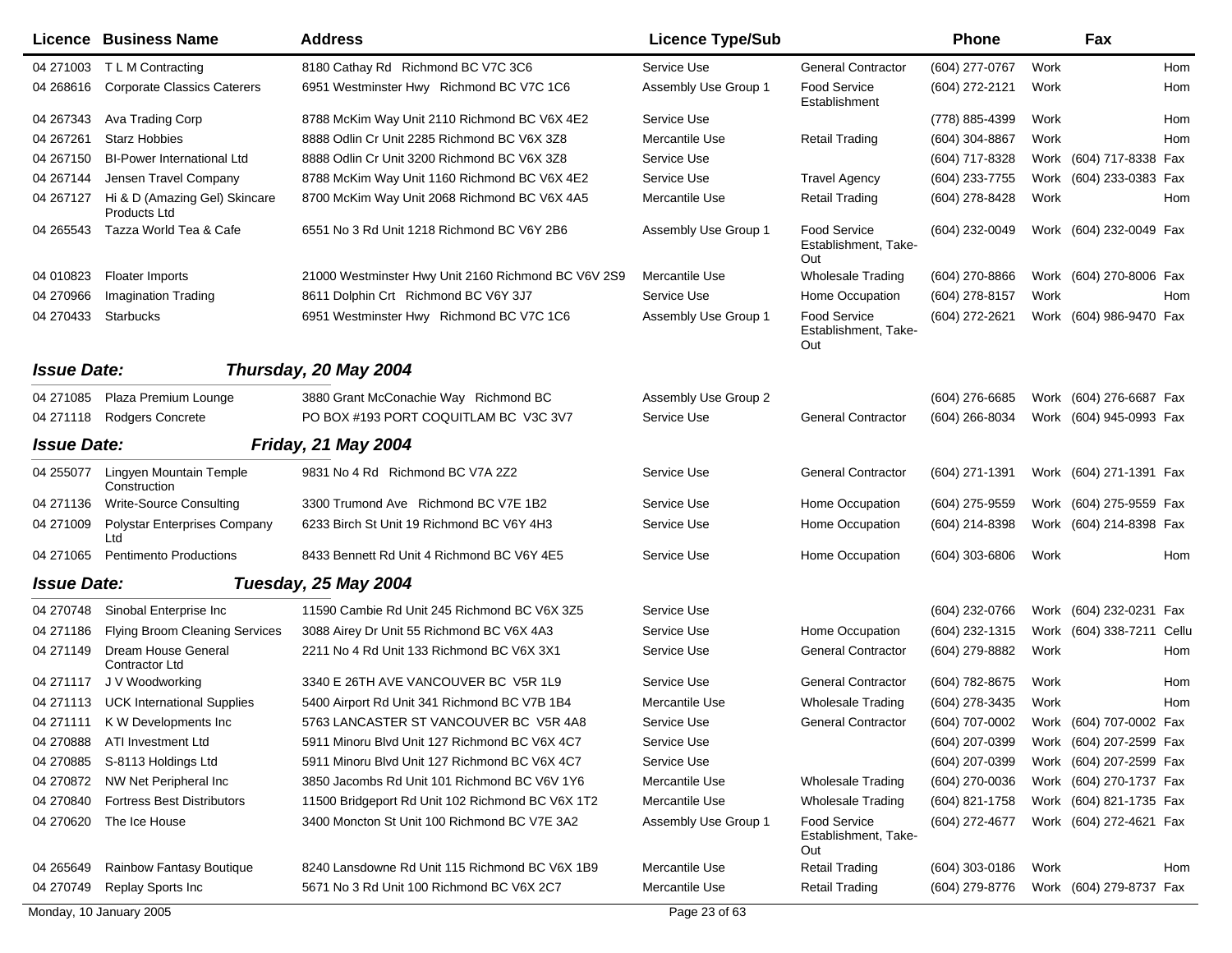| Licence | Business Name | Address | Licence Type/Sub | | Phone | | Fax | |
|---|---|---|---|---|---|---|---|---|
| 04 271003 | T L M Contracting | 8180 Cathay Rd Richmond BC V7C 3C6 | Service Use | General Contractor | (604) 277-0767 | Work | | Hom |
| 04 268616 | Corporate Classics Caterers | 6951 Westminster Hwy Richmond BC V7C 1C6 | Assembly Use Group 1 | Food Service Establishment | (604) 272-2121 | Work | | Hom |
| 04 267343 | Ava Trading Corp | 8788 McKim Way Unit 2110 Richmond BC V6X 4E2 | Service Use | | (778) 885-4399 | Work | | Hom |
| 04 267261 | Starz Hobbies | 8888 Odlin Cr Unit 2285 Richmond BC V6X 3Z8 | Mercantile Use | Retail Trading | (604) 304-8867 | Work | | Hom |
| 04 267150 | BI-Power International Ltd | 8888 Odlin Cr Unit 3200 Richmond BC V6X 3Z8 | Service Use | | (604) 717-8328 | Work | (604) 717-8338 | Fax |
| 04 267144 | Jensen Travel Company | 8788 McKim Way Unit 1160 Richmond BC V6X 4E2 | Service Use | Travel Agency | (604) 233-7755 | Work | (604) 233-0383 | Fax |
| 04 267127 | Hi & D (Amazing Gel) Skincare Products Ltd | 8700 McKim Way Unit 2068 Richmond BC V6X 4A5 | Mercantile Use | Retail Trading | (604) 278-8428 | Work | | Hom |
| 04 265543 | Tazza World Tea & Cafe | 6551 No 3 Rd Unit 1218 Richmond BC V6Y 2B6 | Assembly Use Group 1 | Food Service Establishment, Take-Out | (604) 232-0049 | Work | (604) 232-0049 | Fax |
| 04 010823 | Floater Imports | 21000 Westminster Hwy Unit 2160 Richmond BC V6V 2S9 | Mercantile Use | Wholesale Trading | (604) 270-8866 | Work | (604) 270-8006 | Fax |
| 04 270966 | Imagination Trading | 8611 Dolphin Crt Richmond BC V6Y 3J7 | Service Use | Home Occupation | (604) 278-8157 | Work | | Hom |
| 04 270433 | Starbucks | 6951 Westminster Hwy Richmond BC V7C 1C6 | Assembly Use Group 1 | Food Service Establishment, Take-Out | (604) 272-2621 | Work | (604) 986-9470 | Fax |

### *Issue Date: Thursday, 20 May 2004*

| Licence | Business Name | Address | Licence Type/Sub | | Phone | | Fax | |
|---|---|---|---|---|---|---|---|---|
| 04 271085 | Plaza Premium Lounge | 3880 Grant McConachie Way Richmond BC | Assembly Use Group 2 | | (604) 276-6685 | Work | (604) 276-6687 | Fax |
| 04 271118 | Rodgers Concrete | PO BOX #193 PORT COQUITLAM BC V3C 3V7 | Service Use | General Contractor | (604) 266-8034 | Work | (604) 945-0993 | Fax |

### *Issue Date: Friday, 21 May 2004*

| Licence | Business Name | Address | Licence Type/Sub | | Phone | | Fax | |
|---|---|---|---|---|---|---|---|---|
| 04 255077 | Lingyen Mountain Temple Construction | 9831 No 4 Rd Richmond BC V7A 2Z2 | Service Use | General Contractor | (604) 271-1391 | Work | (604) 271-1391 | Fax |
| 04 271136 | Write-Source Consulting | 3300 Trumond Ave Richmond BC V7E 1B2 | Service Use | Home Occupation | (604) 275-9559 | Work | (604) 275-9559 | Fax |
| 04 271009 | Polystar Enterprises Company Ltd | 6233 Birch St Unit 19 Richmond BC V6Y 4H3 | Service Use | Home Occupation | (604) 214-8398 | Work | (604) 214-8398 | Fax |
| 04 271065 | Pentimento Productions | 8433 Bennett Rd Unit 4 Richmond BC V6Y 4E5 | Service Use | Home Occupation | (604) 303-6806 | Work | | Hom |

### *Issue Date: Tuesday, 25 May 2004*

| Licence | Business Name | Address | Licence Type/Sub | | Phone | | Fax | |
|---|---|---|---|---|---|---|---|---|
| 04 270748 | Sinobal Enterprise Inc | 11590 Cambie Rd Unit 245 Richmond BC V6X 3Z5 | Service Use | | (604) 232-0766 | Work | (604) 232-0231 | Fax |
| 04 271186 | Flying Broom Cleaning Services | 3088 Airey Dr Unit 55 Richmond BC V6X 4A3 | Service Use | Home Occupation | (604) 232-1315 | Work | (604) 338-7211 | Cellu |
| 04 271149 | Dream House General Contractor Ltd | 2211 No 4 Rd Unit 133 Richmond BC V6X 3X1 | Service Use | General Contractor | (604) 279-8882 | Work | | Hom |
| 04 271117 | J V Woodworking | 3340 E 26TH AVE VANCOUVER BC V5R 1L9 | Service Use | General Contractor | (604) 782-8675 | Work | | Hom |
| 04 271113 | UCK International Supplies | 5400 Airport Rd Unit 341 Richmond BC V7B 1B4 | Mercantile Use | Wholesale Trading | (604) 278-3435 | Work | | Hom |
| 04 271111 | K W Developments Inc | 5763 LANCASTER ST VANCOUVER BC V5R 4A8 | Service Use | General Contractor | (604) 707-0002 | Work | (604) 707-0002 | Fax |
| 04 270888 | ATI Investment Ltd | 5911 Minoru Blvd Unit 127 Richmond BC V6X 4C7 | Service Use | | (604) 207-0399 | Work | (604) 207-2599 | Fax |
| 04 270885 | S-8113 Holdings Ltd | 5911 Minoru Blvd Unit 127 Richmond BC V6X 4C7 | Service Use | | (604) 207-0399 | Work | (604) 207-2599 | Fax |
| 04 270872 | NW Net Peripheral Inc | 3850 Jacombs Rd Unit 101 Richmond BC V6V 1Y6 | Mercantile Use | Wholesale Trading | (604) 270-0036 | Work | (604) 270-1737 | Fax |
| 04 270840 | Fortress Best Distributors | 11500 Bridgeport Rd Unit 102 Richmond BC V6X 1T2 | Mercantile Use | Wholesale Trading | (604) 821-1758 | Work | (604) 821-1735 | Fax |
| 04 270620 | The Ice House | 3400 Moncton St Unit 100 Richmond BC V7E 3A2 | Assembly Use Group 1 | Food Service Establishment, Take-Out | (604) 272-4677 | Work | (604) 272-4621 | Fax |
| 04 265649 | Rainbow Fantasy Boutique | 8240 Lansdowne Rd Unit 115 Richmond BC V6X 1B9 | Mercantile Use | Retail Trading | (604) 303-0186 | Work | | Hom |
| 04 270749 | Replay Sports Inc | 5671 No 3 Rd Unit 100 Richmond BC V6X 2C7 | Mercantile Use | Retail Trading | (604) 279-8776 | Work | (604) 279-8737 | Fax |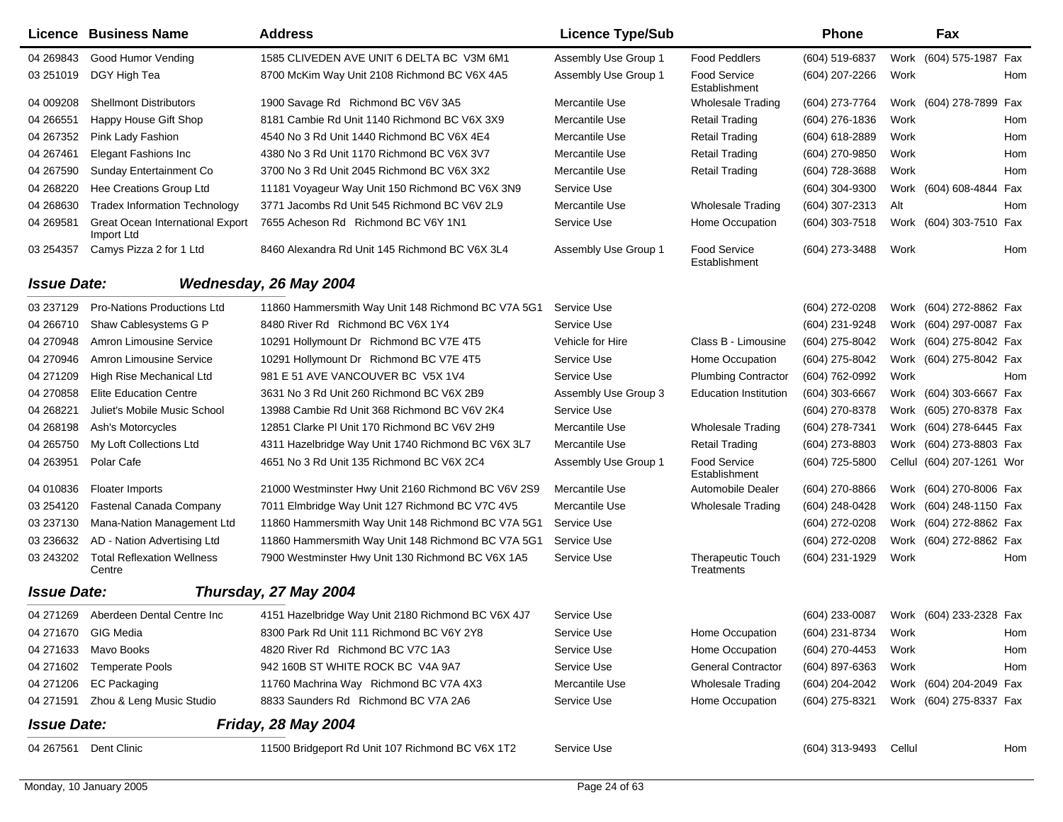| Licence | Business Name | Address | Licence Type/Sub | | Phone | | Fax | |
|---|---|---|---|---|---|---|---|---|
| 04 269843 | Good Humor Vending | 1585 CLIVEDEN AVE UNIT 6 DELTA BC V3M 6M1 | Assembly Use Group 1 | Food Peddlers | (604) 519-6837 | Work | (604) 575-1987 | Fax |
| 03 251019 | DGY High Tea | 8700 McKim Way Unit 2108 Richmond BC V6X 4A5 | Assembly Use Group 1 | Food Service Establishment | (604) 207-2266 | Work | | Hom |
| 04 009208 | Shellmont Distributors | 1900 Savage Rd Richmond BC V6V 3A5 | Mercantile Use | Wholesale Trading | (604) 273-7764 | Work | (604) 278-7899 | Fax |
| 04 266551 | Happy House Gift Shop | 8181 Cambie Rd Unit 1140 Richmond BC V6X 3X9 | Mercantile Use | Retail Trading | (604) 276-1836 | Work | | Hom |
| 04 267352 | Pink Lady Fashion | 4540 No 3 Rd Unit 1440 Richmond BC V6X 4E4 | Mercantile Use | Retail Trading | (604) 618-2889 | Work | | Hom |
| 04 267461 | Elegant Fashions Inc | 4380 No 3 Rd Unit 1170 Richmond BC V6X 3V7 | Mercantile Use | Retail Trading | (604) 270-9850 | Work | | Hom |
| 04 267590 | Sunday Entertainment Co | 3700 No 3 Rd Unit 2045 Richmond BC V6X 3X2 | Mercantile Use | Retail Trading | (604) 728-3688 | Work | | Hom |
| 04 268220 | Hee Creations Group Ltd | 11181 Voyageur Way Unit 150 Richmond BC V6X 3N9 | Service Use | | (604) 304-9300 | Work | (604) 608-4844 | Fax |
| 04 268630 | Tradex Information Technology | 3771 Jacombs Rd Unit 545 Richmond BC V6V 2L9 | Mercantile Use | Wholesale Trading | (604) 307-2313 | Alt | | Hom |
| 04 269581 | Great Ocean International Export Import Ltd | 7655 Acheson Rd Richmond BC V6Y 1N1 | Service Use | Home Occupation | (604) 303-7518 | Work | (604) 303-7510 | Fax |
| 03 254357 | Camys Pizza 2 for 1 Ltd | 8460 Alexandra Rd Unit 145 Richmond BC V6X 3L4 | Assembly Use Group 1 | Food Service Establishment | (604) 273-3488 | Work | | Hom |

***Issue Date:*** ***Wednesday, 26 May 2004***

| Licence | Business Name | Address | Licence Type/Sub | | Phone | | Fax | |
|---|---|---|---|---|---|---|---|---|
| 03 237129 | Pro-Nations Productions Ltd | 11860 Hammersmith Way Unit 148 Richmond BC V7A 5G1 | Service Use | | (604) 272-0208 | Work | (604) 272-8862 | Fax |
| 04 266710 | Shaw Cablesystems G P | 8480 River Rd Richmond BC V6X 1Y4 | Service Use | | (604) 231-9248 | Work | (604) 297-0087 | Fax |
| 04 270948 | Amron Limousine Service | 10291 Hollymount Dr Richmond BC V7E 4T5 | Vehicle for Hire | Class B - Limousine | (604) 275-8042 | Work | (604) 275-8042 | Fax |
| 04 270946 | Amron Limousine Service | 10291 Hollymount Dr Richmond BC V7E 4T5 | Service Use | Home Occupation | (604) 275-8042 | Work | (604) 275-8042 | Fax |
| 04 271209 | High Rise Mechanical Ltd | 981 E 51 AVE VANCOUVER BC V5X 1V4 | Service Use | Plumbing Contractor | (604) 762-0992 | Work | | Hom |
| 04 270858 | Elite Education Centre | 3631 No 3 Rd Unit 260 Richmond BC V6X 2B9 | Assembly Use Group 3 | Education Institution | (604) 303-6667 | Work | (604) 303-6667 | Fax |
| 04 268221 | Juliet's Mobile Music School | 13988 Cambie Rd Unit 368 Richmond BC V6V 2K4 | Service Use | | (604) 270-8378 | Work | (605) 270-8378 | Fax |
| 04 268198 | Ash's Motorcycles | 12851 Clarke Pl Unit 170 Richmond BC V6V 2H9 | Mercantile Use | Wholesale Trading | (604) 278-7341 | Work | (604) 278-6445 | Fax |
| 04 265750 | My Loft Collections Ltd | 4311 Hazelbridge Way Unit 1740 Richmond BC V6X 3L7 | Mercantile Use | Retail Trading | (604) 273-8803 | Work | (604) 273-8803 | Fax |
| 04 263951 | Polar Cafe | 4651 No 3 Rd Unit 135 Richmond BC V6X 2C4 | Assembly Use Group 1 | Food Service Establishment | (604) 725-5800 | Cellul | (604) 207-1261 | Wor |
| 04 010836 | Floater Imports | 21000 Westminster Hwy Unit 2160 Richmond BC V6V 2S9 | Mercantile Use | Automobile Dealer | (604) 270-8866 | Work | (604) 270-8006 | Fax |
| 03 254120 | Fastenal Canada Company | 7011 Elmbridge Way Unit 127 Richmond BC V7C 4V5 | Mercantile Use | Wholesale Trading | (604) 248-0428 | Work | (604) 248-1150 | Fax |
| 03 237130 | Mana-Nation Management Ltd | 11860 Hammersmith Way Unit 148 Richmond BC V7A 5G1 | Service Use | | (604) 272-0208 | Work | (604) 272-8862 | Fax |
| 03 236632 | AD - Nation Advertising Ltd | 11860 Hammersmith Way Unit 148 Richmond BC V7A 5G1 | Service Use | | (604) 272-0208 | Work | (604) 272-8862 | Fax |
| 03 243202 | Total Reflexation Wellness Centre | 7900 Westminster Hwy Unit 130 Richmond BC V6X 1A5 | Service Use | Therapeutic Touch Treatments | (604) 231-1929 | Work | | Hom |

***Issue Date:*** ***Thursday, 27 May 2004***

| Licence | Business Name | Address | Licence Type/Sub | | Phone | | Fax | |
|---|---|---|---|---|---|---|---|---|
| 04 271269 | Aberdeen Dental Centre Inc | 4151 Hazelbridge Way Unit 2180 Richmond BC V6X 4J7 | Service Use | | (604) 233-0087 | Work | (604) 233-2328 | Fax |
| 04 271670 | GIG Media | 8300 Park Rd Unit 111 Richmond BC V6Y 2Y8 | Service Use | Home Occupation | (604) 231-8734 | Work | | Hom |
| 04 271633 | Mavo Books | 4820 River Rd Richmond BC V7C 1A3 | Service Use | Home Occupation | (604) 270-4453 | Work | | Hom |
| 04 271602 | Temperate Pools | 942 160B ST WHITE ROCK BC V4A 9A7 | Service Use | General Contractor | (604) 897-6363 | Work | | Hom |
| 04 271206 | EC Packaging | 11760 Machrina Way Richmond BC V7A 4X3 | Mercantile Use | Wholesale Trading | (604) 204-2042 | Work | (604) 204-2049 | Fax |
| 04 271591 | Zhou & Leng Music Studio | 8833 Saunders Rd Richmond BC V7A 2A6 | Service Use | Home Occupation | (604) 275-8321 | Work | (604) 275-8337 | Fax |

***Issue Date:*** ***Friday, 28 May 2004***

| Licence | Business Name | Address | Licence Type/Sub | | Phone | | Fax | |
|---|---|---|---|---|---|---|---|---|
| 04 267561 | Dent Clinic | 11500 Bridgeport Rd Unit 107 Richmond BC V6X 1T2 | Service Use | | (604) 313-9493 | Cellul | | Hom |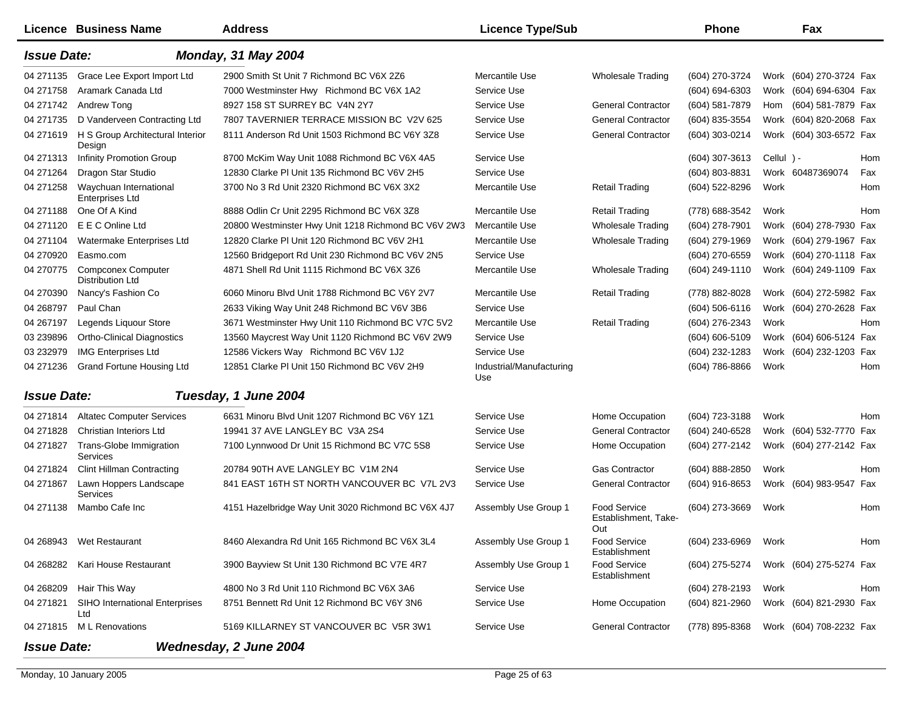| Licence | Business Name | Address | Licence Type/Sub | | Phone | | Fax | |
|---|---|---|---|---|---|---|---|---|
| ***Issue Date:*** | ***Monday, 31 May 2004*** | | | | | | | |
| 04 271135 | Grace Lee Export Import Ltd | 2900 Smith St Unit 7 Richmond BC V6X 2Z6 | Mercantile Use | Wholesale Trading | (604) 270-3724 | Work | (604) 270-3724 | Fax |
| 04 271758 | Aramark Canada Ltd | 7000 Westminster Hwy Richmond BC V6X 1A2 | Service Use | | (604) 694-6303 | Work | (604) 694-6304 | Fax |
| 04 271742 | Andrew Tong | 8927 158 ST SURREY BC V4N 2Y7 | Service Use | General Contractor | (604) 581-7879 | Hom | (604) 581-7879 | Fax |
| 04 271735 | D Vanderveen Contracting Ltd | 7807 TAVERNIER TERRACE MISSION BC V2V 625 | Service Use | General Contractor | (604) 835-3554 | Work | (604) 820-2068 | Fax |
| 04 271619 | H S Group Architectural Interior Design | 8111 Anderson Rd Unit 1503 Richmond BC V6Y 3Z8 | Service Use | General Contractor | (604) 303-0214 | Work | (604) 303-6572 | Fax |
| 04 271313 | Infinity Promotion Group | 8700 McKim Way Unit 1088 Richmond BC V6X 4A5 | Service Use | | (604) 307-3613 | Cellul | ) - | Hom |
| 04 271264 | Dragon Star Studio | 12830 Clarke Pl Unit 135 Richmond BC V6V 2H5 | Service Use | | (604) 803-8831 | Work | 60487369074 | Fax |
| 04 271258 | Waychuan International Enterprises Ltd | 3700 No 3 Rd Unit 2320 Richmond BC V6X 3X2 | Mercantile Use | Retail Trading | (604) 522-8296 | Work | | Hom |
| 04 271188 | One Of A Kind | 8888 Odlin Cr Unit 2295 Richmond BC V6X 3Z8 | Mercantile Use | Retail Trading | (778) 688-3542 | Work | | Hom |
| 04 271120 | E E C Online Ltd | 20800 Westminster Hwy Unit 1218 Richmond BC V6V 2W3 | Mercantile Use | Wholesale Trading | (604) 278-7901 | Work | (604) 278-7930 | Fax |
| 04 271104 | Watermake Enterprises Ltd | 12820 Clarke Pl Unit 120 Richmond BC V6V 2H1 | Mercantile Use | Wholesale Trading | (604) 279-1969 | Work | (604) 279-1967 | Fax |
| 04 270920 | Easmo.com | 12560 Bridgeport Rd Unit 230 Richmond BC V6V 2N5 | Service Use | | (604) 270-6559 | Work | (604) 270-1118 | Fax |
| 04 270775 | Compconex Computer Distribution Ltd | 4871 Shell Rd Unit 1115 Richmond BC V6X 3Z6 | Mercantile Use | Wholesale Trading | (604) 249-1110 | Work | (604) 249-1109 | Fax |
| 04 270390 | Nancy's Fashion Co | 6060 Minoru Blvd Unit 1788 Richmond BC V6Y 2V7 | Mercantile Use | Retail Trading | (778) 882-8028 | Work | (604) 272-5982 | Fax |
| 04 268797 | Paul Chan | 2633 Viking Way Unit 248 Richmond BC V6V 3B6 | Service Use | | (604) 506-6116 | Work | (604) 270-2628 | Fax |
| 04 267197 | Legends Liquour Store | 3671 Westminster Hwy Unit 110 Richmond BC V7C 5V2 | Mercantile Use | Retail Trading | (604) 276-2343 | Work | | Hom |
| 03 239896 | Ortho-Clinical Diagnostics | 13560 Maycrest Way Unit 1120 Richmond BC V6V 2W9 | Service Use | | (604) 606-5109 | Work | (604) 606-5124 | Fax |
| 03 232979 | IMG Enterprises Ltd | 12586 Vickers Way Richmond BC V6V 1J2 | Service Use | | (604) 232-1283 | Work | (604) 232-1203 | Fax |
| 04 271236 | Grand Fortune Housing Ltd | 12851 Clarke Pl Unit 150 Richmond BC V6V 2H9 | Industrial/Manufacturing Use | | (604) 786-8866 | Work | | Hom |
| ***Issue Date:*** | ***Tuesday, 1 June 2004*** | | | | | | | |
| 04 271814 | Altatec Computer Services | 6631 Minoru Blvd Unit 1207 Richmond BC V6Y 1Z1 | Service Use | Home Occupation | (604) 723-3188 | Work | | Hom |
| 04 271828 | Christian Interiors Ltd | 19941 37 AVE LANGLEY BC V3A 2S4 | Service Use | General Contractor | (604) 240-6528 | Work | (604) 532-7770 | Fax |
| 04 271827 | Trans-Globe Immigration Services | 7100 Lynnwood Dr Unit 15 Richmond BC V7C 5S8 | Service Use | Home Occupation | (604) 277-2142 | Work | (604) 277-2142 | Fax |
| 04 271824 | Clint Hillman Contracting | 20784 90TH AVE LANGLEY BC V1M 2N4 | Service Use | Gas Contractor | (604) 888-2850 | Work | | Hom |
| 04 271867 | Lawn Hoppers Landscape Services | 841 EAST 16TH ST NORTH VANCOUVER BC V7L 2V3 | Service Use | General Contractor | (604) 916-8653 | Work | (604) 983-9547 | Fax |
| 04 271138 | Mambo Cafe Inc | 4151 Hazelbridge Way Unit 3020 Richmond BC V6X 4J7 | Assembly Use Group 1 | Food Service Establishment, Take-Out | (604) 273-3669 | Work | | Hom |
| 04 268943 | Wet Restaurant | 8460 Alexandra Rd Unit 165 Richmond BC V6X 3L4 | Assembly Use Group 1 | Food Service Establishment | (604) 233-6969 | Work | | Hom |
| 04 268282 | Kari House Restaurant | 3900 Bayview St Unit 130 Richmond BC V7E 4R7 | Assembly Use Group 1 | Food Service Establishment | (604) 275-5274 | Work | (604) 275-5274 | Fax |
| 04 268209 | Hair This Way | 4800 No 3 Rd Unit 110 Richmond BC V6X 3A6 | Service Use | | (604) 278-2193 | Work | | Hom |
| 04 271821 | SIHO International Enterprises Ltd | 8751 Bennett Rd Unit 12 Richmond BC V6Y 3N6 | Service Use | Home Occupation | (604) 821-2960 | Work | (604) 821-2930 | Fax |
| 04 271815 | M L Renovations | 5169 KILLARNEY ST VANCOUVER BC V5R 3W1 | Service Use | General Contractor | (778) 895-8368 | Work | (604) 708-2232 | Fax |
| ***Issue Date:*** | ***Wednesday, 2 June 2004*** | | | | | | | |

Monday, 10 January 2005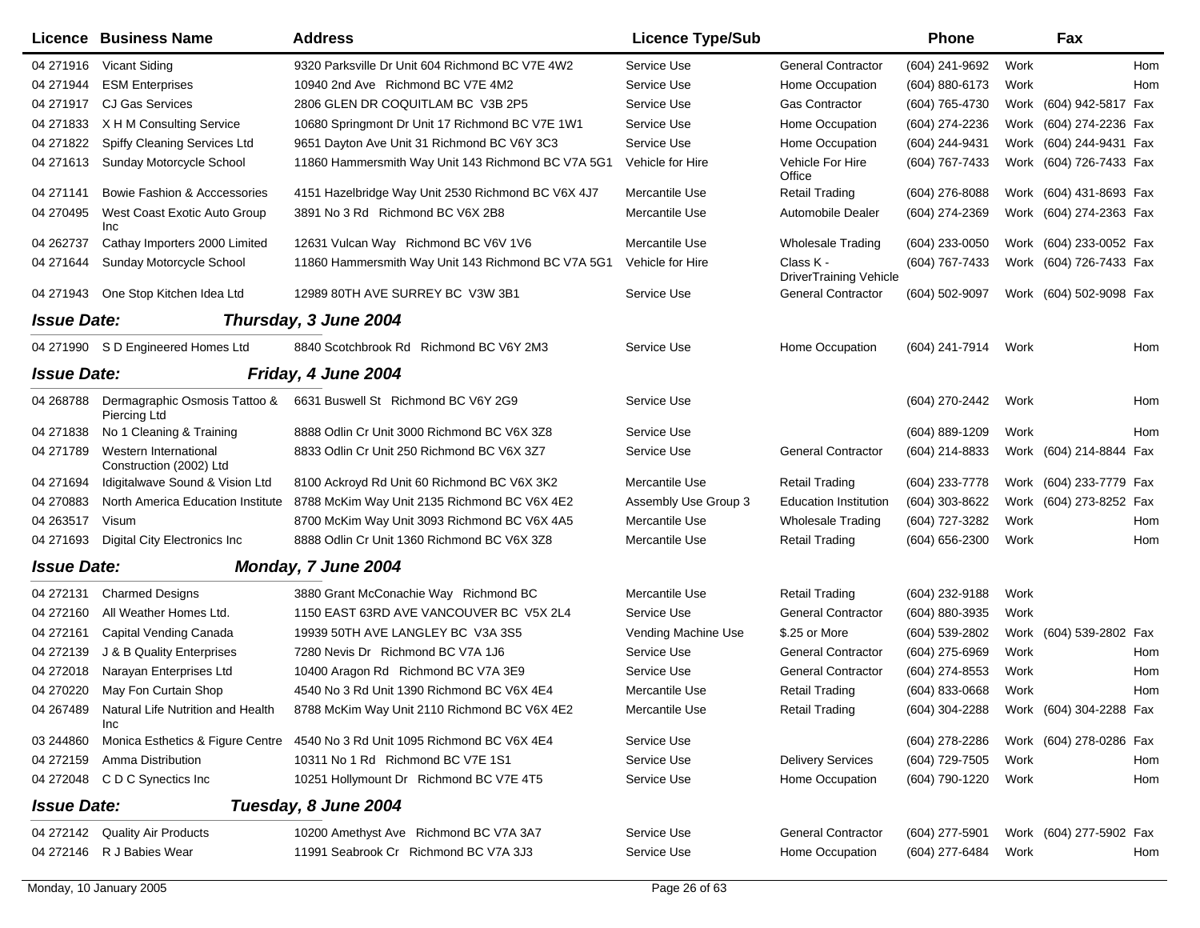| Licence | Business Name | Address | Licence Type/Sub | | Phone | | Fax | |
|---|---|---|---|---|---|---|---|---|
| 04 271916 | Vicant Siding | 9320 Parksville Dr Unit 604 Richmond BC V7E 4W2 | Service Use | General Contractor | (604) 241-9692 | Work | | Hom |
| 04 271944 | ESM Enterprises | 10940 2nd Ave Richmond BC V7E 4M2 | Service Use | Home Occupation | (604) 880-6173 | Work | | Hom |
| 04 271917 | CJ Gas Services | 2806 GLEN DR COQUITLAM BC V3B 2P5 | Service Use | Gas Contractor | (604) 765-4730 | Work | (604) 942-5817 | Fax |
| 04 271833 | X H M Consulting Service | 10680 Springmont Dr Unit 17 Richmond BC V7E 1W1 | Service Use | Home Occupation | (604) 274-2236 | Work | (604) 274-2236 | Fax |
| 04 271822 | Spiffy Cleaning Services Ltd | 9651 Dayton Ave Unit 31 Richmond BC V6Y 3C3 | Service Use | Home Occupation | (604) 244-9431 | Work | (604) 244-9431 | Fax |
| 04 271613 | Sunday Motorcycle School | 11860 Hammersmith Way Unit 143 Richmond BC V7A 5G1 | Vehicle for Hire | Vehicle For Hire Office | (604) 767-7433 | Work | (604) 726-7433 | Fax |
| 04 271141 | Bowie Fashion & Acccessories | 4151 Hazelbridge Way Unit 2530 Richmond BC V6X 4J7 | Mercantile Use | Retail Trading | (604) 276-8088 | Work | (604) 431-8693 | Fax |
| 04 270495 | West Coast Exotic Auto Group Inc | 3891 No 3 Rd Richmond BC V6X 2B8 | Mercantile Use | Automobile Dealer | (604) 274-2369 | Work | (604) 274-2363 | Fax |
| 04 262737 | Cathay Importers 2000 Limited | 12631 Vulcan Way Richmond BC V6V 1V6 | Mercantile Use | Wholesale Trading | (604) 233-0050 | Work | (604) 233-0052 | Fax |
| 04 271644 | Sunday Motorcycle School | 11860 Hammersmith Way Unit 143 Richmond BC V7A 5G1 | Vehicle for Hire | Class K - DriverTraining Vehicle | (604) 767-7433 | Work | (604) 726-7433 | Fax |
| 04 271943 | One Stop Kitchen Idea Ltd | 12989 80TH AVE SURREY BC V3W 3B1 | Service Use | General Contractor | (604) 502-9097 | Work | (604) 502-9098 | Fax |
| ***Issue Date:*** | ***Thursday, 3 June 2004*** | | | | | | | |
| 04 271990 | S D Engineered Homes Ltd | 8840 Scotchbrook Rd Richmond BC V6Y 2M3 | Service Use | Home Occupation | (604) 241-7914 | Work | | Hom |
| ***Issue Date:*** | ***Friday, 4 June 2004*** | | | | | | | |
| 04 268788 | Dermagraphic Osmosis Tattoo & Piercing Ltd | 6631 Buswell St Richmond BC V6Y 2G9 | Service Use | | (604) 270-2442 | Work | | Hom |
| 04 271838 | No 1 Cleaning & Training | 8888 Odlin Cr Unit 3000 Richmond BC V6X 3Z8 | Service Use | | (604) 889-1209 | Work | | Hom |
| 04 271789 | Western International Construction (2002) Ltd | 8833 Odlin Cr Unit 250 Richmond BC V6X 3Z7 | Service Use | General Contractor | (604) 214-8833 | Work | (604) 214-8844 | Fax |
| 04 271694 | Idigitalwave Sound & Vision Ltd | 8100 Ackroyd Rd Unit 60 Richmond BC V6X 3K2 | Mercantile Use | Retail Trading | (604) 233-7778 | Work | (604) 233-7779 | Fax |
| 04 270883 | North America Education Institute | 8788 McKim Way Unit 2135 Richmond BC V6X 4E2 | Assembly Use Group 3 | Education Institution | (604) 303-8622 | Work | (604) 273-8252 | Fax |
| 04 263517 | Visum | 8700 McKim Way Unit 3093 Richmond BC V6X 4A5 | Mercantile Use | Wholesale Trading | (604) 727-3282 | Work | | Hom |
| 04 271693 | Digital City Electronics Inc | 8888 Odlin Cr Unit 1360 Richmond BC V6X 3Z8 | Mercantile Use | Retail Trading | (604) 656-2300 | Work | | Hom |
| ***Issue Date:*** | ***Monday, 7 June 2004*** | | | | | | | |
| 04 272131 | Charmed Designs | 3880 Grant McConachie Way Richmond BC | Mercantile Use | Retail Trading | (604) 232-9188 | Work | | |
| 04 272160 | All Weather Homes Ltd. | 1150 EAST 63RD AVE VANCOUVER BC V5X 2L4 | Service Use | General Contractor | (604) 880-3935 | Work | | |
| 04 272161 | Capital Vending Canada | 19939 50TH AVE LANGLEY BC V3A 3S5 | Vending Machine Use | $.25 or More | (604) 539-2802 | Work | (604) 539-2802 | Fax |
| 04 272139 | J & B Quality Enterprises | 7280 Nevis Dr Richmond BC V7A 1J6 | Service Use | General Contractor | (604) 275-6969 | Work | | Hom |
| 04 272018 | Narayan Enterprises Ltd | 10400 Aragon Rd Richmond BC V7A 3E9 | Service Use | General Contractor | (604) 274-8553 | Work | | Hom |
| 04 270220 | May Fon Curtain Shop | 4540 No 3 Rd Unit 1390 Richmond BC V6X 4E4 | Mercantile Use | Retail Trading | (604) 833-0668 | Work | | Hom |
| 04 267489 | Natural Life Nutrition and Health Inc | 8788 McKim Way Unit 2110 Richmond BC V6X 4E2 | Mercantile Use | Retail Trading | (604) 304-2288 | Work | (604) 304-2288 | Fax |
| 03 244860 | Monica Esthetics & Figure Centre | 4540 No 3 Rd Unit 1095 Richmond BC V6X 4E4 | Service Use | | (604) 278-2286 | Work | (604) 278-0286 | Fax |
| 04 272159 | Amma Distribution | 10311 No 1 Rd Richmond BC V7E 1S1 | Service Use | Delivery Services | (604) 729-7505 | Work | | Hom |
| 04 272048 | C D C Synectics Inc | 10251 Hollymount Dr Richmond BC V7E 4T5 | Service Use | Home Occupation | (604) 790-1220 | Work | | Hom |
| ***Issue Date:*** | ***Tuesday, 8 June 2004*** | | | | | | | |
| 04 272142 | Quality Air Products | 10200 Amethyst Ave Richmond BC V7A 3A7 | Service Use | General Contractor | (604) 277-5901 | Work | (604) 277-5902 | Fax |
| 04 272146 | R J Babies Wear | 11991 Seabrook Cr Richmond BC V7A 3J3 | Service Use | Home Occupation | (604) 277-6484 | Work | | Hom |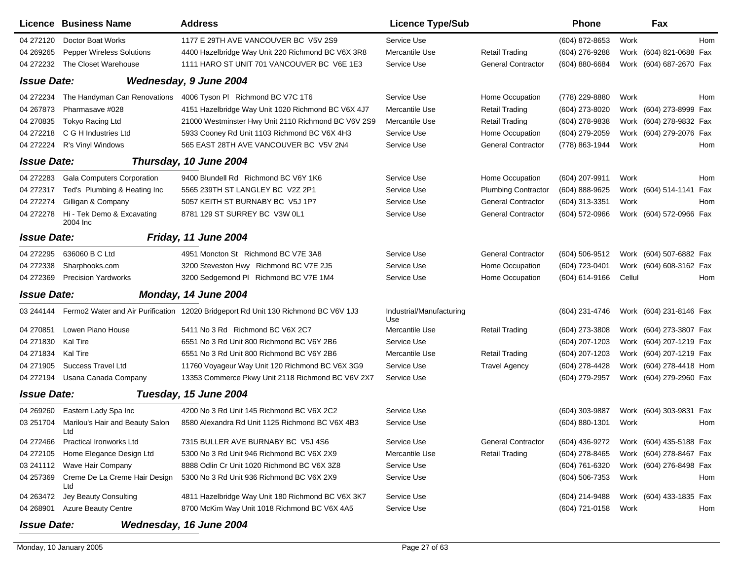| Licence | Business Name | Address | Licence Type/Sub | | Phone | | Fax | |
|---|---|---|---|---|---|---|---|---|
| 04 272120 | Doctor Boat Works | 1177 E 29TH AVE VANCOUVER BC V5V 2S9 | Service Use | | (604) 872-8653 | Work | | Hom |
| 04 269265 | Pepper Wireless Solutions | 4400 Hazelbridge Way Unit 220 Richmond BC V6X 3R8 | Mercantile Use | Retail Trading | (604) 276-9288 | Work | (604) 821-0688 | Fax |
| 04 272232 | The Closet Warehouse | 1111 HARO ST UNIT 701 VANCOUVER BC V6E 1E3 | Service Use | General Contractor | (604) 880-6684 | Work | (604) 687-2670 | Fax |
| ***Issue Date:*** | ***Wednesday, 9 June 2004*** | | | | | | | |
| 04 272234 | The Handyman Can Renovations | 4006 Tyson Pl Richmond BC V7C 1T6 | Service Use | Home Occupation | (778) 229-8880 | Work | | Hom |
| 04 267873 | Pharmasave #028 | 4151 Hazelbridge Way Unit 1020 Richmond BC V6X 4J7 | Mercantile Use | Retail Trading | (604) 273-8020 | Work | (604) 273-8999 | Fax |
| 04 270835 | Tokyo Racing Ltd | 21000 Westminster Hwy Unit 2110 Richmond BC V6V 2S9 | Mercantile Use | Retail Trading | (604) 278-9838 | Work | (604) 278-9832 | Fax |
| 04 272218 | C G H Industries Ltd | 5933 Cooney Rd Unit 1103 Richmond BC V6X 4H3 | Service Use | Home Occupation | (604) 279-2059 | Work | (604) 279-2076 | Fax |
| 04 272224 | R's Vinyl Windows | 565 EAST 28TH AVE VANCOUVER BC V5V 2N4 | Service Use | General Contractor | (778) 863-1944 | Work | | Hom |
| ***Issue Date:*** | ***Thursday, 10 June 2004*** | | | | | | | |
| 04 272283 | Gala Computers Corporation | 9400 Blundell Rd Richmond BC V6Y 1K6 | Service Use | Home Occupation | (604) 207-9911 | Work | | Hom |
| 04 272317 | Ted's Plumbing & Heating Inc | 5565 239TH ST LANGLEY BC V2Z 2P1 | Service Use | Plumbing Contractor | (604) 888-9625 | Work | (604) 514-1141 | Fax |
| 04 272274 | Gilligan & Company | 5057 KEITH ST BURNABY BC V5J 1P7 | Service Use | General Contractor | (604) 313-3351 | Work | | Hom |
| 04 272278 | Hi - Tek Demo & Excavating 2004 Inc | 8781 129 ST SURREY BC V3W 0L1 | Service Use | General Contractor | (604) 572-0966 | Work | (604) 572-0966 | Fax |
| ***Issue Date:*** | ***Friday, 11 June 2004*** | | | | | | | |
| 04 272295 | 636060 B C Ltd | 4951 Moncton St Richmond BC V7E 3A8 | Service Use | General Contractor | (604) 506-9512 | Work | (604) 507-6882 | Fax |
| 04 272338 | Sharphooks.com | 3200 Steveston Hwy Richmond BC V7E 2J5 | Service Use | Home Occupation | (604) 723-0401 | Work | (604) 608-3162 | Fax |
| 04 272369 | Precision Yardworks | 3200 Sedgemond Pl Richmond BC V7E 1M4 | Service Use | Home Occupation | (604) 614-9166 | Cellul | | Hom |
| ***Issue Date:*** | ***Monday, 14 June 2004*** | | | | | | | |
| 03 244144 | Fermo2 Water and Air Purification | 12020 Bridgeport Rd Unit 130 Richmond BC V6V 1J3 | Industrial/Manufacturing Use | | (604) 231-4746 | Work | (604) 231-8146 | Fax |
| 04 270851 | Lowen Piano House | 5411 No 3 Rd Richmond BC V6X 2C7 | Mercantile Use | Retail Trading | (604) 273-3808 | Work | (604) 273-3807 | Fax |
| 04 271830 | Kal Tire | 6551 No 3 Rd Unit 800 Richmond BC V6Y 2B6 | Service Use | | (604) 207-1203 | Work | (604) 207-1219 | Fax |
| 04 271834 | Kal Tire | 6551 No 3 Rd Unit 800 Richmond BC V6Y 2B6 | Mercantile Use | Retail Trading | (604) 207-1203 | Work | (604) 207-1219 | Fax |
| 04 271905 | Success Travel Ltd | 11760 Voyageur Way Unit 120 Richmond BC V6X 3G9 | Service Use | Travel Agency | (604) 278-4428 | Work | (604) 278-4418 | Hom |
| 04 272194 | Usana Canada Company | 13353 Commerce Pkwy Unit 2118 Richmond BC V6V 2X7 | Service Use | | (604) 279-2957 | Work | (604) 279-2960 | Fax |
| ***Issue Date:*** | ***Tuesday, 15 June 2004*** | | | | | | | |
| 04 269260 | Eastern Lady Spa Inc | 4200 No 3 Rd Unit 145 Richmond BC V6X 2C2 | Service Use | | (604) 303-9887 | Work | (604) 303-9831 | Fax |
| 03 251704 | Marilou's Hair and Beauty Salon Ltd | 8580 Alexandra Rd Unit 1125 Richmond BC V6X 4B3 | Service Use | | (604) 880-1301 | Work | | Hom |
| 04 272466 | Practical Ironworks Ltd | 7315 BULLER AVE BURNABY BC V5J 4S6 | Service Use | General Contractor | (604) 436-9272 | Work | (604) 435-5188 | Fax |
| 04 272105 | Home Elegance Design Ltd | 5300 No 3 Rd Unit 946 Richmond BC V6X 2X9 | Mercantile Use | Retail Trading | (604) 278-8465 | Work | (604) 278-8467 | Fax |
| 03 241112 | Wave Hair Company | 8888 Odlin Cr Unit 1020 Richmond BC V6X 3Z8 | Service Use | | (604) 761-6320 | Work | (604) 276-8498 | Fax |
| 04 257369 | Creme De La Creme Hair Design Ltd | 5300 No 3 Rd Unit 936 Richmond BC V6X 2X9 | Service Use | | (604) 506-7353 | Work | | Hom |
| 04 263472 | Jey Beauty Consulting | 4811 Hazelbridge Way Unit 180 Richmond BC V6X 3K7 | Service Use | | (604) 214-9488 | Work | (604) 433-1835 | Fax |
| 04 268901 | Azure Beauty Centre | 8700 McKim Way Unit 1018 Richmond BC V6X 4A5 | Service Use | | (604) 721-0158 | Work | | Hom |
| ***Issue Date:*** | ***Wednesday, 16 June 2004*** | | | | | | | |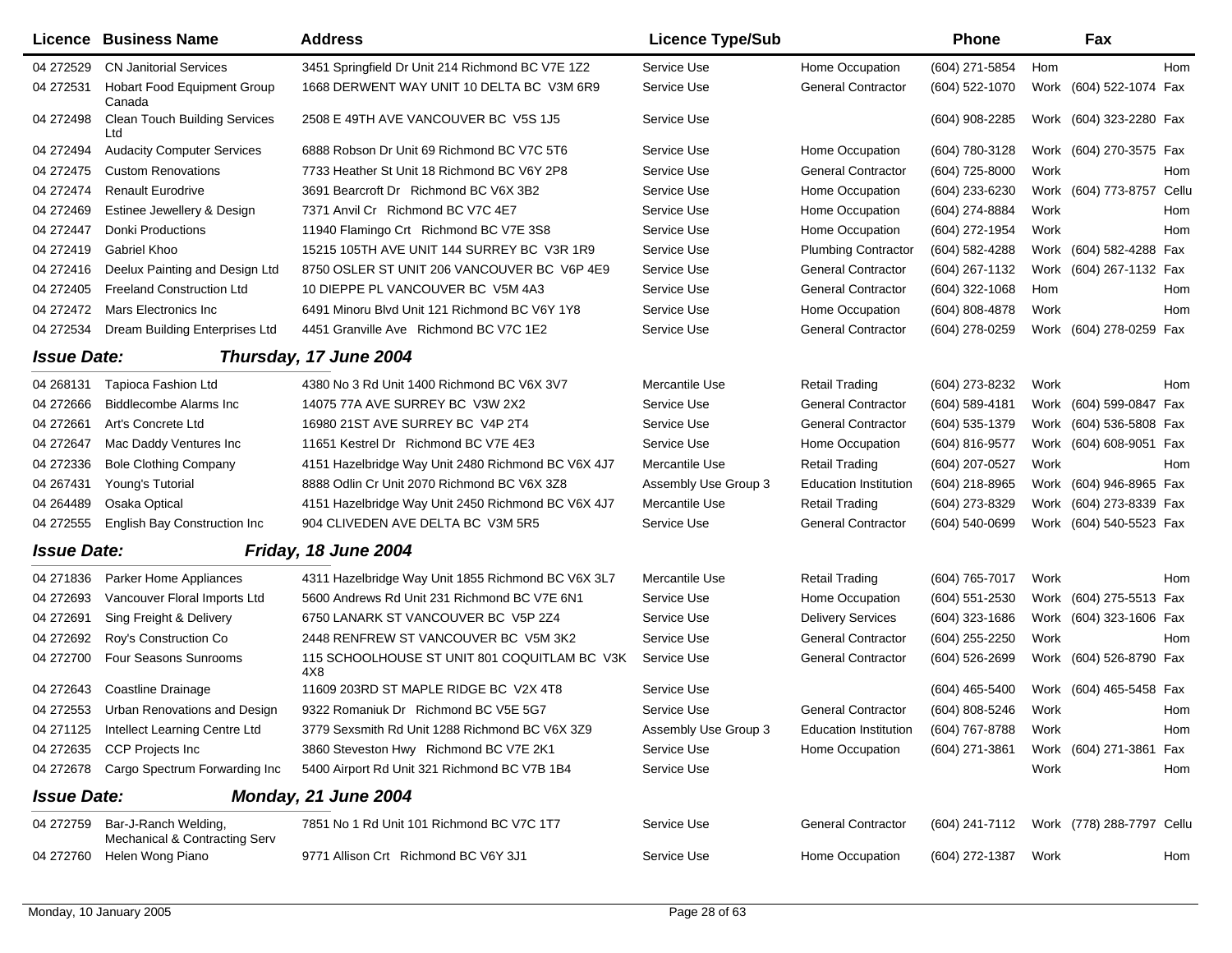| Licence | Business Name | Address | Licence Type/Sub | | Phone | | Fax | |
|---|---|---|---|---|---|---|---|---|
| 04 272529 | CN Janitorial Services | 3451 Springfield Dr Unit 214 Richmond BC V7E 1Z2 | Service Use | Home Occupation | (604) 271-5854 | Hom | | Hom |
| 04 272531 | Hobart Food Equipment Group Canada | 1668 DERWENT WAY UNIT 10 DELTA BC V3M 6R9 | Service Use | General Contractor | (604) 522-1070 | Work | (604) 522-1074 | Fax |
| 04 272498 | Clean Touch Building Services Ltd | 2508 E 49TH AVE VANCOUVER BC V5S 1J5 | Service Use | | (604) 908-2285 | Work | (604) 323-2280 | Fax |
| 04 272494 | Audacity Computer Services | 6888 Robson Dr Unit 69 Richmond BC V7C 5T6 | Service Use | Home Occupation | (604) 780-3128 | Work | (604) 270-3575 | Fax |
| 04 272475 | Custom Renovations | 7733 Heather St Unit 18 Richmond BC V6Y 2P8 | Service Use | General Contractor | (604) 725-8000 | Work | | Hom |
| 04 272474 | Renault Eurodrive | 3691 Bearcroft Dr Richmond BC V6X 3B2 | Service Use | Home Occupation | (604) 233-6230 | Work | (604) 773-8757 | Cellu |
| 04 272469 | Estinee Jewellery & Design | 7371 Anvil Cr Richmond BC V7C 4E7 | Service Use | Home Occupation | (604) 274-8884 | Work | | Hom |
| 04 272447 | Donki Productions | 11940 Flamingo Crt Richmond BC V7E 3S8 | Service Use | Home Occupation | (604) 272-1954 | Work | | Hom |
| 04 272419 | Gabriel Khoo | 15215 105TH AVE UNIT 144 SURREY BC V3R 1R9 | Service Use | Plumbing Contractor | (604) 582-4288 | Work | (604) 582-4288 | Fax |
| 04 272416 | Deelux Painting and Design Ltd | 8750 OSLER ST UNIT 206 VANCOUVER BC V6P 4E9 | Service Use | General Contractor | (604) 267-1132 | Work | (604) 267-1132 | Fax |
| 04 272405 | Freeland Construction Ltd | 10 DIEPPE PL VANCOUVER BC V5M 4A3 | Service Use | General Contractor | (604) 322-1068 | Hom | | Hom |
| 04 272472 | Mars Electronics Inc | 6491 Minoru Blvd Unit 121 Richmond BC V6Y 1Y8 | Service Use | Home Occupation | (604) 808-4878 | Work | | Hom |
| 04 272534 | Dream Building Enterprises Ltd | 4451 Granville Ave Richmond BC V7C 1E2 | Service Use | General Contractor | (604) 278-0259 | Work | (604) 278-0259 | Fax |

***Issue Date:*** ***Thursday, 17 June 2004***

| Licence | Business Name | Address | Licence Type/Sub | | Phone | | Fax | |
|---|---|---|---|---|---|---|---|---|
| 04 268131 | Tapioca Fashion Ltd | 4380 No 3 Rd Unit 1400 Richmond BC V6X 3V7 | Mercantile Use | Retail Trading | (604) 273-8232 | Work | | Hom |
| 04 272666 | Biddlecombe Alarms Inc | 14075 77A AVE SURREY BC V3W 2X2 | Service Use | General Contractor | (604) 589-4181 | Work | (604) 599-0847 | Fax |
| 04 272661 | Art's Concrete Ltd | 16980 21ST AVE SURREY BC V4P 2T4 | Service Use | General Contractor | (604) 535-1379 | Work | (604) 536-5808 | Fax |
| 04 272647 | Mac Daddy Ventures Inc | 11651 Kestrel Dr Richmond BC V7E 4E3 | Service Use | Home Occupation | (604) 816-9577 | Work | (604) 608-9051 | Fax |
| 04 272336 | Bole Clothing Company | 4151 Hazelbridge Way Unit 2480 Richmond BC V6X 4J7 | Mercantile Use | Retail Trading | (604) 207-0527 | Work | | Hom |
| 04 267431 | Young's Tutorial | 8888 Odlin Cr Unit 2070 Richmond BC V6X 3Z8 | Assembly Use Group 3 | Education Institution | (604) 218-8965 | Work | (604) 946-8965 | Fax |
| 04 264489 | Osaka Optical | 4151 Hazelbridge Way Unit 2450 Richmond BC V6X 4J7 | Mercantile Use | Retail Trading | (604) 273-8329 | Work | (604) 273-8339 | Fax |
| 04 272555 | English Bay Construction Inc | 904 CLIVEDEN AVE DELTA BC V3M 5R5 | Service Use | General Contractor | (604) 540-0699 | Work | (604) 540-5523 | Fax |

***Issue Date:*** ***Friday, 18 June 2004***

| Licence | Business Name | Address | Licence Type/Sub | | Phone | | Fax | |
|---|---|---|---|---|---|---|---|---|
| 04 271836 | Parker Home Appliances | 4311 Hazelbridge Way Unit 1855 Richmond BC V6X 3L7 | Mercantile Use | Retail Trading | (604) 765-7017 | Work | | Hom |
| 04 272693 | Vancouver Floral Imports Ltd | 5600 Andrews Rd Unit 231 Richmond BC V7E 6N1 | Service Use | Home Occupation | (604) 551-2530 | Work | (604) 275-5513 | Fax |
| 04 272691 | Sing Freight & Delivery | 6750 LANARK ST VANCOUVER BC V5P 2Z4 | Service Use | Delivery Services | (604) 323-1686 | Work | (604) 323-1606 | Fax |
| 04 272692 | Roy's Construction Co | 2448 RENFREW ST VANCOUVER BC V5M 3K2 | Service Use | General Contractor | (604) 255-2250 | Work | | Hom |
| 04 272700 | Four Seasons Sunrooms | 115 SCHOOLHOUSE ST UNIT 801 COQUITLAM BC V3K 4X8 | Service Use | General Contractor | (604) 526-2699 | Work | (604) 526-8790 | Fax |
| 04 272643 | Coastline Drainage | 11609 203RD ST MAPLE RIDGE BC V2X 4T8 | Service Use | | (604) 465-5400 | Work | (604) 465-5458 | Fax |
| 04 272553 | Urban Renovations and Design | 9322 Romaniuk Dr Richmond BC V5E 5G7 | Service Use | General Contractor | (604) 808-5246 | Work | | Hom |
| 04 271125 | Intellect Learning Centre Ltd | 3779 Sexsmith Rd Unit 1288 Richmond BC V6X 3Z9 | Assembly Use Group 3 | Education Institution | (604) 767-8788 | Work | | Hom |
| 04 272635 | CCP Projects Inc | 3860 Steveston Hwy Richmond BC V7E 2K1 | Service Use | Home Occupation | (604) 271-3861 | Work | (604) 271-3861 | Fax |
| 04 272678 | Cargo Spectrum Forwarding Inc | 5400 Airport Rd Unit 321 Richmond BC V7B 1B4 | Service Use | | | Work | | Hom |

***Issue Date:*** ***Monday, 21 June 2004***

| Licence | Business Name | Address | Licence Type/Sub | | Phone | | Fax | |
|---|---|---|---|---|---|---|---|---|
| 04 272759 | Bar-J-Ranch Welding, Mechanical & Contracting Serv | 7851 No 1 Rd Unit 101 Richmond BC V7C 1T7 | Service Use | General Contractor | (604) 241-7112 | Work | (778) 288-7797 | Cellu |
| 04 272760 | Helen Wong Piano | 9771 Allison Crt Richmond BC V6Y 3J1 | Service Use | Home Occupation | (604) 272-1387 | Work | | Hom |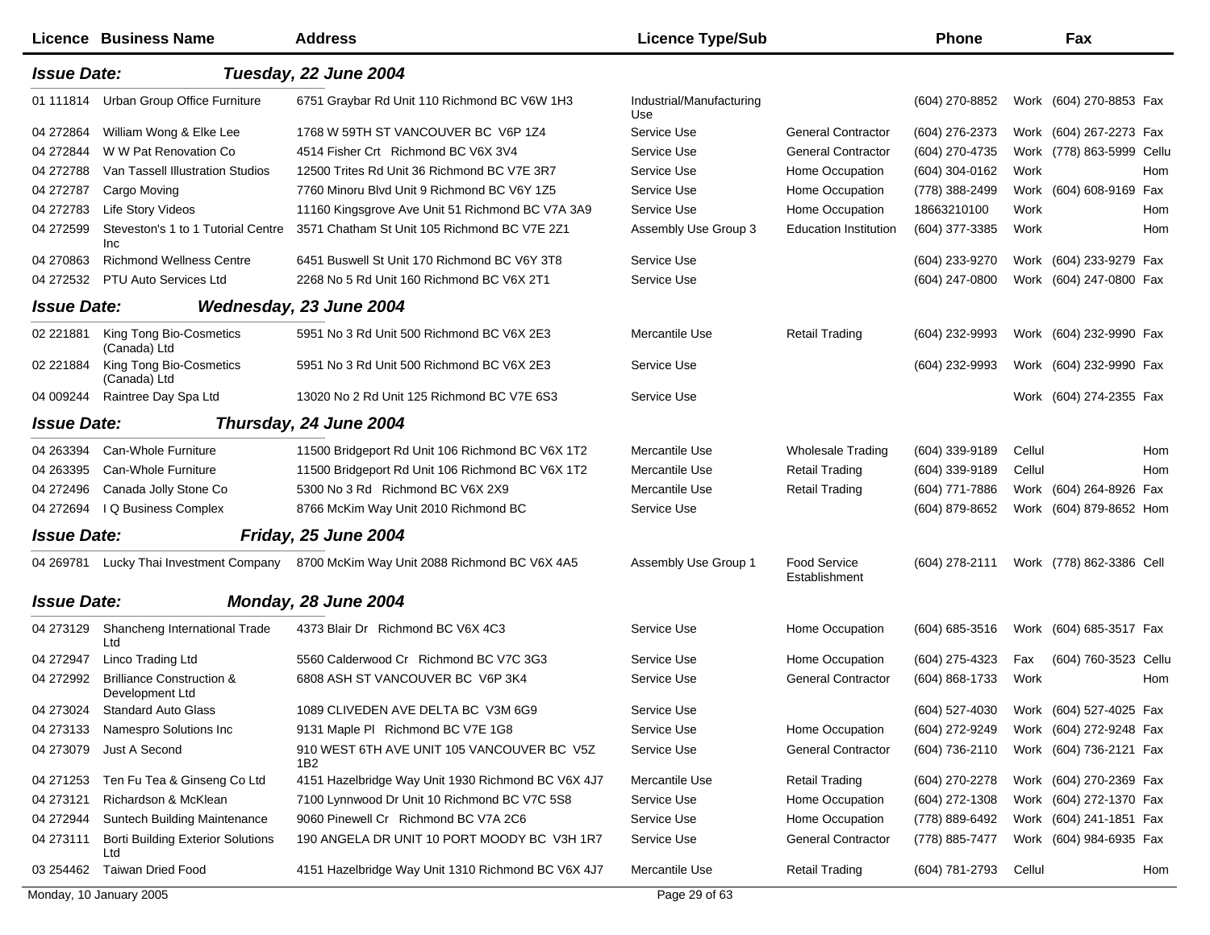| Licence | Business Name | Address | Licence Type/Sub | | Phone | | Fax | |
|---|---|---|---|---|---|---|---|---|
| ***Issue Date:*** | ***Tuesday, 22 June 2004*** | | | | | | | |
| 01 111814 | Urban Group Office Furniture | 6751 Graybar Rd Unit 110 Richmond BC V6W 1H3 | Industrial/Manufacturing Use | | (604) 270-8852 | Work | (604) 270-8853 | Fax |
| 04 272864 | William Wong & Elke Lee | 1768 W 59TH ST VANCOUVER BC V6P 1Z4 | Service Use | General Contractor | (604) 276-2373 | Work | (604) 267-2273 | Fax |
| 04 272844 | W W Pat Renovation Co | 4514 Fisher Crt Richmond BC V6X 3V4 | Service Use | General Contractor | (604) 270-4735 | Work | (778) 863-5999 | Cellu |
| 04 272788 | Van Tassell Illustration Studios | 12500 Trites Rd Unit 36 Richmond BC V7E 3R7 | Service Use | Home Occupation | (604) 304-0162 | Work | | Hom |
| 04 272787 | Cargo Moving | 7760 Minoru Blvd Unit 9 Richmond BC V6Y 1Z5 | Service Use | Home Occupation | (778) 388-2499 | Work | (604) 608-9169 | Fax |
| 04 272783 | Life Story Videos | 11160 Kingsgrove Ave Unit 51 Richmond BC V7A 3A9 | Service Use | Home Occupation | 18663210100 | Work | | Hom |
| 04 272599 | Steveston's 1 to 1 Tutorial Centre Inc | 3571 Chatham St Unit 105 Richmond BC V7E 2Z1 | Assembly Use Group 3 | Education Institution | (604) 377-3385 | Work | | Hom |
| 04 270863 | Richmond Wellness Centre | 6451 Buswell St Unit 170 Richmond BC V6Y 3T8 | Service Use | | (604) 233-9270 | Work | (604) 233-9279 | Fax |
| 04 272532 | PTU Auto Services Ltd | 2268 No 5 Rd Unit 160 Richmond BC V6X 2T1 | Service Use | | (604) 247-0800 | Work | (604) 247-0800 | Fax |
| ***Issue Date:*** | ***Wednesday, 23 June 2004*** | | | | | | | |
| 02 221881 | King Tong Bio-Cosmetics (Canada) Ltd | 5951 No 3 Rd Unit 500 Richmond BC V6X 2E3 | Mercantile Use | Retail Trading | (604) 232-9993 | Work | (604) 232-9990 | Fax |
| 02 221884 | King Tong Bio-Cosmetics (Canada) Ltd | 5951 No 3 Rd Unit 500 Richmond BC V6X 2E3 | Service Use | | (604) 232-9993 | Work | (604) 232-9990 | Fax |
| 04 009244 | Raintree Day Spa Ltd | 13020 No 2 Rd Unit 125 Richmond BC V7E 6S3 | Service Use | | | Work | (604) 274-2355 | Fax |
| ***Issue Date:*** | ***Thursday, 24 June 2004*** | | | | | | | |
| 04 263394 | Can-Whole Furniture | 11500 Bridgeport Rd Unit 106 Richmond BC V6X 1T2 | Mercantile Use | Wholesale Trading | (604) 339-9189 | Cellul | | Hom |
| 04 263395 | Can-Whole Furniture | 11500 Bridgeport Rd Unit 106 Richmond BC V6X 1T2 | Mercantile Use | Retail Trading | (604) 339-9189 | Cellul | | Hom |
| 04 272496 | Canada Jolly Stone Co | 5300 No 3 Rd Richmond BC V6X 2X9 | Mercantile Use | Retail Trading | (604) 771-7886 | Work | (604) 264-8926 | Fax |
| 04 272694 | I Q Business Complex | 8766 McKim Way Unit 2010 Richmond BC | Service Use | | (604) 879-8652 | Work | (604) 879-8652 | Hom |
| ***Issue Date:*** | ***Friday, 25 June 2004*** | | | | | | | |
| 04 269781 | Lucky Thai Investment Company | 8700 McKim Way Unit 2088 Richmond BC V6X 4A5 | Assembly Use Group 1 | Food Service Establishment | (604) 278-2111 | Work | (778) 862-3386 | Cell |
| ***Issue Date:*** | ***Monday, 28 June 2004*** | | | | | | | |
| 04 273129 | Shancheng International Trade Ltd | 4373 Blair Dr Richmond BC V6X 4C3 | Service Use | Home Occupation | (604) 685-3516 | Work | (604) 685-3517 | Fax |
| 04 272947 | Linco Trading Ltd | 5560 Calderwood Cr Richmond BC V7C 3G3 | Service Use | Home Occupation | (604) 275-4323 | Fax | (604) 760-3523 | Cellu |
| 04 272992 | Brilliance Construction & Development Ltd | 6808 ASH ST VANCOUVER BC V6P 3K4 | Service Use | General Contractor | (604) 868-1733 | Work | | Hom |
| 04 273024 | Standard Auto Glass | 1089 CLIVEDEN AVE DELTA BC V3M 6G9 | Service Use | | (604) 527-4030 | Work | (604) 527-4025 | Fax |
| 04 273133 | Namespro Solutions Inc | 9131 Maple Pl Richmond BC V7E 1G8 | Service Use | Home Occupation | (604) 272-9249 | Work | (604) 272-9248 | Fax |
| 04 273079 | Just A Second | 910 WEST 6TH AVE UNIT 105 VANCOUVER BC V5Z 1B2 | Service Use | General Contractor | (604) 736-2110 | Work | (604) 736-2121 | Fax |
| 04 271253 | Ten Fu Tea & Ginseng Co Ltd | 4151 Hazelbridge Way Unit 1930 Richmond BC V6X 4J7 | Mercantile Use | Retail Trading | (604) 270-2278 | Work | (604) 270-2369 | Fax |
| 04 273121 | Richardson & McKlean | 7100 Lynnwood Dr Unit 10 Richmond BC V7C 5S8 | Service Use | Home Occupation | (604) 272-1308 | Work | (604) 272-1370 | Fax |
| 04 272944 | Suntech Building Maintenance | 9060 Pinewell Cr Richmond BC V7A 2C6 | Service Use | Home Occupation | (778) 889-6492 | Work | (604) 241-1851 | Fax |
| 04 273111 | Borti Building Exterior Solutions Ltd | 190 ANGELA DR UNIT 10 PORT MOODY BC V3H 1R7 | Service Use | General Contractor | (778) 885-7477 | Work | (604) 984-6935 | Fax |
| 03 254462 | Taiwan Dried Food | 4151 Hazelbridge Way Unit 1310 Richmond BC V6X 4J7 | Mercantile Use | Retail Trading | (604) 781-2793 | Cellul | | Hom |

Monday, 10 January 2005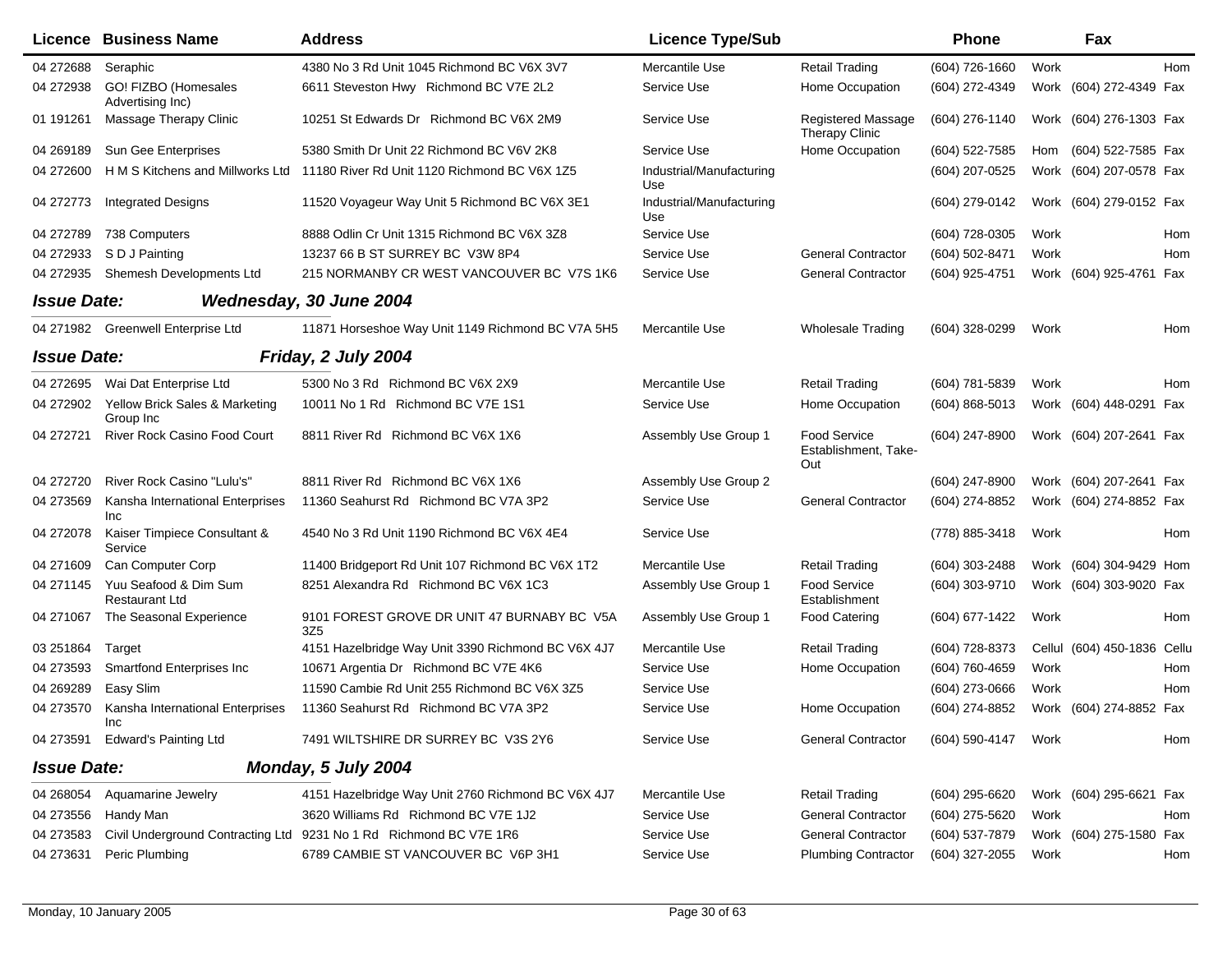| Licence | Business Name | Address | Licence Type/Sub | | Phone | | Fax | |
|---|---|---|---|---|---|---|---|---|
| 04 272688 | Seraphic | 4380 No 3 Rd Unit 1045 Richmond BC V6X 3V7 | Mercantile Use | Retail Trading | (604) 726-1660 | Work | | Hom |
| 04 272938 | GO! FIZBO (Homesales Advertising Inc) | 6611 Steveston Hwy Richmond BC V7E 2L2 | Service Use | Home Occupation | (604) 272-4349 | Work | (604) 272-4349 | Fax |
| 01 191261 | Massage Therapy Clinic | 10251 St Edwards Dr Richmond BC V6X 2M9 | Service Use | Registered Massage Therapy Clinic | (604) 276-1140 | Work | (604) 276-1303 | Fax |
| 04 269189 | Sun Gee Enterprises | 5380 Smith Dr Unit 22 Richmond BC V6V 2K8 | Service Use | Home Occupation | (604) 522-7585 | Hom | (604) 522-7585 | Fax |
| 04 272600 | H M S Kitchens and Millworks Ltd | 11180 River Rd Unit 1120 Richmond BC V6X 1Z5 | Industrial/Manufacturing Use | | (604) 207-0525 | Work | (604) 207-0578 | Fax |
| 04 272773 | Integrated Designs | 11520 Voyageur Way Unit 5 Richmond BC V6X 3E1 | Industrial/Manufacturing Use | | (604) 279-0142 | Work | (604) 279-0152 | Fax |
| 04 272789 | 738 Computers | 8888 Odlin Cr Unit 1315 Richmond BC V6X 3Z8 | Service Use | | (604) 728-0305 | Work | | Hom |
| 04 272933 | S D J Painting | 13237 66 B ST SURREY BC V3W 8P4 | Service Use | General Contractor | (604) 502-8471 | Work | | Hom |
| 04 272935 | Shemesh Developments Ltd | 215 NORMANBY CR WEST VANCOUVER BC V7S 1K6 | Service Use | General Contractor | (604) 925-4751 | Work | (604) 925-4761 | Fax |
| ***Issue Date:*** | ***Wednesday, 30 June 2004*** | | | | | | | |
| 04 271982 | Greenwell Enterprise Ltd | 11871 Horseshoe Way Unit 1149 Richmond BC V7A 5H5 | Mercantile Use | Wholesale Trading | (604) 328-0299 | Work | | Hom |
| ***Issue Date:*** | ***Friday, 2 July 2004*** | | | | | | | |
| 04 272695 | Wai Dat Enterprise Ltd | 5300 No 3 Rd Richmond BC V6X 2X9 | Mercantile Use | Retail Trading | (604) 781-5839 | Work | | Hom |
| 04 272902 | Yellow Brick Sales & Marketing Group Inc | 10011 No 1 Rd Richmond BC V7E 1S1 | Service Use | Home Occupation | (604) 868-5013 | Work | (604) 448-0291 | Fax |
| 04 272721 | River Rock Casino Food Court | 8811 River Rd Richmond BC V6X 1X6 | Assembly Use Group 1 | Food Service Establishment, Take-Out | (604) 247-8900 | Work | (604) 207-2641 | Fax |
| 04 272720 | River Rock Casino "Lulu's" | 8811 River Rd Richmond BC V6X 1X6 | Assembly Use Group 2 | | (604) 247-8900 | Work | (604) 207-2641 | Fax |
| 04 273569 | Kansha International Enterprises Inc | 11360 Seahurst Rd Richmond BC V7A 3P2 | Service Use | General Contractor | (604) 274-8852 | Work | (604) 274-8852 | Fax |
| 04 272078 | Kaiser Timpiece Consultant & Service | 4540 No 3 Rd Unit 1190 Richmond BC V6X 4E4 | Service Use | | (778) 885-3418 | Work | | Hom |
| 04 271609 | Can Computer Corp | 11400 Bridgeport Rd Unit 107 Richmond BC V6X 1T2 | Mercantile Use | Retail Trading | (604) 303-2488 | Work | (604) 304-9429 | Hom |
| 04 271145 | Yuu Seafood & Dim Sum Restaurant Ltd | 8251 Alexandra Rd Richmond BC V6X 1C3 | Assembly Use Group 1 | Food Service Establishment | (604) 303-9710 | Work | (604) 303-9020 | Fax |
| 04 271067 | The Seasonal Experience | 9101 FOREST GROVE DR UNIT 47 BURNABY BC V5A 3Z5 | Assembly Use Group 1 | Food Catering | (604) 677-1422 | Work | | Hom |
| 03 251864 | Target | 4151 Hazelbridge Way Unit 3390 Richmond BC V6X 4J7 | Mercantile Use | Retail Trading | (604) 728-8373 | Cellul | (604) 450-1836 | Cellu |
| 04 273593 | Smartfond Enterprises Inc | 10671 Argentia Dr Richmond BC V7E 4K6 | Service Use | Home Occupation | (604) 760-4659 | Work | | Hom |
| 04 269289 | Easy Slim | 11590 Cambie Rd Unit 255 Richmond BC V6X 3Z5 | Service Use | | (604) 273-0666 | Work | | Hom |
| 04 273570 | Kansha International Enterprises Inc | 11360 Seahurst Rd Richmond BC V7A 3P2 | Service Use | Home Occupation | (604) 274-8852 | Work | (604) 274-8852 | Fax |
| 04 273591 | Edward's Painting Ltd | 7491 WILTSHIRE DR SURREY BC V3S 2Y6 | Service Use | General Contractor | (604) 590-4147 | Work | | Hom |
| ***Issue Date:*** | ***Monday, 5 July 2004*** | | | | | | | |
| 04 268054 | Aquamarine Jewelry | 4151 Hazelbridge Way Unit 2760 Richmond BC V6X 4J7 | Mercantile Use | Retail Trading | (604) 295-6620 | Work | (604) 295-6621 | Fax |
| 04 273556 | Handy Man | 3620 Williams Rd Richmond BC V7E 1J2 | Service Use | General Contractor | (604) 275-5620 | Work | | Hom |
| 04 273583 | Civil Underground Contracting Ltd | 9231 No 1 Rd Richmond BC V7E 1R6 | Service Use | General Contractor | (604) 537-7879 | Work | (604) 275-1580 | Fax |
| 04 273631 | Peric Plumbing | 6789 CAMBIE ST VANCOUVER BC V6P 3H1 | Service Use | Plumbing Contractor | (604) 327-2055 | Work | | Hom |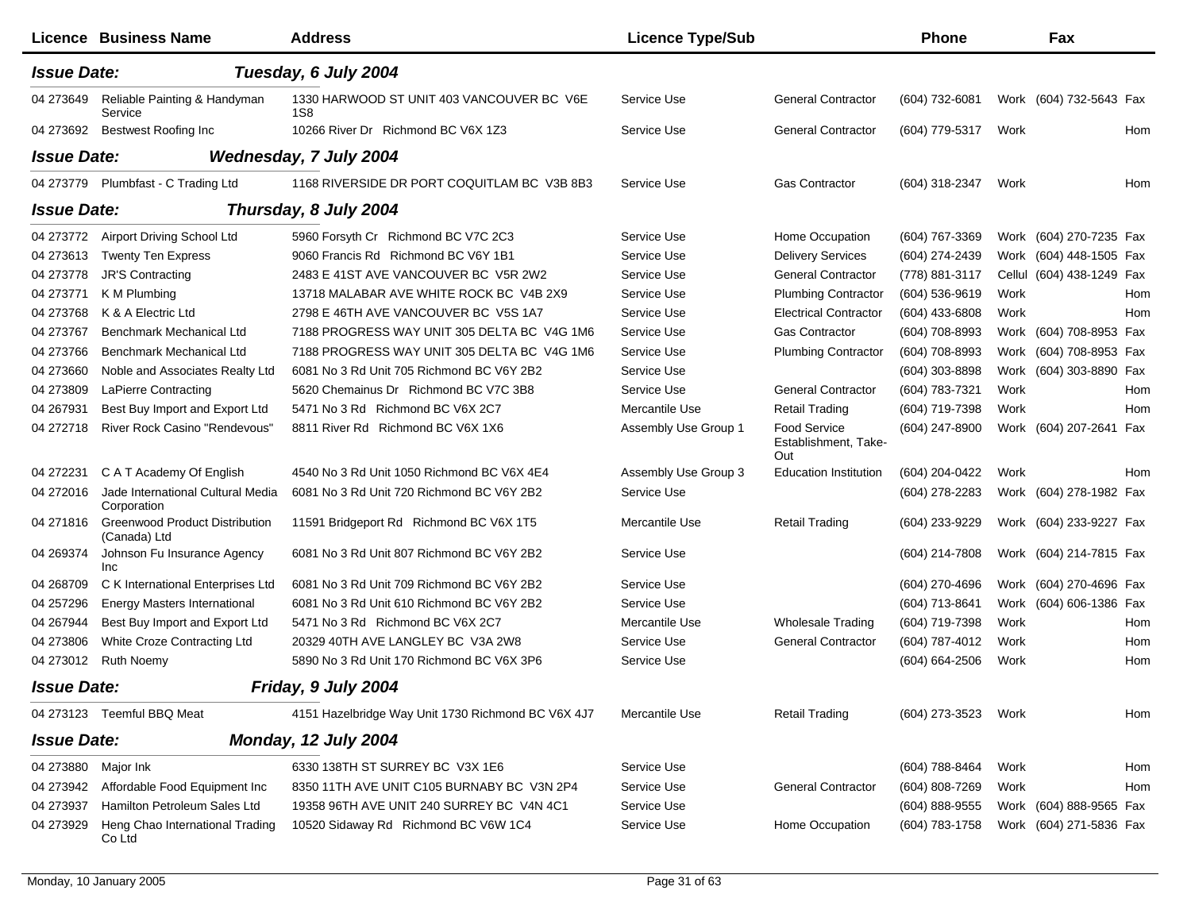| Licence | Business Name | Address | Licence Type/Sub | | Phone | | Fax | |
|---|---|---|---|---|---|---|---|---|
| ***Issue Date:*** | | ***Tuesday, 6 July 2004*** | | | | | | |
| 04 273649 | Reliable Painting & Handyman Service | 1330 HARWOOD ST UNIT 403 VANCOUVER BC V6E 1S8 | Service Use | General Contractor | (604) 732-6081 | Work | (604) 732-5643 | Fax |
| 04 273692 | Bestwest Roofing Inc | 10266 River Dr Richmond BC V6X 1Z3 | Service Use | General Contractor | (604) 779-5317 | Work | | Hom |
| ***Issue Date:*** | | ***Wednesday, 7 July 2004*** | | | | | | |
| 04 273779 | Plumbfast - C Trading Ltd | 1168 RIVERSIDE DR PORT COQUITLAM BC V3B 8B3 | Service Use | Gas Contractor | (604) 318-2347 | Work | | Hom |
| ***Issue Date:*** | | ***Thursday, 8 July 2004*** | | | | | | |
| 04 273772 | Airport Driving School Ltd | 5960 Forsyth Cr Richmond BC V7C 2C3 | Service Use | Home Occupation | (604) 767-3369 | Work | (604) 270-7235 | Fax |
| 04 273613 | Twenty Ten Express | 9060 Francis Rd Richmond BC V6Y 1B1 | Service Use | Delivery Services | (604) 274-2439 | Work | (604) 448-1505 | Fax |
| 04 273778 | JR'S Contracting | 2483 E 41ST AVE VANCOUVER BC V5R 2W2 | Service Use | General Contractor | (778) 881-3117 | Cellul | (604) 438-1249 | Fax |
| 04 273771 | K M Plumbing | 13718 MALABAR AVE WHITE ROCK BC V4B 2X9 | Service Use | Plumbing Contractor | (604) 536-9619 | Work | | Hom |
| 04 273768 | K & A Electric Ltd | 2798 E 46TH AVE VANCOUVER BC V5S 1A7 | Service Use | Electrical Contractor | (604) 433-6808 | Work | | Hom |
| 04 273767 | Benchmark Mechanical Ltd | 7188 PROGRESS WAY UNIT 305 DELTA BC V4G 1M6 | Service Use | Gas Contractor | (604) 708-8993 | Work | (604) 708-8953 | Fax |
| 04 273766 | Benchmark Mechanical Ltd | 7188 PROGRESS WAY UNIT 305 DELTA BC V4G 1M6 | Service Use | Plumbing Contractor | (604) 708-8993 | Work | (604) 708-8953 | Fax |
| 04 273660 | Noble and Associates Realty Ltd | 6081 No 3 Rd Unit 705 Richmond BC V6Y 2B2 | Service Use | | (604) 303-8898 | Work | (604) 303-8890 | Fax |
| 04 273809 | LaPierre Contracting | 5620 Chemainus Dr Richmond BC V7C 3B8 | Service Use | General Contractor | (604) 783-7321 | Work | | Hom |
| 04 267931 | Best Buy Import and Export Ltd | 5471 No 3 Rd Richmond BC V6X 2C7 | Mercantile Use | Retail Trading | (604) 719-7398 | Work | | Hom |
| 04 272718 | River Rock Casino "Rendevous" | 8811 River Rd Richmond BC V6X 1X6 | Assembly Use Group 1 | Food Service Establishment, Take-Out | (604) 247-8900 | Work | (604) 207-2641 | Fax |
| 04 272231 | C A T Academy Of English | 4540 No 3 Rd Unit 1050 Richmond BC V6X 4E4 | Assembly Use Group 3 | Education Institution | (604) 204-0422 | Work | | Hom |
| 04 272016 | Jade International Cultural Media Corporation | 6081 No 3 Rd Unit 720 Richmond BC V6Y 2B2 | Service Use | | (604) 278-2283 | Work | (604) 278-1982 | Fax |
| 04 271816 | Greenwood Product Distribution (Canada) Ltd | 11591 Bridgeport Rd Richmond BC V6X 1T5 | Mercantile Use | Retail Trading | (604) 233-9229 | Work | (604) 233-9227 | Fax |
| 04 269374 | Johnson Fu Insurance Agency Inc | 6081 No 3 Rd Unit 807 Richmond BC V6Y 2B2 | Service Use | | (604) 214-7808 | Work | (604) 214-7815 | Fax |
| 04 268709 | C K International Enterprises Ltd | 6081 No 3 Rd Unit 709 Richmond BC V6Y 2B2 | Service Use | | (604) 270-4696 | Work | (604) 270-4696 | Fax |
| 04 257296 | Energy Masters International | 6081 No 3 Rd Unit 610 Richmond BC V6Y 2B2 | Service Use | | (604) 713-8641 | Work | (604) 606-1386 | Fax |
| 04 267944 | Best Buy Import and Export Ltd | 5471 No 3 Rd Richmond BC V6X 2C7 | Mercantile Use | Wholesale Trading | (604) 719-7398 | Work | | Hom |
| 04 273806 | White Croze Contracting Ltd | 20329 40TH AVE LANGLEY BC V3A 2W8 | Service Use | General Contractor | (604) 787-4012 | Work | | Hom |
| 04 273012 | Ruth Noemy | 5890 No 3 Rd Unit 170 Richmond BC V6X 3P6 | Service Use | | (604) 664-2506 | Work | | Hom |
| ***Issue Date:*** | | ***Friday, 9 July 2004*** | | | | | | |
| 04 273123 | Teemful BBQ Meat | 4151 Hazelbridge Way Unit 1730 Richmond BC V6X 4J7 | Mercantile Use | Retail Trading | (604) 273-3523 | Work | | Hom |
| ***Issue Date:*** | | ***Monday, 12 July 2004*** | | | | | | |
| 04 273880 | Major Ink | 6330 138TH ST SURREY BC V3X 1E6 | Service Use | | (604) 788-8464 | Work | | Hom |
| 04 273942 | Affordable Food Equipment Inc | 8350 11TH AVE UNIT C105 BURNABY BC V3N 2P4 | Service Use | General Contractor | (604) 808-7269 | Work | | Hom |
| 04 273937 | Hamilton Petroleum Sales Ltd | 19358 96TH AVE UNIT 240 SURREY BC V4N 4C1 | Service Use | | (604) 888-9555 | Work | (604) 888-9565 | Fax |
| 04 273929 | Heng Chao International Trading Co Ltd | 10520 Sidaway Rd Richmond BC V6W 1C4 | Service Use | Home Occupation | (604) 783-1758 | Work | (604) 271-5836 | Fax |

Monday, 10 January 2005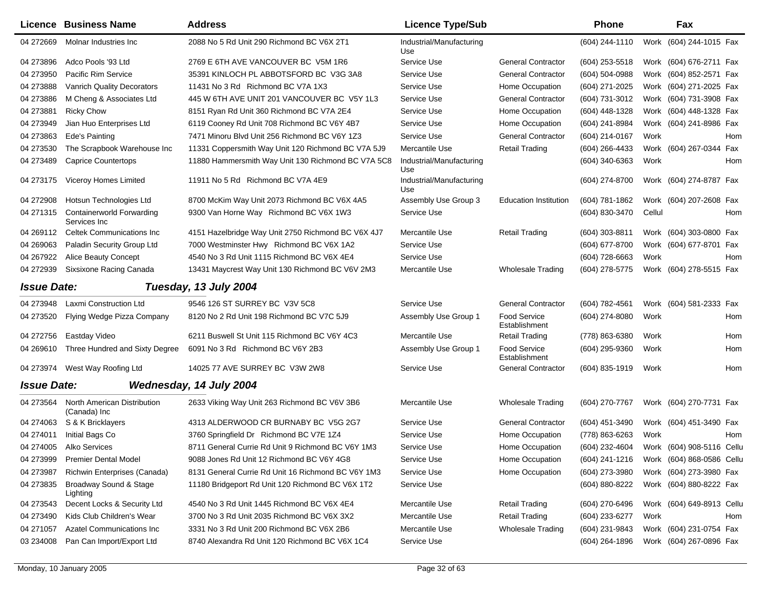| Licence | Business Name | Address | Licence Type/Sub | | Phone | | Fax | |
|---|---|---|---|---|---|---|---|---|
| 04 272669 | Molnar Industries Inc | 2088 No 5 Rd Unit 290 Richmond BC V6X 2T1 | Industrial/Manufacturing Use | | (604) 244-1110 | Work | (604) 244-1015 | Fax |
| 04 273896 | Adco Pools '93 Ltd | 2769 E 6TH AVE VANCOUVER BC V5M 1R6 | Service Use | General Contractor | (604) 253-5518 | Work | (604) 676-2711 | Fax |
| 04 273950 | Pacific Rim Service | 35391 KINLOCH PL ABBOTSFORD BC V3G 3A8 | Service Use | General Contractor | (604) 504-0988 | Work | (604) 852-2571 | Fax |
| 04 273888 | Vanrich Quality Decorators | 11431 No 3 Rd Richmond BC V7A 1X3 | Service Use | Home Occupation | (604) 271-2025 | Work | (604) 271-2025 | Fax |
| 04 273886 | M Cheng & Associates Ltd | 445 W 6TH AVE UNIT 201 VANCOUVER BC V5Y 1L3 | Service Use | General Contractor | (604) 731-3012 | Work | (604) 731-3908 | Fax |
| 04 273881 | Ricky Chow | 8151 Ryan Rd Unit 360 Richmond BC V7A 2E4 | Service Use | Home Occupation | (604) 448-1328 | Work | (604) 448-1328 | Fax |
| 04 273949 | Jian Huo Enterprises Ltd | 6119 Cooney Rd Unit 708 Richmond BC V6Y 4B7 | Service Use | Home Occupation | (604) 241-8984 | Work | (604) 241-8986 | Fax |
| 04 273863 | Ede's Painting | 7471 Minoru Blvd Unit 256 Richmond BC V6Y 1Z3 | Service Use | General Contractor | (604) 214-0167 | Work | | Hom |
| 04 273530 | The Scrapbook Warehouse Inc | 11331 Coppersmith Way Unit 120 Richmond BC V7A 5J9 | Mercantile Use | Retail Trading | (604) 266-4433 | Work | (604) 267-0344 | Fax |
| 04 273489 | Caprice Countertops | 11880 Hammersmith Way Unit 130 Richmond BC V7A 5C8 | Industrial/Manufacturing Use | | (604) 340-6363 | Work | | Hom |
| 04 273175 | Viceroy Homes Limited | 11911 No 5 Rd Richmond BC V7A 4E9 | Industrial/Manufacturing Use | | (604) 274-8700 | Work | (604) 274-8787 | Fax |
| 04 272908 | Hotsun Technologies Ltd | 8700 McKim Way Unit 2073 Richmond BC V6X 4A5 | Assembly Use Group 3 | Education Institution | (604) 781-1862 | Work | (604) 207-2608 | Fax |
| 04 271315 | Containerworld Forwarding Services Inc | 9300 Van Horne Way Richmond BC V6X 1W3 | Service Use | | (604) 830-3470 | Cellul | | Hom |
| 04 269112 | Celtek Communications Inc | 4151 Hazelbridge Way Unit 2750 Richmond BC V6X 4J7 | Mercantile Use | Retail Trading | (604) 303-8811 | Work | (604) 303-0800 | Fax |
| 04 269063 | Paladin Security Group Ltd | 7000 Westminster Hwy Richmond BC V6X 1A2 | Service Use | | (604) 677-8700 | Work | (604) 677-8701 | Fax |
| 04 267922 | Alice Beauty Concept | 4540 No 3 Rd Unit 1115 Richmond BC V6X 4E4 | Service Use | | (604) 728-6663 | Work | | Hom |
| 04 272939 | Sixsixone Racing Canada | 13431 Maycrest Way Unit 130 Richmond BC V6V 2M3 | Mercantile Use | Wholesale Trading | (604) 278-5775 | Work | (604) 278-5515 | Fax |
| ***Issue Date:*** | ***Tuesday, 13 July 2004*** | | | | | | | |
| 04 273948 | Laxmi Construction Ltd | 9546 126 ST SURREY BC V3V 5C8 | Service Use | General Contractor | (604) 782-4561 | Work | (604) 581-2333 | Fax |
| 04 273520 | Flying Wedge Pizza Company | 8120 No 2 Rd Unit 198 Richmond BC V7C 5J9 | Assembly Use Group 1 | Food Service Establishment | (604) 274-8080 | Work | | Hom |
| 04 272756 | Eastday Video | 6211 Buswell St Unit 115 Richmond BC V6Y 4C3 | Mercantile Use | Retail Trading | (778) 863-6380 | Work | | Hom |
| 04 269610 | Three Hundred and Sixty Degree | 6091 No 3 Rd Richmond BC V6Y 2B3 | Assembly Use Group 1 | Food Service Establishment | (604) 295-9360 | Work | | Hom |
| 04 273974 | West Way Roofing Ltd | 14025 77 AVE SURREY BC V3W 2W8 | Service Use | General Contractor | (604) 835-1919 | Work | | Hom |
| ***Issue Date:*** | ***Wednesday, 14 July 2004*** | | | | | | | |
| 04 273564 | North American Distribution (Canada) Inc | 2633 Viking Way Unit 263 Richmond BC V6V 3B6 | Mercantile Use | Wholesale Trading | (604) 270-7767 | Work | (604) 270-7731 | Fax |
| 04 274063 | S & K Bricklayers | 4313 ALDERWOOD CR BURNABY BC V5G 2G7 | Service Use | General Contractor | (604) 451-3490 | Work | (604) 451-3490 | Fax |
| 04 274011 | Initial Bags Co | 3760 Springfield Dr Richmond BC V7E 1Z4 | Service Use | Home Occupation | (778) 863-6263 | Work | | Hom |
| 04 274005 | Alko Services | 8711 General Currie Rd Unit 9 Richmond BC V6Y 1M3 | Service Use | Home Occupation | (604) 232-4604 | Work | (604) 908-5116 | Cellu |
| 04 273999 | Premier Dental Model | 9088 Jones Rd Unit 12 Richmond BC V6Y 4G8 | Service Use | Home Occupation | (604) 241-1216 | Work | (604) 868-0586 | Cellu |
| 04 273987 | Richwin Enterprises (Canada) | 8131 General Currie Rd Unit 16 Richmond BC V6Y 1M3 | Service Use | Home Occupation | (604) 273-3980 | Work | (604) 273-3980 | Fax |
| 04 273835 | Broadway Sound & Stage Lighting | 11180 Bridgeport Rd Unit 120 Richmond BC V6X 1T2 | Service Use | | (604) 880-8222 | Work | (604) 880-8222 | Fax |
| 04 273543 | Decent Locks & Security Ltd | 4540 No 3 Rd Unit 1445 Richmond BC V6X 4E4 | Mercantile Use | Retail Trading | (604) 270-6496 | Work | (604) 649-8913 | Cellu |
| 04 273490 | Kids Club Children's Wear | 3700 No 3 Rd Unit 2035 Richmond BC V6X 3X2 | Mercantile Use | Retail Trading | (604) 233-6277 | Work | | Hom |
| 04 271057 | Azatel Communications Inc | 3331 No 3 Rd Unit 200 Richmond BC V6X 2B6 | Mercantile Use | Wholesale Trading | (604) 231-9843 | Work | (604) 231-0754 | Fax |
| 03 234008 | Pan Can Import/Export Ltd | 8740 Alexandra Rd Unit 120 Richmond BC V6X 1C4 | Service Use | | (604) 264-1896 | Work | (604) 267-0896 | Fax |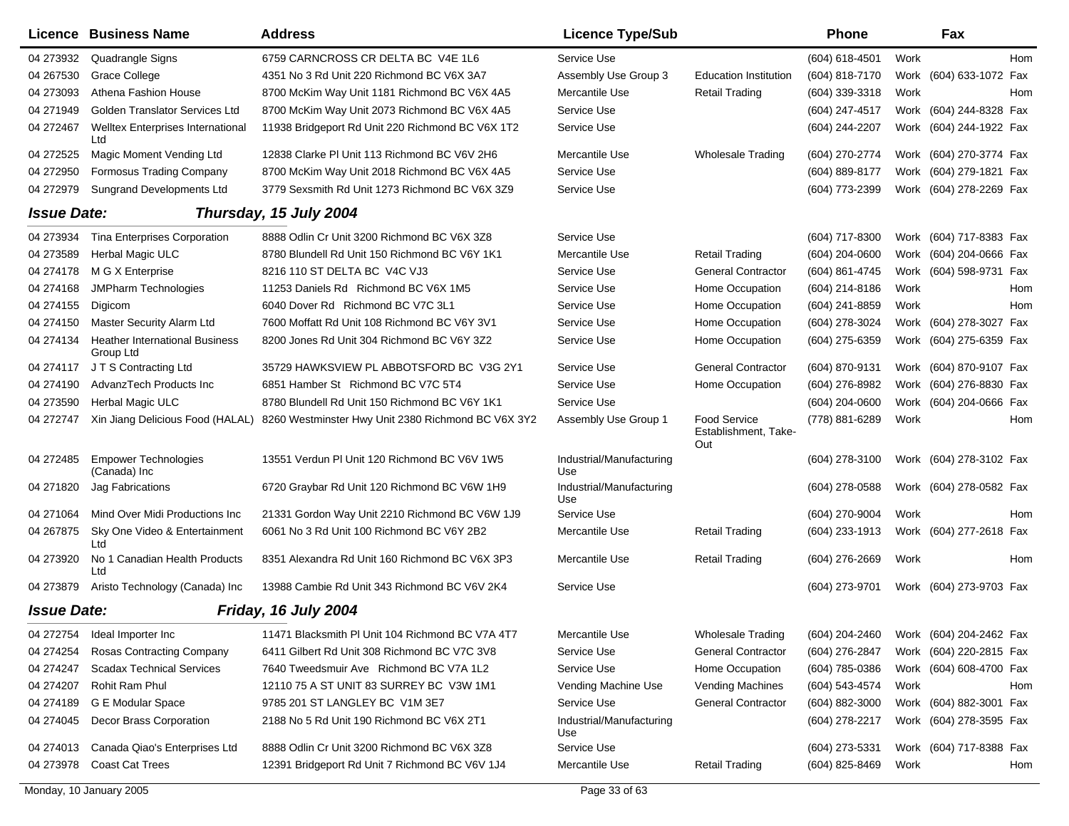| Licence | Business Name | Address | Licence Type/Sub | | Phone | | Fax | |
|---|---|---|---|---|---|---|---|---|
| 04 273932 | Quadrangle Signs | 6759 CARNCROSS CR DELTA BC V4E 1L6 | Service Use | | (604) 618-4501 | Work | | Hom |
| 04 267530 | Grace College | 4351 No 3 Rd Unit 220 Richmond BC V6X 3A7 | Assembly Use Group 3 | Education Institution | (604) 818-7170 | Work | (604) 633-1072 | Fax |
| 04 273093 | Athena Fashion House | 8700 McKim Way Unit 1181 Richmond BC V6X 4A5 | Mercantile Use | Retail Trading | (604) 339-3318 | Work | | Hom |
| 04 271949 | Golden Translator Services Ltd | 8700 McKim Way Unit 2073 Richmond BC V6X 4A5 | Service Use | | (604) 247-4517 | Work | (604) 244-8328 | Fax |
| 04 272467 | Welltex Enterprises International Ltd | 11938 Bridgeport Rd Unit 220 Richmond BC V6X 1T2 | Service Use | | (604) 244-2207 | Work | (604) 244-1922 | Fax |
| 04 272525 | Magic Moment Vending Ltd | 12838 Clarke Pl Unit 113 Richmond BC V6V 2H6 | Mercantile Use | Wholesale Trading | (604) 270-2774 | Work | (604) 270-3774 | Fax |
| 04 272950 | Formosus Trading Company | 8700 McKim Way Unit 2018 Richmond BC V6X 4A5 | Service Use | | (604) 889-8177 | Work | (604) 279-1821 | Fax |
| 04 272979 | Sungrand Developments Ltd | 3779 Sexsmith Rd Unit 1273 Richmond BC V6X 3Z9 | Service Use | | (604) 773-2399 | Work | (604) 278-2269 | Fax |

**Issue Date:** ***Thursday, 15 July 2004***

| Licence | Business Name | Address | Licence Type/Sub | | Phone | | Fax | |
|---|---|---|---|---|---|---|---|---|
| 04 273934 | Tina Enterprises Corporation | 8888 Odlin Cr Unit 3200 Richmond BC V6X 3Z8 | Service Use | | (604) 717-8300 | Work | (604) 717-8383 | Fax |
| 04 273589 | Herbal Magic ULC | 8780 Blundell Rd Unit 150 Richmond BC V6Y 1K1 | Mercantile Use | Retail Trading | (604) 204-0600 | Work | (604) 204-0666 | Fax |
| 04 274178 | M G X Enterprise | 8216 110 ST DELTA BC V4C VJ3 | Service Use | General Contractor | (604) 861-4745 | Work | (604) 598-9731 | Fax |
| 04 274168 | JMPharm Technologies | 11253 Daniels Rd Richmond BC V6X 1M5 | Service Use | Home Occupation | (604) 214-8186 | Work | | Hom |
| 04 274155 | Digicom | 6040 Dover Rd Richmond BC V7C 3L1 | Service Use | Home Occupation | (604) 241-8859 | Work | | Hom |
| 04 274150 | Master Security Alarm Ltd | 7600 Moffatt Rd Unit 108 Richmond BC V6Y 3V1 | Service Use | Home Occupation | (604) 278-3024 | Work | (604) 278-3027 | Fax |
| 04 274134 | Heather International Business Group Ltd | 8200 Jones Rd Unit 304 Richmond BC V6Y 3Z2 | Service Use | Home Occupation | (604) 275-6359 | Work | (604) 275-6359 | Fax |
| 04 274117 | J T S Contracting Ltd | 35729 HAWKSVIEW PL ABBOTSFORD BC V3G 2Y1 | Service Use | General Contractor | (604) 870-9131 | Work | (604) 870-9107 | Fax |
| 04 274190 | AdvanzTech Products Inc | 6851 Hamber St Richmond BC V7C 5T4 | Service Use | Home Occupation | (604) 276-8982 | Work | (604) 276-8830 | Fax |
| 04 273590 | Herbal Magic ULC | 8780 Blundell Rd Unit 150 Richmond BC V6Y 1K1 | Service Use | | (604) 204-0600 | Work | (604) 204-0666 | Fax |
| 04 272747 | Xin Jiang Delicious Food (HALAL) | 8260 Westminster Hwy Unit 2380 Richmond BC V6X 3Y2 | Assembly Use Group 1 | Food Service Establishment, Take-Out | (778) 881-6289 | Work | | Hom |
| 04 272485 | Empower Technologies (Canada) Inc | 13551 Verdun Pl Unit 120 Richmond BC V6V 1W5 | Industrial/Manufacturing Use | | (604) 278-3100 | Work | (604) 278-3102 | Fax |
| 04 271820 | Jag Fabrications | 6720 Graybar Rd Unit 120 Richmond BC V6W 1H9 | Industrial/Manufacturing Use | | (604) 278-0588 | Work | (604) 278-0582 | Fax |
| 04 271064 | Mind Over Midi Productions Inc | 21331 Gordon Way Unit 2210 Richmond BC V6W 1J9 | Service Use | | (604) 270-9004 | Work | | Hom |
| 04 267875 | Sky One Video & Entertainment Ltd | 6061 No 3 Rd Unit 100 Richmond BC V6Y 2B2 | Mercantile Use | Retail Trading | (604) 233-1913 | Work | (604) 277-2618 | Fax |
| 04 273920 | No 1 Canadian Health Products Ltd | 8351 Alexandra Rd Unit 160 Richmond BC V6X 3P3 | Mercantile Use | Retail Trading | (604) 276-2669 | Work | | Hom |
| 04 273879 | Aristo Technology (Canada) Inc | 13988 Cambie Rd Unit 343 Richmond BC V6V 2K4 | Service Use | | (604) 273-9701 | Work | (604) 273-9703 | Fax |

**Issue Date:** ***Friday, 16 July 2004***

| Licence | Business Name | Address | Licence Type/Sub | | Phone | | Fax | |
|---|---|---|---|---|---|---|---|---|
| 04 272754 | Ideal Importer Inc | 11471 Blacksmith Pl Unit 104 Richmond BC V7A 4T7 | Mercantile Use | Wholesale Trading | (604) 204-2460 | Work | (604) 204-2462 | Fax |
| 04 274254 | Rosas Contracting Company | 6411 Gilbert Rd Unit 308 Richmond BC V7C 3V8 | Service Use | General Contractor | (604) 276-2847 | Work | (604) 220-2815 | Fax |
| 04 274247 | Scadax Technical Services | 7640 Tweedsmuir Ave Richmond BC V7A 1L2 | Service Use | Home Occupation | (604) 785-0386 | Work | (604) 608-4700 | Fax |
| 04 274207 | Rohit Ram Phul | 12110 75 A ST UNIT 83 SURREY BC V3W 1M1 | Vending Machine Use | Vending Machines | (604) 543-4574 | Work | | Hom |
| 04 274189 | G E Modular Space | 9785 201 ST LANGLEY BC V1M 3E7 | Service Use | General Contractor | (604) 882-3000 | Work | (604) 882-3001 | Fax |
| 04 274045 | Decor Brass Corporation | 2188 No 5 Rd Unit 190 Richmond BC V6X 2T1 | Industrial/Manufacturing Use | | (604) 278-2217 | Work | (604) 278-3595 | Fax |
| 04 274013 | Canada Qiao's Enterprises Ltd | 8888 Odlin Cr Unit 3200 Richmond BC V6X 3Z8 | Service Use | | (604) 273-5331 | Work | (604) 717-8388 | Fax |
| 04 273978 | Coast Cat Trees | 12391 Bridgeport Rd Unit 7 Richmond BC V6V 1J4 | Mercantile Use | Retail Trading | (604) 825-8469 | Work | | Hom |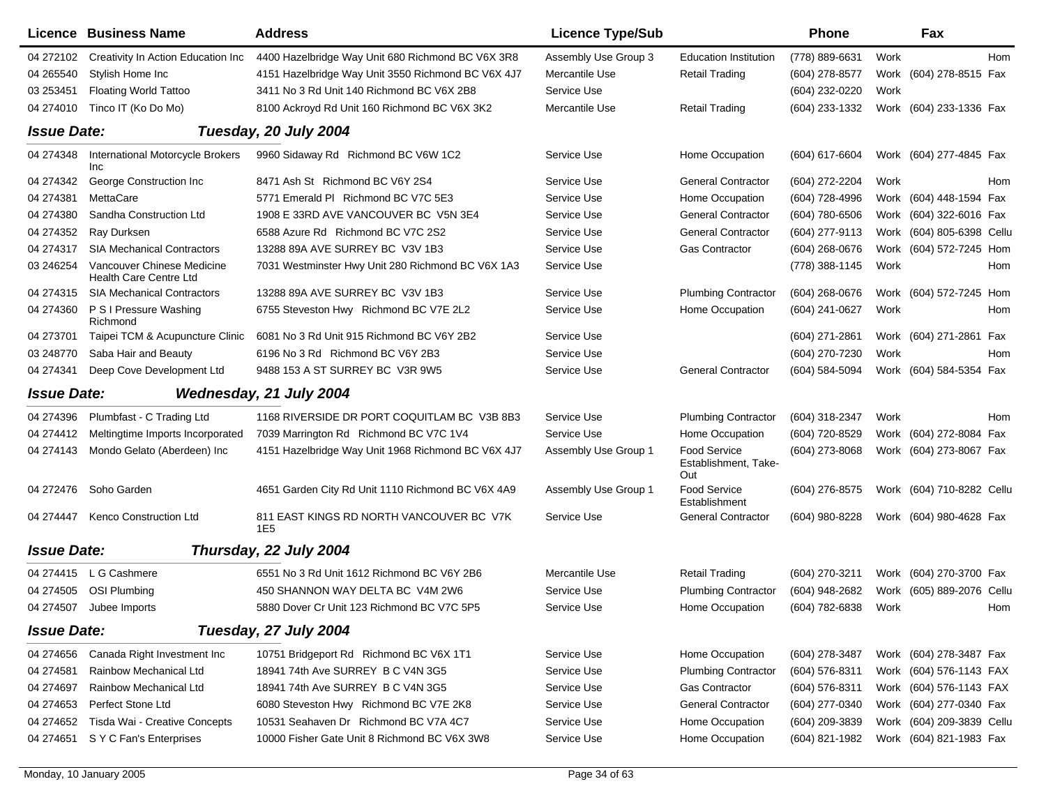| Licence | Business Name | Address | Licence Type/Sub | | Phone | | Fax | |
|---|---|---|---|---|---|---|---|---|
| 04 272102 | Creativity In Action Education Inc | 4400 Hazelbridge Way Unit 680 Richmond BC V6X 3R8 | Assembly Use Group 3 | Education Institution | (778) 889-6631 | Work | | Hom |
| 04 265540 | Stylish Home Inc | 4151 Hazelbridge Way Unit 3550 Richmond BC V6X 4J7 | Mercantile Use | Retail Trading | (604) 278-8577 | Work | (604) 278-8515 | Fax |
| 03 253451 | Floating World Tattoo | 3411 No 3 Rd Unit 140 Richmond BC V6X 2B8 | Service Use | | (604) 232-0220 | Work | | |
| 04 274010 | Tinco IT (Ko Do Mo) | 8100 Ackroyd Rd Unit 160 Richmond BC V6X 3K2 | Mercantile Use | Retail Trading | (604) 233-1332 | Work | (604) 233-1336 | Fax |

**Issue Date:** ***Tuesday, 20 July 2004***

| Licence | Business Name | Address | Licence Type/Sub | | Phone | | Fax | |
|---|---|---|---|---|---|---|---|---|
| 04 274348 | International Motorcycle Brokers Inc | 9960 Sidaway Rd Richmond BC V6W 1C2 | Service Use | Home Occupation | (604) 617-6604 | Work | (604) 277-4845 | Fax |
| 04 274342 | George Construction Inc | 8471 Ash St Richmond BC V6Y 2S4 | Service Use | General Contractor | (604) 272-2204 | Work | | Hom |
| 04 274381 | MettaCare | 5771 Emerald Pl Richmond BC V7C 5E3 | Service Use | Home Occupation | (604) 728-4996 | Work | (604) 448-1594 | Fax |
| 04 274380 | Sandha Construction Ltd | 1908 E 33RD AVE VANCOUVER BC V5N 3E4 | Service Use | General Contractor | (604) 780-6506 | Work | (604) 322-6016 | Fax |
| 04 274352 | Ray Durksen | 6588 Azure Rd Richmond BC V7C 2S2 | Service Use | General Contractor | (604) 277-9113 | Work | (604) 805-6398 | Cellu |
| 04 274317 | SIA Mechanical Contractors | 13288 89A AVE SURREY BC V3V 1B3 | Service Use | Gas Contractor | (604) 268-0676 | Work | (604) 572-7245 | Hom |
| 03 246254 | Vancouver Chinese Medicine Health Care Centre Ltd | 7031 Westminster Hwy Unit 280 Richmond BC V6X 1A3 | Service Use | | (778) 388-1145 | Work | | Hom |
| 04 274315 | SIA Mechanical Contractors | 13288 89A AVE SURREY BC V3V 1B3 | Service Use | Plumbing Contractor | (604) 268-0676 | Work | (604) 572-7245 | Hom |
| 04 274360 | P S I Pressure Washing Richmond | 6755 Steveston Hwy Richmond BC V7E 2L2 | Service Use | Home Occupation | (604) 241-0627 | Work | | Hom |
| 04 273701 | Taipei TCM & Acupuncture Clinic | 6081 No 3 Rd Unit 915 Richmond BC V6Y 2B2 | Service Use | | (604) 271-2861 | Work | (604) 271-2861 | Fax |
| 03 248770 | Saba Hair and Beauty | 6196 No 3 Rd Richmond BC V6Y 2B3 | Service Use | | (604) 270-7230 | Work | | Hom |
| 04 274341 | Deep Cove Development Ltd | 9488 153 A ST SURREY BC V3R 9W5 | Service Use | General Contractor | (604) 584-5094 | Work | (604) 584-5354 | Fax |

**Issue Date:** ***Wednesday, 21 July 2004***

| Licence | Business Name | Address | Licence Type/Sub | | Phone | | Fax | |
|---|---|---|---|---|---|---|---|---|
| 04 274396 | Plumbfast - C Trading Ltd | 1168 RIVERSIDE DR PORT COQUITLAM BC V3B 8B3 | Service Use | Plumbing Contractor | (604) 318-2347 | Work | | Hom |
| 04 274412 | Meltingtime Imports Incorporated | 7039 Marrington Rd Richmond BC V7C 1V4 | Service Use | Home Occupation | (604) 720-8529 | Work | (604) 272-8084 | Fax |
| 04 274143 | Mondo Gelato (Aberdeen) Inc | 4151 Hazelbridge Way Unit 1968 Richmond BC V6X 4J7 | Assembly Use Group 1 | Food Service Establishment, Take-Out | (604) 273-8068 | Work | (604) 273-8067 | Fax |
| 04 272476 | Soho Garden | 4651 Garden City Rd Unit 1110 Richmond BC V6X 4A9 | Assembly Use Group 1 | Food Service Establishment | (604) 276-8575 | Work | (604) 710-8282 | Cellu |
| 04 274447 | Kenco Construction Ltd | 811 EAST KINGS RD NORTH VANCOUVER BC V7K 1E5 | Service Use | General Contractor | (604) 980-8228 | Work | (604) 980-4628 | Fax |

**Issue Date:** ***Thursday, 22 July 2004***

| Licence | Business Name | Address | Licence Type/Sub | | Phone | | Fax | |
|---|---|---|---|---|---|---|---|---|
| 04 274415 | L G Cashmere | 6551 No 3 Rd Unit 1612 Richmond BC V6Y 2B6 | Mercantile Use | Retail Trading | (604) 270-3211 | Work | (604) 270-3700 | Fax |
| 04 274505 | OSI Plumbing | 450 SHANNON WAY DELTA BC V4M 2W6 | Service Use | Plumbing Contractor | (604) 948-2682 | Work | (605) 889-2076 | Cellu |
| 04 274507 | Jubee Imports | 5880 Dover Cr Unit 123 Richmond BC V7C 5P5 | Service Use | Home Occupation | (604) 782-6838 | Work | | Hom |

**Issue Date:** ***Tuesday, 27 July 2004***

| Licence | Business Name | Address | Licence Type/Sub | | Phone | | Fax | |
|---|---|---|---|---|---|---|---|---|
| 04 274656 | Canada Right Investment Inc | 10751 Bridgeport Rd Richmond BC V6X 1T1 | Service Use | Home Occupation | (604) 278-3487 | Work | (604) 278-3487 | Fax |
| 04 274581 | Rainbow Mechanical Ltd | 18941 74th Ave SURREY B C V4N 3G5 | Service Use | Plumbing Contractor | (604) 576-8311 | Work | (604) 576-1143 | FAX |
| 04 274697 | Rainbow Mechanical Ltd | 18941 74th Ave SURREY B C V4N 3G5 | Service Use | Gas Contractor | (604) 576-8311 | Work | (604) 576-1143 | FAX |
| 04 274653 | Perfect Stone Ltd | 6080 Steveston Hwy Richmond BC V7E 2K8 | Service Use | General Contractor | (604) 277-0340 | Work | (604) 277-0340 | Fax |
| 04 274652 | Tisda Wai - Creative Concepts | 10531 Seahaven Dr Richmond BC V7A 4C7 | Service Use | Home Occupation | (604) 209-3839 | Work | (604) 209-3839 | Cellu |
| 04 274651 | S Y C Fan's Enterprises | 10000 Fisher Gate Unit 8 Richmond BC V6X 3W8 | Service Use | Home Occupation | (604) 821-1982 | Work | (604) 821-1983 | Fax |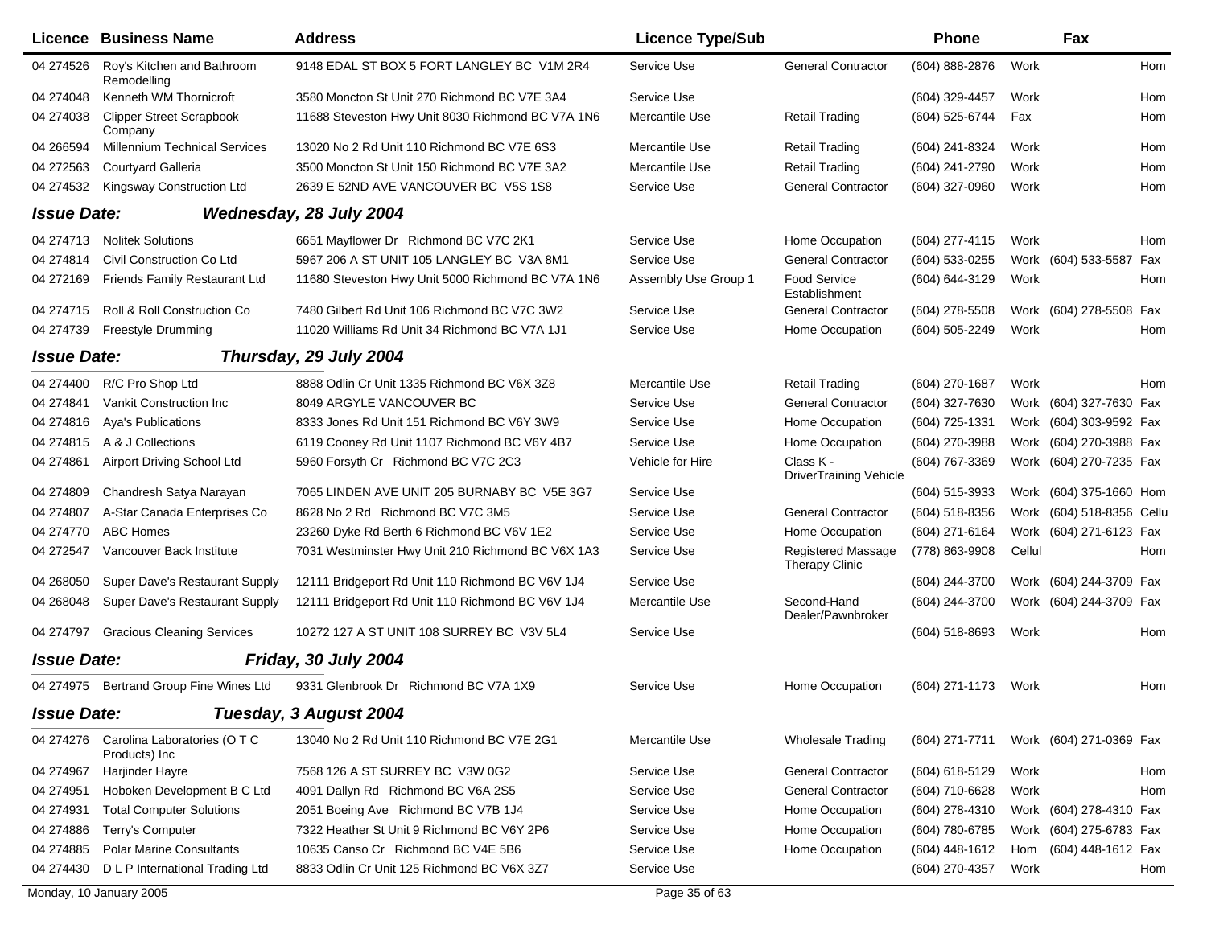| Licence | Business Name | Address | Licence Type/Sub | | Phone | | Fax | |
|---|---|---|---|---|---|---|---|---|
| 04 274526 | Roy's Kitchen and Bathroom Remodelling | 9148 EDAL ST BOX 5 FORT LANGLEY BC V1M 2R4 | Service Use | General Contractor | (604) 888-2876 | Work | | Hom |
| 04 274048 | Kenneth WM Thornicroft | 3580 Moncton St Unit 270 Richmond BC V7E 3A4 | Service Use | | (604) 329-4457 | Work | | Hom |
| 04 274038 | Clipper Street Scrapbook Company | 11688 Steveston Hwy Unit 8030 Richmond BC V7A 1N6 | Mercantile Use | Retail Trading | (604) 525-6744 | Fax | | Hom |
| 04 266594 | Millennium Technical Services | 13020 No 2 Rd Unit 110 Richmond BC V7E 6S3 | Mercantile Use | Retail Trading | (604) 241-8324 | Work | | Hom |
| 04 272563 | Courtyard Galleria | 3500 Moncton St Unit 150 Richmond BC V7E 3A2 | Mercantile Use | Retail Trading | (604) 241-2790 | Work | | Hom |
| 04 274532 | Kingsway Construction Ltd | 2639 E 52ND AVE VANCOUVER BC V5S 1S8 | Service Use | General Contractor | (604) 327-0960 | Work | | Hom |
| ***Issue Date:*** | ***Wednesday, 28 July 2004*** | | | | | | | |
| 04 274713 | Nolitek Solutions | 6651 Mayflower Dr Richmond BC V7C 2K1 | Service Use | Home Occupation | (604) 277-4115 | Work | | Hom |
| 04 274814 | Civil Construction Co Ltd | 5967 206 A ST UNIT 105 LANGLEY BC V3A 8M1 | Service Use | General Contractor | (604) 533-0255 | Work | (604) 533-5587 | Fax |
| 04 272169 | Friends Family Restaurant Ltd | 11680 Steveston Hwy Unit 5000 Richmond BC V7A 1N6 | Assembly Use Group 1 | Food Service Establishment | (604) 644-3129 | Work | | Hom |
| 04 274715 | Roll & Roll Construction Co | 7480 Gilbert Rd Unit 106 Richmond BC V7C 3W2 | Service Use | General Contractor | (604) 278-5508 | Work | (604) 278-5508 | Fax |
| 04 274739 | Freestyle Drumming | 11020 Williams Rd Unit 34 Richmond BC V7A 1J1 | Service Use | Home Occupation | (604) 505-2249 | Work | | Hom |
| ***Issue Date:*** | ***Thursday, 29 July 2004*** | | | | | | | |
| 04 274400 | R/C Pro Shop Ltd | 8888 Odlin Cr Unit 1335 Richmond BC V6X 3Z8 | Mercantile Use | Retail Trading | (604) 270-1687 | Work | | Hom |
| 04 274841 | Vankit Construction Inc | 8049 ARGYLE VANCOUVER BC | Service Use | General Contractor | (604) 327-7630 | Work | (604) 327-7630 | Fax |
| 04 274816 | Aya's Publications | 8333 Jones Rd Unit 151 Richmond BC V6Y 3W9 | Service Use | Home Occupation | (604) 725-1331 | Work | (604) 303-9592 | Fax |
| 04 274815 | A & J Collections | 6119 Cooney Rd Unit 1107 Richmond BC V6Y 4B7 | Service Use | Home Occupation | (604) 270-3988 | Work | (604) 270-3988 | Fax |
| 04 274861 | Airport Driving School Ltd | 5960 Forsyth Cr Richmond BC V7C 2C3 | Vehicle for Hire | Class K - DriverTraining Vehicle | (604) 767-3369 | Work | (604) 270-7235 | Fax |
| 04 274809 | Chandresh Satya Narayan | 7065 LINDEN AVE UNIT 205 BURNABY BC V5E 3G7 | Service Use | | (604) 515-3933 | Work | (604) 375-1660 | Hom |
| 04 274807 | A-Star Canada Enterprises Co | 8628 No 2 Rd Richmond BC V7C 3M5 | Service Use | General Contractor | (604) 518-8356 | Work | (604) 518-8356 | Cellu |
| 04 274770 | ABC Homes | 23260 Dyke Rd Berth 6 Richmond BC V6V 1E2 | Service Use | Home Occupation | (604) 271-6164 | Work | (604) 271-6123 | Fax |
| 04 272547 | Vancouver Back Institute | 7031 Westminster Hwy Unit 210 Richmond BC V6X 1A3 | Service Use | Registered Massage Therapy Clinic | (778) 863-9908 | Cellul | | Hom |
| 04 268050 | Super Dave's Restaurant Supply | 12111 Bridgeport Rd Unit 110 Richmond BC V6V 1J4 | Service Use | | (604) 244-3700 | Work | (604) 244-3709 | Fax |
| 04 268048 | Super Dave's Restaurant Supply | 12111 Bridgeport Rd Unit 110 Richmond BC V6V 1J4 | Mercantile Use | Second-Hand Dealer/Pawnbroker | (604) 244-3700 | Work | (604) 244-3709 | Fax |
| 04 274797 | Gracious Cleaning Services | 10272 127 A ST UNIT 108 SURREY BC V3V 5L4 | Service Use | | (604) 518-8693 | Work | | Hom |
| ***Issue Date:*** | ***Friday, 30 July 2004*** | | | | | | | |
| 04 274975 | Bertrand Group Fine Wines Ltd | 9331 Glenbrook Dr Richmond BC V7A 1X9 | Service Use | Home Occupation | (604) 271-1173 | Work | | Hom |
| ***Issue Date:*** | ***Tuesday, 3 August 2004*** | | | | | | | |
| 04 274276 | Carolina Laboratories (O T C Products) Inc | 13040 No 2 Rd Unit 110 Richmond BC V7E 2G1 | Mercantile Use | Wholesale Trading | (604) 271-7711 | Work | (604) 271-0369 | Fax |
| 04 274967 | Harjinder Hayre | 7568 126 A ST SURREY BC V3W 0G2 | Service Use | General Contractor | (604) 618-5129 | Work | | Hom |
| 04 274951 | Hoboken Development B C Ltd | 4091 Dallyn Rd Richmond BC V6A 2S5 | Service Use | General Contractor | (604) 710-6628 | Work | | Hom |
| 04 274931 | Total Computer Solutions | 2051 Boeing Ave Richmond BC V7B 1J4 | Service Use | Home Occupation | (604) 278-4310 | Work | (604) 278-4310 | Fax |
| 04 274886 | Terry's Computer | 7322 Heather St Unit 9 Richmond BC V6Y 2P6 | Service Use | Home Occupation | (604) 780-6785 | Work | (604) 275-6783 | Fax |
| 04 274885 | Polar Marine Consultants | 10635 Canso Cr Richmond BC V4E 5B6 | Service Use | Home Occupation | (604) 448-1612 | Hom | (604) 448-1612 | Fax |
| 04 274430 | D L P International Trading Ltd | 8833 Odlin Cr Unit 125 Richmond BC V6X 3Z7 | Service Use | | (604) 270-4357 | Work | | Hom |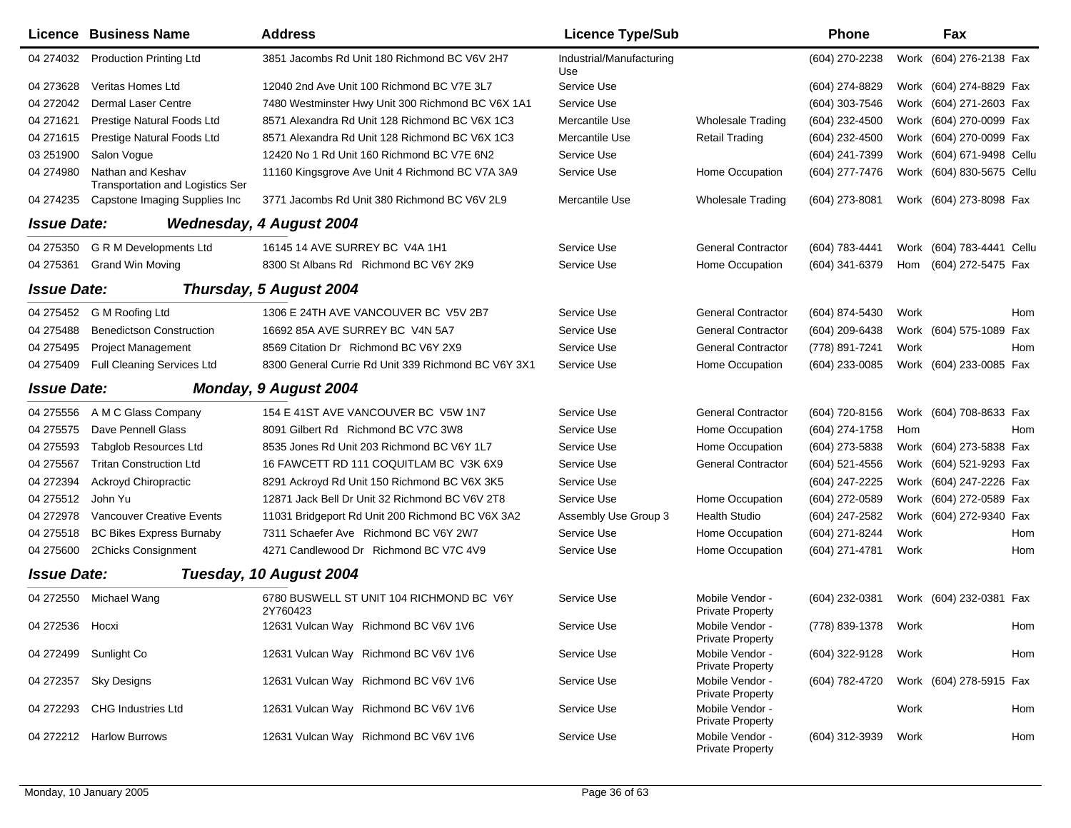| Licence | Business Name | Address | Licence Type/Sub | | Phone | | Fax | |
|---|---|---|---|---|---|---|---|---|
| 04 274032 | Production Printing Ltd | 3851 Jacombs Rd Unit 180 Richmond BC V6V 2H7 | Industrial/Manufacturing Use | | (604) 270-2238 | Work | (604) 276-2138 | Fax |
| 04 273628 | Veritas Homes Ltd | 12040 2nd Ave Unit 100 Richmond BC V7E 3L7 | Service Use | | (604) 274-8829 | Work | (604) 274-8829 | Fax |
| 04 272042 | Dermal Laser Centre | 7480 Westminster Hwy Unit 300 Richmond BC V6X 1A1 | Service Use | | (604) 303-7546 | Work | (604) 271-2603 | Fax |
| 04 271621 | Prestige Natural Foods Ltd | 8571 Alexandra Rd Unit 128 Richmond BC V6X 1C3 | Mercantile Use | Wholesale Trading | (604) 232-4500 | Work | (604) 270-0099 | Fax |
| 04 271615 | Prestige Natural Foods Ltd | 8571 Alexandra Rd Unit 128 Richmond BC V6X 1C3 | Mercantile Use | Retail Trading | (604) 232-4500 | Work | (604) 270-0099 | Fax |
| 03 251900 | Salon Vogue | 12420 No 1 Rd Unit 160 Richmond BC V7E 6N2 | Service Use | | (604) 241-7399 | Work | (604) 671-9498 | Cellu |
| 04 274980 | Nathan and Keshav Transportation and Logistics Ser | 11160 Kingsgrove Ave Unit 4 Richmond BC V7A 3A9 | Service Use | Home Occupation | (604) 277-7476 | Work | (604) 830-5675 | Cellu |
| 04 274235 | Capstone Imaging Supplies Inc | 3771 Jacombs Rd Unit 380 Richmond BC V6V 2L9 | Mercantile Use | Wholesale Trading | (604) 273-8081 | Work | (604) 273-8098 | Fax |
| ***Issue Date:*** | ***Wednesday, 4 August 2004*** | | | | | | | |
| 04 275350 | G R M Developments Ltd | 16145 14 AVE SURREY BC V4A 1H1 | Service Use | General Contractor | (604) 783-4441 | Work | (604) 783-4441 | Cellu |
| 04 275361 | Grand Win Moving | 8300 St Albans Rd Richmond BC V6Y 2K9 | Service Use | Home Occupation | (604) 341-6379 | Hom | (604) 272-5475 | Fax |
| ***Issue Date:*** | ***Thursday, 5 August 2004*** | | | | | | | |
| 04 275452 | G M Roofing Ltd | 1306 E 24TH AVE VANCOUVER BC V5V 2B7 | Service Use | General Contractor | (604) 874-5430 | Work | | Hom |
| 04 275488 | Benedictson Construction | 16692 85A AVE SURREY BC V4N 5A7 | Service Use | General Contractor | (604) 209-6438 | Work | (604) 575-1089 | Fax |
| 04 275495 | Project Management | 8569 Citation Dr Richmond BC V6Y 2X9 | Service Use | General Contractor | (778) 891-7241 | Work | | Hom |
| 04 275409 | Full Cleaning Services Ltd | 8300 General Currie Rd Unit 339 Richmond BC V6Y 3X1 | Service Use | Home Occupation | (604) 233-0085 | Work | (604) 233-0085 | Fax |
| ***Issue Date:*** | ***Monday, 9 August 2004*** | | | | | | | |
| 04 275556 | A M C Glass Company | 154 E 41ST AVE VANCOUVER BC V5W 1N7 | Service Use | General Contractor | (604) 720-8156 | Work | (604) 708-8633 | Fax |
| 04 275575 | Dave Pennell Glass | 8091 Gilbert Rd Richmond BC V7C 3W8 | Service Use | Home Occupation | (604) 274-1758 | Hom | | Hom |
| 04 275593 | Tabglob Resources Ltd | 8535 Jones Rd Unit 203 Richmond BC V6Y 1L7 | Service Use | Home Occupation | (604) 273-5838 | Work | (604) 273-5838 | Fax |
| 04 275567 | Tritan Construction Ltd | 16 FAWCETT RD 111 COQUITLAM BC V3K 6X9 | Service Use | General Contractor | (604) 521-4556 | Work | (604) 521-9293 | Fax |
| 04 272394 | Ackroyd Chiropractic | 8291 Ackroyd Rd Unit 150 Richmond BC V6X 3K5 | Service Use | | (604) 247-2225 | Work | (604) 247-2226 | Fax |
| 04 275512 | John Yu | 12871 Jack Bell Dr Unit 32 Richmond BC V6V 2T8 | Service Use | Home Occupation | (604) 272-0589 | Work | (604) 272-0589 | Fax |
| 04 272978 | Vancouver Creative Events | 11031 Bridgeport Rd Unit 200 Richmond BC V6X 3A2 | Assembly Use Group 3 | Health Studio | (604) 247-2582 | Work | (604) 272-9340 | Fax |
| 04 275518 | BC Bikes Express Burnaby | 7311 Schaefer Ave Richmond BC V6Y 2W7 | Service Use | Home Occupation | (604) 271-8244 | Work | | Hom |
| 04 275600 | 2Chicks Consignment | 4271 Candlewood Dr Richmond BC V7C 4V9 | Service Use | Home Occupation | (604) 271-4781 | Work | | Hom |
| ***Issue Date:*** | ***Tuesday, 10 August 2004*** | | | | | | | |
| 04 272550 | Michael Wang | 6780 BUSWELL ST UNIT 104 RICHMOND BC V6Y 2Y760423 | Service Use | Mobile Vendor - Private Property | (604) 232-0381 | Work | (604) 232-0381 | Fax |
| 04 272536 | Hocxi | 12631 Vulcan Way Richmond BC V6V 1V6 | Service Use | Mobile Vendor - Private Property | (778) 839-1378 | Work | | Hom |
| 04 272499 | Sunlight Co | 12631 Vulcan Way Richmond BC V6V 1V6 | Service Use | Mobile Vendor - Private Property | (604) 322-9128 | Work | | Hom |
| 04 272357 | Sky Designs | 12631 Vulcan Way Richmond BC V6V 1V6 | Service Use | Mobile Vendor - Private Property | (604) 782-4720 | Work | (604) 278-5915 | Fax |
| 04 272293 | CHG Industries Ltd | 12631 Vulcan Way Richmond BC V6V 1V6 | Service Use | Mobile Vendor - Private Property | | Work | | Hom |
| 04 272212 | Harlow Burrows | 12631 Vulcan Way Richmond BC V6V 1V6 | Service Use | Mobile Vendor - Private Property | (604) 312-3939 | Work | | Hom |

Monday, 10 January 2005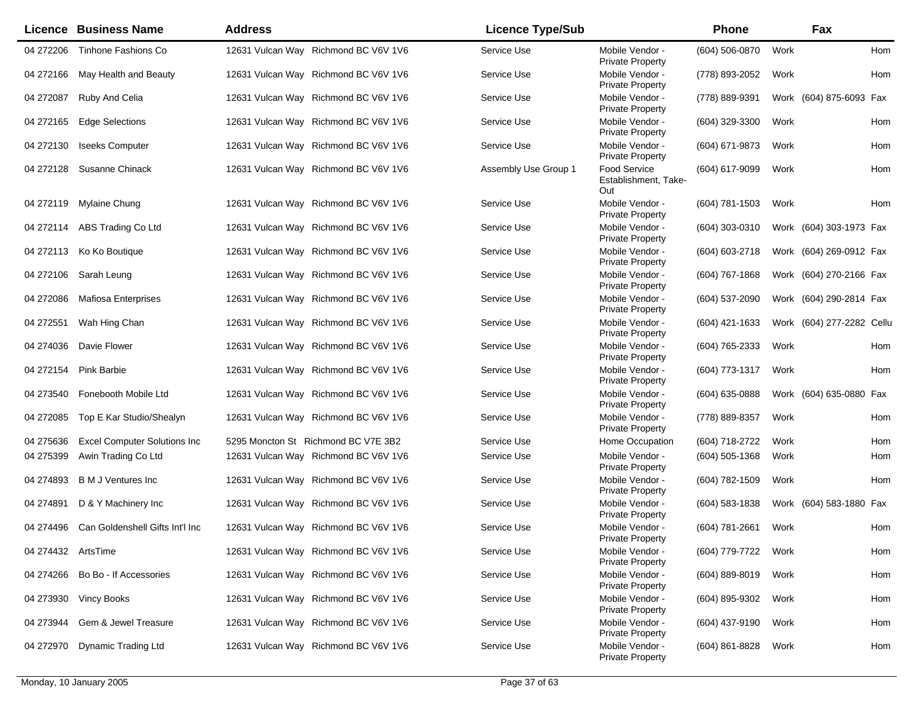| Licence | Business Name | Address | Licence Type/Sub | | Phone | | Fax | |
|---|---|---|---|---|---|---|---|---|
| 04 272206 | Tinhone Fashions Co | 12631 Vulcan Way Richmond BC V6V 1V6 | Service Use | Mobile Vendor - Private Property | (604) 506-0870 | Work | | Hom |
| 04 272166 | May Health and Beauty | 12631 Vulcan Way Richmond BC V6V 1V6 | Service Use | Mobile Vendor - Private Property | (778) 893-2052 | Work | | Hom |
| 04 272087 | Ruby And Celia | 12631 Vulcan Way Richmond BC V6V 1V6 | Service Use | Mobile Vendor - Private Property | (778) 889-9391 | Work | (604) 875-6093 | Fax |
| 04 272165 | Edge Selections | 12631 Vulcan Way Richmond BC V6V 1V6 | Service Use | Mobile Vendor - Private Property | (604) 329-3300 | Work | | Hom |
| 04 272130 | Iseeks Computer | 12631 Vulcan Way Richmond BC V6V 1V6 | Service Use | Mobile Vendor - Private Property | (604) 671-9873 | Work | | Hom |
| 04 272128 | Susanne Chinack | 12631 Vulcan Way Richmond BC V6V 1V6 | Assembly Use Group 1 | Food Service Establishment, Take-Out | (604) 617-9099 | Work | | Hom |
| 04 272119 | Mylaine Chung | 12631 Vulcan Way Richmond BC V6V 1V6 | Service Use | Mobile Vendor - Private Property | (604) 781-1503 | Work | | Hom |
| 04 272114 | ABS Trading Co Ltd | 12631 Vulcan Way Richmond BC V6V 1V6 | Service Use | Mobile Vendor - Private Property | (604) 303-0310 | Work | (604) 303-1973 | Fax |
| 04 272113 | Ko Ko Boutique | 12631 Vulcan Way Richmond BC V6V 1V6 | Service Use | Mobile Vendor - Private Property | (604) 603-2718 | Work | (604) 269-0912 | Fax |
| 04 272106 | Sarah Leung | 12631 Vulcan Way Richmond BC V6V 1V6 | Service Use | Mobile Vendor - Private Property | (604) 767-1868 | Work | (604) 270-2166 | Fax |
| 04 272086 | Mafiosa Enterprises | 12631 Vulcan Way Richmond BC V6V 1V6 | Service Use | Mobile Vendor - Private Property | (604) 537-2090 | Work | (604) 290-2814 | Fax |
| 04 272551 | Wah Hing Chan | 12631 Vulcan Way Richmond BC V6V 1V6 | Service Use | Mobile Vendor - Private Property | (604) 421-1633 | Work | (604) 277-2282 | Cellu |
| 04 274036 | Davie Flower | 12631 Vulcan Way Richmond BC V6V 1V6 | Service Use | Mobile Vendor - Private Property | (604) 765-2333 | Work | | Hom |
| 04 272154 | Pink Barbie | 12631 Vulcan Way Richmond BC V6V 1V6 | Service Use | Mobile Vendor - Private Property | (604) 773-1317 | Work | | Hom |
| 04 273540 | Fonebooth Mobile Ltd | 12631 Vulcan Way Richmond BC V6V 1V6 | Service Use | Mobile Vendor - Private Property | (604) 635-0888 | Work | (604) 635-0880 | Fax |
| 04 272085 | Top E Kar Studio/Shealyn | 12631 Vulcan Way Richmond BC V6V 1V6 | Service Use | Mobile Vendor - Private Property | (778) 889-8357 | Work | | Hom |
| 04 275636 | Excel Computer Solutions Inc | 5295 Moncton St Richmond BC V7E 3B2 | Service Use | Home Occupation | (604) 718-2722 | Work | | Hom |
| 04 275399 | Awin Trading Co Ltd | 12631 Vulcan Way Richmond BC V6V 1V6 | Service Use | Mobile Vendor - Private Property | (604) 505-1368 | Work | | Hom |
| 04 274893 | B M J Ventures Inc | 12631 Vulcan Way Richmond BC V6V 1V6 | Service Use | Mobile Vendor - Private Property | (604) 782-1509 | Work | | Hom |
| 04 274891 | D & Y Machinery Inc | 12631 Vulcan Way Richmond BC V6V 1V6 | Service Use | Mobile Vendor - Private Property | (604) 583-1838 | Work | (604) 583-1880 | Fax |
| 04 274496 | Can Goldenshell Gifts Int'l Inc | 12631 Vulcan Way Richmond BC V6V 1V6 | Service Use | Mobile Vendor - Private Property | (604) 781-2661 | Work | | Hom |
| 04 274432 | ArtsTime | 12631 Vulcan Way Richmond BC V6V 1V6 | Service Use | Mobile Vendor - Private Property | (604) 779-7722 | Work | | Hom |
| 04 274266 | Bo Bo - If Accessories | 12631 Vulcan Way Richmond BC V6V 1V6 | Service Use | Mobile Vendor - Private Property | (604) 889-8019 | Work | | Hom |
| 04 273930 | Vincy Books | 12631 Vulcan Way Richmond BC V6V 1V6 | Service Use | Mobile Vendor - Private Property | (604) 895-9302 | Work | | Hom |
| 04 273944 | Gem & Jewel Treasure | 12631 Vulcan Way Richmond BC V6V 1V6 | Service Use | Mobile Vendor - Private Property | (604) 437-9190 | Work | | Hom |
| 04 272970 | Dynamic Trading Ltd | 12631 Vulcan Way Richmond BC V6V 1V6 | Service Use | Mobile Vendor - Private Property | (604) 861-8828 | Work | | Hom |

Monday, 10 January 2005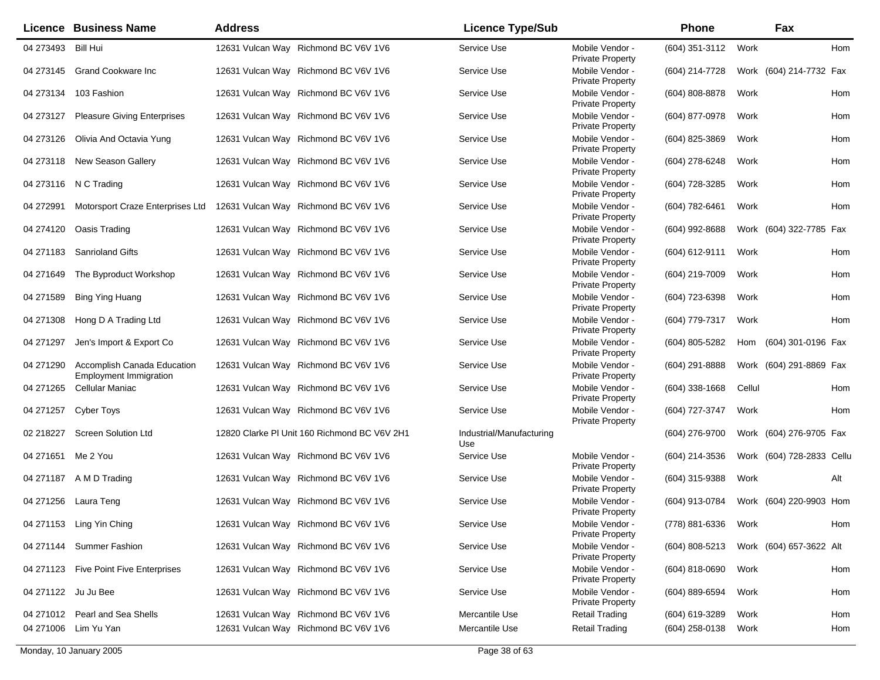| Licence | Business Name | Address | Licence Type/Sub | | Phone | | Fax | |
|---|---|---|---|---|---|---|---|---|
| 04 273493 | Bill Hui | 12631 Vulcan Way Richmond BC V6V 1V6 | Service Use | Mobile Vendor - Private Property | (604) 351-3112 | Work | | Hom |
| 04 273145 | Grand Cookware Inc | 12631 Vulcan Way Richmond BC V6V 1V6 | Service Use | Mobile Vendor - Private Property | (604) 214-7728 | Work | (604) 214-7732 | Fax |
| 04 273134 | 103 Fashion | 12631 Vulcan Way Richmond BC V6V 1V6 | Service Use | Mobile Vendor - Private Property | (604) 808-8878 | Work | | Hom |
| 04 273127 | Pleasure Giving Enterprises | 12631 Vulcan Way Richmond BC V6V 1V6 | Service Use | Mobile Vendor - Private Property | (604) 877-0978 | Work | | Hom |
| 04 273126 | Olivia And Octavia Yung | 12631 Vulcan Way Richmond BC V6V 1V6 | Service Use | Mobile Vendor - Private Property | (604) 825-3869 | Work | | Hom |
| 04 273118 | New Season Gallery | 12631 Vulcan Way Richmond BC V6V 1V6 | Service Use | Mobile Vendor - Private Property | (604) 278-6248 | Work | | Hom |
| 04 273116 | N C Trading | 12631 Vulcan Way Richmond BC V6V 1V6 | Service Use | Mobile Vendor - Private Property | (604) 728-3285 | Work | | Hom |
| 04 272991 | Motorsport Craze Enterprises Ltd | 12631 Vulcan Way Richmond BC V6V 1V6 | Service Use | Mobile Vendor - Private Property | (604) 782-6461 | Work | | Hom |
| 04 274120 | Oasis Trading | 12631 Vulcan Way Richmond BC V6V 1V6 | Service Use | Mobile Vendor - Private Property | (604) 992-8688 | Work | (604) 322-7785 | Fax |
| 04 271183 | Sanrioland Gifts | 12631 Vulcan Way Richmond BC V6V 1V6 | Service Use | Mobile Vendor - Private Property | (604) 612-9111 | Work | | Hom |
| 04 271649 | The Byproduct Workshop | 12631 Vulcan Way Richmond BC V6V 1V6 | Service Use | Mobile Vendor - Private Property | (604) 219-7009 | Work | | Hom |
| 04 271589 | Bing Ying Huang | 12631 Vulcan Way Richmond BC V6V 1V6 | Service Use | Mobile Vendor - Private Property | (604) 723-6398 | Work | | Hom |
| 04 271308 | Hong D A Trading Ltd | 12631 Vulcan Way Richmond BC V6V 1V6 | Service Use | Mobile Vendor - Private Property | (604) 779-7317 | Work | | Hom |
| 04 271297 | Jen's Import & Export Co | 12631 Vulcan Way Richmond BC V6V 1V6 | Service Use | Mobile Vendor - Private Property | (604) 805-5282 | Hom | (604) 301-0196 | Fax |
| 04 271290 | Accomplish Canada Education Employment Immigration | 12631 Vulcan Way Richmond BC V6V 1V6 | Service Use | Mobile Vendor - Private Property | (604) 291-8888 | Work | (604) 291-8869 | Fax |
| 04 271265 | Cellular Maniac | 12631 Vulcan Way Richmond BC V6V 1V6 | Service Use | Mobile Vendor - Private Property | (604) 338-1668 | Cellul | | Hom |
| 04 271257 | Cyber Toys | 12631 Vulcan Way Richmond BC V6V 1V6 | Service Use | Mobile Vendor - Private Property | (604) 727-3747 | Work | | Hom |
| 02 218227 | Screen Solution Ltd | 12820 Clarke Pl Unit 160 Richmond BC V6V 2H1 | Industrial/Manufacturing Use | | (604) 276-9700 | Work | (604) 276-9705 | Fax |
| 04 271651 | Me 2 You | 12631 Vulcan Way Richmond BC V6V 1V6 | Service Use | Mobile Vendor - Private Property | (604) 214-3536 | Work | (604) 728-2833 | Cellu |
| 04 271187 | A M D Trading | 12631 Vulcan Way Richmond BC V6V 1V6 | Service Use | Mobile Vendor - Private Property | (604) 315-9388 | Work | | Alt |
| 04 271256 | Laura Teng | 12631 Vulcan Way Richmond BC V6V 1V6 | Service Use | Mobile Vendor - Private Property | (604) 913-0784 | Work | (604) 220-9903 | Hom |
| 04 271153 | Ling Yin Ching | 12631 Vulcan Way Richmond BC V6V 1V6 | Service Use | Mobile Vendor - Private Property | (778) 881-6336 | Work | | Hom |
| 04 271144 | Summer Fashion | 12631 Vulcan Way Richmond BC V6V 1V6 | Service Use | Mobile Vendor - Private Property | (604) 808-5213 | Work | (604) 657-3622 | Alt |
| 04 271123 | Five Point Five Enterprises | 12631 Vulcan Way Richmond BC V6V 1V6 | Service Use | Mobile Vendor - Private Property | (604) 818-0690 | Work | | Hom |
| 04 271122 | Ju Ju Bee | 12631 Vulcan Way Richmond BC V6V 1V6 | Service Use | Mobile Vendor - Private Property | (604) 889-6594 | Work | | Hom |
| 04 271012 | Pearl and Sea Shells | 12631 Vulcan Way Richmond BC V6V 1V6 | Mercantile Use | Retail Trading | (604) 619-3289 | Work | | Hom |
| 04 271006 | Lim Yu Yan | 12631 Vulcan Way Richmond BC V6V 1V6 | Mercantile Use | Retail Trading | (604) 258-0138 | Work | | Hom |

Monday, 10 January 2005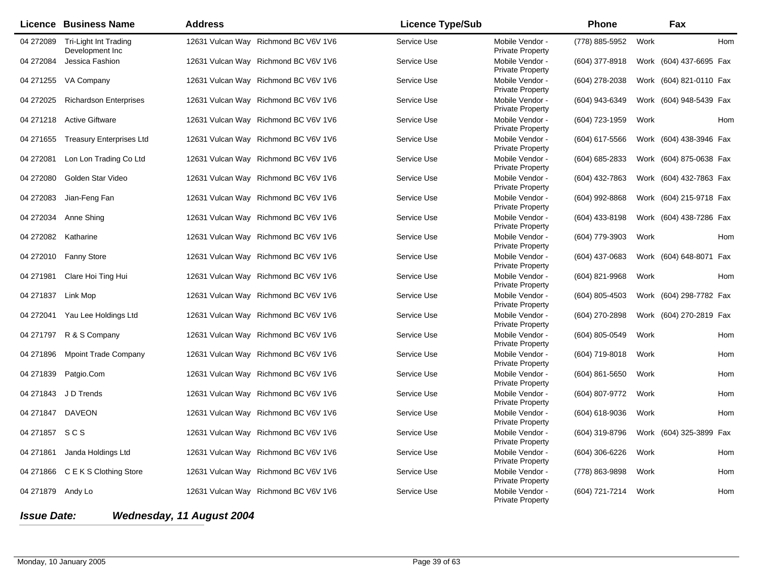| Licence | Business Name | Address | | Licence Type/Sub | | Phone | | Fax | |
|---|---|---|---|---|---|---|---|---|---|
| 04 272089 | Tri-Light Int Trading Development Inc | 12631 Vulcan Way | Richmond BC V6V 1V6 | Service Use | Mobile Vendor - Private Property | (778) 885-5952 | Work | | Hom |
| 04 272084 | Jessica Fashion | 12631 Vulcan Way | Richmond BC V6V 1V6 | Service Use | Mobile Vendor - Private Property | (604) 377-8918 | Work | (604) 437-6695 | Fax |
| 04 271255 | VA Company | 12631 Vulcan Way | Richmond BC V6V 1V6 | Service Use | Mobile Vendor - Private Property | (604) 278-2038 | Work | (604) 821-0110 | Fax |
| 04 272025 | Richardson Enterprises | 12631 Vulcan Way | Richmond BC V6V 1V6 | Service Use | Mobile Vendor - Private Property | (604) 943-6349 | Work | (604) 948-5439 | Fax |
| 04 271218 | Active Giftware | 12631 Vulcan Way | Richmond BC V6V 1V6 | Service Use | Mobile Vendor - Private Property | (604) 723-1959 | Work | | Hom |
| 04 271655 | Treasury Enterprises Ltd | 12631 Vulcan Way | Richmond BC V6V 1V6 | Service Use | Mobile Vendor - Private Property | (604) 617-5566 | Work | (604) 438-3946 | Fax |
| 04 272081 | Lon Lon Trading Co Ltd | 12631 Vulcan Way | Richmond BC V6V 1V6 | Service Use | Mobile Vendor - Private Property | (604) 685-2833 | Work | (604) 875-0638 | Fax |
| 04 272080 | Golden Star Video | 12631 Vulcan Way | Richmond BC V6V 1V6 | Service Use | Mobile Vendor - Private Property | (604) 432-7863 | Work | (604) 432-7863 | Fax |
| 04 272083 | Jian-Feng Fan | 12631 Vulcan Way | Richmond BC V6V 1V6 | Service Use | Mobile Vendor - Private Property | (604) 992-8868 | Work | (604) 215-9718 | Fax |
| 04 272034 | Anne Shing | 12631 Vulcan Way | Richmond BC V6V 1V6 | Service Use | Mobile Vendor - Private Property | (604) 433-8198 | Work | (604) 438-7286 | Fax |
| 04 272082 | Katharine | 12631 Vulcan Way | Richmond BC V6V 1V6 | Service Use | Mobile Vendor - Private Property | (604) 779-3903 | Work | | Hom |
| 04 272010 | Fanny Store | 12631 Vulcan Way | Richmond BC V6V 1V6 | Service Use | Mobile Vendor - Private Property | (604) 437-0683 | Work | (604) 648-8071 | Fax |
| 04 271981 | Clare Hoi Ting Hui | 12631 Vulcan Way | Richmond BC V6V 1V6 | Service Use | Mobile Vendor - Private Property | (604) 821-9968 | Work | | Hom |
| 04 271837 | Link Mop | 12631 Vulcan Way | Richmond BC V6V 1V6 | Service Use | Mobile Vendor - Private Property | (604) 805-4503 | Work | (604) 298-7782 | Fax |
| 04 272041 | Yau Lee Holdings Ltd | 12631 Vulcan Way | Richmond BC V6V 1V6 | Service Use | Mobile Vendor - Private Property | (604) 270-2898 | Work | (604) 270-2819 | Fax |
| 04 271797 | R & S Company | 12631 Vulcan Way | Richmond BC V6V 1V6 | Service Use | Mobile Vendor - Private Property | (604) 805-0549 | Work | | Hom |
| 04 271896 | Mpoint Trade Company | 12631 Vulcan Way | Richmond BC V6V 1V6 | Service Use | Mobile Vendor - Private Property | (604) 719-8018 | Work | | Hom |
| 04 271839 | Patgio.Com | 12631 Vulcan Way | Richmond BC V6V 1V6 | Service Use | Mobile Vendor - Private Property | (604) 861-5650 | Work | | Hom |
| 04 271843 | J D Trends | 12631 Vulcan Way | Richmond BC V6V 1V6 | Service Use | Mobile Vendor - Private Property | (604) 807-9772 | Work | | Hom |
| 04 271847 | DAVEON | 12631 Vulcan Way | Richmond BC V6V 1V6 | Service Use | Mobile Vendor - Private Property | (604) 618-9036 | Work | | Hom |
| 04 271857 | S C S | 12631 Vulcan Way | Richmond BC V6V 1V6 | Service Use | Mobile Vendor - Private Property | (604) 319-8796 | Work | (604) 325-3899 | Fax |
| 04 271861 | Janda Holdings Ltd | 12631 Vulcan Way | Richmond BC V6V 1V6 | Service Use | Mobile Vendor - Private Property | (604) 306-6226 | Work | | Hom |
| 04 271866 | C E K S Clothing Store | 12631 Vulcan Way | Richmond BC V6V 1V6 | Service Use | Mobile Vendor - Private Property | (778) 863-9898 | Work | | Hom |
| 04 271879 | Andy Lo | 12631 Vulcan Way | Richmond BC V6V 1V6 | Service Use | Mobile Vendor - Private Property | (604) 721-7214 | Work | | Hom |

***Issue Date:*** ***Wednesday, 11 August 2004***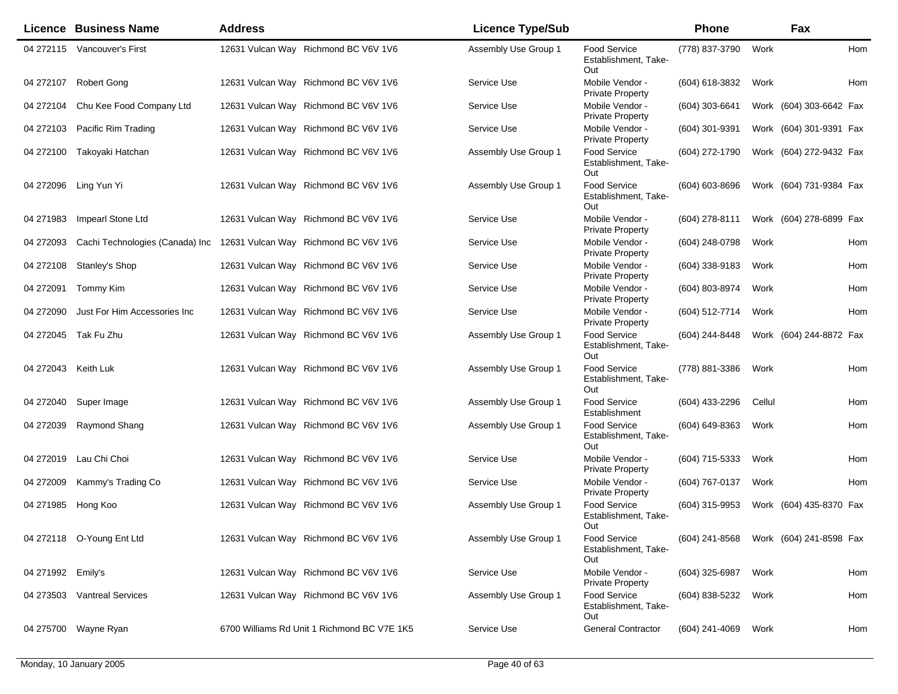| Licence | Business Name | Address | Licence Type/Sub | | Phone | | Fax | |
|---|---|---|---|---|---|---|---|---|
| 04 272115 | Vancouver's First | 12631 Vulcan Way Richmond BC V6V 1V6 | Assembly Use Group 1 | Food Service Establishment, Take-Out | (778) 837-3790 | Work | | Hom |
| 04 272107 | Robert Gong | 12631 Vulcan Way Richmond BC V6V 1V6 | Service Use | Mobile Vendor - Private Property | (604) 618-3832 | Work | | Hom |
| 04 272104 | Chu Kee Food Company Ltd | 12631 Vulcan Way Richmond BC V6V 1V6 | Service Use | Mobile Vendor - Private Property | (604) 303-6641 | Work | (604) 303-6642 | Fax |
| 04 272103 | Pacific Rim Trading | 12631 Vulcan Way Richmond BC V6V 1V6 | Service Use | Mobile Vendor - Private Property | (604) 301-9391 | Work | (604) 301-9391 | Fax |
| 04 272100 | Takoyaki Hatchan | 12631 Vulcan Way Richmond BC V6V 1V6 | Assembly Use Group 1 | Food Service Establishment, Take-Out | (604) 272-1790 | Work | (604) 272-9432 | Fax |
| 04 272096 | Ling Yun Yi | 12631 Vulcan Way Richmond BC V6V 1V6 | Assembly Use Group 1 | Food Service Establishment, Take-Out | (604) 603-8696 | Work | (604) 731-9384 | Fax |
| 04 271983 | Impearl Stone Ltd | 12631 Vulcan Way Richmond BC V6V 1V6 | Service Use | Mobile Vendor - Private Property | (604) 278-8111 | Work | (604) 278-6899 | Fax |
| 04 272093 | Cachi Technologies (Canada) Inc | 12631 Vulcan Way Richmond BC V6V 1V6 | Service Use | Mobile Vendor - Private Property | (604) 248-0798 | Work | | Hom |
| 04 272108 | Stanley's Shop | 12631 Vulcan Way Richmond BC V6V 1V6 | Service Use | Mobile Vendor - Private Property | (604) 338-9183 | Work | | Hom |
| 04 272091 | Tommy Kim | 12631 Vulcan Way Richmond BC V6V 1V6 | Service Use | Mobile Vendor - Private Property | (604) 803-8974 | Work | | Hom |
| 04 272090 | Just For Him Accessories Inc | 12631 Vulcan Way Richmond BC V6V 1V6 | Service Use | Mobile Vendor - Private Property | (604) 512-7714 | Work | | Hom |
| 04 272045 | Tak Fu Zhu | 12631 Vulcan Way Richmond BC V6V 1V6 | Assembly Use Group 1 | Food Service Establishment, Take-Out | (604) 244-8448 | Work | (604) 244-8872 | Fax |
| 04 272043 | Keith Luk | 12631 Vulcan Way Richmond BC V6V 1V6 | Assembly Use Group 1 | Food Service Establishment, Take-Out | (778) 881-3386 | Work | | Hom |
| 04 272040 | Super Image | 12631 Vulcan Way Richmond BC V6V 1V6 | Assembly Use Group 1 | Food Service Establishment | (604) 433-2296 | Cellul | | Hom |
| 04 272039 | Raymond Shang | 12631 Vulcan Way Richmond BC V6V 1V6 | Assembly Use Group 1 | Food Service Establishment, Take-Out | (604) 649-8363 | Work | | Hom |
| 04 272019 | Lau Chi Choi | 12631 Vulcan Way Richmond BC V6V 1V6 | Service Use | Mobile Vendor - Private Property | (604) 715-5333 | Work | | Hom |
| 04 272009 | Kammy's Trading Co | 12631 Vulcan Way Richmond BC V6V 1V6 | Service Use | Mobile Vendor - Private Property | (604) 767-0137 | Work | | Hom |
| 04 271985 | Hong Koo | 12631 Vulcan Way Richmond BC V6V 1V6 | Assembly Use Group 1 | Food Service Establishment, Take-Out | (604) 315-9953 | Work | (604) 435-8370 | Fax |
| 04 272118 | O-Young Ent Ltd | 12631 Vulcan Way Richmond BC V6V 1V6 | Assembly Use Group 1 | Food Service Establishment, Take-Out | (604) 241-8568 | Work | (604) 241-8598 | Fax |
| 04 271992 | Emily's | 12631 Vulcan Way Richmond BC V6V 1V6 | Service Use | Mobile Vendor - Private Property | (604) 325-6987 | Work | | Hom |
| 04 273503 | Vantreal Services | 12631 Vulcan Way Richmond BC V6V 1V6 | Assembly Use Group 1 | Food Service Establishment, Take-Out | (604) 838-5232 | Work | | Hom |
| 04 275700 | Wayne Ryan | 6700 Williams Rd Unit 1 Richmond BC V7E 1K5 | Service Use | General Contractor | (604) 241-4069 | Work | | Hom |

Monday, 10 January 2005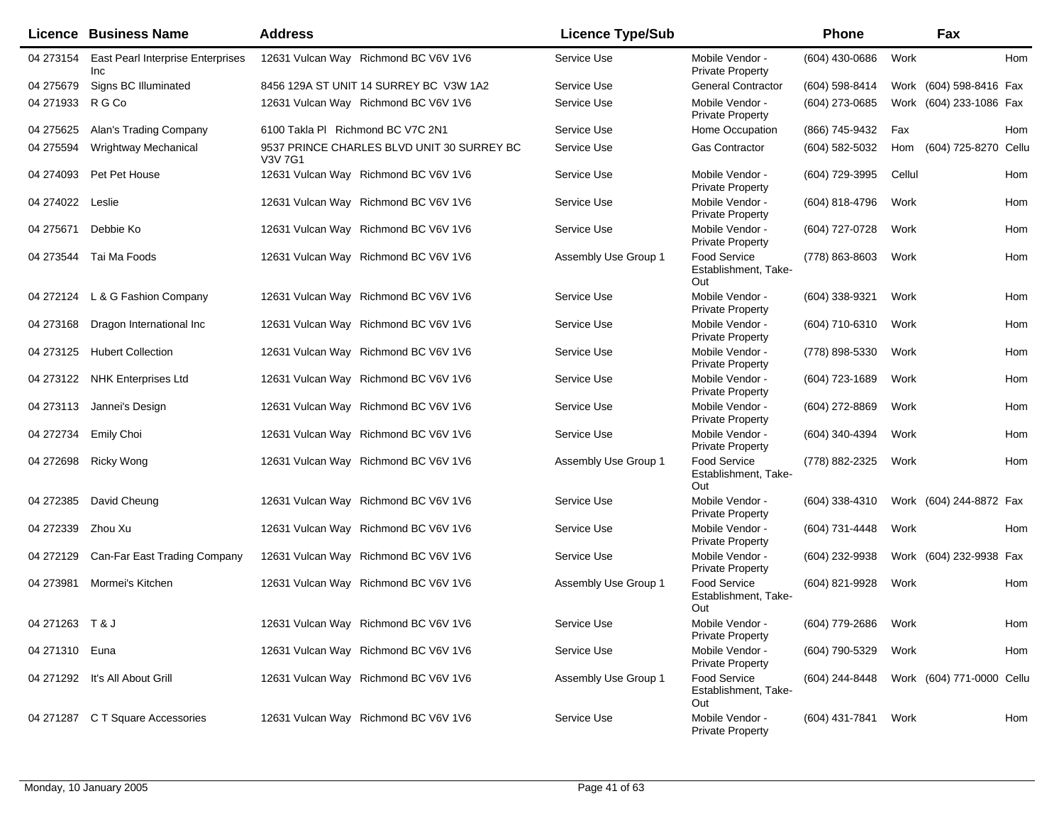| Licence | Business Name | Address | Licence Type/Sub | | Phone | | Fax | |
|---|---|---|---|---|---|---|---|---|
| 04 273154 | East Pearl Interprise Enterprises Inc | 12631 Vulcan Way Richmond BC V6V 1V6 | Service Use | Mobile Vendor - Private Property | (604) 430-0686 | Work | | Hom |
| 04 275679 | Signs BC Illuminated | 8456 129A ST UNIT 14 SURREY BC V3W 1A2 | Service Use | General Contractor | (604) 598-8414 | Work | (604) 598-8416 | Fax |
| 04 271933 | R G Co | 12631 Vulcan Way Richmond BC V6V 1V6 | Service Use | Mobile Vendor - Private Property | (604) 273-0685 | Work | (604) 233-1086 | Fax |
| 04 275625 | Alan's Trading Company | 6100 Takla Pl Richmond BC V7C 2N1 | Service Use | Home Occupation | (866) 745-9432 | Fax | | Hom |
| 04 275594 | Wrightway Mechanical | 9537 PRINCE CHARLES BLVD UNIT 30 SURREY BC V3V 7G1 | Service Use | Gas Contractor | (604) 582-5032 | Hom | (604) 725-8270 | Cellu |
| 04 274093 | Pet Pet House | 12631 Vulcan Way Richmond BC V6V 1V6 | Service Use | Mobile Vendor - Private Property | (604) 729-3995 | Cellul | | Hom |
| 04 274022 | Leslie | 12631 Vulcan Way Richmond BC V6V 1V6 | Service Use | Mobile Vendor - Private Property | (604) 818-4796 | Work | | Hom |
| 04 275671 | Debbie Ko | 12631 Vulcan Way Richmond BC V6V 1V6 | Service Use | Mobile Vendor - Private Property | (604) 727-0728 | Work | | Hom |
| 04 273544 | Tai Ma Foods | 12631 Vulcan Way Richmond BC V6V 1V6 | Assembly Use Group 1 | Food Service Establishment, Take-Out | (778) 863-8603 | Work | | Hom |
| 04 272124 | L & G Fashion Company | 12631 Vulcan Way Richmond BC V6V 1V6 | Service Use | Mobile Vendor - Private Property | (604) 338-9321 | Work | | Hom |
| 04 273168 | Dragon International Inc | 12631 Vulcan Way Richmond BC V6V 1V6 | Service Use | Mobile Vendor - Private Property | (604) 710-6310 | Work | | Hom |
| 04 273125 | Hubert Collection | 12631 Vulcan Way Richmond BC V6V 1V6 | Service Use | Mobile Vendor - Private Property | (778) 898-5330 | Work | | Hom |
| 04 273122 | NHK Enterprises Ltd | 12631 Vulcan Way Richmond BC V6V 1V6 | Service Use | Mobile Vendor - Private Property | (604) 723-1689 | Work | | Hom |
| 04 273113 | Jannei's Design | 12631 Vulcan Way Richmond BC V6V 1V6 | Service Use | Mobile Vendor - Private Property | (604) 272-8869 | Work | | Hom |
| 04 272734 | Emily Choi | 12631 Vulcan Way Richmond BC V6V 1V6 | Service Use | Mobile Vendor - Private Property | (604) 340-4394 | Work | | Hom |
| 04 272698 | Ricky Wong | 12631 Vulcan Way Richmond BC V6V 1V6 | Assembly Use Group 1 | Food Service Establishment, Take-Out | (778) 882-2325 | Work | | Hom |
| 04 272385 | David Cheung | 12631 Vulcan Way Richmond BC V6V 1V6 | Service Use | Mobile Vendor - Private Property | (604) 338-4310 | Work | (604) 244-8872 | Fax |
| 04 272339 | Zhou Xu | 12631 Vulcan Way Richmond BC V6V 1V6 | Service Use | Mobile Vendor - Private Property | (604) 731-4448 | Work | | Hom |
| 04 272129 | Can-Far East Trading Company | 12631 Vulcan Way Richmond BC V6V 1V6 | Service Use | Mobile Vendor - Private Property | (604) 232-9938 | Work | (604) 232-9938 | Fax |
| 04 273981 | Mormei's Kitchen | 12631 Vulcan Way Richmond BC V6V 1V6 | Assembly Use Group 1 | Food Service Establishment, Take-Out | (604) 821-9928 | Work | | Hom |
| 04 271263 | T & J | 12631 Vulcan Way Richmond BC V6V 1V6 | Service Use | Mobile Vendor - Private Property | (604) 779-2686 | Work | | Hom |
| 04 271310 | Euna | 12631 Vulcan Way Richmond BC V6V 1V6 | Service Use | Mobile Vendor - Private Property | (604) 790-5329 | Work | | Hom |
| 04 271292 | It's All About Grill | 12631 Vulcan Way Richmond BC V6V 1V6 | Assembly Use Group 1 | Food Service Establishment, Take-Out | (604) 244-8448 | Work | (604) 771-0000 | Cellu |
| 04 271287 | C T Square Accessories | 12631 Vulcan Way Richmond BC V6V 1V6 | Service Use | Mobile Vendor - Private Property | (604) 431-7841 | Work | | Hom |

Monday, 10 January 2005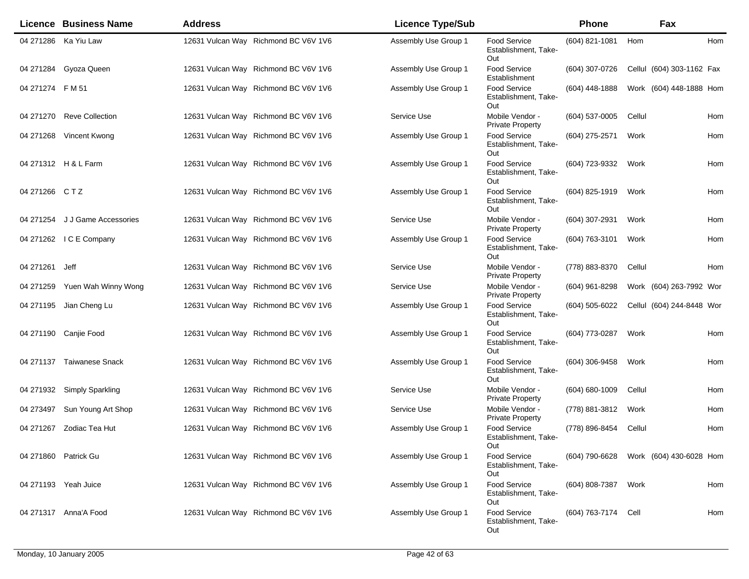| Licence | Business Name | Address | | Licence Type/Sub | | Phone | Fax | | |
|---|---|---|---|---|---|---|---|---|---|
| 04 271286 | Ka Yiu Law | 12631 Vulcan Way | Richmond BC V6V 1V6 | Assembly Use Group 1 | Food Service Establishment, Take-Out | (604) 821-1081 | Hom | | Hom |
| 04 271284 | Gyoza Queen | 12631 Vulcan Way | Richmond BC V6V 1V6 | Assembly Use Group 1 | Food Service Establishment | (604) 307-0726 | Cellul | (604) 303-1162 | Fax |
| 04 271274 | F M 51 | 12631 Vulcan Way | Richmond BC V6V 1V6 | Assembly Use Group 1 | Food Service Establishment, Take-Out | (604) 448-1888 | Work | (604) 448-1888 | Hom |
| 04 271270 | Reve Collection | 12631 Vulcan Way | Richmond BC V6V 1V6 | Service Use | Mobile Vendor - Private Property | (604) 537-0005 | Cellul | | Hom |
| 04 271268 | Vincent Kwong | 12631 Vulcan Way | Richmond BC V6V 1V6 | Assembly Use Group 1 | Food Service Establishment, Take-Out | (604) 275-2571 | Work | | Hom |
| 04 271312 | H & L Farm | 12631 Vulcan Way | Richmond BC V6V 1V6 | Assembly Use Group 1 | Food Service Establishment, Take-Out | (604) 723-9332 | Work | | Hom |
| 04 271266 | C T Z | 12631 Vulcan Way | Richmond BC V6V 1V6 | Assembly Use Group 1 | Food Service Establishment, Take-Out | (604) 825-1919 | Work | | Hom |
| 04 271254 | J J Game Accessories | 12631 Vulcan Way | Richmond BC V6V 1V6 | Service Use | Mobile Vendor - Private Property | (604) 307-2931 | Work | | Hom |
| 04 271262 | I C E Company | 12631 Vulcan Way | Richmond BC V6V 1V6 | Assembly Use Group 1 | Food Service Establishment, Take-Out | (604) 763-3101 | Work | | Hom |
| 04 271261 | Jeff | 12631 Vulcan Way | Richmond BC V6V 1V6 | Service Use | Mobile Vendor - Private Property | (778) 883-8370 | Cellul | | Hom |
| 04 271259 | Yuen Wah Winny Wong | 12631 Vulcan Way | Richmond BC V6V 1V6 | Service Use | Mobile Vendor - Private Property | (604) 961-8298 | Work | (604) 263-7992 | Wor |
| 04 271195 | Jian Cheng Lu | 12631 Vulcan Way | Richmond BC V6V 1V6 | Assembly Use Group 1 | Food Service Establishment, Take-Out | (604) 505-6022 | Cellul | (604) 244-8448 | Wor |
| 04 271190 | Canjie Food | 12631 Vulcan Way | Richmond BC V6V 1V6 | Assembly Use Group 1 | Food Service Establishment, Take-Out | (604) 773-0287 | Work | | Hom |
| 04 271137 | Taiwanese Snack | 12631 Vulcan Way | Richmond BC V6V 1V6 | Assembly Use Group 1 | Food Service Establishment, Take-Out | (604) 306-9458 | Work | | Hom |
| 04 271932 | Simply Sparkling | 12631 Vulcan Way | Richmond BC V6V 1V6 | Service Use | Mobile Vendor - Private Property | (604) 680-1009 | Cellul | | Hom |
| 04 273497 | Sun Young Art Shop | 12631 Vulcan Way | Richmond BC V6V 1V6 | Service Use | Mobile Vendor - Private Property | (778) 881-3812 | Work | | Hom |
| 04 271267 | Zodiac Tea Hut | 12631 Vulcan Way | Richmond BC V6V 1V6 | Assembly Use Group 1 | Food Service Establishment, Take-Out | (778) 896-8454 | Cellul | | Hom |
| 04 271860 | Patrick Gu | 12631 Vulcan Way | Richmond BC V6V 1V6 | Assembly Use Group 1 | Food Service Establishment, Take-Out | (604) 790-6628 | Work | (604) 430-6028 | Hom |
| 04 271193 | Yeah Juice | 12631 Vulcan Way | Richmond BC V6V 1V6 | Assembly Use Group 1 | Food Service Establishment, Take-Out | (604) 808-7387 | Work | | Hom |
| 04 271317 | Anna'A Food | 12631 Vulcan Way | Richmond BC V6V 1V6 | Assembly Use Group 1 | Food Service Establishment, Take-Out | (604) 763-7174 | Cell | | Hom |

Monday, 10 January 2005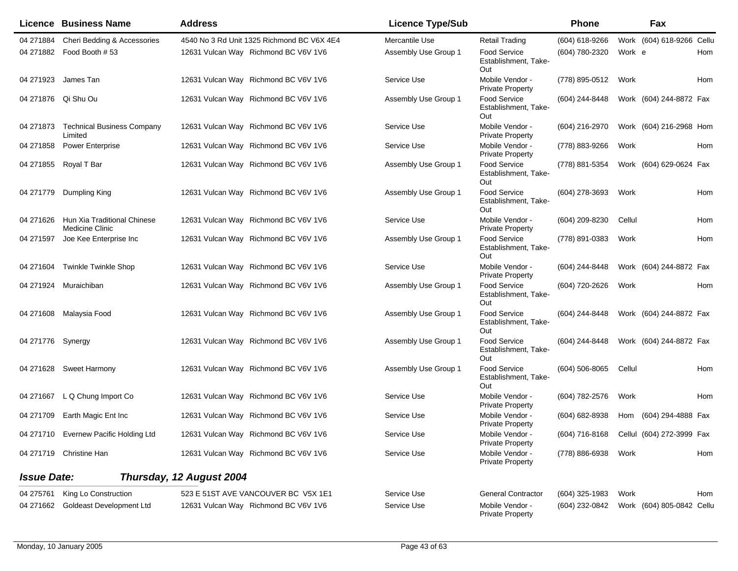| Licence | Business Name | Address | Licence Type/Sub | | Phone | | Fax | |
|---|---|---|---|---|---|---|---|---|
| 04 271884 | Cheri Bedding & Accessories | 4540 No 3 Rd Unit 1325 Richmond BC V6X 4E4 | Mercantile Use | Retail Trading | (604) 618-9266 | Work | (604) 618-9266 | Cellu |
| 04 271882 | Food Booth # 53 | 12631 Vulcan Way Richmond BC V6V 1V6 | Assembly Use Group 1 | Food Service Establishment, Take-Out | (604) 780-2320 | Work | e | Hom |
| 04 271923 | James Tan | 12631 Vulcan Way Richmond BC V6V 1V6 | Service Use | Mobile Vendor - Private Property | (778) 895-0512 | Work | | Hom |
| 04 271876 | Qi Shu Ou | 12631 Vulcan Way Richmond BC V6V 1V6 | Assembly Use Group 1 | Food Service Establishment, Take-Out | (604) 244-8448 | Work | (604) 244-8872 | Fax |
| 04 271873 | Technical Business Company Limited | 12631 Vulcan Way Richmond BC V6V 1V6 | Service Use | Mobile Vendor - Private Property | (604) 216-2970 | Work | (604) 216-2968 | Hom |
| 04 271858 | Power Enterprise | 12631 Vulcan Way Richmond BC V6V 1V6 | Service Use | Mobile Vendor - Private Property | (778) 883-9266 | Work | | Hom |
| 04 271855 | Royal T Bar | 12631 Vulcan Way Richmond BC V6V 1V6 | Assembly Use Group 1 | Food Service Establishment, Take-Out | (778) 881-5354 | Work | (604) 629-0624 | Fax |
| 04 271779 | Dumpling King | 12631 Vulcan Way Richmond BC V6V 1V6 | Assembly Use Group 1 | Food Service Establishment, Take-Out | (604) 278-3693 | Work | | Hom |
| 04 271626 | Hun Xia Traditional Chinese Medicine Clinic | 12631 Vulcan Way Richmond BC V6V 1V6 | Service Use | Mobile Vendor - Private Property | (604) 209-8230 | Cellul | | Hom |
| 04 271597 | Joe Kee Enterprise Inc | 12631 Vulcan Way Richmond BC V6V 1V6 | Assembly Use Group 1 | Food Service Establishment, Take-Out | (778) 891-0383 | Work | | Hom |
| 04 271604 | Twinkle Twinkle Shop | 12631 Vulcan Way Richmond BC V6V 1V6 | Service Use | Mobile Vendor - Private Property | (604) 244-8448 | Work | (604) 244-8872 | Fax |
| 04 271924 | Muraichiban | 12631 Vulcan Way Richmond BC V6V 1V6 | Assembly Use Group 1 | Food Service Establishment, Take-Out | (604) 720-2626 | Work | | Hom |
| 04 271608 | Malaysia Food | 12631 Vulcan Way Richmond BC V6V 1V6 | Assembly Use Group 1 | Food Service Establishment, Take-Out | (604) 244-8448 | Work | (604) 244-8872 | Fax |
| 04 271776 | Synergy | 12631 Vulcan Way Richmond BC V6V 1V6 | Assembly Use Group 1 | Food Service Establishment, Take-Out | (604) 244-8448 | Work | (604) 244-8872 | Fax |
| 04 271628 | Sweet Harmony | 12631 Vulcan Way Richmond BC V6V 1V6 | Assembly Use Group 1 | Food Service Establishment, Take-Out | (604) 506-8065 | Cellul | | Hom |
| 04 271667 | L Q Chung Import Co | 12631 Vulcan Way Richmond BC V6V 1V6 | Service Use | Mobile Vendor - Private Property | (604) 782-2576 | Work | | Hom |
| 04 271709 | Earth Magic Ent Inc | 12631 Vulcan Way Richmond BC V6V 1V6 | Service Use | Mobile Vendor - Private Property | (604) 682-8938 | Hom | (604) 294-4888 | Fax |
| 04 271710 | Evernew Pacific Holding Ltd | 12631 Vulcan Way Richmond BC V6V 1V6 | Service Use | Mobile Vendor - Private Property | (604) 716-8168 | Cellul | (604) 272-3999 | Fax |
| 04 271719 | Christine Han | 12631 Vulcan Way Richmond BC V6V 1V6 | Service Use | Mobile Vendor - Private Property | (778) 886-6938 | Work | | Hom |

***Issue Date: Thursday, 12 August 2004***

| Licence | Business Name | Address | Licence Type/Sub | | Phone | | Fax | |
|---|---|---|---|---|---|---|---|---|
| 04 275761 | King Lo Construction | 523 E 51ST AVE VANCOUVER BC V5X 1E1 | Service Use | General Contractor | (604) 325-1983 | Work | | Hom |
| 04 271662 | Goldeast Development Ltd | 12631 Vulcan Way Richmond BC V6V 1V6 | Service Use | Mobile Vendor - Private Property | (604) 232-0842 | Work | (604) 805-0842 | Cellu |

Monday, 10 January 2005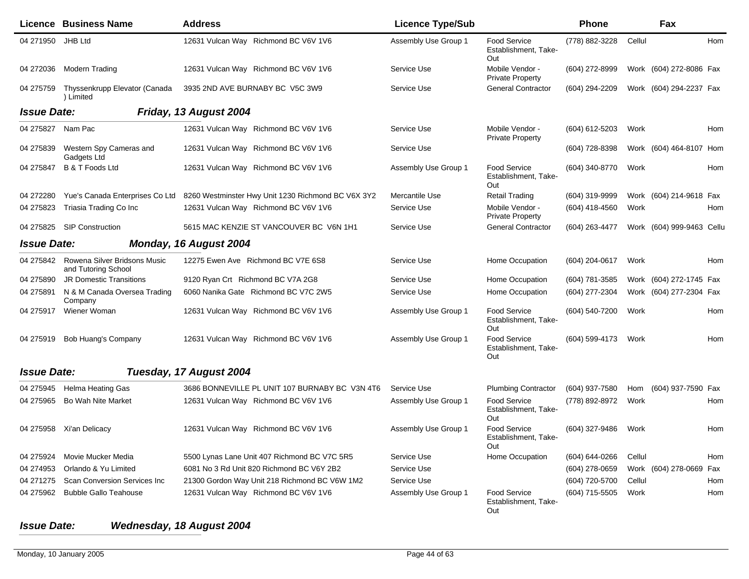| Licence | Business Name | Address | Licence Type/Sub | | Phone | | Fax | |
|---|---|---|---|---|---|---|---|---|
| 04 271950 | JHB Ltd | 12631 Vulcan Way Richmond BC V6V 1V6 | Assembly Use Group 1 | Food Service Establishment, Take-Out | (778) 882-3228 | Cellul | | Hom |
| 04 272036 | Modern Trading | 12631 Vulcan Way Richmond BC V6V 1V6 | Service Use | Mobile Vendor - Private Property | (604) 272-8999 | Work | (604) 272-8086 | Fax |
| 04 275759 | Thyssenkrupp Elevator (Canada ) Limited | 3935 2ND AVE BURNABY BC V5C 3W9 | Service Use | General Contractor | (604) 294-2209 | Work | (604) 294-2237 | Fax |
| ***Issue Date:*** | ***Friday, 13 August 2004*** | | | | | | | |
| 04 275827 | Nam Pac | 12631 Vulcan Way Richmond BC V6V 1V6 | Service Use | Mobile Vendor - Private Property | (604) 612-5203 | Work | | Hom |
| 04 275839 | Western Spy Cameras and Gadgets Ltd | 12631 Vulcan Way Richmond BC V6V 1V6 | Service Use | | (604) 728-8398 | Work | (604) 464-8107 | Hom |
| 04 275847 | B & T Foods Ltd | 12631 Vulcan Way Richmond BC V6V 1V6 | Assembly Use Group 1 | Food Service Establishment, Take-Out | (604) 340-8770 | Work | | Hom |
| 04 272280 | Yue's Canada Enterprises Co Ltd | 8260 Westminster Hwy Unit 1230 Richmond BC V6X 3Y2 | Mercantile Use | Retail Trading | (604) 319-9999 | Work | (604) 214-9618 | Fax |
| 04 275823 | Triasia Trading Co Inc | 12631 Vulcan Way Richmond BC V6V 1V6 | Service Use | Mobile Vendor - Private Property | (604) 418-4560 | Work | | Hom |
| 04 275825 | SIP Construction | 5615 MAC KENZIE ST VANCOUVER BC V6N 1H1 | Service Use | General Contractor | (604) 263-4477 | Work | (604) 999-9463 | Cellu |
| ***Issue Date:*** | ***Monday, 16 August 2004*** | | | | | | | |
| 04 275842 | Rowena Silver Bridsons Music and Tutoring School | 12275 Ewen Ave Richmond BC V7E 6S8 | Service Use | Home Occupation | (604) 204-0617 | Work | | Hom |
| 04 275890 | JR Domestic Transitions | 9120 Ryan Crt Richmond BC V7A 2G8 | Service Use | Home Occupation | (604) 781-3585 | Work | (604) 272-1745 | Fax |
| 04 275891 | N & M Canada Oversea Trading Company | 6060 Nanika Gate Richmond BC V7C 2W5 | Service Use | Home Occupation | (604) 277-2304 | Work | (604) 277-2304 | Fax |
| 04 275917 | Wiener Woman | 12631 Vulcan Way Richmond BC V6V 1V6 | Assembly Use Group 1 | Food Service Establishment, Take-Out | (604) 540-7200 | Work | | Hom |
| 04 275919 | Bob Huang's Company | 12631 Vulcan Way Richmond BC V6V 1V6 | Assembly Use Group 1 | Food Service Establishment, Take-Out | (604) 599-4173 | Work | | Hom |
| ***Issue Date:*** | ***Tuesday, 17 August 2004*** | | | | | | | |
| 04 275945 | Helma Heating Gas | 3686 BONNEVILLE PL UNIT 107 BURNABY BC V3N 4T6 | Service Use | Plumbing Contractor | (604) 937-7580 | Hom | (604) 937-7590 | Fax |
| 04 275965 | Bo Wah Nite Market | 12631 Vulcan Way Richmond BC V6V 1V6 | Assembly Use Group 1 | Food Service Establishment, Take-Out | (778) 892-8972 | Work | | Hom |
| 04 275958 | Xi'an Delicacy | 12631 Vulcan Way Richmond BC V6V 1V6 | Assembly Use Group 1 | Food Service Establishment, Take-Out | (604) 327-9486 | Work | | Hom |
| 04 275924 | Movie Mucker Media | 5500 Lynas Lane Unit 407 Richmond BC V7C 5R5 | Service Use | Home Occupation | (604) 644-0266 | Cellul | | Hom |
| 04 274953 | Orlando & Yu Limited | 6081 No 3 Rd Unit 820 Richmond BC V6Y 2B2 | Service Use | | (604) 278-0659 | Work | (604) 278-0669 | Fax |
| 04 271275 | Scan Conversion Services Inc | 21300 Gordon Way Unit 218 Richmond BC V6W 1M2 | Service Use | | (604) 720-5700 | Cellul | | Hom |
| 04 275962 | Bubble Gallo Teahouse | 12631 Vulcan Way Richmond BC V6V 1V6 | Assembly Use Group 1 | Food Service Establishment, Take-Out | (604) 715-5505 | Work | | Hom |

***Issue Date:*** ***Wednesday, 18 August 2004***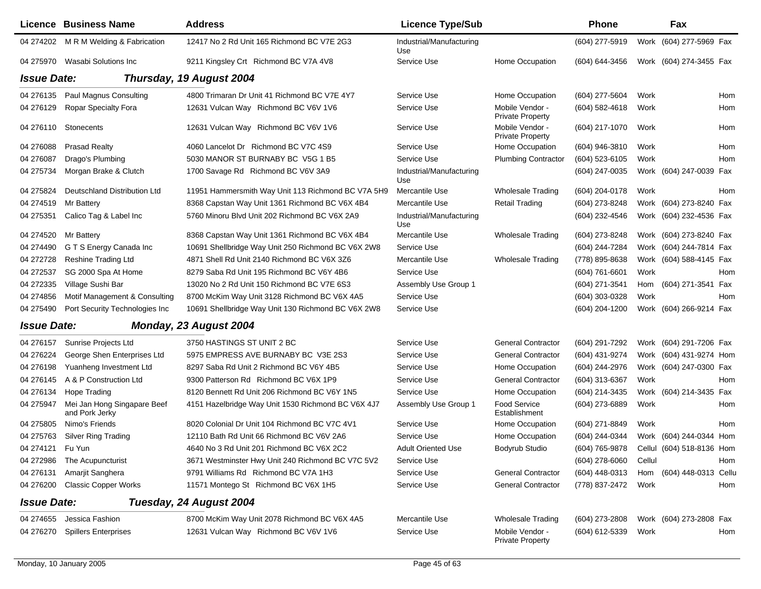| Licence | Business Name | Address | Licence Type/Sub | | Phone | | Fax | |
|---|---|---|---|---|---|---|---|---|
| 04 274202 | M R M Welding & Fabrication | 12417 No 2 Rd Unit 165 Richmond BC V7E 2G3 | Industrial/Manufacturing Use | | (604) 277-5919 | Work | (604) 277-5969 | Fax |
| 04 275970 | Wasabi Solutions Inc | 9211 Kingsley Crt Richmond BC V7A 4V8 | Service Use | Home Occupation | (604) 644-3456 | Work | (604) 274-3455 | Fax |
| ***Issue Date:*** | ***Thursday, 19 August 2004*** | | | | | | | |
| 04 276135 | Paul Magnus Consulting | 4800 Trimaran Dr Unit 41 Richmond BC V7E 4Y7 | Service Use | Home Occupation | (604) 277-5604 | Work | | Hom |
| 04 276129 | Ropar Specialty Fora | 12631 Vulcan Way Richmond BC V6V 1V6 | Service Use | Mobile Vendor - Private Property | (604) 582-4618 | Work | | Hom |
| 04 276110 | Stonecents | 12631 Vulcan Way Richmond BC V6V 1V6 | Service Use | Mobile Vendor - Private Property | (604) 217-1070 | Work | | Hom |
| 04 276088 | Prasad Realty | 4060 Lancelot Dr Richmond BC V7C 4S9 | Service Use | Home Occupation | (604) 946-3810 | Work | | Hom |
| 04 276087 | Drago's Plumbing | 5030 MANOR ST BURNABY BC V5G 1 B5 | Service Use | Plumbing Contractor | (604) 523-6105 | Work | | Hom |
| 04 275734 | Morgan Brake & Clutch | 1700 Savage Rd Richmond BC V6V 3A9 | Industrial/Manufacturing Use | | (604) 247-0035 | Work | (604) 247-0039 | Fax |
| 04 275824 | Deutschland Distribution Ltd | 11951 Hammersmith Way Unit 113 Richmond BC V7A 5H9 | Mercantile Use | Wholesale Trading | (604) 204-0178 | Work | | Hom |
| 04 274519 | Mr Battery | 8368 Capstan Way Unit 1361 Richmond BC V6X 4B4 | Mercantile Use | Retail Trading | (604) 273-8248 | Work | (604) 273-8240 | Fax |
| 04 275351 | Calico Tag & Label Inc | 5760 Minoru Blvd Unit 202 Richmond BC V6X 2A9 | Industrial/Manufacturing Use | | (604) 232-4546 | Work | (604) 232-4536 | Fax |
| 04 274520 | Mr Battery | 8368 Capstan Way Unit 1361 Richmond BC V6X 4B4 | Mercantile Use | Wholesale Trading | (604) 273-8248 | Work | (604) 273-8240 | Fax |
| 04 274490 | G T S Energy Canada Inc | 10691 Shellbridge Way Unit 250 Richmond BC V6X 2W8 | Service Use | | (604) 244-7284 | Work | (604) 244-7814 | Fax |
| 04 272728 | Reshine Trading Ltd | 4871 Shell Rd Unit 2140 Richmond BC V6X 3Z6 | Mercantile Use | Wholesale Trading | (778) 895-8638 | Work | (604) 588-4145 | Fax |
| 04 272537 | SG 2000 Spa At Home | 8279 Saba Rd Unit 195 Richmond BC V6Y 4B6 | Service Use | | (604) 761-6601 | Work | | Hom |
| 04 272335 | Village Sushi Bar | 13020 No 2 Rd Unit 150 Richmond BC V7E 6S3 | Assembly Use Group 1 | | (604) 271-3541 | Hom | (604) 271-3541 | Fax |
| 04 274856 | Motif Management & Consulting | 8700 McKim Way Unit 3128 Richmond BC V6X 4A5 | Service Use | | (604) 303-0328 | Work | | Hom |
| 04 275490 | Port Security Technologies Inc | 10691 Shellbridge Way Unit 130 Richmond BC V6X 2W8 | Service Use | | (604) 204-1200 | Work | (604) 266-9214 | Fax |
| ***Issue Date:*** | ***Monday, 23 August 2004*** | | | | | | | |
| 04 276157 | Sunrise Projects Ltd | 3750 HASTINGS ST UNIT 2 BC | Service Use | General Contractor | (604) 291-7292 | Work | (604) 291-7206 | Fax |
| 04 276224 | George Shen Enterprises Ltd | 5975 EMPRESS AVE BURNABY BC V3E 2S3 | Service Use | General Contractor | (604) 431-9274 | Work | (604) 431-9274 | Hom |
| 04 276198 | Yuanheng Investment Ltd | 8297 Saba Rd Unit 2 Richmond BC V6Y 4B5 | Service Use | Home Occupation | (604) 244-2976 | Work | (604) 247-0300 | Fax |
| 04 276145 | A & P Construction Ltd | 9300 Patterson Rd Richmond BC V6X 1P9 | Service Use | General Contractor | (604) 313-6367 | Work | | Hom |
| 04 276134 | Hope Trading | 8120 Bennett Rd Unit 206 Richmond BC V6Y 1N5 | Service Use | Home Occupation | (604) 214-3435 | Work | (604) 214-3435 | Fax |
| 04 275947 | Mei Jan Hong Singapare Beef and Pork Jerky | 4151 Hazelbridge Way Unit 1530 Richmond BC V6X 4J7 | Assembly Use Group 1 | Food Service Establishment | (604) 273-6889 | Work | | Hom |
| 04 275805 | Nimo's Friends | 8020 Colonial Dr Unit 104 Richmond BC V7C 4V1 | Service Use | Home Occupation | (604) 271-8849 | Work | | Hom |
| 04 275763 | Silver Ring Trading | 12110 Bath Rd Unit 66 Richmond BC V6V 2A6 | Service Use | Home Occupation | (604) 244-0344 | Work | (604) 244-0344 | Hom |
| 04 274121 | Fu Yun | 4640 No 3 Rd Unit 201 Richmond BC V6X 2C2 | Adult Oriented Use | Bodyrub Studio | (604) 765-9878 | Cellul | (604) 518-8136 | Hom |
| 04 272986 | The Acupuncturist | 3671 Westminster Hwy Unit 240 Richmond BC V7C 5V2 | Service Use | | (604) 278-6060 | Cellul | | Hom |
| 04 276131 | Amarjit Sanghera | 9791 Williams Rd Richmond BC V7A 1H3 | Service Use | General Contractor | (604) 448-0313 | Hom | (604) 448-0313 | Cellu |
| 04 276200 | Classic Copper Works | 11571 Montego St Richmond BC V6X 1H5 | Service Use | General Contractor | (778) 837-2472 | Work | | Hom |
| ***Issue Date:*** | ***Tuesday, 24 August 2004*** | | | | | | | |
| 04 274655 | Jessica Fashion | 8700 McKim Way Unit 2078 Richmond BC V6X 4A5 | Mercantile Use | Wholesale Trading | (604) 273-2808 | Work | (604) 273-2808 | Fax |
| 04 276270 | Spillers Enterprises | 12631 Vulcan Way Richmond BC V6V 1V6 | Service Use | Mobile Vendor - Private Property | (604) 612-5339 | Work | | Hom |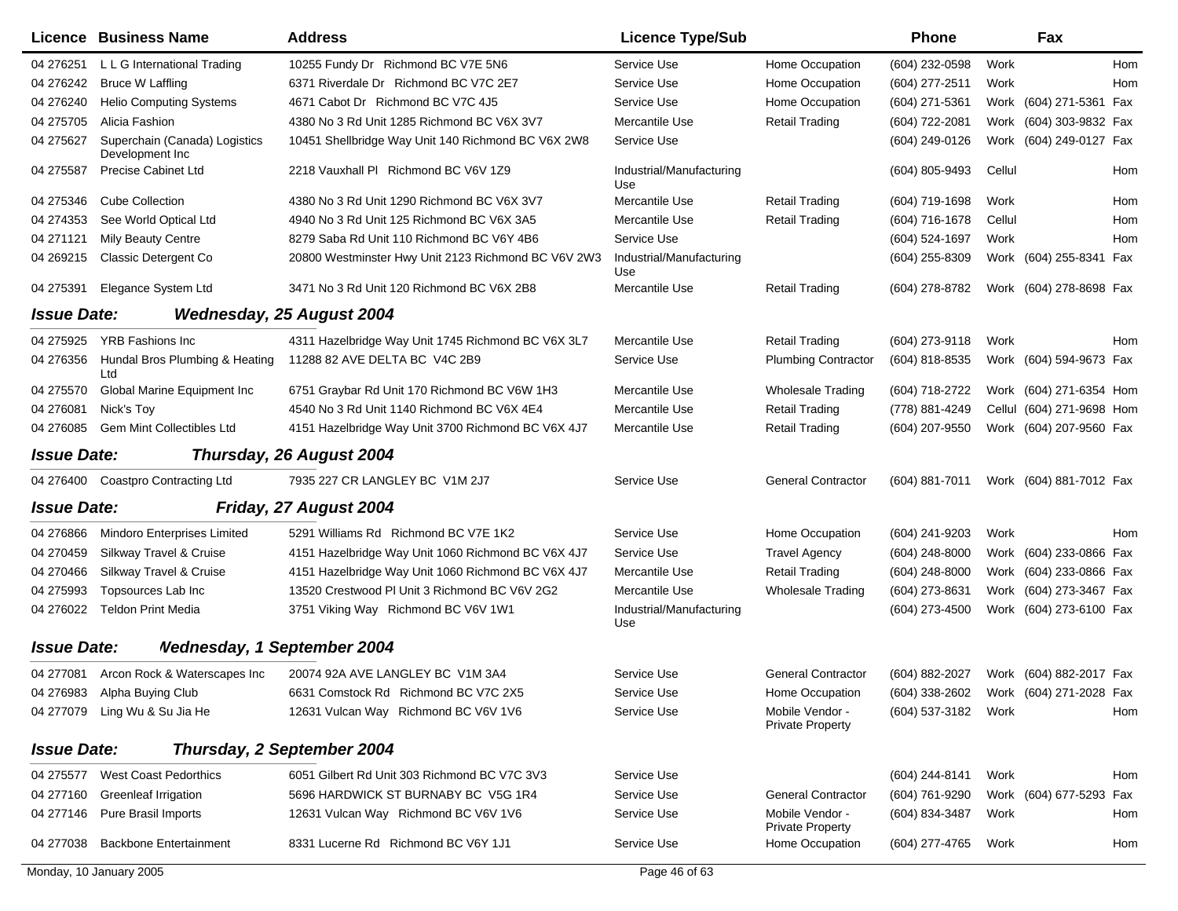| Licence | Business Name | Address | Licence Type/Sub | | Phone | | Fax | |
|---|---|---|---|---|---|---|---|---|
| 04 276251 | L L G International Trading | 10255 Fundy Dr Richmond BC V7E 5N6 | Service Use | Home Occupation | (604) 232-0598 | Work | | Hom |
| 04 276242 | Bruce W Laffling | 6371 Riverdale Dr Richmond BC V7C 2E7 | Service Use | Home Occupation | (604) 277-2511 | Work | | Hom |
| 04 276240 | Helio Computing Systems | 4671 Cabot Dr Richmond BC V7C 4J5 | Service Use | Home Occupation | (604) 271-5361 | Work | (604) 271-5361 | Fax |
| 04 275705 | Alicia Fashion | 4380 No 3 Rd Unit 1285 Richmond BC V6X 3V7 | Mercantile Use | Retail Trading | (604) 722-2081 | Work | (604) 303-9832 | Fax |
| 04 275627 | Superchain (Canada) Logistics Development Inc | 10451 Shellbridge Way Unit 140 Richmond BC V6X 2W8 | Service Use | | (604) 249-0126 | Work | (604) 249-0127 | Fax |
| 04 275587 | Precise Cabinet Ltd | 2218 Vauxhall Pl Richmond BC V6V 1Z9 | Industrial/Manufacturing Use | | (604) 805-9493 | Cellul | | Hom |
| 04 275346 | Cube Collection | 4380 No 3 Rd Unit 1290 Richmond BC V6X 3V7 | Mercantile Use | Retail Trading | (604) 719-1698 | Work | | Hom |
| 04 274353 | See World Optical Ltd | 4940 No 3 Rd Unit 125 Richmond BC V6X 3A5 | Mercantile Use | Retail Trading | (604) 716-1678 | Cellul | | Hom |
| 04 271121 | Mily Beauty Centre | 8279 Saba Rd Unit 110 Richmond BC V6Y 4B6 | Service Use | | (604) 524-1697 | Work | | Hom |
| 04 269215 | Classic Detergent Co | 20800 Westminster Hwy Unit 2123 Richmond BC V6V 2W3 | Industrial/Manufacturing Use | | (604) 255-8309 | Work | (604) 255-8341 | Fax |
| 04 275391 | Elegance System Ltd | 3471 No 3 Rd Unit 120 Richmond BC V6X 2B8 | Mercantile Use | Retail Trading | (604) 278-8782 | Work | (604) 278-8698 | Fax |

***Issue Date: Wednesday, 25 August 2004***

| Licence | Business Name | Address | Licence Type/Sub | | Phone | | Fax | |
|---|---|---|---|---|---|---|---|---|
| 04 275925 | YRB Fashions Inc | 4311 Hazelbridge Way Unit 1745 Richmond BC V6X 3L7 | Mercantile Use | Retail Trading | (604) 273-9118 | Work | | Hom |
| 04 276356 | Hundal Bros Plumbing & Heating Ltd | 11288 82 AVE DELTA BC V4C 2B9 | Service Use | Plumbing Contractor | (604) 818-8535 | Work | (604) 594-9673 | Fax |
| 04 275570 | Global Marine Equipment Inc | 6751 Graybar Rd Unit 170 Richmond BC V6W 1H3 | Mercantile Use | Wholesale Trading | (604) 718-2722 | Work | (604) 271-6354 | Hom |
| 04 276081 | Nick's Toy | 4540 No 3 Rd Unit 1140 Richmond BC V6X 4E4 | Mercantile Use | Retail Trading | (778) 881-4249 | Cellul | (604) 271-9698 | Hom |
| 04 276085 | Gem Mint Collectibles Ltd | 4151 Hazelbridge Way Unit 3700 Richmond BC V6X 4J7 | Mercantile Use | Retail Trading | (604) 207-9550 | Work | (604) 207-9560 | Fax |

***Issue Date: Thursday, 26 August 2004***

| Licence | Business Name | Address | Licence Type/Sub | | Phone | | Fax | |
|---|---|---|---|---|---|---|---|---|
| 04 276400 | Coastpro Contracting Ltd | 7935 227 CR LANGLEY BC V1M 2J7 | Service Use | General Contractor | (604) 881-7011 | Work | (604) 881-7012 | Fax |

***Issue Date: Friday, 27 August 2004***

| Licence | Business Name | Address | Licence Type/Sub | | Phone | | Fax | |
|---|---|---|---|---|---|---|---|---|
| 04 276866 | Mindoro Enterprises Limited | 5291 Williams Rd Richmond BC V7E 1K2 | Service Use | Home Occupation | (604) 241-9203 | Work | | Hom |
| 04 270459 | Silkway Travel & Cruise | 4151 Hazelbridge Way Unit 1060 Richmond BC V6X 4J7 | Service Use | Travel Agency | (604) 248-8000 | Work | (604) 233-0866 | Fax |
| 04 270466 | Silkway Travel & Cruise | 4151 Hazelbridge Way Unit 1060 Richmond BC V6X 4J7 | Mercantile Use | Retail Trading | (604) 248-8000 | Work | (604) 233-0866 | Fax |
| 04 275993 | Topsources Lab Inc | 13520 Crestwood Pl Unit 3 Richmond BC V6V 2G2 | Mercantile Use | Wholesale Trading | (604) 273-8631 | Work | (604) 273-3467 | Fax |
| 04 276022 | Teldon Print Media | 3751 Viking Way Richmond BC V6V 1W1 | Industrial/Manufacturing Use | | (604) 273-4500 | Work | (604) 273-6100 | Fax |

***Issue Date: Wednesday, 1 September 2004***

| Licence | Business Name | Address | Licence Type/Sub | | Phone | | Fax | |
|---|---|---|---|---|---|---|---|---|
| 04 277081 | Arcon Rock & Waterscapes Inc | 20074 92A AVE LANGLEY BC V1M 3A4 | Service Use | General Contractor | (604) 882-2027 | Work | (604) 882-2017 | Fax |
| 04 276983 | Alpha Buying Club | 6631 Comstock Rd Richmond BC V7C 2X5 | Service Use | Home Occupation | (604) 338-2602 | Work | (604) 271-2028 | Fax |
| 04 277079 | Ling Wu & Su Jia He | 12631 Vulcan Way Richmond BC V6V 1V6 | Service Use | Mobile Vendor - Private Property | (604) 537-3182 | Work | | Hom |

***Issue Date: Thursday, 2 September 2004***

| Licence | Business Name | Address | Licence Type/Sub | | Phone | | Fax | |
|---|---|---|---|---|---|---|---|---|
| 04 275577 | West Coast Pedorthics | 6051 Gilbert Rd Unit 303 Richmond BC V7C 3V3 | Service Use | | (604) 244-8141 | Work | | Hom |
| 04 277160 | Greenleaf Irrigation | 5696 HARDWICK ST BURNABY BC V5G 1R4 | Service Use | General Contractor | (604) 761-9290 | Work | (604) 677-5293 | Fax |
| 04 277146 | Pure Brasil Imports | 12631 Vulcan Way Richmond BC V6V 1V6 | Service Use | Mobile Vendor - Private Property | (604) 834-3487 | Work | | Hom |
| 04 277038 | Backbone Entertainment | 8331 Lucerne Rd Richmond BC V6Y 1J1 | Service Use | Home Occupation | (604) 277-4765 | Work | | Hom |

Monday, 10 January 2005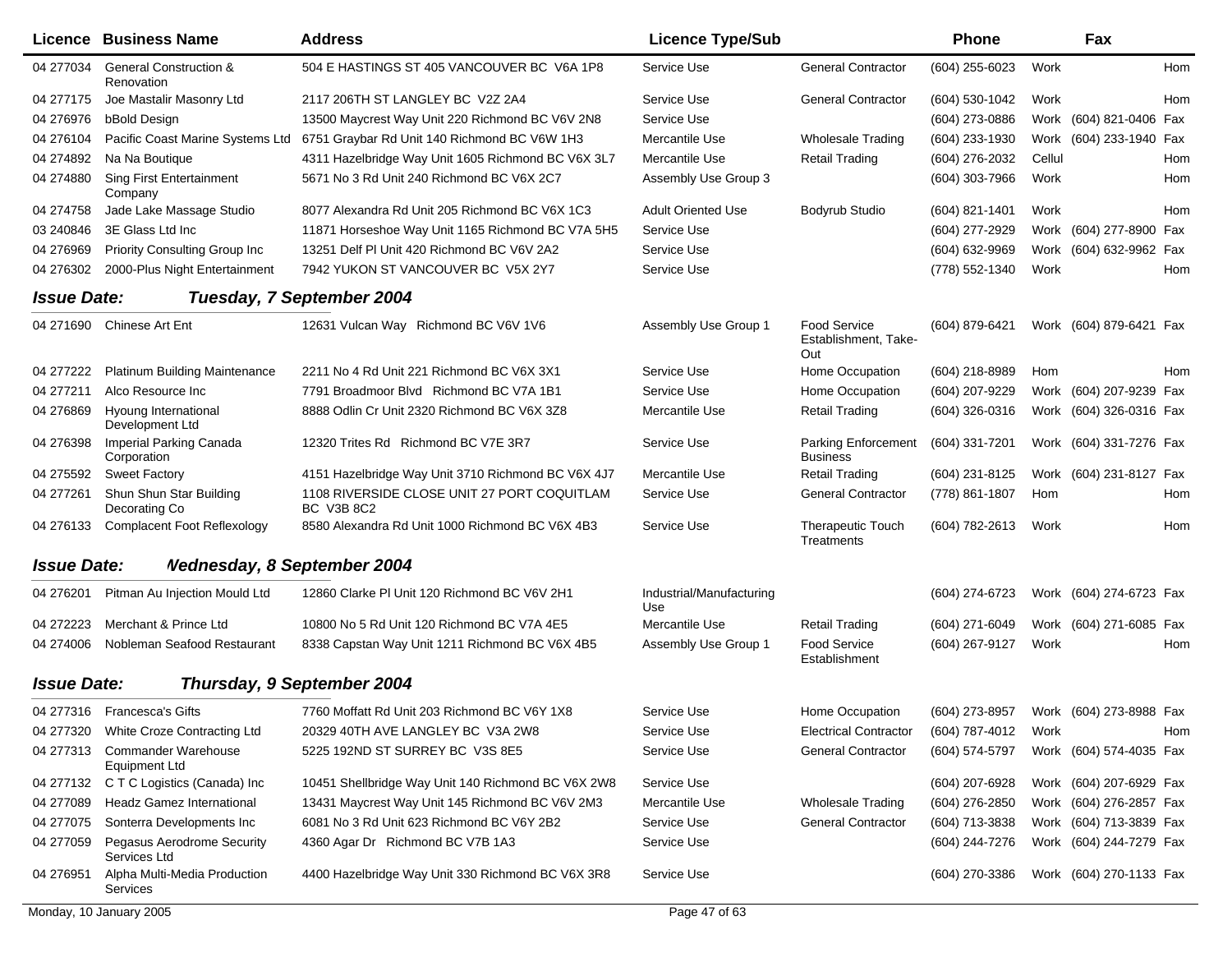| Licence | Business Name | Address | Licence Type/Sub | | Phone | | Fax | |
|---|---|---|---|---|---|---|---|---|
| 04 277034 | General Construction & Renovation | 504 E HASTINGS ST 405 VANCOUVER BC V6A 1P8 | Service Use | General Contractor | (604) 255-6023 | Work | | Hom |
| 04 277175 | Joe Mastalir Masonry Ltd | 2117 206TH ST LANGLEY BC V2Z 2A4 | Service Use | General Contractor | (604) 530-1042 | Work | | Hom |
| 04 276976 | bBold Design | 13500 Maycrest Way Unit 220 Richmond BC V6V 2N8 | Service Use | | (604) 273-0886 | Work | (604) 821-0406 | Fax |
| 04 276104 | Pacific Coast Marine Systems Ltd | 6751 Graybar Rd Unit 140 Richmond BC V6W 1H3 | Mercantile Use | Wholesale Trading | (604) 233-1930 | Work | (604) 233-1940 | Fax |
| 04 274892 | Na Na Boutique | 4311 Hazelbridge Way Unit 1605 Richmond BC V6X 3L7 | Mercantile Use | Retail Trading | (604) 276-2032 | Cellul | | Hom |
| 04 274880 | Sing First Entertainment Company | 5671 No 3 Rd Unit 240 Richmond BC V6X 2C7 | Assembly Use Group 3 | | (604) 303-7966 | Work | | Hom |
| 04 274758 | Jade Lake Massage Studio | 8077 Alexandra Rd Unit 205 Richmond BC V6X 1C3 | Adult Oriented Use | Bodyrub Studio | (604) 821-1401 | Work | | Hom |
| 03 240846 | 3E Glass Ltd Inc | 11871 Horseshoe Way Unit 1165 Richmond BC V7A 5H5 | Service Use | | (604) 277-2929 | Work | (604) 277-8900 | Fax |
| 04 276969 | Priority Consulting Group Inc | 13251 Delf Pl Unit 420 Richmond BC V6V 2A2 | Service Use | | (604) 632-9969 | Work | (604) 632-9962 | Fax |
| 04 276302 | 2000-Plus Night Entertainment | 7942 YUKON ST VANCOUVER BC V5X 2Y7 | Service Use | | (778) 552-1340 | Work | | Hom |

***Issue Date: Tuesday, 7 September 2004***

| Licence | Business Name | Address | Licence Type/Sub | | Phone | | Fax | |
|---|---|---|---|---|---|---|---|---|
| 04 271690 | Chinese Art Ent | 12631 Vulcan Way Richmond BC V6V 1V6 | Assembly Use Group 1 | Food Service Establishment, Take-Out | (604) 879-6421 | Work | (604) 879-6421 | Fax |
| 04 277222 | Platinum Building Maintenance | 2211 No 4 Rd Unit 221 Richmond BC V6X 3X1 | Service Use | Home Occupation | (604) 218-8989 | Hom | | Hom |
| 04 277211 | Alco Resource Inc | 7791 Broadmoor Blvd Richmond BC V7A 1B1 | Service Use | Home Occupation | (604) 207-9229 | Work | (604) 207-9239 | Fax |
| 04 276869 | Hyoung International Development Ltd | 8888 Odlin Cr Unit 2320 Richmond BC V6X 3Z8 | Mercantile Use | Retail Trading | (604) 326-0316 | Work | (604) 326-0316 | Fax |
| 04 276398 | Imperial Parking Canada Corporation | 12320 Trites Rd Richmond BC V7E 3R7 | Service Use | Parking Enforcement Business | (604) 331-7201 | Work | (604) 331-7276 | Fax |
| 04 275592 | Sweet Factory | 4151 Hazelbridge Way Unit 3710 Richmond BC V6X 4J7 | Mercantile Use | Retail Trading | (604) 231-8125 | Work | (604) 231-8127 | Fax |
| 04 277261 | Shun Shun Star Building Decorating Co | 1108 RIVERSIDE CLOSE UNIT 27 PORT COQUITLAM BC V3B 8C2 | Service Use | General Contractor | (778) 861-1807 | Hom | | Hom |
| 04 276133 | Complacent Foot Reflexology | 8580 Alexandra Rd Unit 1000 Richmond BC V6X 4B3 | Service Use | Therapeutic Touch Treatments | (604) 782-2613 | Work | | Hom |

***Issue Date: Wednesday, 8 September 2004***

| Licence | Business Name | Address | Licence Type/Sub | | Phone | | Fax | |
|---|---|---|---|---|---|---|---|---|
| 04 276201 | Pitman Au Injection Mould Ltd | 12860 Clarke Pl Unit 120 Richmond BC V6V 2H1 | Industrial/Manufacturing Use | | (604) 274-6723 | Work | (604) 274-6723 | Fax |
| 04 272223 | Merchant & Prince Ltd | 10800 No 5 Rd Unit 120 Richmond BC V7A 4E5 | Mercantile Use | Retail Trading | (604) 271-6049 | Work | (604) 271-6085 | Fax |
| 04 274006 | Nobleman Seafood Restaurant | 8338 Capstan Way Unit 1211 Richmond BC V6X 4B5 | Assembly Use Group 1 | Food Service Establishment | (604) 267-9127 | Work | | Hom |

***Issue Date: Thursday, 9 September 2004***

| Licence | Business Name | Address | Licence Type/Sub | | Phone | | Fax | |
|---|---|---|---|---|---|---|---|---|
| 04 277316 | Francesca's Gifts | 7760 Moffatt Rd Unit 203 Richmond BC V6Y 1X8 | Service Use | Home Occupation | (604) 273-8957 | Work | (604) 273-8988 | Fax |
| 04 277320 | White Croze Contracting Ltd | 20329 40TH AVE LANGLEY BC V3A 2W8 | Service Use | Electrical Contractor | (604) 787-4012 | Work | | Hom |
| 04 277313 | Commander Warehouse Equipment Ltd | 5225 192ND ST SURREY BC V3S 8E5 | Service Use | General Contractor | (604) 574-5797 | Work | (604) 574-4035 | Fax |
| 04 277132 | C T C Logistics (Canada) Inc | 10451 Shellbridge Way Unit 140 Richmond BC V6X 2W8 | Service Use | | (604) 207-6928 | Work | (604) 207-6929 | Fax |
| 04 277089 | Headz Gamez International | 13431 Maycrest Way Unit 145 Richmond BC V6V 2M3 | Mercantile Use | Wholesale Trading | (604) 276-2850 | Work | (604) 276-2857 | Fax |
| 04 277075 | Sonterra Developments Inc | 6081 No 3 Rd Unit 623 Richmond BC V6Y 2B2 | Service Use | General Contractor | (604) 713-3838 | Work | (604) 713-3839 | Fax |
| 04 277059 | Pegasus Aerodrome Security Services Ltd | 4360 Agar Dr Richmond BC V7B 1A3 | Service Use | | (604) 244-7276 | Work | (604) 244-7279 | Fax |
| 04 276951 | Alpha Multi-Media Production Services | 4400 Hazelbridge Way Unit 330 Richmond BC V6X 3R8 | Service Use | | (604) 270-3386 | Work | (604) 270-1133 | Fax |

Monday, 10 January 2005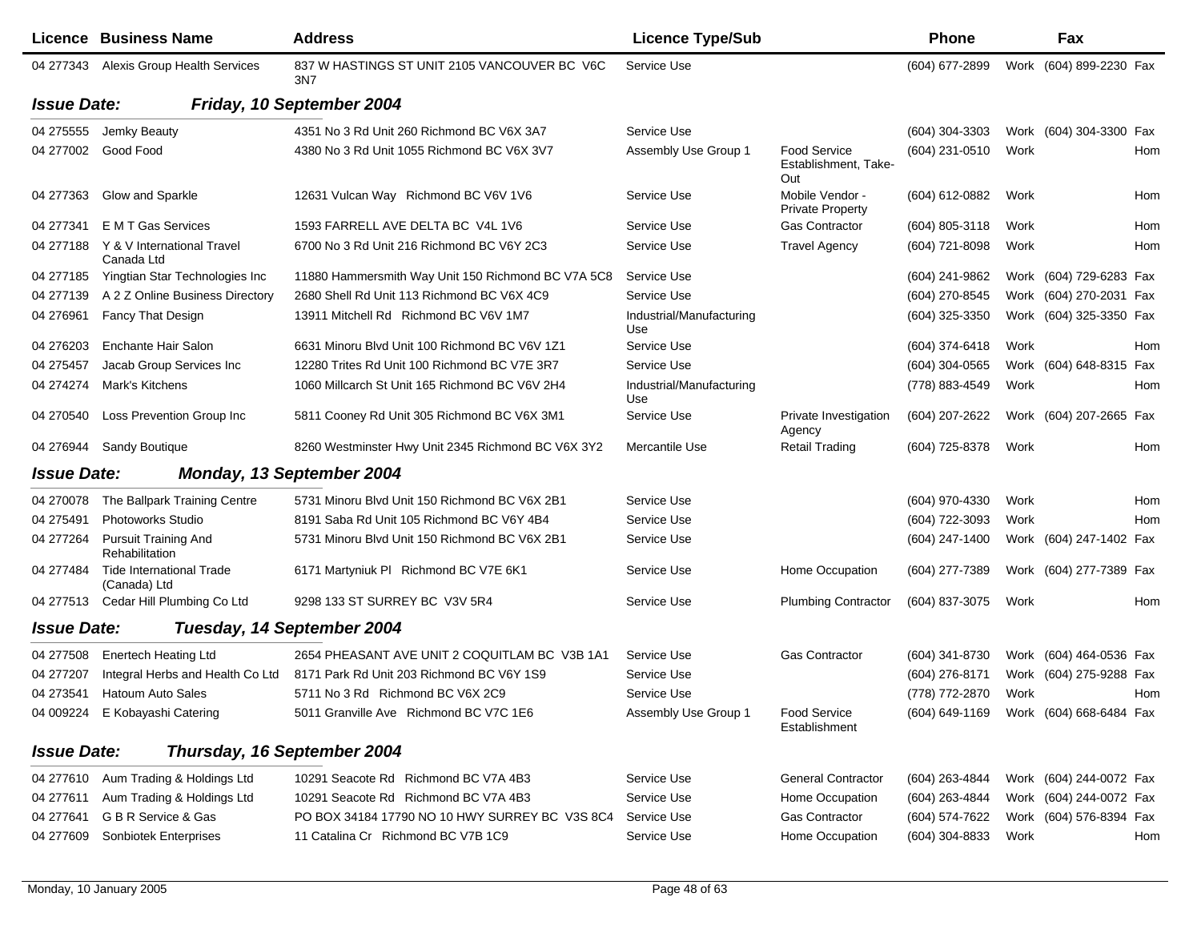| Licence | Business Name | Address | Licence Type/Sub | | Phone | | Fax | |
|---|---|---|---|---|---|---|---|---|
| 04 277343 | Alexis Group Health Services | 837 W HASTINGS ST UNIT 2105 VANCOUVER BC V6C 3N7 | Service Use | | (604) 677-2899 | Work | (604) 899-2230 | Fax |

**Issue Date:** ***Friday, 10 September 2004***

| Licence | Business Name | Address | Licence Type/Sub | | Phone | | Fax | |
|---|---|---|---|---|---|---|---|---|
| 04 275555 | Jemky Beauty | 4351 No 3 Rd Unit 260 Richmond BC V6X 3A7 | Service Use | | (604) 304-3303 | Work | (604) 304-3300 | Fax |
| 04 277002 | Good Food | 4380 No 3 Rd Unit 1055 Richmond BC V6X 3V7 | Assembly Use Group 1 | Food Service Establishment, Take-Out | (604) 231-0510 | Work | | Hom |
| 04 277363 | Glow and Sparkle | 12631 Vulcan Way Richmond BC V6V 1V6 | Service Use | Mobile Vendor - Private Property | (604) 612-0882 | Work | | Hom |
| 04 277341 | E M T Gas Services | 1593 FARRELL AVE DELTA BC V4L 1V6 | Service Use | Gas Contractor | (604) 805-3118 | Work | | Hom |
| 04 277188 | Y & V International Travel Canada Ltd | 6700 No 3 Rd Unit 216 Richmond BC V6Y 2C3 | Service Use | Travel Agency | (604) 721-8098 | Work | | Hom |
| 04 277185 | Yingtian Star Technologies Inc | 11880 Hammersmith Way Unit 150 Richmond BC V7A 5C8 | Service Use | | (604) 241-9862 | Work | (604) 729-6283 | Fax |
| 04 277139 | A 2 Z Online Business Directory | 2680 Shell Rd Unit 113 Richmond BC V6X 4C9 | Service Use | | (604) 270-8545 | Work | (604) 270-2031 | Fax |
| 04 276961 | Fancy That Design | 13911 Mitchell Rd Richmond BC V6V 1M7 | Industrial/Manufacturing Use | | (604) 325-3350 | Work | (604) 325-3350 | Fax |
| 04 276203 | Enchante Hair Salon | 6631 Minoru Blvd Unit 100 Richmond BC V6V 1Z1 | Service Use | | (604) 374-6418 | Work | | Hom |
| 04 275457 | Jacab Group Services Inc | 12280 Trites Rd Unit 100 Richmond BC V7E 3R7 | Service Use | | (604) 304-0565 | Work | (604) 648-8315 | Fax |
| 04 274274 | Mark's Kitchens | 1060 Millcarch St Unit 165 Richmond BC V6V 2H4 | Industrial/Manufacturing Use | | (778) 883-4549 | Work | | Hom |
| 04 270540 | Loss Prevention Group Inc | 5811 Cooney Rd Unit 305 Richmond BC V6X 3M1 | Service Use | Private Investigation Agency | (604) 207-2622 | Work | (604) 207-2665 | Fax |
| 04 276944 | Sandy Boutique | 8260 Westminster Hwy Unit 2345 Richmond BC V6X 3Y2 | Mercantile Use | Retail Trading | (604) 725-8378 | Work | | Hom |

**Issue Date:** ***Monday, 13 September 2004***

| Licence | Business Name | Address | Licence Type/Sub | | Phone | | Fax | |
|---|---|---|---|---|---|---|---|---|
| 04 270078 | The Ballpark Training Centre | 5731 Minoru Blvd Unit 150 Richmond BC V6X 2B1 | Service Use | | (604) 970-4330 | Work | | Hom |
| 04 275491 | Photoworks Studio | 8191 Saba Rd Unit 105 Richmond BC V6Y 4B4 | Service Use | | (604) 722-3093 | Work | | Hom |
| 04 277264 | Pursuit Training And Rehabilitation | 5731 Minoru Blvd Unit 150 Richmond BC V6X 2B1 | Service Use | | (604) 247-1400 | Work | (604) 247-1402 | Fax |
| 04 277484 | Tide International Trade (Canada) Ltd | 6171 Martyniuk Pl Richmond BC V7E 6K1 | Service Use | Home Occupation | (604) 277-7389 | Work | (604) 277-7389 | Fax |
| 04 277513 | Cedar Hill Plumbing Co Ltd | 9298 133 ST SURREY BC V3V 5R4 | Service Use | Plumbing Contractor | (604) 837-3075 | Work | | Hom |

**Issue Date:** ***Tuesday, 14 September 2004***

| Licence | Business Name | Address | Licence Type/Sub | | Phone | | Fax | |
|---|---|---|---|---|---|---|---|---|
| 04 277508 | Enertech Heating Ltd | 2654 PHEASANT AVE UNIT 2 COQUITLAM BC V3B 1A1 | Service Use | Gas Contractor | (604) 341-8730 | Work | (604) 464-0536 | Fax |
| 04 277207 | Integral Herbs and Health Co Ltd | 8171 Park Rd Unit 203 Richmond BC V6Y 1S9 | Service Use | | (604) 276-8171 | Work | (604) 275-9288 | Fax |
| 04 273541 | Hatoum Auto Sales | 5711 No 3 Rd Richmond BC V6X 2C9 | Service Use | | (778) 772-2870 | Work | | Hom |
| 04 009224 | E Kobayashi Catering | 5011 Granville Ave Richmond BC V7C 1E6 | Assembly Use Group 1 | Food Service Establishment | (604) 649-1169 | Work | (604) 668-6484 | Fax |

**Issue Date:** ***Thursday, 16 September 2004***

| Licence | Business Name | Address | Licence Type/Sub | | Phone | | Fax | |
|---|---|---|---|---|---|---|---|---|
| 04 277610 | Aum Trading & Holdings Ltd | 10291 Seacote Rd Richmond BC V7A 4B3 | Service Use | General Contractor | (604) 263-4844 | Work | (604) 244-0072 | Fax |
| 04 277611 | Aum Trading & Holdings Ltd | 10291 Seacote Rd Richmond BC V7A 4B3 | Service Use | Home Occupation | (604) 263-4844 | Work | (604) 244-0072 | Fax |
| 04 277641 | G B R Service & Gas | PO BOX 34184 17790 NO 10 HWY SURREY BC V3S 8C4 | Service Use | Gas Contractor | (604) 574-7622 | Work | (604) 576-8394 | Fax |
| 04 277609 | Sonbiotek Enterprises | 11 Catalina Cr Richmond BC V7B 1C9 | Service Use | Home Occupation | (604) 304-8833 | Work | | Hom |

Monday, 10 January 2005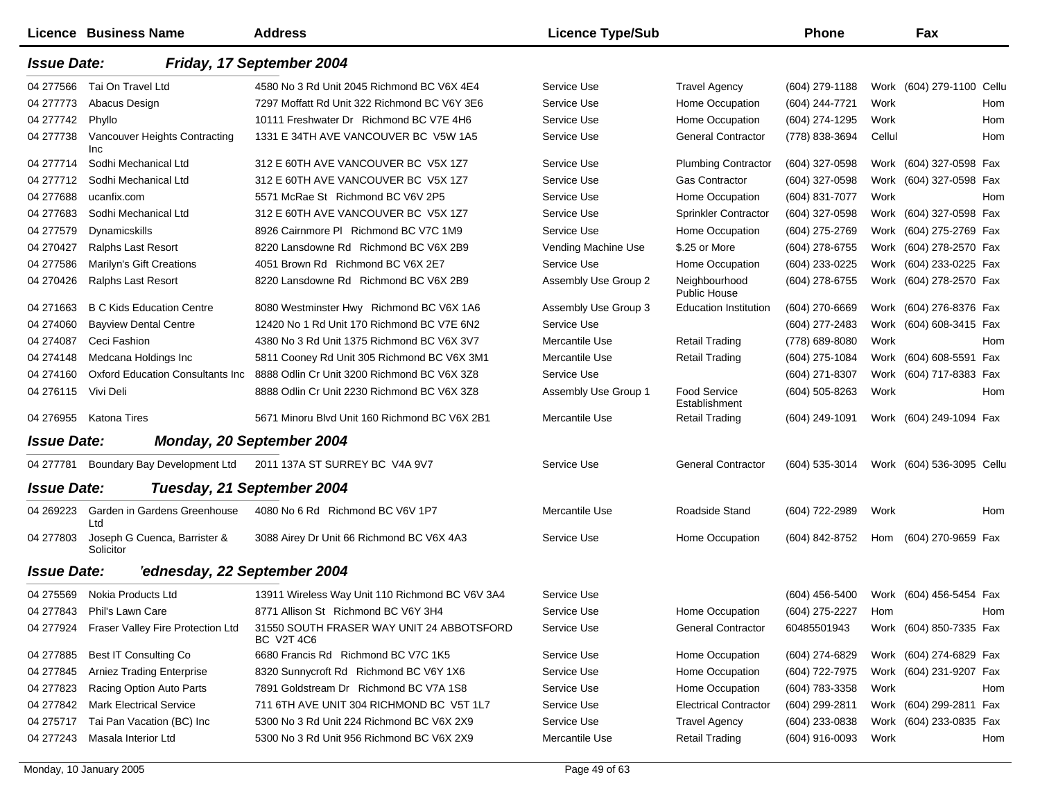| Licence | Business Name | Address | Licence Type/Sub | | Phone | | Fax | |
|---|---|---|---|---|---|---|---|---|
| ***Issue Date:*** | ***Friday, 17 September 2004*** | | | | | | | |
| 04 277566 | Tai On Travel Ltd | 4580 No 3 Rd Unit 2045 Richmond BC V6X 4E4 | Service Use | Travel Agency | (604) 279-1188 | Work | (604) 279-1100 | Cellu |
| 04 277773 | Abacus Design | 7297 Moffatt Rd Unit 322 Richmond BC V6Y 3E6 | Service Use | Home Occupation | (604) 244-7721 | Work | | Hom |
| 04 277742 | Phyllo | 10111 Freshwater Dr Richmond BC V7E 4H6 | Service Use | Home Occupation | (604) 274-1295 | Work | | Hom |
| 04 277738 | Vancouver Heights Contracting Inc | 1331 E 34TH AVE VANCOUVER BC V5W 1A5 | Service Use | General Contractor | (778) 838-3694 | Cellul | | Hom |
| 04 277714 | Sodhi Mechanical Ltd | 312 E 60TH AVE VANCOUVER BC V5X 1Z7 | Service Use | Plumbing Contractor | (604) 327-0598 | Work | (604) 327-0598 | Fax |
| 04 277712 | Sodhi Mechanical Ltd | 312 E 60TH AVE VANCOUVER BC V5X 1Z7 | Service Use | Gas Contractor | (604) 327-0598 | Work | (604) 327-0598 | Fax |
| 04 277688 | ucanfix.com | 5571 McRae St Richmond BC V6V 2P5 | Service Use | Home Occupation | (604) 831-7077 | Work | | Hom |
| 04 277683 | Sodhi Mechanical Ltd | 312 E 60TH AVE VANCOUVER BC V5X 1Z7 | Service Use | Sprinkler Contractor | (604) 327-0598 | Work | (604) 327-0598 | Fax |
| 04 277579 | Dynamicskills | 8926 Cairnmore Pl Richmond BC V7C 1M9 | Service Use | Home Occupation | (604) 275-2769 | Work | (604) 275-2769 | Fax |
| 04 270427 | Ralphs Last Resort | 8220 Lansdowne Rd Richmond BC V6X 2B9 | Vending Machine Use | $.25 or More | (604) 278-6755 | Work | (604) 278-2570 | Fax |
| 04 277586 | Marilyn's Gift Creations | 4051 Brown Rd Richmond BC V6X 2E7 | Service Use | Home Occupation | (604) 233-0225 | Work | (604) 233-0225 | Fax |
| 04 270426 | Ralphs Last Resort | 8220 Lansdowne Rd Richmond BC V6X 2B9 | Assembly Use Group 2 | Neighbourhood Public House | (604) 278-6755 | Work | (604) 278-2570 | Fax |
| 04 271663 | B C Kids Education Centre | 8080 Westminster Hwy Richmond BC V6X 1A6 | Assembly Use Group 3 | Education Institution | (604) 270-6669 | Work | (604) 276-8376 | Fax |
| 04 274060 | Bayview Dental Centre | 12420 No 1 Rd Unit 170 Richmond BC V7E 6N2 | Service Use | | (604) 277-2483 | Work | (604) 608-3415 | Fax |
| 04 274087 | Ceci Fashion | 4380 No 3 Rd Unit 1375 Richmond BC V6X 3V7 | Mercantile Use | Retail Trading | (778) 689-8080 | Work | | Hom |
| 04 274148 | Medcana Holdings Inc | 5811 Cooney Rd Unit 305 Richmond BC V6X 3M1 | Mercantile Use | Retail Trading | (604) 275-1084 | Work | (604) 608-5591 | Fax |
| 04 274160 | Oxford Education Consultants Inc | 8888 Odlin Cr Unit 3200 Richmond BC V6X 3Z8 | Service Use | | (604) 271-8307 | Work | (604) 717-8383 | Fax |
| 04 276115 | Vivi Deli | 8888 Odlin Cr Unit 2230 Richmond BC V6X 3Z8 | Assembly Use Group 1 | Food Service Establishment | (604) 505-8263 | Work | | Hom |
| 04 276955 | Katona Tires | 5671 Minoru Blvd Unit 160 Richmond BC V6X 2B1 | Mercantile Use | Retail Trading | (604) 249-1091 | Work | (604) 249-1094 | Fax |
| ***Issue Date:*** | ***Monday, 20 September 2004*** | | | | | | | |
| 04 277781 | Boundary Bay Development Ltd | 2011 137A ST SURREY BC V4A 9V7 | Service Use | General Contractor | (604) 535-3014 | Work | (604) 536-3095 | Cellu |
| ***Issue Date:*** | ***Tuesday, 21 September 2004*** | | | | | | | |
| 04 269223 | Garden in Gardens Greenhouse Ltd | 4080 No 6 Rd Richmond BC V6V 1P7 | Mercantile Use | Roadside Stand | (604) 722-2989 | Work | | Hom |
| 04 277803 | Joseph G Cuenca, Barrister & Solicitor | 3088 Airey Dr Unit 66 Richmond BC V6X 4A3 | Service Use | Home Occupation | (604) 842-8752 | Hom | (604) 270-9659 | Fax |
| ***Issue Date:*** | ***'ednesday, 22 September 2004*** | | | | | | | |
| 04 275569 | Nokia Products Ltd | 13911 Wireless Way Unit 110 Richmond BC V6V 3A4 | Service Use | | (604) 456-5400 | Work | (604) 456-5454 | Fax |
| 04 277843 | Phil's Lawn Care | 8771 Allison St Richmond BC V6Y 3H4 | Service Use | Home Occupation | (604) 275-2227 | Hom | | Hom |
| 04 277924 | Fraser Valley Fire Protection Ltd | 31550 SOUTH FRASER WAY UNIT 24 ABBOTSFORD BC V2T 4C6 | Service Use | General Contractor | 60485501943 | Work | (604) 850-7335 | Fax |
| 04 277885 | Best IT Consulting Co | 6680 Francis Rd Richmond BC V7C 1K5 | Service Use | Home Occupation | (604) 274-6829 | Work | (604) 274-6829 | Fax |
| 04 277845 | Arniez Trading Enterprise | 8320 Sunnycroft Rd Richmond BC V6Y 1X6 | Service Use | Home Occupation | (604) 722-7975 | Work | (604) 231-9207 | Fax |
| 04 277823 | Racing Option Auto Parts | 7891 Goldstream Dr Richmond BC V7A 1S8 | Service Use | Home Occupation | (604) 783-3358 | Work | | Hom |
| 04 277842 | Mark Electrical Service | 711 6TH AVE UNIT 304 RICHMOND BC V5T 1L7 | Service Use | Electrical Contractor | (604) 299-2811 | Work | (604) 299-2811 | Fax |
| 04 275717 | Tai Pan Vacation (BC) Inc | 5300 No 3 Rd Unit 224 Richmond BC V6X 2X9 | Service Use | Travel Agency | (604) 233-0838 | Work | (604) 233-0835 | Fax |
| 04 277243 | Masala Interior Ltd | 5300 No 3 Rd Unit 956 Richmond BC V6X 2X9 | Mercantile Use | Retail Trading | (604) 916-0093 | Work | | Hom |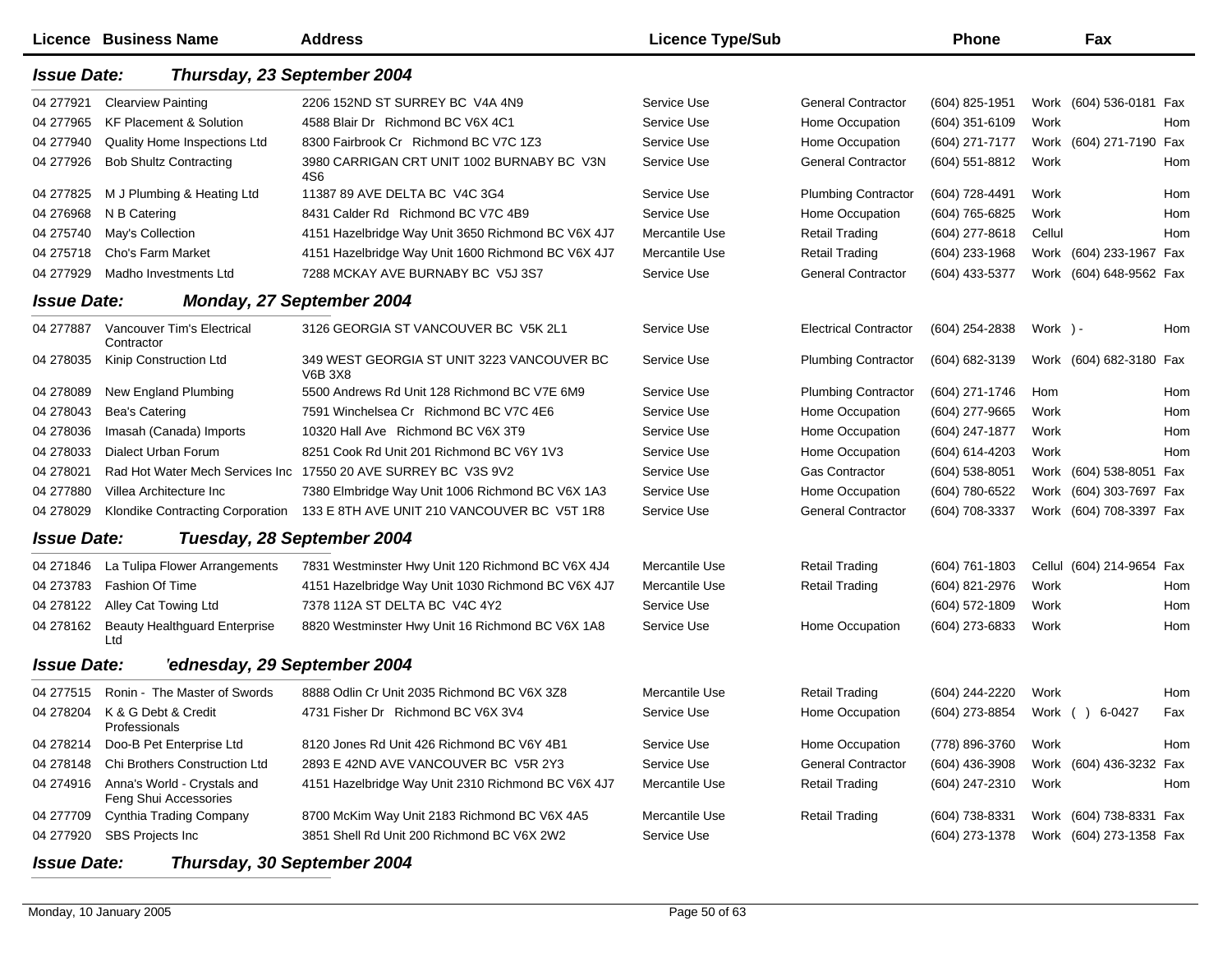| Licence | Business Name | Address | Licence Type/Sub | | Phone | | Fax | |
|---|---|---|---|---|---|---|---|---|
| ***Issue Date:*** | ***Thursday, 23 September 2004*** | | | | | | | |
| 04 277921 | Clearview Painting | 2206 152ND ST SURREY BC V4A 4N9 | Service Use | General Contractor | (604) 825-1951 | Work | (604) 536-0181 | Fax |
| 04 277965 | KF Placement & Solution | 4588 Blair Dr Richmond BC V6X 4C1 | Service Use | Home Occupation | (604) 351-6109 | Work | | Hom |
| 04 277940 | Quality Home Inspections Ltd | 8300 Fairbrook Cr Richmond BC V7C 1Z3 | Service Use | Home Occupation | (604) 271-7177 | Work | (604) 271-7190 | Fax |
| 04 277926 | Bob Shultz Contracting | 3980 CARRIGAN CRT UNIT 1002 BURNABY BC V3N 4S6 | Service Use | General Contractor | (604) 551-8812 | Work | | Hom |
| 04 277825 | M J Plumbing & Heating Ltd | 11387 89 AVE DELTA BC V4C 3G4 | Service Use | Plumbing Contractor | (604) 728-4491 | Work | | Hom |
| 04 276968 | N B Catering | 8431 Calder Rd Richmond BC V7C 4B9 | Service Use | Home Occupation | (604) 765-6825 | Work | | Hom |
| 04 275740 | May's Collection | 4151 Hazelbridge Way Unit 3650 Richmond BC V6X 4J7 | Mercantile Use | Retail Trading | (604) 277-8618 | Cellul | | Hom |
| 04 275718 | Cho's Farm Market | 4151 Hazelbridge Way Unit 1600 Richmond BC V6X 4J7 | Mercantile Use | Retail Trading | (604) 233-1968 | Work | (604) 233-1967 | Fax |
| 04 277929 | Madho Investments Ltd | 7288 MCKAY AVE BURNABY BC V5J 3S7 | Service Use | General Contractor | (604) 433-5377 | Work | (604) 648-9562 | Fax |
| ***Issue Date:*** | ***Monday, 27 September 2004*** | | | | | | | |
| 04 277887 | Vancouver Tim's Electrical Contractor | 3126 GEORGIA ST VANCOUVER BC V5K 2L1 | Service Use | Electrical Contractor | (604) 254-2838 | Work | ) - | Hom |
| 04 278035 | Kinip Construction Ltd | 349 WEST GEORGIA ST UNIT 3223 VANCOUVER BC V6B 3X8 | Service Use | Plumbing Contractor | (604) 682-3139 | Work | (604) 682-3180 | Fax |
| 04 278089 | New England Plumbing | 5500 Andrews Rd Unit 128 Richmond BC V7E 6M9 | Service Use | Plumbing Contractor | (604) 271-1746 | Hom | | Hom |
| 04 278043 | Bea's Catering | 7591 Winchelsea Cr Richmond BC V7C 4E6 | Service Use | Home Occupation | (604) 277-9665 | Work | | Hom |
| 04 278036 | Imasah (Canada) Imports | 10320 Hall Ave Richmond BC V6X 3T9 | Service Use | Home Occupation | (604) 247-1877 | Work | | Hom |
| 04 278033 | Dialect Urban Forum | 8251 Cook Rd Unit 201 Richmond BC V6Y 1V3 | Service Use | Home Occupation | (604) 614-4203 | Work | | Hom |
| 04 278021 | Rad Hot Water Mech Services Inc | 17550 20 AVE SURREY BC V3S 9V2 | Service Use | Gas Contractor | (604) 538-8051 | Work | (604) 538-8051 | Fax |
| 04 277880 | Villea Architecture Inc | 7380 Elmbridge Way Unit 1006 Richmond BC V6X 1A3 | Service Use | Home Occupation | (604) 780-6522 | Work | (604) 303-7697 | Fax |
| 04 278029 | Klondike Contracting Corporation | 133 E 8TH AVE UNIT 210 VANCOUVER BC V5T 1R8 | Service Use | General Contractor | (604) 708-3337 | Work | (604) 708-3397 | Fax |
| ***Issue Date:*** | ***Tuesday, 28 September 2004*** | | | | | | | |
| 04 271846 | La Tulipa Flower Arrangements | 7831 Westminster Hwy Unit 120 Richmond BC V6X 4J4 | Mercantile Use | Retail Trading | (604) 761-1803 | Cellul | (604) 214-9654 | Fax |
| 04 273783 | Fashion Of Time | 4151 Hazelbridge Way Unit 1030 Richmond BC V6X 4J7 | Mercantile Use | Retail Trading | (604) 821-2976 | Work | | Hom |
| 04 278122 | Alley Cat Towing Ltd | 7378 112A ST DELTA BC V4C 4Y2 | Service Use | | (604) 572-1809 | Work | | Hom |
| 04 278162 | Beauty Healthguard Enterprise Ltd | 8820 Westminster Hwy Unit 16 Richmond BC V6X 1A8 | Service Use | Home Occupation | (604) 273-6833 | Work | | Hom |
| ***Issue Date:*** | ***'ednesday, 29 September 2004*** | | | | | | | |
| 04 277515 | Ronin - The Master of Swords | 8888 Odlin Cr Unit 2035 Richmond BC V6X 3Z8 | Mercantile Use | Retail Trading | (604) 244-2220 | Work | | Hom |
| 04 278204 | K & G Debt & Credit Professionals | 4731 Fisher Dr Richmond BC V6X 3V4 | Service Use | Home Occupation | (604) 273-8854 | Work | ( ) 6-0427 | Fax |
| 04 278214 | Doo-B Pet Enterprise Ltd | 8120 Jones Rd Unit 426 Richmond BC V6Y 4B1 | Service Use | Home Occupation | (778) 896-3760 | Work | | Hom |
| 04 278148 | Chi Brothers Construction Ltd | 2893 E 42ND AVE VANCOUVER BC V5R 2Y3 | Service Use | General Contractor | (604) 436-3908 | Work | (604) 436-3232 | Fax |
| 04 274916 | Anna's World - Crystals and Feng Shui Accessories | 4151 Hazelbridge Way Unit 2310 Richmond BC V6X 4J7 | Mercantile Use | Retail Trading | (604) 247-2310 | Work | | Hom |
| 04 277709 | Cynthia Trading Company | 8700 McKim Way Unit 2183 Richmond BC V6X 4A5 | Mercantile Use | Retail Trading | (604) 738-8331 | Work | (604) 738-8331 | Fax |
| 04 277920 | SBS Projects Inc | 3851 Shell Rd Unit 200 Richmond BC V6X 2W2 | Service Use | | (604) 273-1378 | Work | (604) 273-1358 | Fax |
| ***Issue Date:*** | ***Thursday, 30 September 2004*** | | | | | | | |

Monday, 10 January 2005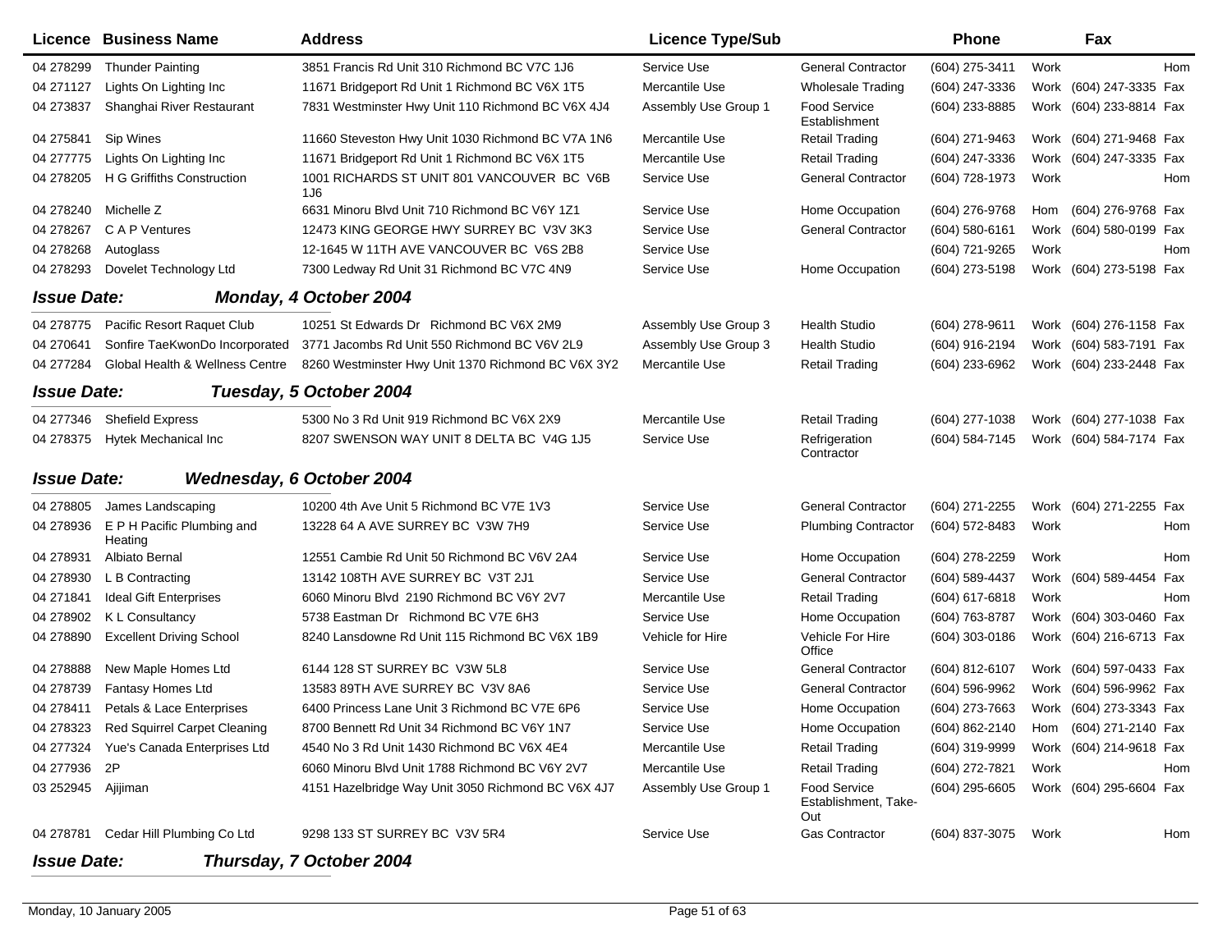| Licence | Business Name | Address | Licence Type/Sub | | Phone | | Fax | |
|---|---|---|---|---|---|---|---|---|
| 04 278299 | Thunder Painting | 3851 Francis Rd Unit 310 Richmond BC V7C 1J6 | Service Use | General Contractor | (604) 275-3411 | Work | | Hom |
| 04 271127 | Lights On Lighting Inc | 11671 Bridgeport Rd Unit 1 Richmond BC V6X 1T5 | Mercantile Use | Wholesale Trading | (604) 247-3336 | Work | (604) 247-3335 | Fax |
| 04 273837 | Shanghai River Restaurant | 7831 Westminster Hwy Unit 110 Richmond BC V6X 4J4 | Assembly Use Group 1 | Food Service Establishment | (604) 233-8885 | Work | (604) 233-8814 | Fax |
| 04 275841 | Sip Wines | 11660 Steveston Hwy Unit 1030 Richmond BC V7A 1N6 | Mercantile Use | Retail Trading | (604) 271-9463 | Work | (604) 271-9468 | Fax |
| 04 277775 | Lights On Lighting Inc | 11671 Bridgeport Rd Unit 1 Richmond BC V6X 1T5 | Mercantile Use | Retail Trading | (604) 247-3336 | Work | (604) 247-3335 | Fax |
| 04 278205 | H G Griffiths Construction | 1001 RICHARDS ST UNIT 801 VANCOUVER BC V6B 1J6 | Service Use | General Contractor | (604) 728-1973 | Work | | Hom |
| 04 278240 | Michelle Z | 6631 Minoru Blvd Unit 710 Richmond BC V6Y 1Z1 | Service Use | Home Occupation | (604) 276-9768 | Hom | (604) 276-9768 | Fax |
| 04 278267 | C A P Ventures | 12473 KING GEORGE HWY SURREY BC V3V 3K3 | Service Use | General Contractor | (604) 580-6161 | Work | (604) 580-0199 | Fax |
| 04 278268 | Autoglass | 12-1645 W 11TH AVE VANCOUVER BC V6S 2B8 | Service Use | | (604) 721-9265 | Work | | Hom |
| 04 278293 | Dovelet Technology Ltd | 7300 Ledway Rd Unit 31 Richmond BC V7C 4N9 | Service Use | Home Occupation | (604) 273-5198 | Work | (604) 273-5198 | Fax |
| ***Issue Date:*** | ***Monday, 4 October 2004*** | | | | | | | |
| 04 278775 | Pacific Resort Raquet Club | 10251 St Edwards Dr Richmond BC V6X 2M9 | Assembly Use Group 3 | Health Studio | (604) 278-9611 | Work | (604) 276-1158 | Fax |
| 04 270641 | Sonfire TaeKwonDo Incorporated | 3771 Jacombs Rd Unit 550 Richmond BC V6V 2L9 | Assembly Use Group 3 | Health Studio | (604) 916-2194 | Work | (604) 583-7191 | Fax |
| 04 277284 | Global Health & Wellness Centre | 8260 Westminster Hwy Unit 1370 Richmond BC V6X 3Y2 | Mercantile Use | Retail Trading | (604) 233-6962 | Work | (604) 233-2448 | Fax |
| ***Issue Date:*** | ***Tuesday, 5 October 2004*** | | | | | | | |
| 04 277346 | Shefield Express | 5300 No 3 Rd Unit 919 Richmond BC V6X 2X9 | Mercantile Use | Retail Trading | (604) 277-1038 | Work | (604) 277-1038 | Fax |
| 04 278375 | Hytek Mechanical Inc | 8207 SWENSON WAY UNIT 8 DELTA BC V4G 1J5 | Service Use | Refrigeration Contractor | (604) 584-7145 | Work | (604) 584-7174 | Fax |
| ***Issue Date:*** | ***Wednesday, 6 October 2004*** | | | | | | | |
| 04 278805 | James Landscaping | 10200 4th Ave Unit 5 Richmond BC V7E 1V3 | Service Use | General Contractor | (604) 271-2255 | Work | (604) 271-2255 | Fax |
| 04 278936 | E P H Pacific Plumbing and Heating | 13228 64 A AVE SURREY BC V3W 7H9 | Service Use | Plumbing Contractor | (604) 572-8483 | Work | | Hom |
| 04 278931 | Albiato Bernal | 12551 Cambie Rd Unit 50 Richmond BC V6V 2A4 | Service Use | Home Occupation | (604) 278-2259 | Work | | Hom |
| 04 278930 | L B Contracting | 13142 108TH AVE SURREY BC V3T 2J1 | Service Use | General Contractor | (604) 589-4437 | Work | (604) 589-4454 | Fax |
| 04 271841 | Ideal Gift Enterprises | 6060 Minoru Blvd 2190 Richmond BC V6Y 2V7 | Mercantile Use | Retail Trading | (604) 617-6818 | Work | | Hom |
| 04 278902 | K L Consultancy | 5738 Eastman Dr Richmond BC V7E 6H3 | Service Use | Home Occupation | (604) 763-8787 | Work | (604) 303-0460 | Fax |
| 04 278890 | Excellent Driving School | 8240 Lansdowne Rd Unit 115 Richmond BC V6X 1B9 | Vehicle for Hire | Vehicle For Hire Office | (604) 303-0186 | Work | (604) 216-6713 | Fax |
| 04 278888 | New Maple Homes Ltd | 6144 128 ST SURREY BC V3W 5L8 | Service Use | General Contractor | (604) 812-6107 | Work | (604) 597-0433 | Fax |
| 04 278739 | Fantasy Homes Ltd | 13583 89TH AVE SURREY BC V3V 8A6 | Service Use | General Contractor | (604) 596-9962 | Work | (604) 596-9962 | Fax |
| 04 278411 | Petals & Lace Enterprises | 6400 Princess Lane Unit 3 Richmond BC V7E 6P6 | Service Use | Home Occupation | (604) 273-7663 | Work | (604) 273-3343 | Fax |
| 04 278323 | Red Squirrel Carpet Cleaning | 8700 Bennett Rd Unit 34 Richmond BC V6Y 1N7 | Service Use | Home Occupation | (604) 862-2140 | Hom | (604) 271-2140 | Fax |
| 04 277324 | Yue's Canada Enterprises Ltd | 4540 No 3 Rd Unit 1430 Richmond BC V6X 4E4 | Mercantile Use | Retail Trading | (604) 319-9999 | Work | (604) 214-9618 | Fax |
| 04 277936 | 2P | 6060 Minoru Blvd Unit 1788 Richmond BC V6Y 2V7 | Mercantile Use | Retail Trading | (604) 272-7821 | Work | | Hom |
| 03 252945 | Ajijiman | 4151 Hazelbridge Way Unit 3050 Richmond BC V6X 4J7 | Assembly Use Group 1 | Food Service Establishment, Take-Out | (604) 295-6605 | Work | (604) 295-6604 | Fax |
| 04 278781 | Cedar Hill Plumbing Co Ltd | 9298 133 ST SURREY BC V3V 5R4 | Service Use | Gas Contractor | (604) 837-3075 | Work | | Hom |
| ***Issue Date:*** | ***Thursday, 7 October 2004*** | | | | | | | |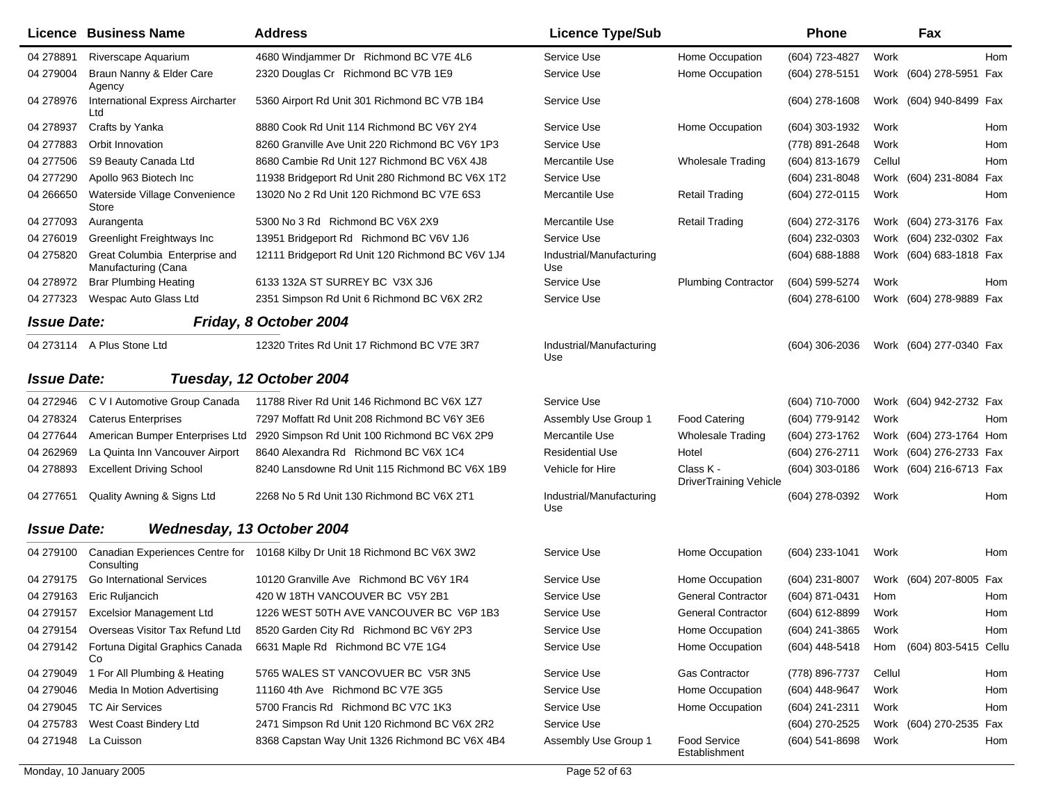| Licence | Business Name | Address | Licence Type/Sub | | Phone | | Fax | |
|---|---|---|---|---|---|---|---|---|
| 04 278891 | Riverscape Aquarium | 4680 Windjammer Dr Richmond BC V7E 4L6 | Service Use | Home Occupation | (604) 723-4827 | Work | | Hom |
| 04 279004 | Braun Nanny & Elder Care Agency | 2320 Douglas Cr Richmond BC V7B 1E9 | Service Use | Home Occupation | (604) 278-5151 | Work | (604) 278-5951 | Fax |
| 04 278976 | International Express Aircharter Ltd | 5360 Airport Rd Unit 301 Richmond BC V7B 1B4 | Service Use | | (604) 278-1608 | Work | (604) 940-8499 | Fax |
| 04 278937 | Crafts by Yanka | 8880 Cook Rd Unit 114 Richmond BC V6Y 2Y4 | Service Use | Home Occupation | (604) 303-1932 | Work | | Hom |
| 04 277883 | Orbit Innovation | 8260 Granville Ave Unit 220 Richmond BC V6Y 1P3 | Service Use | | (778) 891-2648 | Work | | Hom |
| 04 277506 | S9 Beauty Canada Ltd | 8680 Cambie Rd Unit 127 Richmond BC V6X 4J8 | Mercantile Use | Wholesale Trading | (604) 813-1679 | Cellul | | Hom |
| 04 277290 | Apollo 963 Biotech Inc | 11938 Bridgeport Rd Unit 280 Richmond BC V6X 1T2 | Service Use | | (604) 231-8048 | Work | (604) 231-8084 | Fax |
| 04 266650 | Waterside Village Convenience Store | 13020 No 2 Rd Unit 120 Richmond BC V7E 6S3 | Mercantile Use | Retail Trading | (604) 272-0115 | Work | | Hom |
| 04 277093 | Aurangenta | 5300 No 3 Rd Richmond BC V6X 2X9 | Mercantile Use | Retail Trading | (604) 272-3176 | Work | (604) 273-3176 | Fax |
| 04 276019 | Greenlight Freightways Inc | 13951 Bridgeport Rd Richmond BC V6V 1J6 | Service Use | | (604) 232-0303 | Work | (604) 232-0302 | Fax |
| 04 275820 | Great Columbia Enterprise and Manufacturing (Cana | 12111 Bridgeport Rd Unit 120 Richmond BC V6V 1J4 | Industrial/Manufacturing Use | | (604) 688-1888 | Work | (604) 683-1818 | Fax |
| 04 278972 | Brar Plumbing Heating | 6133 132A ST SURREY BC V3X 3J6 | Service Use | Plumbing Contractor | (604) 599-5274 | Work | | Hom |
| 04 277323 | Wespac Auto Glass Ltd | 2351 Simpson Rd Unit 6 Richmond BC V6X 2R2 | Service Use | | (604) 278-6100 | Work | (604) 278-9889 | Fax |

**Issue Date:** ***Friday, 8 October 2004***

| Licence | Business Name | Address | Licence Type/Sub | | Phone | | Fax | |
|---|---|---|---|---|---|---|---|---|
| 04 273114 | A Plus Stone Ltd | 12320 Trites Rd Unit 17 Richmond BC V7E 3R7 | Industrial/Manufacturing Use | | (604) 306-2036 | Work | (604) 277-0340 | Fax |

**Issue Date:** ***Tuesday, 12 October 2004***

| Licence | Business Name | Address | Licence Type/Sub | | Phone | | Fax | |
|---|---|---|---|---|---|---|---|---|
| 04 272946 | C V I Automotive Group Canada | 11788 River Rd Unit 146 Richmond BC V6X 1Z7 | Service Use | | (604) 710-7000 | Work | (604) 942-2732 | Fax |
| 04 278324 | Caterus Enterprises | 7297 Moffatt Rd Unit 208 Richmond BC V6Y 3E6 | Assembly Use Group 1 | Food Catering | (604) 779-9142 | Work | | Hom |
| 04 277644 | American Bumper Enterprises Ltd | 2920 Simpson Rd Unit 100 Richmond BC V6X 2P9 | Mercantile Use | Wholesale Trading | (604) 273-1762 | Work | (604) 273-1764 | Hom |
| 04 262969 | La Quinta Inn Vancouver Airport | 8640 Alexandra Rd Richmond BC V6X 1C4 | Residential Use | Hotel | (604) 276-2711 | Work | (604) 276-2733 | Fax |
| 04 278893 | Excellent Driving School | 8240 Lansdowne Rd Unit 115 Richmond BC V6X 1B9 | Vehicle for Hire | Class K - DriverTraining Vehicle | (604) 303-0186 | Work | (604) 216-6713 | Fax |
| 04 277651 | Quality Awning & Signs Ltd | 2268 No 5 Rd Unit 130 Richmond BC V6X 2T1 | Industrial/Manufacturing Use | | (604) 278-0392 | Work | | Hom |

**Issue Date:** ***Wednesday, 13 October 2004***

| Licence | Business Name | Address | Licence Type/Sub | | Phone | | Fax | |
|---|---|---|---|---|---|---|---|---|
| 04 279100 | Canadian Experiences Centre for Consulting | 10168 Kilby Dr Unit 18 Richmond BC V6X 3W2 | Service Use | Home Occupation | (604) 233-1041 | Work | | Hom |
| 04 279175 | Go International Services | 10120 Granville Ave Richmond BC V6Y 1R4 | Service Use | Home Occupation | (604) 231-8007 | Work | (604) 207-8005 | Fax |
| 04 279163 | Eric Ruljancich | 420 W 18TH VANCOUVER BC V5Y 2B1 | Service Use | General Contractor | (604) 871-0431 | Hom | | Hom |
| 04 279157 | Excelsior Management Ltd | 1226 WEST 50TH AVE VANCOUVER BC V6P 1B3 | Service Use | General Contractor | (604) 612-8899 | Work | | Hom |
| 04 279154 | Overseas Visitor Tax Refund Ltd | 8520 Garden City Rd Richmond BC V6Y 2P3 | Service Use | Home Occupation | (604) 241-3865 | Work | | Hom |
| 04 279142 | Fortuna Digital Graphics Canada Co | 6631 Maple Rd Richmond BC V7E 1G4 | Service Use | Home Occupation | (604) 448-5418 | Hom | (604) 803-5415 | Cellu |
| 04 279049 | 1 For All Plumbing & Heating | 5765 WALES ST VANCOVUER BC V5R 3N5 | Service Use | Gas Contractor | (778) 896-7737 | Cellul | | Hom |
| 04 279046 | Media In Motion Advertising | 11160 4th Ave Richmond BC V7E 3G5 | Service Use | Home Occupation | (604) 448-9647 | Work | | Hom |
| 04 279045 | TC Air Services | 5700 Francis Rd Richmond BC V7C 1K3 | Service Use | Home Occupation | (604) 241-2311 | Work | | Hom |
| 04 275783 | West Coast Bindery Ltd | 2471 Simpson Rd Unit 120 Richmond BC V6X 2R2 | Service Use | | (604) 270-2525 | Work | (604) 270-2535 | Fax |
| 04 271948 | La Cuisson | 8368 Capstan Way Unit 1326 Richmond BC V6X 4B4 | Assembly Use Group 1 | Food Service Establishment | (604) 541-8698 | Work | | Hom |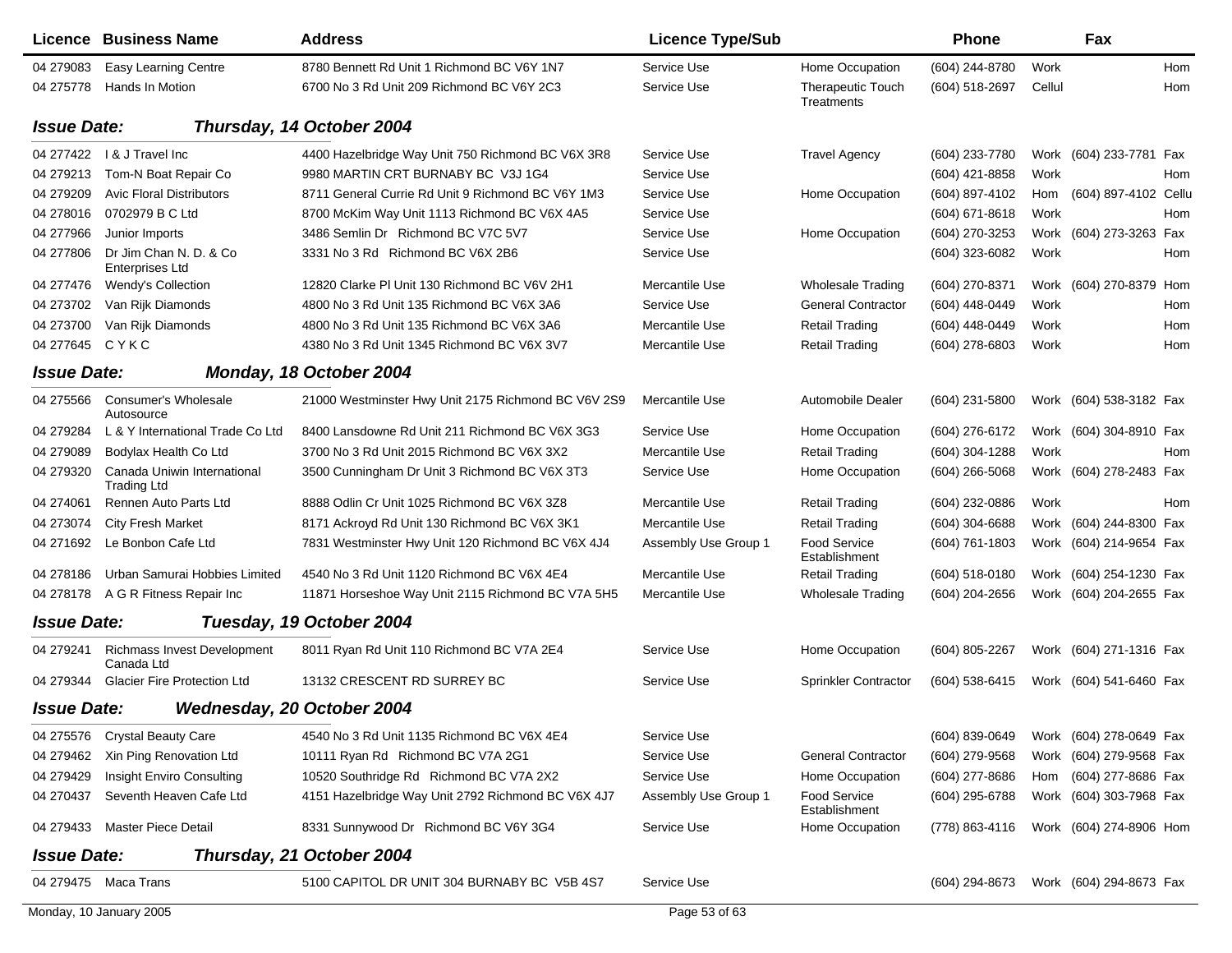| Licence | Business Name | Address | Licence Type/Sub | | Phone | | Fax | |
|---|---|---|---|---|---|---|---|---|
| 04 279083 | Easy Learning Centre | 8780 Bennett Rd Unit 1 Richmond BC V6Y 1N7 | Service Use | Home Occupation | (604) 244-8780 | Work | | Hom |
| 04 275778 | Hands In Motion | 6700 No 3 Rd Unit 209 Richmond BC V6Y 2C3 | Service Use | Therapeutic Touch Treatments | (604) 518-2697 | Cellul | | Hom |
| ***Issue Date:*** | ***Thursday, 14 October 2004*** | | | | | | | |
| 04 277422 | I & J Travel Inc | 4400 Hazelbridge Way Unit 750 Richmond BC V6X 3R8 | Service Use | Travel Agency | (604) 233-7780 | Work | (604) 233-7781 | Fax |
| 04 279213 | Tom-N Boat Repair Co | 9980 MARTIN CRT BURNABY BC V3J 1G4 | Service Use | | (604) 421-8858 | Work | | Hom |
| 04 279209 | Avic Floral Distributors | 8711 General Currie Rd Unit 9 Richmond BC V6Y 1M3 | Service Use | Home Occupation | (604) 897-4102 | Hom | (604) 897-4102 | Cellu |
| 04 278016 | 0702979 B C Ltd | 8700 McKim Way Unit 1113 Richmond BC V6X 4A5 | Service Use | | (604) 671-8618 | Work | | Hom |
| 04 277966 | Junior Imports | 3486 Semlin Dr Richmond BC V7C 5V7 | Service Use | Home Occupation | (604) 270-3253 | Work | (604) 273-3263 | Fax |
| 04 277806 | Dr Jim Chan N. D. & Co Enterprises Ltd | 3331 No 3 Rd Richmond BC V6X 2B6 | Service Use | | (604) 323-6082 | Work | | Hom |
| 04 277476 | Wendy's Collection | 12820 Clarke Pl Unit 130 Richmond BC V6V 2H1 | Mercantile Use | Wholesale Trading | (604) 270-8371 | Work | (604) 270-8379 | Hom |
| 04 273702 | Van Rijk Diamonds | 4800 No 3 Rd Unit 135 Richmond BC V6X 3A6 | Service Use | General Contractor | (604) 448-0449 | Work | | Hom |
| 04 273700 | Van Rijk Diamonds | 4800 No 3 Rd Unit 135 Richmond BC V6X 3A6 | Mercantile Use | Retail Trading | (604) 448-0449 | Work | | Hom |
| 04 277645 | C Y K C | 4380 No 3 Rd Unit 1345 Richmond BC V6X 3V7 | Mercantile Use | Retail Trading | (604) 278-6803 | Work | | Hom |
| ***Issue Date:*** | ***Monday, 18 October 2004*** | | | | | | | |
| 04 275566 | Consumer's Wholesale Autosource | 21000 Westminster Hwy Unit 2175 Richmond BC V6V 2S9 | Mercantile Use | Automobile Dealer | (604) 231-5800 | Work | (604) 538-3182 | Fax |
| 04 279284 | L & Y International Trade Co Ltd | 8400 Lansdowne Rd Unit 211 Richmond BC V6X 3G3 | Service Use | Home Occupation | (604) 276-6172 | Work | (604) 304-8910 | Fax |
| 04 279089 | Bodylax Health Co Ltd | 3700 No 3 Rd Unit 2015 Richmond BC V6X 3X2 | Mercantile Use | Retail Trading | (604) 304-1288 | Work | | Hom |
| 04 279320 | Canada Uniwin International Trading Ltd | 3500 Cunningham Dr Unit 3 Richmond BC V6X 3T3 | Service Use | Home Occupation | (604) 266-5068 | Work | (604) 278-2483 | Fax |
| 04 274061 | Rennen Auto Parts Ltd | 8888 Odlin Cr Unit 1025 Richmond BC V6X 3Z8 | Mercantile Use | Retail Trading | (604) 232-0886 | Work | | Hom |
| 04 273074 | City Fresh Market | 8171 Ackroyd Rd Unit 130 Richmond BC V6X 3K1 | Mercantile Use | Retail Trading | (604) 304-6688 | Work | (604) 244-8300 | Fax |
| 04 271692 | Le Bonbon Cafe Ltd | 7831 Westminster Hwy Unit 120 Richmond BC V6X 4J4 | Assembly Use Group 1 | Food Service Establishment | (604) 761-1803 | Work | (604) 214-9654 | Fax |
| 04 278186 | Urban Samurai Hobbies Limited | 4540 No 3 Rd Unit 1120 Richmond BC V6X 4E4 | Mercantile Use | Retail Trading | (604) 518-0180 | Work | (604) 254-1230 | Fax |
| 04 278178 | A G R Fitness Repair Inc | 11871 Horseshoe Way Unit 2115 Richmond BC V7A 5H5 | Mercantile Use | Wholesale Trading | (604) 204-2656 | Work | (604) 204-2655 | Fax |
| ***Issue Date:*** | ***Tuesday, 19 October 2004*** | | | | | | | |
| 04 279241 | Richmass Invest Development Canada Ltd | 8011 Ryan Rd Unit 110 Richmond BC V7A 2E4 | Service Use | Home Occupation | (604) 805-2267 | Work | (604) 271-1316 | Fax |
| 04 279344 | Glacier Fire Protection Ltd | 13132 CRESCENT RD SURREY BC | Service Use | Sprinkler Contractor | (604) 538-6415 | Work | (604) 541-6460 | Fax |
| ***Issue Date:*** | ***Wednesday, 20 October 2004*** | | | | | | | |
| 04 275576 | Crystal Beauty Care | 4540 No 3 Rd Unit 1135 Richmond BC V6X 4E4 | Service Use | | (604) 839-0649 | Work | (604) 278-0649 | Fax |
| 04 279462 | Xin Ping Renovation Ltd | 10111 Ryan Rd Richmond BC V7A 2G1 | Service Use | General Contractor | (604) 279-9568 | Work | (604) 279-9568 | Fax |
| 04 279429 | Insight Enviro Consulting | 10520 Southridge Rd Richmond BC V7A 2X2 | Service Use | Home Occupation | (604) 277-8686 | Hom | (604) 277-8686 | Fax |
| 04 270437 | Seventh Heaven Cafe Ltd | 4151 Hazelbridge Way Unit 2792 Richmond BC V6X 4J7 | Assembly Use Group 1 | Food Service Establishment | (604) 295-6788 | Work | (604) 303-7968 | Fax |
| 04 279433 | Master Piece Detail | 8331 Sunnywood Dr Richmond BC V6Y 3G4 | Service Use | Home Occupation | (778) 863-4116 | Work | (604) 274-8906 | Hom |
| ***Issue Date:*** | ***Thursday, 21 October 2004*** | | | | | | | |
| 04 279475 | Maca Trans | 5100 CAPITOL DR UNIT 304 BURNABY BC V5B 4S7 | Service Use | | (604) 294-8673 | Work | (604) 294-8673 | Fax |

Monday, 10 January 2005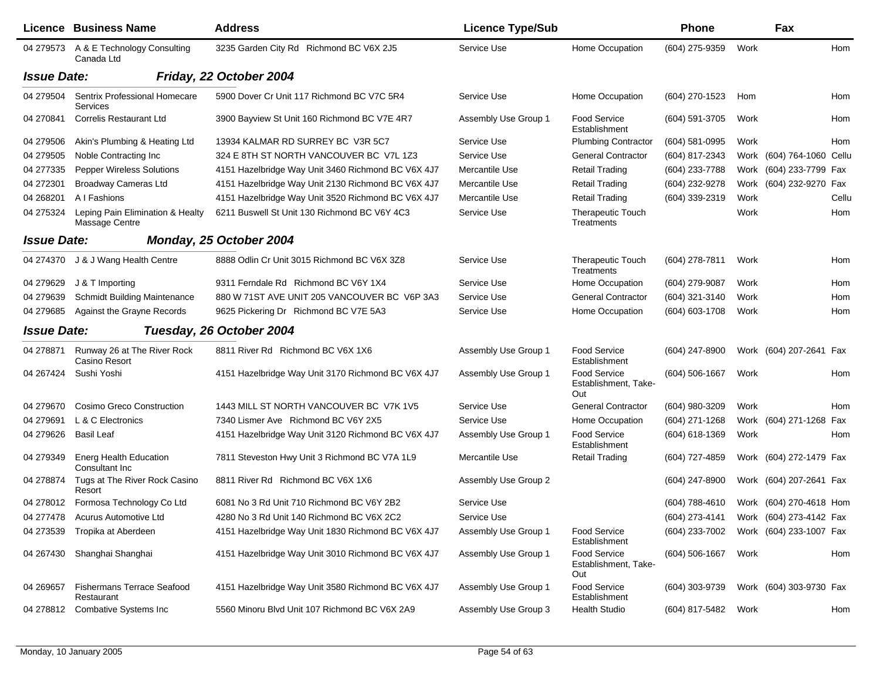| Licence | Business Name | Address | Licence Type/Sub | | Phone | | Fax | |
|---|---|---|---|---|---|---|---|---|
| 04 279573 | A & E Technology Consulting Canada Ltd | 3235 Garden City Rd Richmond BC V6X 2J5 | Service Use | Home Occupation | (604) 275-9359 | Work | | Hom |
| **Issue Date:** | ***Friday, 22 October 2004*** | | | | | | | |
| 04 279504 | Sentrix Professional Homecare Services | 5900 Dover Cr Unit 117 Richmond BC V7C 5R4 | Service Use | Home Occupation | (604) 270-1523 | Hom | | Hom |
| 04 270841 | Correlis Restaurant Ltd | 3900 Bayview St Unit 160 Richmond BC V7E 4R7 | Assembly Use Group 1 | Food Service Establishment | (604) 591-3705 | Work | | Hom |
| 04 279506 | Akin's Plumbing & Heating Ltd | 13934 KALMAR RD SURREY BC V3R 5C7 | Service Use | Plumbing Contractor | (604) 581-0995 | Work | | Hom |
| 04 279505 | Noble Contracting Inc | 324 E 8TH ST NORTH VANCOUVER BC V7L 1Z3 | Service Use | General Contractor | (604) 817-2343 | Work | (604) 764-1060 | Cellu |
| 04 277335 | Pepper Wireless Solutions | 4151 Hazelbridge Way Unit 3460 Richmond BC V6X 4J7 | Mercantile Use | Retail Trading | (604) 233-7788 | Work | (604) 233-7799 | Fax |
| 04 272301 | Broadway Cameras Ltd | 4151 Hazelbridge Way Unit 2130 Richmond BC V6X 4J7 | Mercantile Use | Retail Trading | (604) 232-9278 | Work | (604) 232-9270 | Fax |
| 04 268201 | A I Fashions | 4151 Hazelbridge Way Unit 3520 Richmond BC V6X 4J7 | Mercantile Use | Retail Trading | (604) 339-2319 | Work | | Cellu |
| 04 275324 | Leping Pain Elimination & Healty Massage Centre | 6211 Buswell St Unit 130 Richmond BC V6Y 4C3 | Service Use | Therapeutic Touch Treatments | | Work | | Hom |
| **Issue Date:** | ***Monday, 25 October 2004*** | | | | | | | |
| 04 274370 | J & J Wang Health Centre | 8888 Odlin Cr Unit 3015 Richmond BC V6X 3Z8 | Service Use | Therapeutic Touch Treatments | (604) 278-7811 | Work | | Hom |
| 04 279629 | J & T Importing | 9311 Ferndale Rd Richmond BC V6Y 1X4 | Service Use | Home Occupation | (604) 279-9087 | Work | | Hom |
| 04 279639 | Schmidt Building Maintenance | 880 W 71ST AVE UNIT 205 VANCOUVER BC V6P 3A3 | Service Use | General Contractor | (604) 321-3140 | Work | | Hom |
| 04 279685 | Against the Grayne Records | 9625 Pickering Dr Richmond BC V7E 5A3 | Service Use | Home Occupation | (604) 603-1708 | Work | | Hom |
| **Issue Date:** | ***Tuesday, 26 October 2004*** | | | | | | | |
| 04 278871 | Runway 26 at The River Rock Casino Resort | 8811 River Rd Richmond BC V6X 1X6 | Assembly Use Group 1 | Food Service Establishment | (604) 247-8900 | Work | (604) 207-2641 | Fax |
| 04 267424 | Sushi Yoshi | 4151 Hazelbridge Way Unit 3170 Richmond BC V6X 4J7 | Assembly Use Group 1 | Food Service Establishment, Take-Out | (604) 506-1667 | Work | | Hom |
| 04 279670 | Cosimo Greco Construction | 1443 MILL ST NORTH VANCOUVER BC V7K 1V5 | Service Use | General Contractor | (604) 980-3209 | Work | | Hom |
| 04 279691 | L & C Electronics | 7340 Lismer Ave Richmond BC V6Y 2X5 | Service Use | Home Occupation | (604) 271-1268 | Work | (604) 271-1268 | Fax |
| 04 279626 | Basil Leaf | 4151 Hazelbridge Way Unit 3120 Richmond BC V6X 4J7 | Assembly Use Group 1 | Food Service Establishment | (604) 618-1369 | Work | | Hom |
| 04 279349 | Energ Health Education Consultant Inc | 7811 Steveston Hwy Unit 3 Richmond BC V7A 1L9 | Mercantile Use | Retail Trading | (604) 727-4859 | Work | (604) 272-1479 | Fax |
| 04 278874 | Tugs at The River Rock Casino Resort | 8811 River Rd Richmond BC V6X 1X6 | Assembly Use Group 2 | | (604) 247-8900 | Work | (604) 207-2641 | Fax |
| 04 278012 | Formosa Technology Co Ltd | 6081 No 3 Rd Unit 710 Richmond BC V6Y 2B2 | Service Use | | (604) 788-4610 | Work | (604) 270-4618 | Hom |
| 04 277478 | Acurus Automotive Ltd | 4280 No 3 Rd Unit 140 Richmond BC V6X 2C2 | Service Use | | (604) 273-4141 | Work | (604) 273-4142 | Fax |
| 04 273539 | Tropika at Aberdeen | 4151 Hazelbridge Way Unit 1830 Richmond BC V6X 4J7 | Assembly Use Group 1 | Food Service Establishment | (604) 233-7002 | Work | (604) 233-1007 | Fax |
| 04 267430 | Shanghai Shanghai | 4151 Hazelbridge Way Unit 3010 Richmond BC V6X 4J7 | Assembly Use Group 1 | Food Service Establishment, Take-Out | (604) 506-1667 | Work | | Hom |
| 04 269657 | Fishermans Terrace Seafood Restaurant | 4151 Hazelbridge Way Unit 3580 Richmond BC V6X 4J7 | Assembly Use Group 1 | Food Service Establishment | (604) 303-9739 | Work | (604) 303-9730 | Fax |
| 04 278812 | Combative Systems Inc | 5560 Minoru Blvd Unit 107 Richmond BC V6X 2A9 | Assembly Use Group 3 | Health Studio | (604) 817-5482 | Work | | Hom |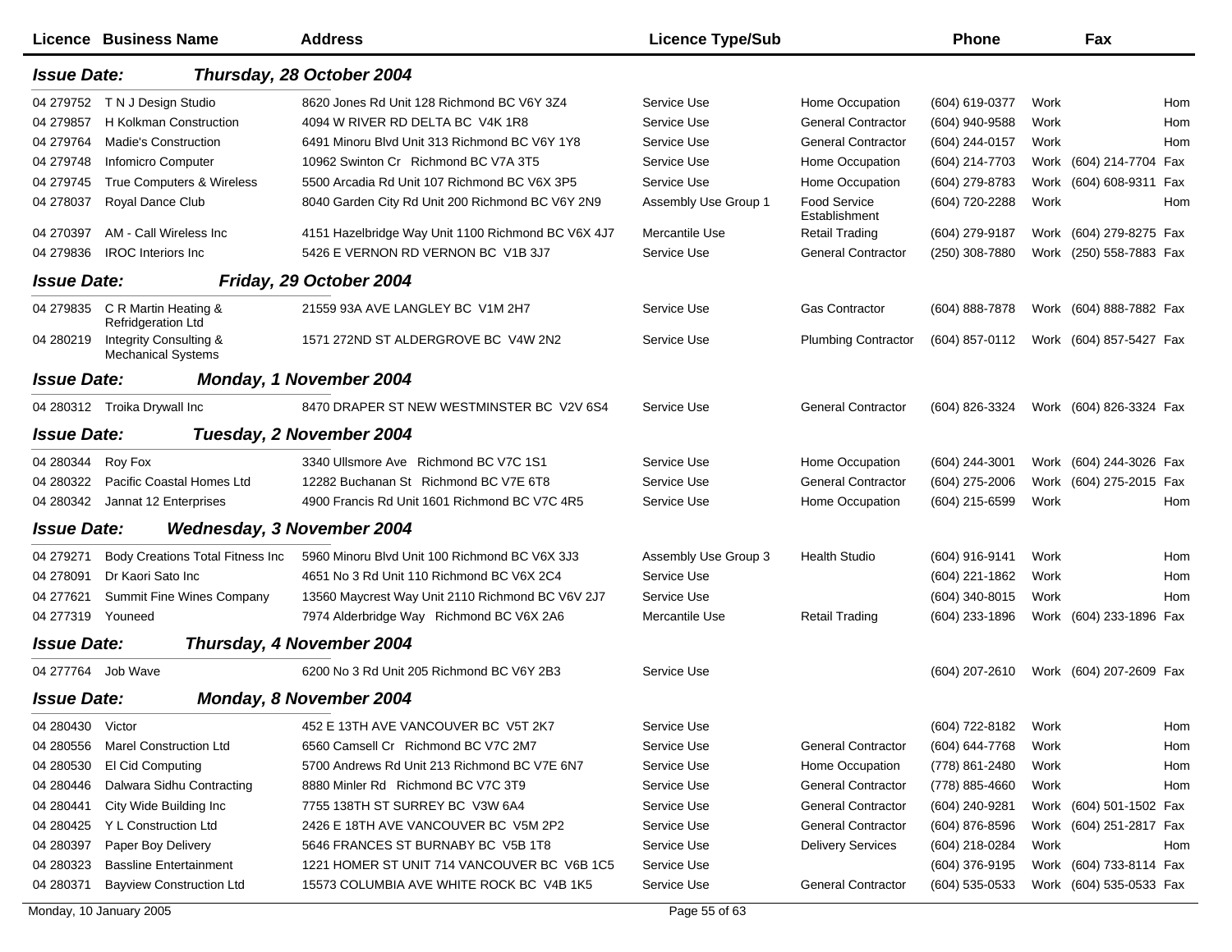| Licence | Business Name | Address | Licence Type/Sub | | Phone | | Fax | |
|---|---|---|---|---|---|---|---|---|
| ***Issue Date:*** | ***Thursday, 28 October 2004*** | | | | | | | |
| 04 279752 | T N J Design Studio | 8620 Jones Rd Unit 128 Richmond BC V6Y 3Z4 | Service Use | Home Occupation | (604) 619-0377 | Work | | Hom |
| 04 279857 | H Kolkman Construction | 4094 W RIVER RD DELTA BC V4K 1R8 | Service Use | General Contractor | (604) 940-9588 | Work | | Hom |
| 04 279764 | Madie's Construction | 6491 Minoru Blvd Unit 313 Richmond BC V6Y 1Y8 | Service Use | General Contractor | (604) 244-0157 | Work | | Hom |
| 04 279748 | Infomicro Computer | 10962 Swinton Cr Richmond BC V7A 3T5 | Service Use | Home Occupation | (604) 214-7703 | Work | (604) 214-7704 | Fax |
| 04 279745 | True Computers & Wireless | 5500 Arcadia Rd Unit 107 Richmond BC V6X 3P5 | Service Use | Home Occupation | (604) 279-8783 | Work | (604) 608-9311 | Fax |
| 04 278037 | Royal Dance Club | 8040 Garden City Rd Unit 200 Richmond BC V6Y 2N9 | Assembly Use Group 1 | Food Service Establishment | (604) 720-2288 | Work | | Hom |
| 04 270397 | AM - Call Wireless Inc | 4151 Hazelbridge Way Unit 1100 Richmond BC V6X 4J7 | Mercantile Use | Retail Trading | (604) 279-9187 | Work | (604) 279-8275 | Fax |
| 04 279836 | IROC Interiors Inc | 5426 E VERNON RD VERNON BC V1B 3J7 | Service Use | General Contractor | (250) 308-7880 | Work | (250) 558-7883 | Fax |
| ***Issue Date:*** | ***Friday, 29 October 2004*** | | | | | | | |
| 04 279835 | C R Martin Heating & Refridgeration Ltd | 21559 93A AVE LANGLEY BC V1M 2H7 | Service Use | Gas Contractor | (604) 888-7878 | Work | (604) 888-7882 | Fax |
| 04 280219 | Integrity Consulting & Mechanical Systems | 1571 272ND ST ALDERGROVE BC V4W 2N2 | Service Use | Plumbing Contractor | (604) 857-0112 | Work | (604) 857-5427 | Fax |
| ***Issue Date:*** | ***Monday, 1 November 2004*** | | | | | | | |
| 04 280312 | Troika Drywall Inc | 8470 DRAPER ST NEW WESTMINSTER BC V2V 6S4 | Service Use | General Contractor | (604) 826-3324 | Work | (604) 826-3324 | Fax |
| ***Issue Date:*** | ***Tuesday, 2 November 2004*** | | | | | | | |
| 04 280344 | Roy Fox | 3340 Ullsmore Ave Richmond BC V7C 1S1 | Service Use | Home Occupation | (604) 244-3001 | Work | (604) 244-3026 | Fax |
| 04 280322 | Pacific Coastal Homes Ltd | 12282 Buchanan St Richmond BC V7E 6T8 | Service Use | General Contractor | (604) 275-2006 | Work | (604) 275-2015 | Fax |
| 04 280342 | Jannat 12 Enterprises | 4900 Francis Rd Unit 1601 Richmond BC V7C 4R5 | Service Use | Home Occupation | (604) 215-6599 | Work | | Hom |
| ***Issue Date:*** | ***Wednesday, 3 November 2004*** | | | | | | | |
| 04 279271 | Body Creations Total Fitness Inc | 5960 Minoru Blvd Unit 100 Richmond BC V6X 3J3 | Assembly Use Group 3 | Health Studio | (604) 916-9141 | Work | | Hom |
| 04 278091 | Dr Kaori Sato Inc | 4651 No 3 Rd Unit 110 Richmond BC V6X 2C4 | Service Use | | (604) 221-1862 | Work | | Hom |
| 04 277621 | Summit Fine Wines Company | 13560 Maycrest Way Unit 2110 Richmond BC V6V 2J7 | Service Use | | (604) 340-8015 | Work | | Hom |
| 04 277319 | Youneed | 7974 Alderbridge Way Richmond BC V6X 2A6 | Mercantile Use | Retail Trading | (604) 233-1896 | Work | (604) 233-1896 | Fax |
| ***Issue Date:*** | ***Thursday, 4 November 2004*** | | | | | | | |
| 04 277764 | Job Wave | 6200 No 3 Rd Unit 205 Richmond BC V6Y 2B3 | Service Use | | (604) 207-2610 | Work | (604) 207-2609 | Fax |
| ***Issue Date:*** | ***Monday, 8 November 2004*** | | | | | | | |
| 04 280430 | Victor | 452 E 13TH AVE VANCOUVER BC V5T 2K7 | Service Use | | (604) 722-8182 | Work | | Hom |
| 04 280556 | Marel Construction Ltd | 6560 Camsell Cr Richmond BC V7C 2M7 | Service Use | General Contractor | (604) 644-7768 | Work | | Hom |
| 04 280530 | El Cid Computing | 5700 Andrews Rd Unit 213 Richmond BC V7E 6N7 | Service Use | Home Occupation | (778) 861-2480 | Work | | Hom |
| 04 280446 | Dalwara Sidhu Contracting | 8880 Minler Rd Richmond BC V7C 3T9 | Service Use | General Contractor | (778) 885-4660 | Work | | Hom |
| 04 280441 | City Wide Building Inc | 7755 138TH ST SURREY BC V3W 6A4 | Service Use | General Contractor | (604) 240-9281 | Work | (604) 501-1502 | Fax |
| 04 280425 | Y L Construction Ltd | 2426 E 18TH AVE VANCOUVER BC V5M 2P2 | Service Use | General Contractor | (604) 876-8596 | Work | (604) 251-2817 | Fax |
| 04 280397 | Paper Boy Delivery | 5646 FRANCES ST BURNABY BC V5B 1T8 | Service Use | Delivery Services | (604) 218-0284 | Work | | Hom |
| 04 280323 | Bassline Entertainment | 1221 HOMER ST UNIT 714 VANCOUVER BC V6B 1C5 | Service Use | | (604) 376-9195 | Work | (604) 733-8114 | Fax |
| 04 280371 | Bayview Construction Ltd | 15573 COLUMBIA AVE WHITE ROCK BC V4B 1K5 | Service Use | General Contractor | (604) 535-0533 | Work | (604) 535-0533 | Fax |

Monday, 10 January 2005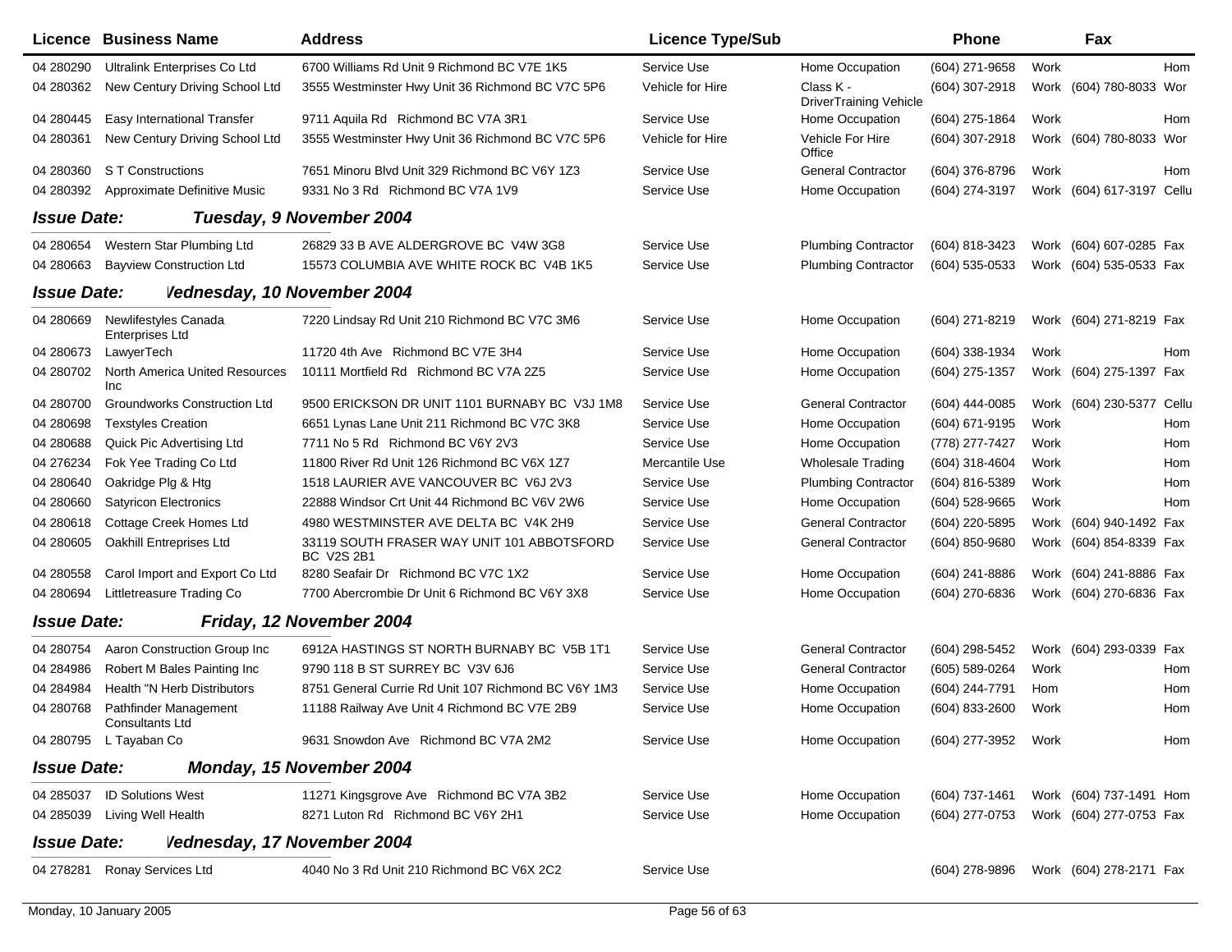| Licence | Business Name | Address | Licence Type/Sub | | Phone | | Fax | |
|---|---|---|---|---|---|---|---|---|
| 04 280290 | Ultralink Enterprises Co Ltd | 6700 Williams Rd Unit 9 Richmond BC V7E 1K5 | Service Use | Home Occupation | (604) 271-9658 | Work | | Hom |
| 04 280362 | New Century Driving School Ltd | 3555 Westminster Hwy Unit 36 Richmond BC V7C 5P6 | Vehicle for Hire | Class K - DriverTraining Vehicle | (604) 307-2918 | Work | (604) 780-8033 | Wor |
| 04 280445 | Easy International Transfer | 9711 Aquila Rd Richmond BC V7A 3R1 | Service Use | Home Occupation | (604) 275-1864 | Work | | Hom |
| 04 280361 | New Century Driving School Ltd | 3555 Westminster Hwy Unit 36 Richmond BC V7C 5P6 | Vehicle for Hire | Vehicle For Hire Office | (604) 307-2918 | Work | (604) 780-8033 | Wor |
| 04 280360 | S T Constructions | 7651 Minoru Blvd Unit 329 Richmond BC V6Y 1Z3 | Service Use | General Contractor | (604) 376-8796 | Work | | Hom |
| 04 280392 | Approximate Definitive Music | 9331 No 3 Rd Richmond BC V7A 1V9 | Service Use | Home Occupation | (604) 274-3197 | Work | (604) 617-3197 | Cellu |
| **Issue Date:** | ***Tuesday, 9 November 2004*** | | | | | | | |
| 04 280654 | Western Star Plumbing Ltd | 26829 33 B AVE ALDERGROVE BC V4W 3G8 | Service Use | Plumbing Contractor | (604) 818-3423 | Work | (604) 607-0285 | Fax |
| 04 280663 | Bayview Construction Ltd | 15573 COLUMBIA AVE WHITE ROCK BC V4B 1K5 | Service Use | Plumbing Contractor | (604) 535-0533 | Work | (604) 535-0533 | Fax |
| **Issue Date:** | ***Vednesday, 10 November 2004*** | | | | | | | |
| 04 280669 | Newlifestyles Canada Enterprises Ltd | 7220 Lindsay Rd Unit 210 Richmond BC V7C 3M6 | Service Use | Home Occupation | (604) 271-8219 | Work | (604) 271-8219 | Fax |
| 04 280673 | LawyerTech | 11720 4th Ave Richmond BC V7E 3H4 | Service Use | Home Occupation | (604) 338-1934 | Work | | Hom |
| 04 280702 | North America United Resources Inc | 10111 Mortfield Rd Richmond BC V7A 2Z5 | Service Use | Home Occupation | (604) 275-1357 | Work | (604) 275-1397 | Fax |
| 04 280700 | Groundworks Construction Ltd | 9500 ERICKSON DR UNIT 1101 BURNABY BC V3J 1M8 | Service Use | General Contractor | (604) 444-0085 | Work | (604) 230-5377 | Cellu |
| 04 280698 | Texstyles Creation | 6651 Lynas Lane Unit 211 Richmond BC V7C 3K8 | Service Use | Home Occupation | (604) 671-9195 | Work | | Hom |
| 04 280688 | Quick Pic Advertising Ltd | 7711 No 5 Rd Richmond BC V6Y 2V3 | Service Use | Home Occupation | (778) 277-7427 | Work | | Hom |
| 04 276234 | Fok Yee Trading Co Ltd | 11800 River Rd Unit 126 Richmond BC V6X 1Z7 | Mercantile Use | Wholesale Trading | (604) 318-4604 | Work | | Hom |
| 04 280640 | Oakridge Plg & Htg | 1518 LAURIER AVE VANCOUVER BC V6J 2V3 | Service Use | Plumbing Contractor | (604) 816-5389 | Work | | Hom |
| 04 280660 | Satyricon Electronics | 22888 Windsor Crt Unit 44 Richmond BC V6V 2W6 | Service Use | Home Occupation | (604) 528-9665 | Work | | Hom |
| 04 280618 | Cottage Creek Homes Ltd | 4980 WESTMINSTER AVE DELTA BC V4K 2H9 | Service Use | General Contractor | (604) 220-5895 | Work | (604) 940-1492 | Fax |
| 04 280605 | Oakhill Entreprises Ltd | 33119 SOUTH FRASER WAY UNIT 101 ABBOTSFORD BC V2S 2B1 | Service Use | General Contractor | (604) 850-9680 | Work | (604) 854-8339 | Fax |
| 04 280558 | Carol Import and Export Co Ltd | 8280 Seafair Dr Richmond BC V7C 1X2 | Service Use | Home Occupation | (604) 241-8886 | Work | (604) 241-8886 | Fax |
| 04 280694 | Littletreasure Trading Co | 7700 Abercrombie Dr Unit 6 Richmond BC V6Y 3X8 | Service Use | Home Occupation | (604) 270-6836 | Work | (604) 270-6836 | Fax |
| **Issue Date:** | ***Friday, 12 November 2004*** | | | | | | | |
| 04 280754 | Aaron Construction Group Inc | 6912A HASTINGS ST NORTH BURNABY BC V5B 1T1 | Service Use | General Contractor | (604) 298-5452 | Work | (604) 293-0339 | Fax |
| 04 284986 | Robert M Bales Painting Inc | 9790 118 B ST SURREY BC V3V 6J6 | Service Use | General Contractor | (605) 589-0264 | Work | | Hom |
| 04 284984 | Health "N Herb Distributors | 8751 General Currie Rd Unit 107 Richmond BC V6Y 1M3 | Service Use | Home Occupation | (604) 244-7791 | Hom | | Hom |
| 04 280768 | Pathfinder Management Consultants Ltd | 11188 Railway Ave Unit 4 Richmond BC V7E 2B9 | Service Use | Home Occupation | (604) 833-2600 | Work | | Hom |
| 04 280795 | L Tayaban Co | 9631 Snowdon Ave Richmond BC V7A 2M2 | Service Use | Home Occupation | (604) 277-3952 | Work | | Hom |
| **Issue Date:** | ***Monday, 15 November 2004*** | | | | | | | |
| 04 285037 | ID Solutions West | 11271 Kingsgrove Ave Richmond BC V7A 3B2 | Service Use | Home Occupation | (604) 737-1461 | Work | (604) 737-1491 | Hom |
| 04 285039 | Living Well Health | 8271 Luton Rd Richmond BC V6Y 2H1 | Service Use | Home Occupation | (604) 277-0753 | Work | (604) 277-0753 | Fax |
| **Issue Date:** | ***Vednesday, 17 November 2004*** | | | | | | | |
| 04 278281 | Ronay Services Ltd | 4040 No 3 Rd Unit 210 Richmond BC V6X 2C2 | Service Use | | (604) 278-9896 | Work | (604) 278-2171 | Fax |

Monday, 10 January 2005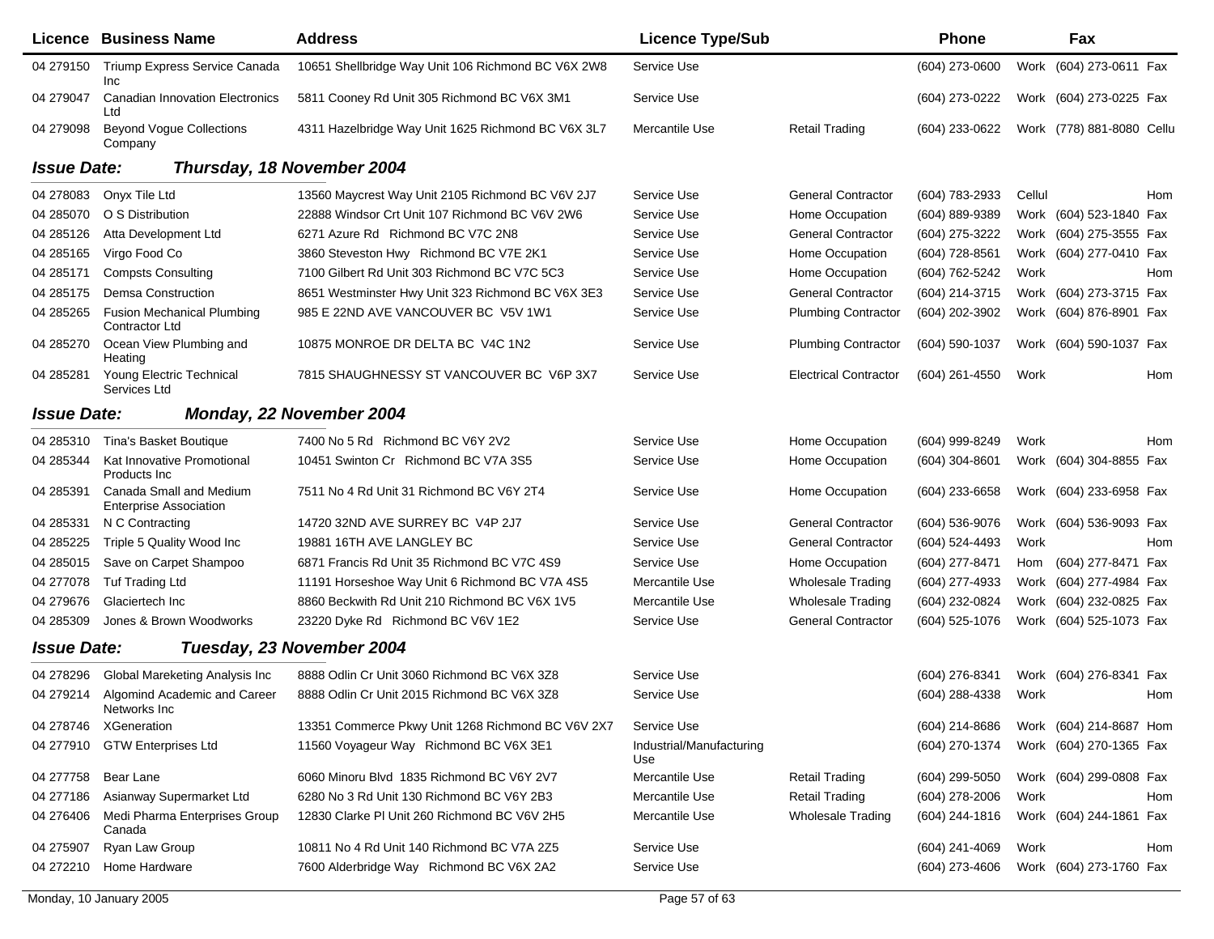| Licence | Business Name | Address | Licence Type/Sub | | Phone | | Fax | |
|---|---|---|---|---|---|---|---|---|
| 04 279150 | Triump Express Service Canada Inc | 10651 Shellbridge Way Unit 106 Richmond BC V6X 2W8 | Service Use | | (604) 273-0600 | Work | (604) 273-0611 | Fax |
| 04 279047 | Canadian Innovation Electronics Ltd | 5811 Cooney Rd Unit 305 Richmond BC V6X 3M1 | Service Use | | (604) 273-0222 | Work | (604) 273-0225 | Fax |
| 04 279098 | Beyond Vogue Collections Company | 4311 Hazelbridge Way Unit 1625 Richmond BC V6X 3L7 | Mercantile Use | Retail Trading | (604) 233-0622 | Work | (778) 881-8080 | Cellu |

**Issue Date: Thursday, 18 November 2004**

| Licence | Business Name | Address | Licence Type/Sub | | Phone | | Fax | |
|---|---|---|---|---|---|---|---|---|
| 04 278083 | Onyx Tile Ltd | 13560 Maycrest Way Unit 2105 Richmond BC V6V 2J7 | Service Use | General Contractor | (604) 783-2933 | Cellul | | Hom |
| 04 285070 | O S Distribution | 22888 Windsor Crt Unit 107 Richmond BC V6V 2W6 | Service Use | Home Occupation | (604) 889-9389 | Work | (604) 523-1840 | Fax |
| 04 285126 | Atta Development Ltd | 6271 Azure Rd Richmond BC V7C 2N8 | Service Use | General Contractor | (604) 275-3222 | Work | (604) 275-3555 | Fax |
| 04 285165 | Virgo Food Co | 3860 Steveston Hwy Richmond BC V7E 2K1 | Service Use | Home Occupation | (604) 728-8561 | Work | (604) 277-0410 | Fax |
| 04 285171 | Compsts Consulting | 7100 Gilbert Rd Unit 303 Richmond BC V7C 5C3 | Service Use | Home Occupation | (604) 762-5242 | Work | | Hom |
| 04 285175 | Demsa Construction | 8651 Westminster Hwy Unit 323 Richmond BC V6X 3E3 | Service Use | General Contractor | (604) 214-3715 | Work | (604) 273-3715 | Fax |
| 04 285265 | Fusion Mechanical Plumbing Contractor Ltd | 985 E 22ND AVE VANCOUVER BC V5V 1W1 | Service Use | Plumbing Contractor | (604) 202-3902 | Work | (604) 876-8901 | Fax |
| 04 285270 | Ocean View Plumbing and Heating | 10875 MONROE DR DELTA BC V4C 1N2 | Service Use | Plumbing Contractor | (604) 590-1037 | Work | (604) 590-1037 | Fax |
| 04 285281 | Young Electric Technical Services Ltd | 7815 SHAUGHNESSY ST VANCOUVER BC V6P 3X7 | Service Use | Electrical Contractor | (604) 261-4550 | Work | | Hom |

**Issue Date: Monday, 22 November 2004**

| Licence | Business Name | Address | Licence Type/Sub | | Phone | | Fax | |
|---|---|---|---|---|---|---|---|---|
| 04 285310 | Tina's Basket Boutique | 7400 No 5 Rd Richmond BC V6Y 2V2 | Service Use | Home Occupation | (604) 999-8249 | Work | | Hom |
| 04 285344 | Kat Innovative Promotional Products Inc | 10451 Swinton Cr Richmond BC V7A 3S5 | Service Use | Home Occupation | (604) 304-8601 | Work | (604) 304-8855 | Fax |
| 04 285391 | Canada Small and Medium Enterprise Association | 7511 No 4 Rd Unit 31 Richmond BC V6Y 2T4 | Service Use | Home Occupation | (604) 233-6658 | Work | (604) 233-6958 | Fax |
| 04 285331 | N C Contracting | 14720 32ND AVE SURREY BC V4P 2J7 | Service Use | General Contractor | (604) 536-9076 | Work | (604) 536-9093 | Fax |
| 04 285225 | Triple 5 Quality Wood Inc | 19881 16TH AVE LANGLEY BC | Service Use | General Contractor | (604) 524-4493 | Work | | Hom |
| 04 285015 | Save on Carpet Shampoo | 6871 Francis Rd Unit 35 Richmond BC V7C 4S9 | Service Use | Home Occupation | (604) 277-8471 | Hom | (604) 277-8471 | Fax |
| 04 277078 | Tuf Trading Ltd | 11191 Horseshoe Way Unit 6 Richmond BC V7A 4S5 | Mercantile Use | Wholesale Trading | (604) 277-4933 | Work | (604) 277-4984 | Fax |
| 04 279676 | Glaciertech Inc | 8860 Beckwith Rd Unit 210 Richmond BC V6X 1V5 | Mercantile Use | Wholesale Trading | (604) 232-0824 | Work | (604) 232-0825 | Fax |
| 04 285309 | Jones & Brown Woodworks | 23220 Dyke Rd Richmond BC V6V 1E2 | Service Use | General Contractor | (604) 525-1076 | Work | (604) 525-1073 | Fax |

**Issue Date: Tuesday, 23 November 2004**

| Licence | Business Name | Address | Licence Type/Sub | | Phone | | Fax | |
|---|---|---|---|---|---|---|---|---|
| 04 278296 | Global Mareketing Analysis Inc | 8888 Odlin Cr Unit 3060 Richmond BC V6X 3Z8 | Service Use | | (604) 276-8341 | Work | (604) 276-8341 | Fax |
| 04 279214 | Algomind Academic and Career Networks Inc | 8888 Odlin Cr Unit 2015 Richmond BC V6X 3Z8 | Service Use | | (604) 288-4338 | Work | | Hom |
| 04 278746 | XGeneration | 13351 Commerce Pkwy Unit 1268 Richmond BC V6V 2X7 | Service Use | | (604) 214-8686 | Work | (604) 214-8687 | Hom |
| 04 277910 | GTW Enterprises Ltd | 11560 Voyageur Way Richmond BC V6X 3E1 | Industrial/Manufacturing Use | | (604) 270-1374 | Work | (604) 270-1365 | Fax |
| 04 277758 | Bear Lane | 6060 Minoru Blvd 1835 Richmond BC V6Y 2V7 | Mercantile Use | Retail Trading | (604) 299-5050 | Work | (604) 299-0808 | Fax |
| 04 277186 | Asianway Supermarket Ltd | 6280 No 3 Rd Unit 130 Richmond BC V6Y 2B3 | Mercantile Use | Retail Trading | (604) 278-2006 | Work | | Hom |
| 04 276406 | Medi Pharma Enterprises Group Canada | 12830 Clarke Pl Unit 260 Richmond BC V6V 2H5 | Mercantile Use | Wholesale Trading | (604) 244-1816 | Work | (604) 244-1861 | Fax |
| 04 275907 | Ryan Law Group | 10811 No 4 Rd Unit 140 Richmond BC V7A 2Z5 | Service Use | | (604) 241-4069 | Work | | Hom |
| 04 272210 | Home Hardware | 7600 Alderbridge Way Richmond BC V6X 2A2 | Service Use | | (604) 273-4606 | Work | (604) 273-1760 | Fax |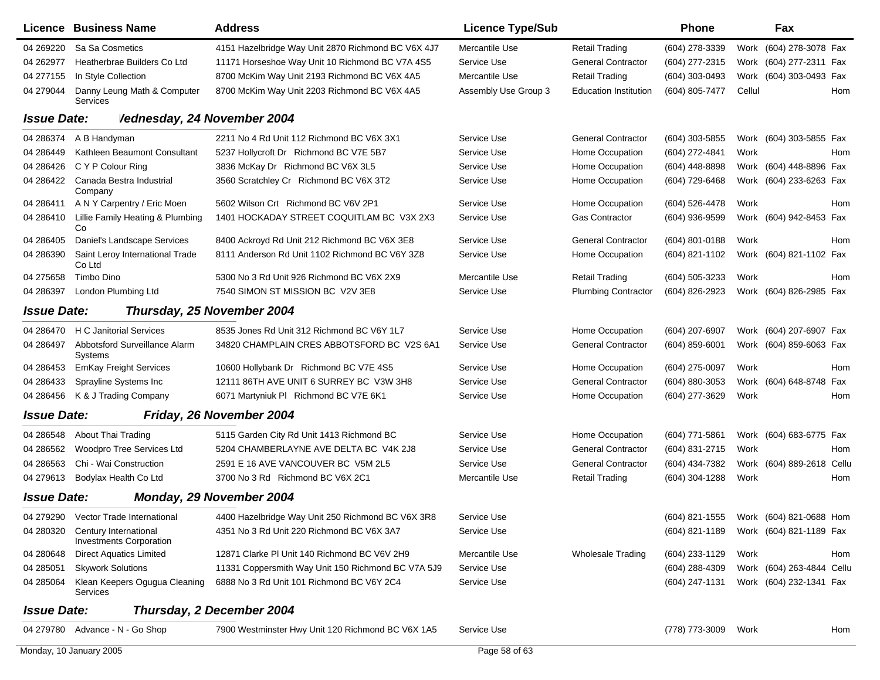| Licence | Business Name | Address | Licence Type/Sub | | Phone | | Fax | |
|---|---|---|---|---|---|---|---|---|
| 04 269220 | Sa Sa Cosmetics | 4151 Hazelbridge Way Unit 2870 Richmond BC V6X 4J7 | Mercantile Use | Retail Trading | (604) 278-3339 | Work | (604) 278-3078 | Fax |
| 04 262977 | Heatherbrae Builders Co Ltd | 11171 Horseshoe Way Unit 10 Richmond BC V7A 4S5 | Service Use | General Contractor | (604) 277-2315 | Work | (604) 277-2311 | Fax |
| 04 277155 | In Style Collection | 8700 McKim Way Unit 2193 Richmond BC V6X 4A5 | Mercantile Use | Retail Trading | (604) 303-0493 | Work | (604) 303-0493 | Fax |
| 04 279044 | Danny Leung Math & Computer Services | 8700 McKim Way Unit 2203 Richmond BC V6X 4A5 | Assembly Use Group 3 | Education Institution | (604) 805-7477 | Cellul | | Hom |

**Issue Date: Wednesday, 24 November 2004**

| Licence | Business Name | Address | Licence Type/Sub | | Phone | | Fax | |
|---|---|---|---|---|---|---|---|---|
| 04 286374 | A B Handyman | 2211 No 4 Rd Unit 112 Richmond BC V6X 3X1 | Service Use | General Contractor | (604) 303-5855 | Work | (604) 303-5855 | Fax |
| 04 286449 | Kathleen Beaumont Consultant | 5237 Hollycroft Dr Richmond BC V7E 5B7 | Service Use | Home Occupation | (604) 272-4841 | Work | | Hom |
| 04 286426 | C Y P Colour Ring | 3836 McKay Dr Richmond BC V6X 3L5 | Service Use | Home Occupation | (604) 448-8898 | Work | (604) 448-8896 | Fax |
| 04 286422 | Canada Bestra Industrial Company | 3560 Scratchley Cr Richmond BC V6X 3T2 | Service Use | Home Occupation | (604) 729-6468 | Work | (604) 233-6263 | Fax |
| 04 286411 | A N Y Carpentry / Eric Moen | 5602 Wilson Crt Richmond BC V6V 2P1 | Service Use | Home Occupation | (604) 526-4478 | Work | | Hom |
| 04 286410 | Lillie Family Heating & Plumbing Co | 1401 HOCKADAY STREET COQUITLAM BC V3X 2X3 | Service Use | Gas Contractor | (604) 936-9599 | Work | (604) 942-8453 | Fax |
| 04 286405 | Daniel's Landscape Services | 8400 Ackroyd Rd Unit 212 Richmond BC V6X 3E8 | Service Use | General Contractor | (604) 801-0188 | Work | | Hom |
| 04 286390 | Saint Leroy International Trade Co Ltd | 8111 Anderson Rd Unit 1102 Richmond BC V6Y 3Z8 | Service Use | Home Occupation | (604) 821-1102 | Work | (604) 821-1102 | Fax |
| 04 275658 | Timbo Dino | 5300 No 3 Rd Unit 926 Richmond BC V6X 2X9 | Mercantile Use | Retail Trading | (604) 505-3233 | Work | | Hom |
| 04 286397 | London Plumbing Ltd | 7540 SIMON ST MISSION BC V2V 3E8 | Service Use | Plumbing Contractor | (604) 826-2923 | Work | (604) 826-2985 | Fax |

**Issue Date: Thursday, 25 November 2004**

| Licence | Business Name | Address | Licence Type/Sub | | Phone | | Fax | |
|---|---|---|---|---|---|---|---|---|
| 04 286470 | H C Janitorial Services | 8535 Jones Rd Unit 312 Richmond BC V6Y 1L7 | Service Use | Home Occupation | (604) 207-6907 | Work | (604) 207-6907 | Fax |
| 04 286497 | Abbotsford Surveillance Alarm Systems | 34820 CHAMPLAIN CRES ABBOTSFORD BC V2S 6A1 | Service Use | General Contractor | (604) 859-6001 | Work | (604) 859-6063 | Fax |
| 04 286453 | EmKay Freight Services | 10600 Hollybank Dr Richmond BC V7E 4S5 | Service Use | Home Occupation | (604) 275-0097 | Work | | Hom |
| 04 286433 | Sprayline Systems Inc | 12111 86TH AVE UNIT 6 SURREY BC V3W 3H8 | Service Use | General Contractor | (604) 880-3053 | Work | (604) 648-8748 | Fax |
| 04 286456 | K & J Trading Company | 6071 Martyniuk Pl Richmond BC V7E 6K1 | Service Use | Home Occupation | (604) 277-3629 | Work | | Hom |

**Issue Date: Friday, 26 November 2004**

| Licence | Business Name | Address | Licence Type/Sub | | Phone | | Fax | |
|---|---|---|---|---|---|---|---|---|
| 04 286548 | About Thai Trading | 5115 Garden City Rd Unit 1413 Richmond BC | Service Use | Home Occupation | (604) 771-5861 | Work | (604) 683-6775 | Fax |
| 04 286562 | Woodpro Tree Services Ltd | 5204 CHAMBERLAYNE AVE DELTA BC V4K 2J8 | Service Use | General Contractor | (604) 831-2715 | Work | | Hom |
| 04 286563 | Chi - Wai Construction | 2591 E 16 AVE VANCOUVER BC V5M 2L5 | Service Use | General Contractor | (604) 434-7382 | Work | (604) 889-2618 | Cellu |
| 04 279613 | Bodylax Health Co Ltd | 3700 No 3 Rd Richmond BC V6X 2C1 | Mercantile Use | Retail Trading | (604) 304-1288 | Work | | Hom |

**Issue Date: Monday, 29 November 2004**

| Licence | Business Name | Address | Licence Type/Sub | | Phone | | Fax | |
|---|---|---|---|---|---|---|---|---|
| 04 279290 | Vector Trade International | 4400 Hazelbridge Way Unit 250 Richmond BC V6X 3R8 | Service Use | | (604) 821-1555 | Work | (604) 821-0688 | Hom |
| 04 280320 | Century International Investments Corporation | 4351 No 3 Rd Unit 220 Richmond BC V6X 3A7 | Service Use | | (604) 821-1189 | Work | (604) 821-1189 | Fax |
| 04 280648 | Direct Aquatics Limited | 12871 Clarke Pl Unit 140 Richmond BC V6V 2H9 | Mercantile Use | Wholesale Trading | (604) 233-1129 | Work | | Hom |
| 04 285051 | Skywork Solutions | 11331 Coppersmith Way Unit 150 Richmond BC V7A 5J9 | Service Use | | (604) 288-4309 | Work | (604) 263-4844 | Cellu |
| 04 285064 | Klean Keepers Ogugua Cleaning Services | 6888 No 3 Rd Unit 101 Richmond BC V6Y 2C4 | Service Use | | (604) 247-1131 | Work | (604) 232-1341 | Fax |

**Issue Date: Thursday, 2 December 2004**

| Licence | Business Name | Address | Licence Type/Sub | | Phone | | Fax | |
|---|---|---|---|---|---|---|---|---|
| 04 279780 | Advance - N - Go Shop | 7900 Westminster Hwy Unit 120 Richmond BC V6X 1A5 | Service Use | | (778) 773-3009 | Work | | Hom |

Monday, 10 January 2005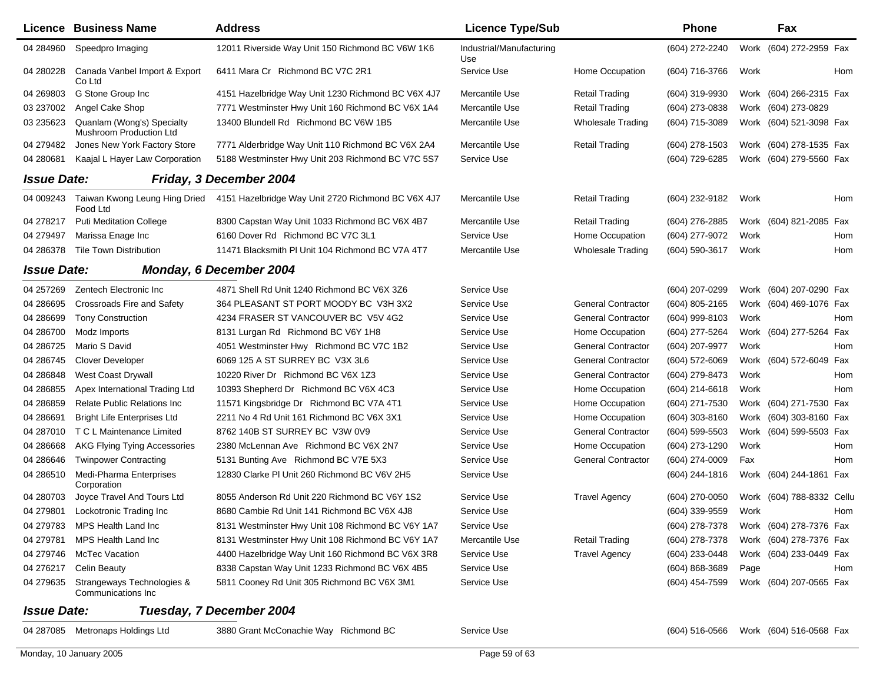| Licence | Business Name | Address | Licence Type/Sub | | Phone | | Fax | |
|---|---|---|---|---|---|---|---|---|
| 04 284960 | Speedpro Imaging | 12011 Riverside Way Unit 150 Richmond BC V6W 1K6 | Industrial/Manufacturing Use | | (604) 272-2240 | Work | (604) 272-2959 | Fax |
| 04 280228 | Canada Vanbel Import & Export Co Ltd | 6411 Mara Cr Richmond BC V7C 2R1 | Service Use | Home Occupation | (604) 716-3766 | Work | | Hom |
| 04 269803 | G Stone Group Inc | 4151 Hazelbridge Way Unit 1230 Richmond BC V6X 4J7 | Mercantile Use | Retail Trading | (604) 319-9930 | Work | (604) 266-2315 | Fax |
| 03 237002 | Angel Cake Shop | 7771 Westminster Hwy Unit 160 Richmond BC V6X 1A4 | Mercantile Use | Retail Trading | (604) 273-0838 | Work | (604) 273-0829 | |
| 03 235623 | Quanlam (Wong's) Specialty Mushroom Production Ltd | 13400 Blundell Rd Richmond BC V6W 1B5 | Mercantile Use | Wholesale Trading | (604) 715-3089 | Work | (604) 521-3098 | Fax |
| 04 279482 | Jones New York Factory Store | 7771 Alderbridge Way Unit 110 Richmond BC V6X 2A4 | Mercantile Use | Retail Trading | (604) 278-1503 | Work | (604) 278-1535 | Fax |
| 04 280681 | Kaajal L Hayer Law Corporation | 5188 Westminster Hwy Unit 203 Richmond BC V7C 5S7 | Service Use | | (604) 729-6285 | Work | (604) 279-5560 | Fax |

**Issue Date: Friday, 3 December 2004**

| Licence | Business Name | Address | Licence Type/Sub | | Phone | | Fax | |
|---|---|---|---|---|---|---|---|---|
| 04 009243 | Taiwan Kwong Leung Hing Dried Food Ltd | 4151 Hazelbridge Way Unit 2720 Richmond BC V6X 4J7 | Mercantile Use | Retail Trading | (604) 232-9182 | Work | | Hom |
| 04 278217 | Puti Meditation College | 8300 Capstan Way Unit 1033 Richmond BC V6X 4B7 | Mercantile Use | Retail Trading | (604) 276-2885 | Work | (604) 821-2085 | Fax |
| 04 279497 | Marissa Enage Inc | 6160 Dover Rd Richmond BC V7C 3L1 | Service Use | Home Occupation | (604) 277-9072 | Work | | Hom |
| 04 286378 | Tile Town Distribution | 11471 Blacksmith Pl Unit 104 Richmond BC V7A 4T7 | Mercantile Use | Wholesale Trading | (604) 590-3617 | Work | | Hom |

**Issue Date: Monday, 6 December 2004**

| Licence | Business Name | Address | Licence Type/Sub | | Phone | | Fax | |
|---|---|---|---|---|---|---|---|---|
| 04 257269 | Zentech Electronic Inc | 4871 Shell Rd Unit 1240 Richmond BC V6X 3Z6 | Service Use | | (604) 207-0299 | Work | (604) 207-0290 | Fax |
| 04 286695 | Crossroads Fire and Safety | 364 PLEASANT ST PORT MOODY BC V3H 3X2 | Service Use | General Contractor | (604) 805-2165 | Work | (604) 469-1076 | Fax |
| 04 286699 | Tony Construction | 4234 FRASER ST VANCOUVER BC V5V 4G2 | Service Use | General Contractor | (604) 999-8103 | Work | | Hom |
| 04 286700 | Modz Imports | 8131 Lurgan Rd Richmond BC V6Y 1H8 | Service Use | Home Occupation | (604) 277-5264 | Work | (604) 277-5264 | Fax |
| 04 286725 | Mario S David | 4051 Westminster Hwy Richmond BC V7C 1B2 | Service Use | General Contractor | (604) 207-9977 | Work | | Hom |
| 04 286745 | Clover Developer | 6069 125 A ST SURREY BC V3X 3L6 | Service Use | General Contractor | (604) 572-6069 | Work | (604) 572-6049 | Fax |
| 04 286848 | West Coast Drywall | 10220 River Dr Richmond BC V6X 1Z3 | Service Use | General Contractor | (604) 279-8473 | Work | | Hom |
| 04 286855 | Apex International Trading Ltd | 10393 Shepherd Dr Richmond BC V6X 4C3 | Service Use | Home Occupation | (604) 214-6618 | Work | | Hom |
| 04 286859 | Relate Public Relations Inc | 11571 Kingsbridge Dr Richmond BC V7A 4T1 | Service Use | Home Occupation | (604) 271-7530 | Work | (604) 271-7530 | Fax |
| 04 286691 | Bright Life Enterprises Ltd | 2211 No 4 Rd Unit 161 Richmond BC V6X 3X1 | Service Use | Home Occupation | (604) 303-8160 | Work | (604) 303-8160 | Fax |
| 04 287010 | T C L Maintenance Limited | 8762 140B ST SURREY BC V3W 0V9 | Service Use | General Contractor | (604) 599-5503 | Work | (604) 599-5503 | Fax |
| 04 286668 | AKG Flying Tying Accessories | 2380 McLennan Ave Richmond BC V6X 2N7 | Service Use | Home Occupation | (604) 273-1290 | Work | | Hom |
| 04 286646 | Twinpower Contracting | 5131 Bunting Ave Richmond BC V7E 5X3 | Service Use | General Contractor | (604) 274-0009 | Fax | | Hom |
| 04 286510 | Medi-Pharma Enterprises Corporation | 12830 Clarke Pl Unit 260 Richmond BC V6V 2H5 | Service Use | | (604) 244-1816 | Work | (604) 244-1861 | Fax |
| 04 280703 | Joyce Travel And Tours Ltd | 8055 Anderson Rd Unit 220 Richmond BC V6Y 1S2 | Service Use | Travel Agency | (604) 270-0050 | Work | (604) 788-8332 | Cellu |
| 04 279801 | Lockotronic Trading Inc | 8680 Cambie Rd Unit 141 Richmond BC V6X 4J8 | Service Use | | (604) 339-9559 | Work | | Hom |
| 04 279783 | MPS Health Land Inc | 8131 Westminster Hwy Unit 108 Richmond BC V6Y 1A7 | Service Use | | (604) 278-7378 | Work | (604) 278-7376 | Fax |
| 04 279781 | MPS Health Land Inc | 8131 Westminster Hwy Unit 108 Richmond BC V6Y 1A7 | Mercantile Use | Retail Trading | (604) 278-7378 | Work | (604) 278-7376 | Fax |
| 04 279746 | McTec Vacation | 4400 Hazelbridge Way Unit 160 Richmond BC V6X 3R8 | Service Use | Travel Agency | (604) 233-0448 | Work | (604) 233-0449 | Fax |
| 04 276217 | Celin Beauty | 8338 Capstan Way Unit 1233 Richmond BC V6X 4B5 | Service Use | | (604) 868-3689 | Page | | Hom |
| 04 279635 | Strangeways Technologies & Communications Inc | 5811 Cooney Rd Unit 305 Richmond BC V6X 3M1 | Service Use | | (604) 454-7599 | Work | (604) 207-0565 | Fax |

**Issue Date: Tuesday, 7 December 2004**

| Licence | Business Name | Address | Licence Type/Sub | | Phone | | Fax | |
|---|---|---|---|---|---|---|---|---|
| 04 287085 | Metronaps Holdings Ltd | 3880 Grant McConachie Way Richmond BC | Service Use | | (604) 516-0566 | Work | (604) 516-0568 | Fax |

Monday, 10 January 2005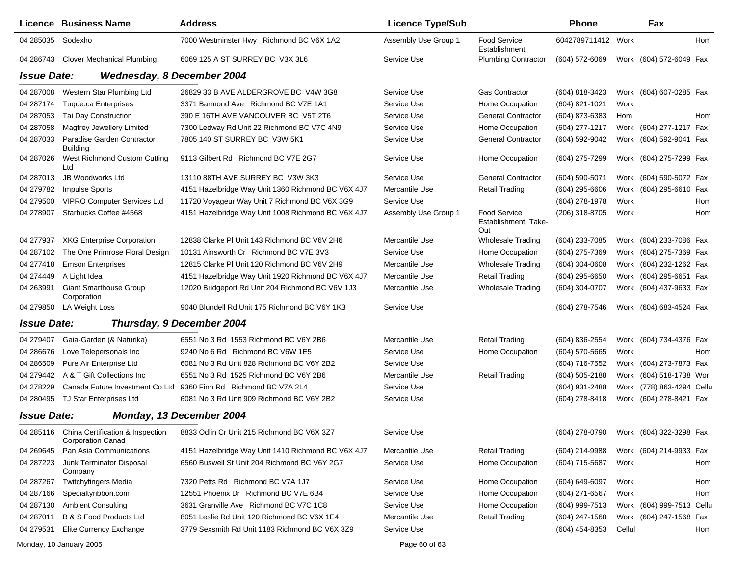| Licence | Business Name | Address | Licence Type/Sub | | Phone | | Fax | |
|---|---|---|---|---|---|---|---|---|
| 04 285035 | Sodexho | 7000 Westminster Hwy Richmond BC V6X 1A2 | Assembly Use Group 1 | Food Service Establishment | 6042789711412 | Work | | Hom |
| 04 286743 | Clover Mechanical Plumbing | 6069 125 A ST SURREY BC V3X 3L6 | Service Use | Plumbing Contractor | (604) 572-6069 | Work | (604) 572-6049 | Fax |

## *Issue Date: Wednesday, 8 December 2004*

| Licence | Business Name | Address | Licence Type/Sub | | Phone | | Fax | |
|---|---|---|---|---|---|---|---|---|
| 04 287008 | Western Star Plumbing Ltd | 26829 33 B AVE ALDERGROVE BC V4W 3G8 | Service Use | Gas Contractor | (604) 818-3423 | Work | (604) 607-0285 | Fax |
| 04 287174 | Tuque.ca Enterprises | 3371 Barmond Ave Richmond BC V7E 1A1 | Service Use | Home Occupation | (604) 821-1021 | Work | | |
| 04 287053 | Tai Day Construction | 390 E 16TH AVE VANCOUVER BC V5T 2T6 | Service Use | General Contractor | (604) 873-6383 | Hom | | Hom |
| 04 287058 | Magfrey Jewellery Limited | 7300 Ledway Rd Unit 22 Richmond BC V7C 4N9 | Service Use | Home Occupation | (604) 277-1217 | Work | (604) 277-1217 | Fax |
| 04 287033 | Paradise Garden Contractor Building | 7805 140 ST SURREY BC V3W 5K1 | Service Use | General Contractor | (604) 592-9042 | Work | (604) 592-9041 | Fax |
| 04 287026 | West Richmond Custom Cutting Ltd | 9113 Gilbert Rd Richmond BC V7E 2G7 | Service Use | Home Occupation | (604) 275-7299 | Work | (604) 275-7299 | Fax |
| 04 287013 | JB Woodworks Ltd | 13110 88TH AVE SURREY BC V3W 3K3 | Service Use | General Contractor | (604) 590-5071 | Work | (604) 590-5072 | Fax |
| 04 279782 | Impulse Sports | 4151 Hazelbridge Way Unit 1360 Richmond BC V6X 4J7 | Mercantile Use | Retail Trading | (604) 295-6606 | Work | (604) 295-6610 | Fax |
| 04 279500 | VIPRO Computer Services Ltd | 11720 Voyageur Way Unit 7 Richmond BC V6X 3G9 | Service Use | | (604) 278-1978 | Work | | Hom |
| 04 278907 | Starbucks Coffee #4568 | 4151 Hazelbridge Way Unit 1008 Richmond BC V6X 4J7 | Assembly Use Group 1 | Food Service Establishment, Take-Out | (206) 318-8705 | Work | | Hom |
| 04 277937 | XKG Enterprise Corporation | 12838 Clarke Pl Unit 143 Richmond BC V6V 2H6 | Mercantile Use | Wholesale Trading | (604) 233-7085 | Work | (604) 233-7086 | Fax |
| 04 287102 | The One Primrose Floral Design | 10131 Ainsworth Cr Richmond BC V7E 3V3 | Service Use | Home Occupation | (604) 275-7369 | Work | (604) 275-7369 | Fax |
| 04 277418 | Emson Enterprises | 12815 Clarke Pl Unit 120 Richmond BC V6V 2H9 | Mercantile Use | Wholesale Trading | (604) 304-0608 | Work | (604) 232-1262 | Fax |
| 04 274449 | A Light Idea | 4151 Hazelbridge Way Unit 1920 Richmond BC V6X 4J7 | Mercantile Use | Retail Trading | (604) 295-6650 | Work | (604) 295-6651 | Fax |
| 04 263991 | Giant Smarthouse Group Corporation | 12020 Bridgeport Rd Unit 204 Richmond BC V6V 1J3 | Mercantile Use | Wholesale Trading | (604) 304-0707 | Work | (604) 437-9633 | Fax |
| 04 279850 | LA Weight Loss | 9040 Blundell Rd Unit 175 Richmond BC V6Y 1K3 | Service Use | | (604) 278-7546 | Work | (604) 683-4524 | Fax |

## *Issue Date: Thursday, 9 December 2004*

| Licence | Business Name | Address | Licence Type/Sub | | Phone | | Fax | |
|---|---|---|---|---|---|---|---|---|
| 04 279407 | Gaia-Garden (& Naturika) | 6551 No 3 Rd 1553 Richmond BC V6Y 2B6 | Mercantile Use | Retail Trading | (604) 836-2554 | Work | (604) 734-4376 | Fax |
| 04 286676 | Love Telepersonals Inc | 9240 No 6 Rd Richmond BC V6W 1E5 | Service Use | Home Occupation | (604) 570-5665 | Work | | Hom |
| 04 286509 | Pure Air Enterprise Ltd | 6081 No 3 Rd Unit 828 Richmond BC V6Y 2B2 | Service Use | | (604) 716-7552 | Work | (604) 273-7873 | Fax |
| 04 279442 | A & T Gift Collections Inc | 6551 No 3 Rd 1525 Richmond BC V6Y 2B6 | Mercantile Use | Retail Trading | (604) 505-2188 | Work | (604) 518-1738 | Wor |
| 04 278229 | Canada Future Investment Co Ltd | 9360 Finn Rd Richmond BC V7A 2L4 | Service Use | | (604) 931-2488 | Work | (778) 863-4294 | Cellu |
| 04 280495 | TJ Star Enterprises Ltd | 6081 No 3 Rd Unit 909 Richmond BC V6Y 2B2 | Service Use | | (604) 278-8418 | Work | (604) 278-8421 | Fax |

## *Issue Date: Monday, 13 December 2004*

| Licence | Business Name | Address | Licence Type/Sub | | Phone | | Fax | |
|---|---|---|---|---|---|---|---|---|
| 04 285116 | China Certification & Inspection Corporation Canad | 8833 Odlin Cr Unit 215 Richmond BC V6X 3Z7 | Service Use | | (604) 278-0790 | Work | (604) 322-3298 | Fax |
| 04 269645 | Pan Asia Communications | 4151 Hazelbridge Way Unit 1410 Richmond BC V6X 4J7 | Mercantile Use | Retail Trading | (604) 214-9988 | Work | (604) 214-9933 | Fax |
| 04 287223 | Junk Terminator Disposal Company | 6560 Buswell St Unit 204 Richmond BC V6Y 2G7 | Service Use | Home Occupation | (604) 715-5687 | Work | | Hom |
| 04 287267 | Twitchyfingers Media | 7320 Petts Rd Richmond BC V7A 1J7 | Service Use | Home Occupation | (604) 649-6097 | Work | | Hom |
| 04 287166 | Specialtyribbon.com | 12551 Phoenix Dr Richmond BC V7E 6B4 | Service Use | Home Occupation | (604) 271-6567 | Work | | Hom |
| 04 287130 | Ambient Consulting | 3631 Granville Ave Richmond BC V7C 1C8 | Service Use | Home Occupation | (604) 999-7513 | Work | (604) 999-7513 | Cellu |
| 04 287011 | B & S Food Products Ltd | 8051 Leslie Rd Unit 120 Richmond BC V6X 1E4 | Mercantile Use | Retail Trading | (604) 247-1568 | Work | (604) 247-1568 | Fax |
| 04 279531 | Elite Currency Exchange | 3779 Sexsmith Rd Unit 1183 Richmond BC V6X 3Z9 | Service Use | | (604) 454-8353 | Cellul | | Hom |

Monday, 10 January 2005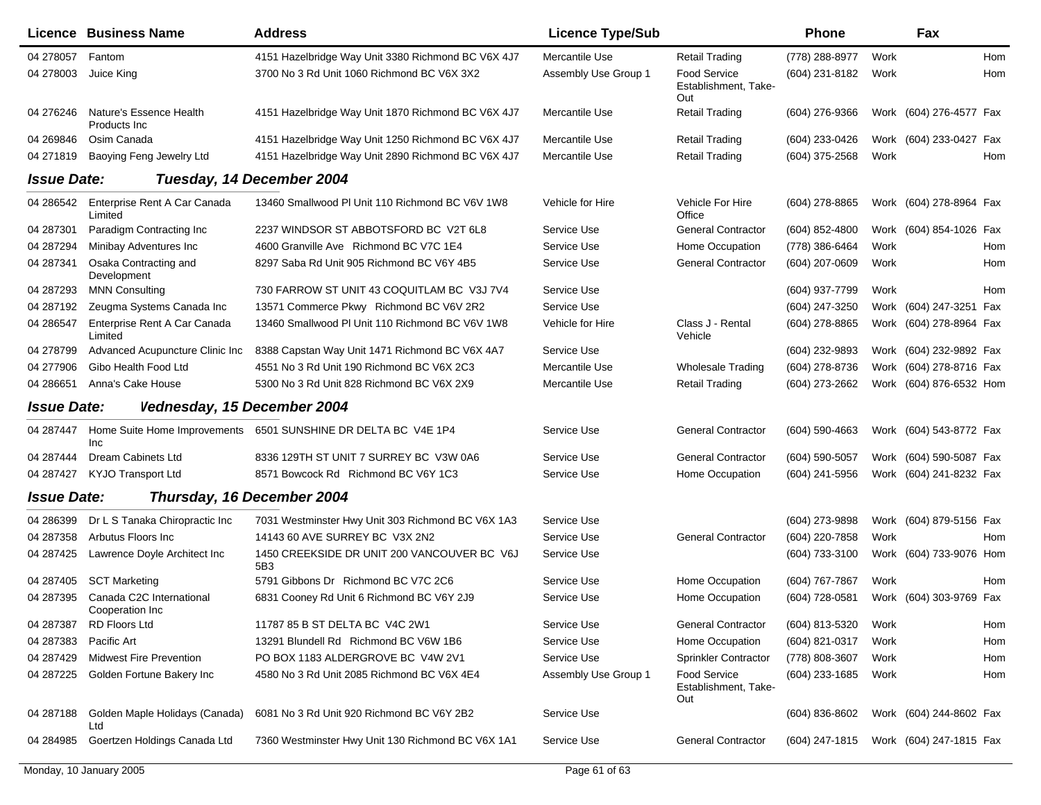| Licence | Business Name | Address | Licence Type/Sub | | Phone | | Fax | |
|---|---|---|---|---|---|---|---|---|
| 04 278057 | Fantom | 4151 Hazelbridge Way Unit 3380 Richmond BC V6X 4J7 | Mercantile Use | Retail Trading | (778) 288-8977 | Work | | Hom |
| 04 278003 | Juice King | 3700 No 3 Rd Unit 1060 Richmond BC V6X 3X2 | Assembly Use Group 1 | Food Service Establishment, Take-Out | (604) 231-8182 | Work | | Hom |
| 04 276246 | Nature's Essence Health Products Inc | 4151 Hazelbridge Way Unit 1870 Richmond BC V6X 4J7 | Mercantile Use | Retail Trading | (604) 276-9366 | Work | (604) 276-4577 | Fax |
| 04 269846 | Osim Canada | 4151 Hazelbridge Way Unit 1250 Richmond BC V6X 4J7 | Mercantile Use | Retail Trading | (604) 233-0426 | Work | (604) 233-0427 | Fax |
| 04 271819 | Baoying Feng Jewelry Ltd | 4151 Hazelbridge Way Unit 2890 Richmond BC V6X 4J7 | Mercantile Use | Retail Trading | (604) 375-2568 | Work | | Hom |

**Issue Date: Tuesday, 14 December 2004**

| Licence | Business Name | Address | Licence Type/Sub | | Phone | | Fax | |
|---|---|---|---|---|---|---|---|---|
| 04 286542 | Enterprise Rent A Car Canada Limited | 13460 Smallwood Pl Unit 110 Richmond BC V6V 1W8 | Vehicle for Hire | Vehicle For Hire Office | (604) 278-8865 | Work | (604) 278-8964 | Fax |
| 04 287301 | Paradigm Contracting Inc | 2237 WINDSOR ST ABBOTSFORD BC V2T 6L8 | Service Use | General Contractor | (604) 852-4800 | Work | (604) 854-1026 | Fax |
| 04 287294 | Minibay Adventures Inc | 4600 Granville Ave Richmond BC V7C 1E4 | Service Use | Home Occupation | (778) 386-6464 | Work | | Hom |
| 04 287341 | Osaka Contracting and Development | 8297 Saba Rd Unit 905 Richmond BC V6Y 4B5 | Service Use | General Contractor | (604) 207-0609 | Work | | Hom |
| 04 287293 | MNN Consulting | 730 FARROW ST UNIT 43 COQUITLAM BC V3J 7V4 | Service Use | | (604) 937-7799 | Work | | Hom |
| 04 287192 | Zeugma Systems Canada Inc | 13571 Commerce Pkwy Richmond BC V6V 2R2 | Service Use | | (604) 247-3250 | Work | (604) 247-3251 | Fax |
| 04 286547 | Enterprise Rent A Car Canada Limited | 13460 Smallwood Pl Unit 110 Richmond BC V6V 1W8 | Vehicle for Hire | Class J - Rental Vehicle | (604) 278-8865 | Work | (604) 278-8964 | Fax |
| 04 278799 | Advanced Acupuncture Clinic Inc | 8388 Capstan Way Unit 1471 Richmond BC V6X 4A7 | Service Use | | (604) 232-9893 | Work | (604) 232-9892 | Fax |
| 04 277906 | Gibo Health Food Ltd | 4551 No 3 Rd Unit 190 Richmond BC V6X 2C3 | Mercantile Use | Wholesale Trading | (604) 278-8736 | Work | (604) 278-8716 | Fax |
| 04 286651 | Anna's Cake House | 5300 No 3 Rd Unit 828 Richmond BC V6X 2X9 | Mercantile Use | Retail Trading | (604) 273-2662 | Work | (604) 876-6532 | Hom |

**Issue Date: Wednesday, 15 December 2004**

| Licence | Business Name | Address | Licence Type/Sub | | Phone | | Fax | |
|---|---|---|---|---|---|---|---|---|
| 04 287447 | Home Suite Home Improvements Inc | 6501 SUNSHINE DR DELTA BC V4E 1P4 | Service Use | General Contractor | (604) 590-4663 | Work | (604) 543-8772 | Fax |
| 04 287444 | Dream Cabinets Ltd | 8336 129TH ST UNIT 7 SURREY BC V3W 0A6 | Service Use | General Contractor | (604) 590-5057 | Work | (604) 590-5087 | Fax |
| 04 287427 | KYJO Transport Ltd | 8571 Bowcock Rd Richmond BC V6Y 1C3 | Service Use | Home Occupation | (604) 241-5956 | Work | (604) 241-8232 | Fax |

**Issue Date: Thursday, 16 December 2004**

| Licence | Business Name | Address | Licence Type/Sub | | Phone | | Fax | |
|---|---|---|---|---|---|---|---|---|
| 04 286399 | Dr L S Tanaka Chiropractic Inc | 7031 Westminster Hwy Unit 303 Richmond BC V6X 1A3 | Service Use | | (604) 273-9898 | Work | (604) 879-5156 | Fax |
| 04 287358 | Arbutus Floors Inc | 14143 60 AVE SURREY BC V3X 2N2 | Service Use | General Contractor | (604) 220-7858 | Work | | Hom |
| 04 287425 | Lawrence Doyle Architect Inc | 1450 CREEKSIDE DR UNIT 200 VANCOUVER BC V6J 5B3 | Service Use | | (604) 733-3100 | Work | (604) 733-9076 | Hom |
| 04 287405 | SCT Marketing | 5791 Gibbons Dr Richmond BC V7C 2C6 | Service Use | Home Occupation | (604) 767-7867 | Work | | Hom |
| 04 287395 | Canada C2C International Cooperation Inc | 6831 Cooney Rd Unit 6 Richmond BC V6Y 2J9 | Service Use | Home Occupation | (604) 728-0581 | Work | (604) 303-9769 | Fax |
| 04 287387 | RD Floors Ltd | 11787 85 B ST DELTA BC V4C 2W1 | Service Use | General Contractor | (604) 813-5320 | Work | | Hom |
| 04 287383 | Pacific Art | 13291 Blundell Rd Richmond BC V6W 1B6 | Service Use | Home Occupation | (604) 821-0317 | Work | | Hom |
| 04 287429 | Midwest Fire Prevention | PO BOX 1183 ALDERGROVE BC V4W 2V1 | Service Use | Sprinkler Contractor | (778) 808-3607 | Work | | Hom |
| 04 287225 | Golden Fortune Bakery Inc | 4580 No 3 Rd Unit 2085 Richmond BC V6X 4E4 | Assembly Use Group 1 | Food Service Establishment, Take-Out | (604) 233-1685 | Work | | Hom |
| 04 287188 | Golden Maple Holidays (Canada) Ltd | 6081 No 3 Rd Unit 920 Richmond BC V6Y 2B2 | Service Use | | (604) 836-8602 | Work | (604) 244-8602 | Fax |
| 04 284985 | Goertzen Holdings Canada Ltd | 7360 Westminster Hwy Unit 130 Richmond BC V6X 1A1 | Service Use | General Contractor | (604) 247-1815 | Work | (604) 247-1815 | Fax |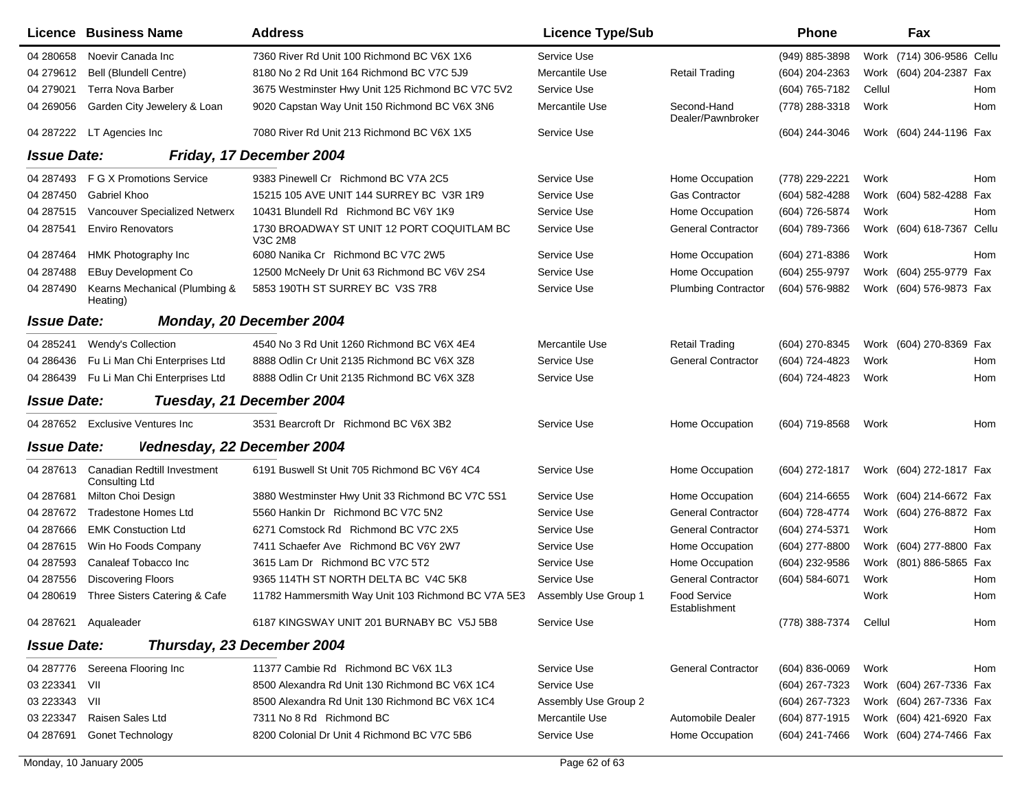| Licence | Business Name | Address | Licence Type/Sub | | Phone | | Fax | |
|---|---|---|---|---|---|---|---|---|
| 04 280658 | Noevir Canada Inc | 7360 River Rd Unit 100 Richmond BC V6X 1X6 | Service Use | | (949) 885-3898 | Work | (714) 306-9586 | Cellu |
| 04 279612 | Bell (Blundell Centre) | 8180 No 2 Rd Unit 164 Richmond BC V7C 5J9 | Mercantile Use | Retail Trading | (604) 204-2363 | Work | (604) 204-2387 | Fax |
| 04 279021 | Terra Nova Barber | 3675 Westminster Hwy Unit 125 Richmond BC V7C 5V2 | Service Use | | (604) 765-7182 | Cellul | | Hom |
| 04 269056 | Garden City Jewelery & Loan | 9020 Capstan Way Unit 150 Richmond BC V6X 3N6 | Mercantile Use | Second-Hand Dealer/Pawnbroker | (778) 288-3318 | Work | | Hom |
| 04 287222 | LT Agencies Inc | 7080 River Rd Unit 213 Richmond BC V6X 1X5 | Service Use | | (604) 244-3046 | Work | (604) 244-1196 | Fax |
| ***Issue Date:*** | ***Friday, 17 December 2004*** | | | | | | | |
| 04 287493 | F G X Promotions Service | 9383 Pinewell Cr Richmond BC V7A 2C5 | Service Use | Home Occupation | (778) 229-2221 | Work | | Hom |
| 04 287450 | Gabriel Khoo | 15215 105 AVE UNIT 144 SURREY BC V3R 1R9 | Service Use | Gas Contractor | (604) 582-4288 | Work | (604) 582-4288 | Fax |
| 04 287515 | Vancouver Specialized Netwerx | 10431 Blundell Rd Richmond BC V6Y 1K9 | Service Use | Home Occupation | (604) 726-5874 | Work | | Hom |
| 04 287541 | Enviro Renovators | 1730 BROADWAY ST UNIT 12 PORT COQUITLAM BC V3C 2M8 | Service Use | General Contractor | (604) 789-7366 | Work | (604) 618-7367 | Cellu |
| 04 287464 | HMK Photography Inc | 6080 Nanika Cr Richmond BC V7C 2W5 | Service Use | Home Occupation | (604) 271-8386 | Work | | Hom |
| 04 287488 | EBuy Development Co | 12500 McNeely Dr Unit 63 Richmond BC V6V 2S4 | Service Use | Home Occupation | (604) 255-9797 | Work | (604) 255-9779 | Fax |
| 04 287490 | Kearns Mechanical (Plumbing & Heating) | 5853 190TH ST SURREY BC V3S 7R8 | Service Use | Plumbing Contractor | (604) 576-9882 | Work | (604) 576-9873 | Fax |
| ***Issue Date:*** | ***Monday, 20 December 2004*** | | | | | | | |
| 04 285241 | Wendy's Collection | 4540 No 3 Rd Unit 1260 Richmond BC V6X 4E4 | Mercantile Use | Retail Trading | (604) 270-8345 | Work | (604) 270-8369 | Fax |
| 04 286436 | Fu Li Man Chi Enterprises Ltd | 8888 Odlin Cr Unit 2135 Richmond BC V6X 3Z8 | Service Use | General Contractor | (604) 724-4823 | Work | | Hom |
| 04 286439 | Fu Li Man Chi Enterprises Ltd | 8888 Odlin Cr Unit 2135 Richmond BC V6X 3Z8 | Service Use | | (604) 724-4823 | Work | | Hom |
| ***Issue Date:*** | ***Tuesday, 21 December 2004*** | | | | | | | |
| 04 287652 | Exclusive Ventures Inc | 3531 Bearcroft Dr Richmond BC V6X 3B2 | Service Use | Home Occupation | (604) 719-8568 | Work | | Hom |
| ***Issue Date:*** | ***Wednesday, 22 December 2004*** | | | | | | | |
| 04 287613 | Canadian Redtill Investment Consulting Ltd | 6191 Buswell St Unit 705 Richmond BC V6Y 4C4 | Service Use | Home Occupation | (604) 272-1817 | Work | (604) 272-1817 | Fax |
| 04 287681 | Milton Choi Design | 3880 Westminster Hwy Unit 33 Richmond BC V7C 5S1 | Service Use | Home Occupation | (604) 214-6655 | Work | (604) 214-6672 | Fax |
| 04 287672 | Tradestone Homes Ltd | 5560 Hankin Dr Richmond BC V7C 5N2 | Service Use | General Contractor | (604) 728-4774 | Work | (604) 276-8872 | Fax |
| 04 287666 | EMK Constuction Ltd | 6271 Comstock Rd Richmond BC V7C 2X5 | Service Use | General Contractor | (604) 274-5371 | Work | | Hom |
| 04 287615 | Win Ho Foods Company | 7411 Schaefer Ave Richmond BC V6Y 2W7 | Service Use | Home Occupation | (604) 277-8800 | Work | (604) 277-8800 | Fax |
| 04 287593 | Canaleaf Tobacco Inc | 3615 Lam Dr Richmond BC V7C 5T2 | Service Use | Home Occupation | (604) 232-9586 | Work | (801) 886-5865 | Fax |
| 04 287556 | Discovering Floors | 9365 114TH ST NORTH DELTA BC V4C 5K8 | Service Use | General Contractor | (604) 584-6071 | Work | | Hom |
| 04 280619 | Three Sisters Catering & Cafe | 11782 Hammersmith Way Unit 103 Richmond BC V7A 5E3 | Assembly Use Group 1 | Food Service Establishment | | Work | | Hom |
| 04 287621 | Aqualeader | 6187 KINGSWAY UNIT 201 BURNABY BC V5J 5B8 | Service Use | | (778) 388-7374 | Cellul | | Hom |
| ***Issue Date:*** | ***Thursday, 23 December 2004*** | | | | | | | |
| 04 287776 | Sereena Flooring Inc | 11377 Cambie Rd Richmond BC V6X 1L3 | Service Use | General Contractor | (604) 836-0069 | Work | | Hom |
| 03 223341 | VII | 8500 Alexandra Rd Unit 130 Richmond BC V6X 1C4 | Service Use | | (604) 267-7323 | Work | (604) 267-7336 | Fax |
| 03 223343 | VII | 8500 Alexandra Rd Unit 130 Richmond BC V6X 1C4 | Assembly Use Group 2 | | (604) 267-7323 | Work | (604) 267-7336 | Fax |
| 03 223347 | Raisen Sales Ltd | 7311 No 8 Rd Richmond BC | Mercantile Use | Automobile Dealer | (604) 877-1915 | Work | (604) 421-6920 | Fax |
| 04 287691 | Gonet Technology | 8200 Colonial Dr Unit 4 Richmond BC V7C 5B6 | Service Use | Home Occupation | (604) 241-7466 | Work | (604) 274-7466 | Fax |

Monday, 10 January 2005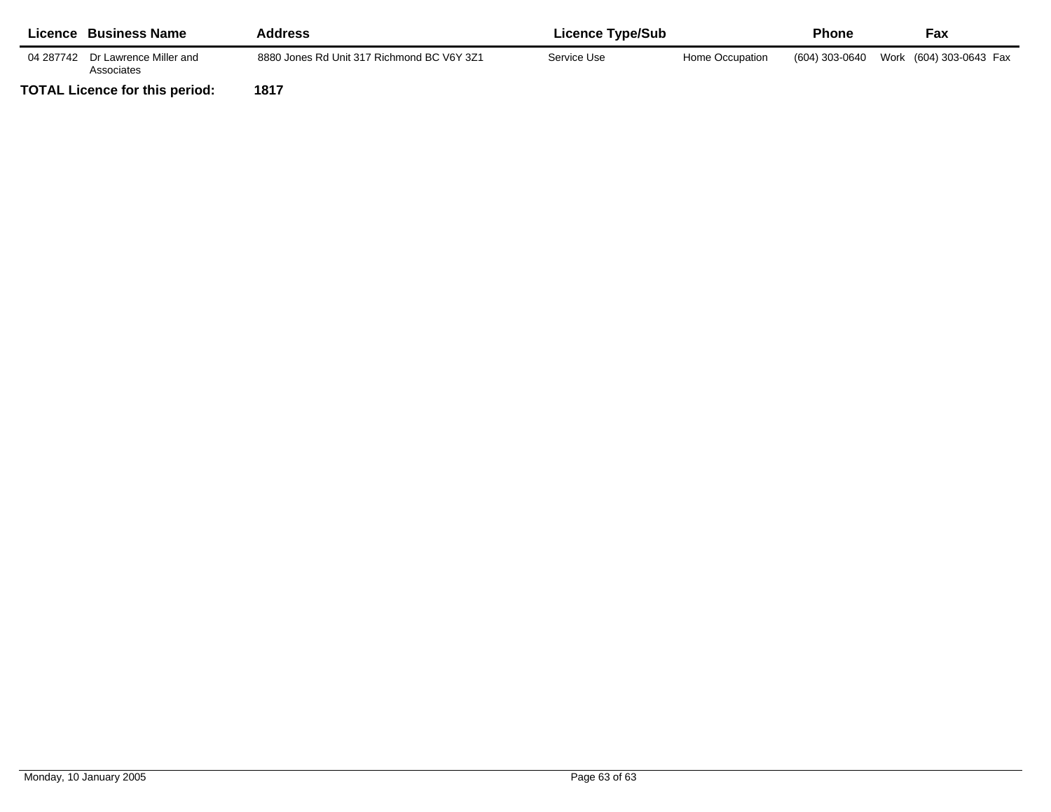| Licence | Business Name | Address | Licence Type/Sub | | Phone | Fax |
|---|---|---|---|---|---|---|
| 04 287742 | Dr Lawrence Miller and Associates | 8880 Jones Rd Unit 317 Richmond BC V6Y 3Z1 | Service Use | Home Occupation | (604) 303-0640 Work | (604) 303-0643 Fax |

**TOTAL Licence for this period: 1817**

Monday, 10 January 2005